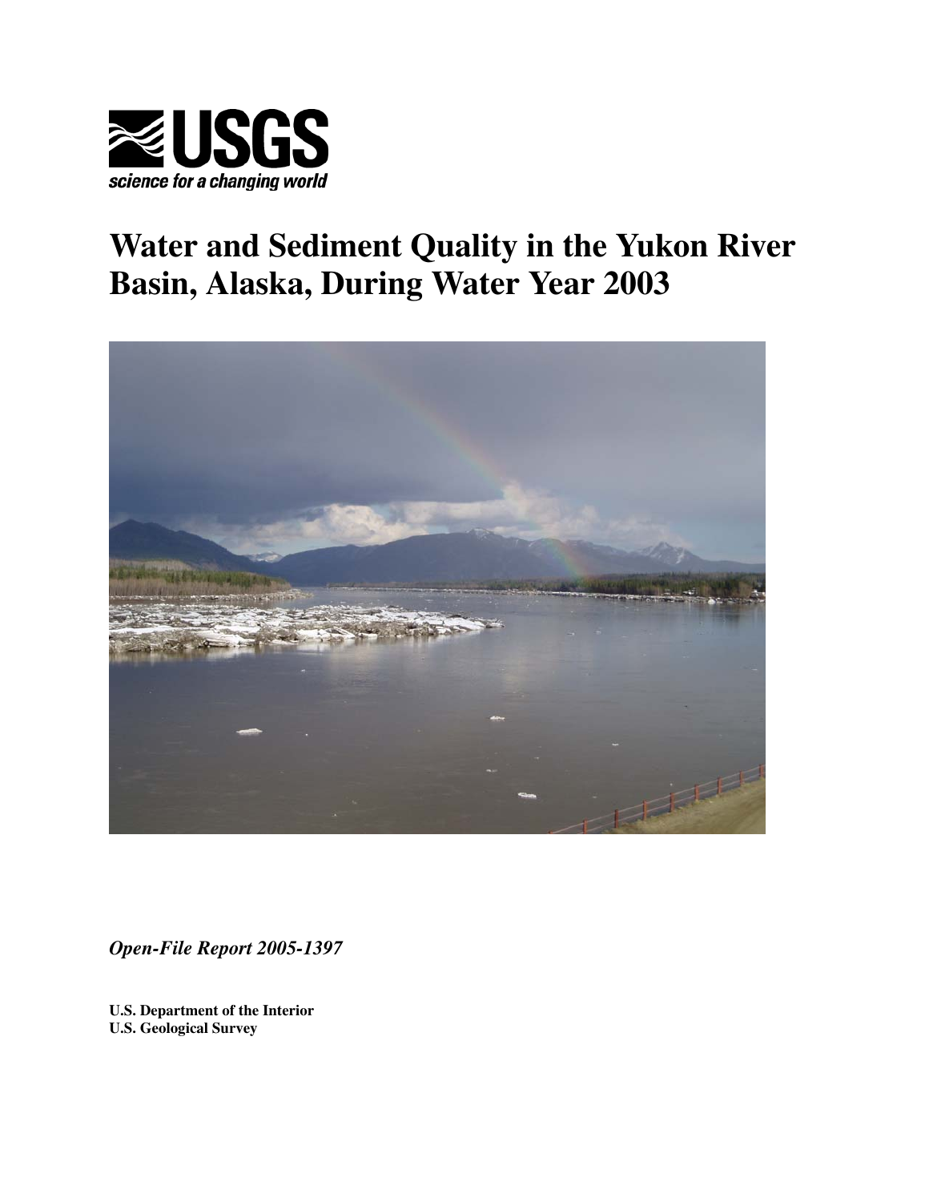USGS

*science for a changing world*

# Water and Sediment Quality in the Yukon River Basin, Alaska, During Water Year 2003

*Open-File Report 2005-1397*

**U.S. Department of the Interior**
**U.S. Geological Survey**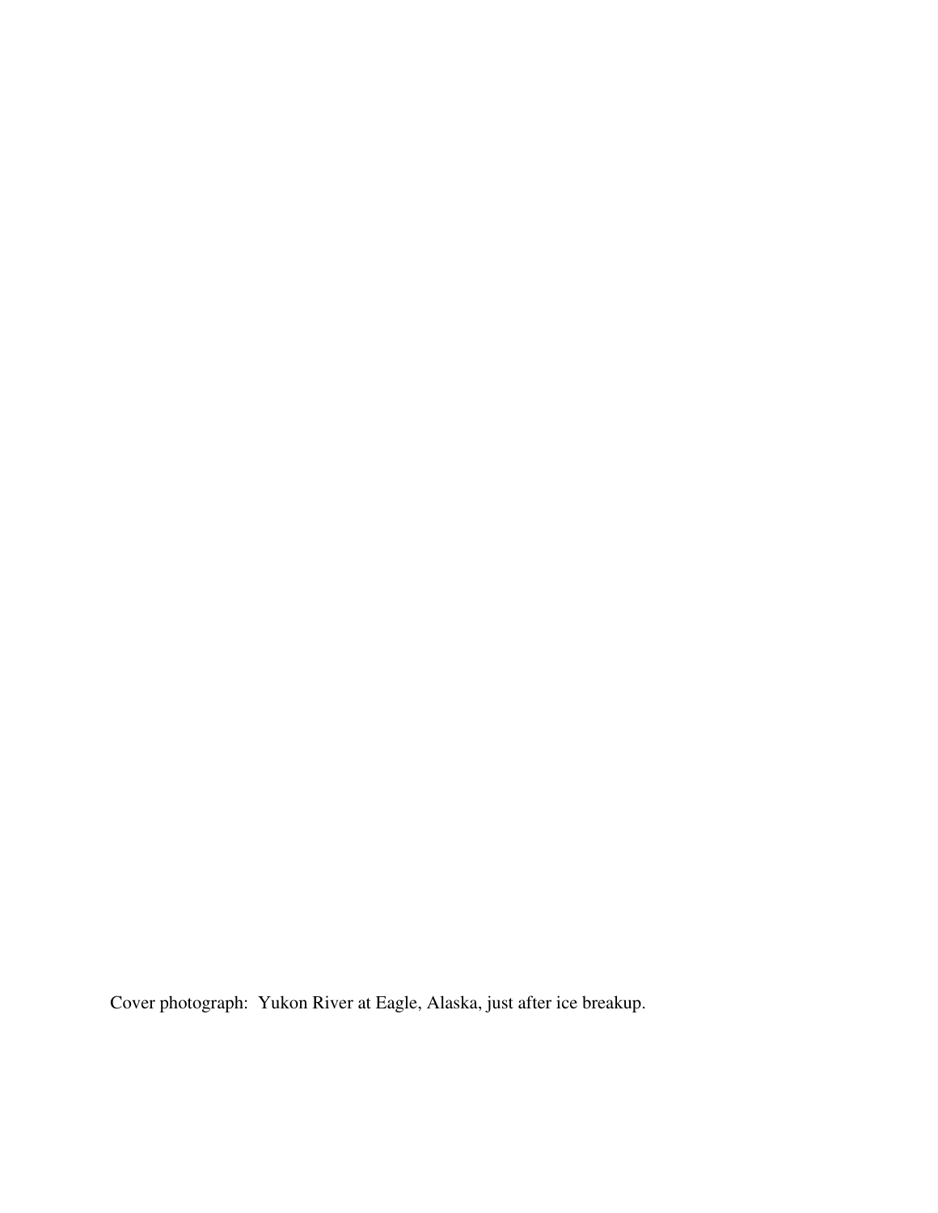Cover photograph: Yukon River at Eagle, Alaska, just after ice breakup.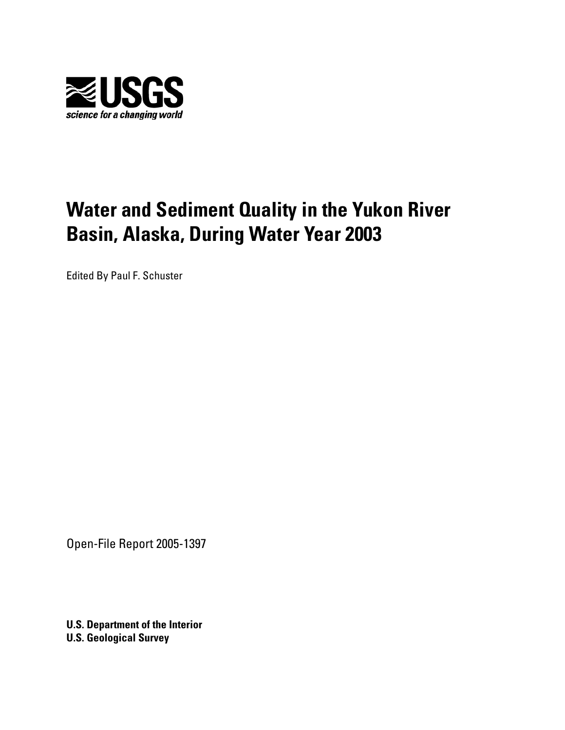**USGS**

*science for a changing world*

# Water and Sediment Quality in the Yukon River Basin, Alaska, During Water Year 2003

Edited By Paul F. Schuster

Open-File Report 2005-1397

**U.S. Department of the Interior**
**U.S. Geological Survey**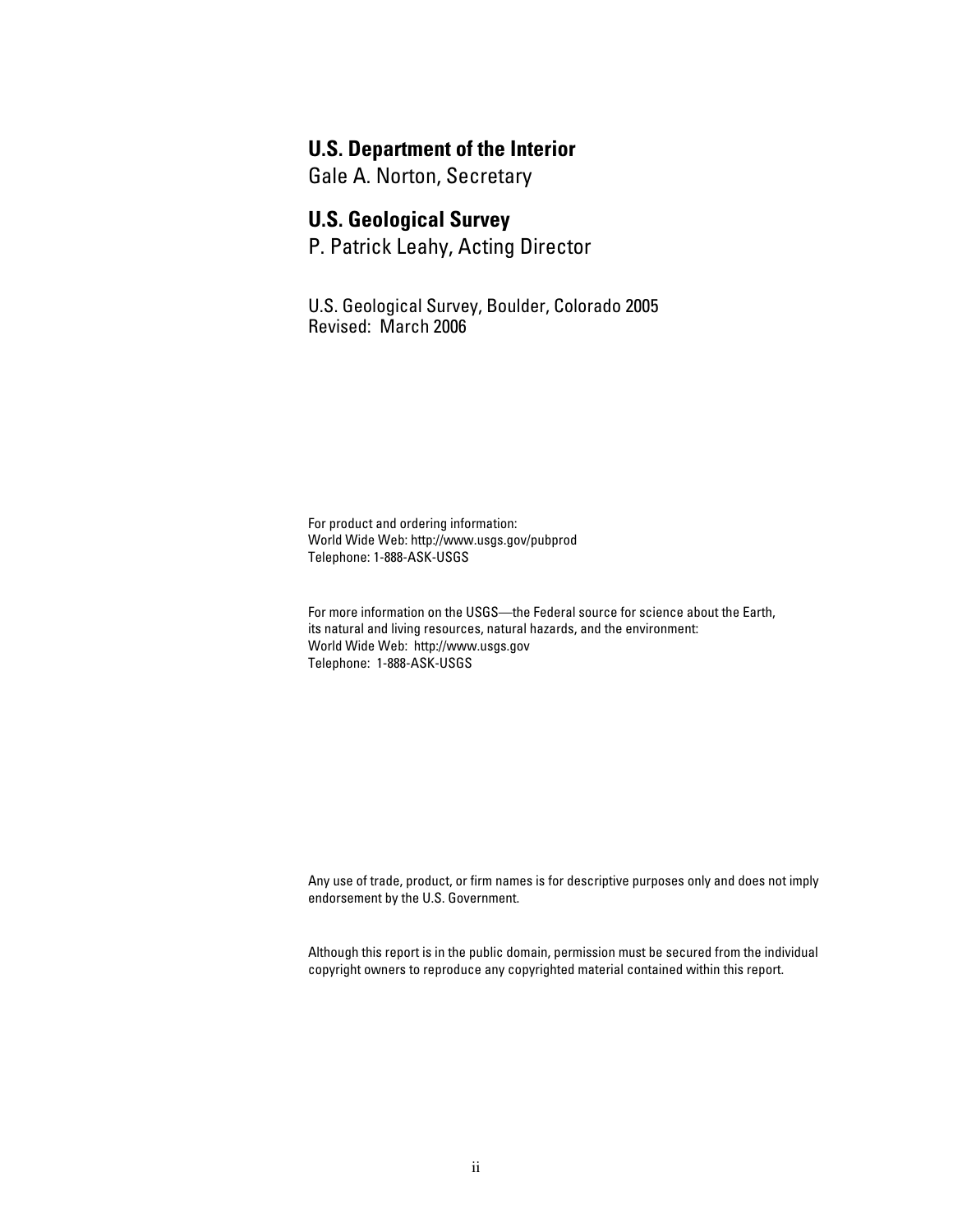**U.S. Department of the Interior**
Gale A. Norton, Secretary

**U.S. Geological Survey**
P. Patrick Leahy, Acting Director

U.S. Geological Survey, Boulder, Colorado 2005
Revised: March 2006

For product and ordering information:
World Wide Web: http://www.usgs.gov/pubprod
Telephone: 1-888-ASK-USGS

For more information on the USGS—the Federal source for science about the Earth,
its natural and living resources, natural hazards, and the environment:
World Wide Web: http://www.usgs.gov
Telephone: 1-888-ASK-USGS

Any use of trade, product, or firm names is for descriptive purposes only and does not imply endorsement by the U.S. Government.

Although this report is in the public domain, permission must be secured from the individual copyright owners to reproduce any copyrighted material contained within this report.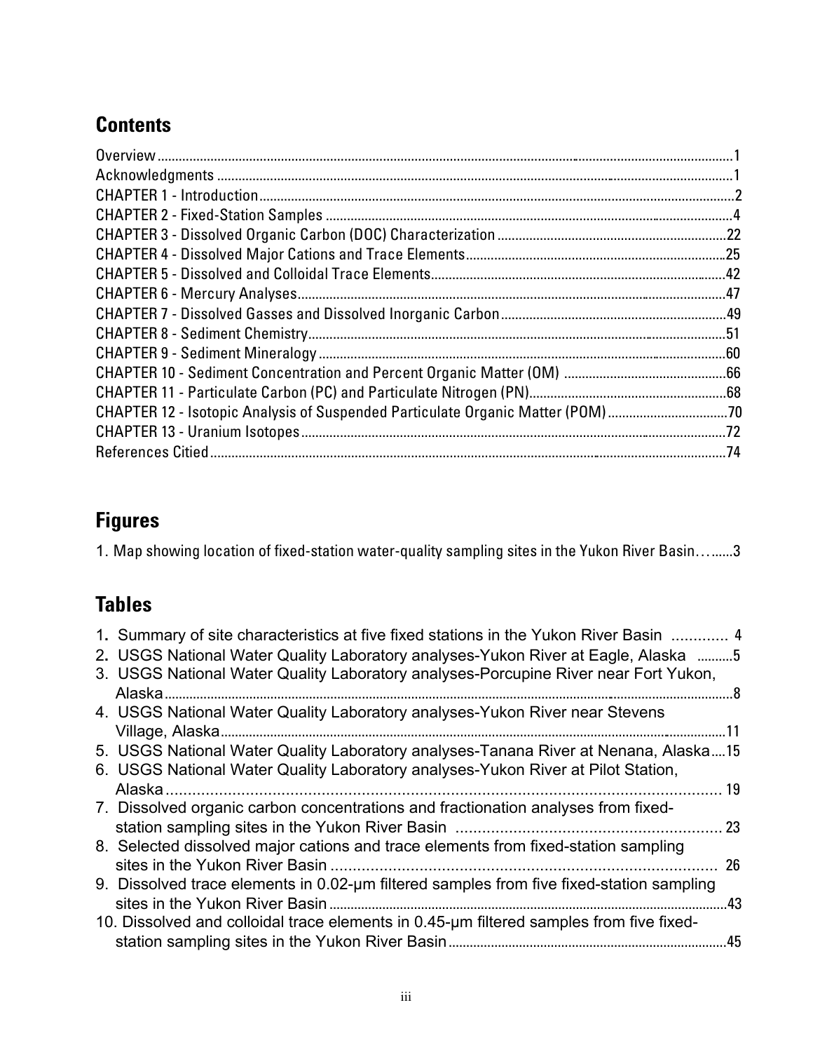## Contents

Overview ..........................................................................................................................................1
Acknowledgments ..............................................................................................................................1
CHAPTER 1 - Introduction ...................................................................................................................2
CHAPTER 2 - Fixed-Station Samples ..................................................................................................4
CHAPTER 3 - Dissolved Organic Carbon (DOC) Characterization ..................................................22
CHAPTER 4 - Dissolved Major Cations and Trace Elements ............................................................25
CHAPTER 5 - Dissolved and Colloidal Trace Elements.....................................................................42
CHAPTER 6 - Mercury Analyses..........................................................................................................47
CHAPTER 7 - Dissolved Gasses and Dissolved Inorganic Carbon..................................................49
CHAPTER 8 - Sediment Chemistry.......................................................................................................51
CHAPTER 9 - Sediment Mineralogy.....................................................................................................60
CHAPTER 10 - Sediment Concentration and Percent Organic Matter (OM) ...................................66
CHAPTER 11 - Particulate Carbon (PC) and Particulate Nitrogen (PN)...........................................68
CHAPTER 12 - Isotopic Analysis of Suspended Particulate Organic Matter (POM).......................70
CHAPTER 13 - Uranium Isotopes.........................................................................................................72
References Citied..................................................................................................................................74

## Figures

1. Map showing location of fixed-station water-quality sampling sites in the Yukon River Basin…......3

## Tables

1. Summary of site characteristics at five fixed stations in the Yukon River Basin ............. 4
2. USGS National Water Quality Laboratory analyses-Yukon River at Eagle, Alaska ..........5
3. USGS National Water Quality Laboratory analyses-Porcupine River near Fort Yukon, Alaska..........8
4. USGS National Water Quality Laboratory analyses-Yukon River near Stevens Village, Alaska..........11
5. USGS National Water Quality Laboratory analyses-Tanana River at Nenana, Alaska....15
6. USGS National Water Quality Laboratory analyses-Yukon River at Pilot Station, Alaska .......... 19
7. Dissolved organic carbon concentrations and fractionation analyses from fixed-station sampling sites in the Yukon River Basin .......... 23
8. Selected dissolved major cations and trace elements from fixed-station sampling sites in the Yukon River Basin .......... 26
9. Dissolved trace elements in 0.02-µm filtered samples from five fixed-station sampling sites in the Yukon River Basin..........43
10. Dissolved and colloidal trace elements in 0.45-µm filtered samples from five fixed-station sampling sites in the Yukon River Basin..........45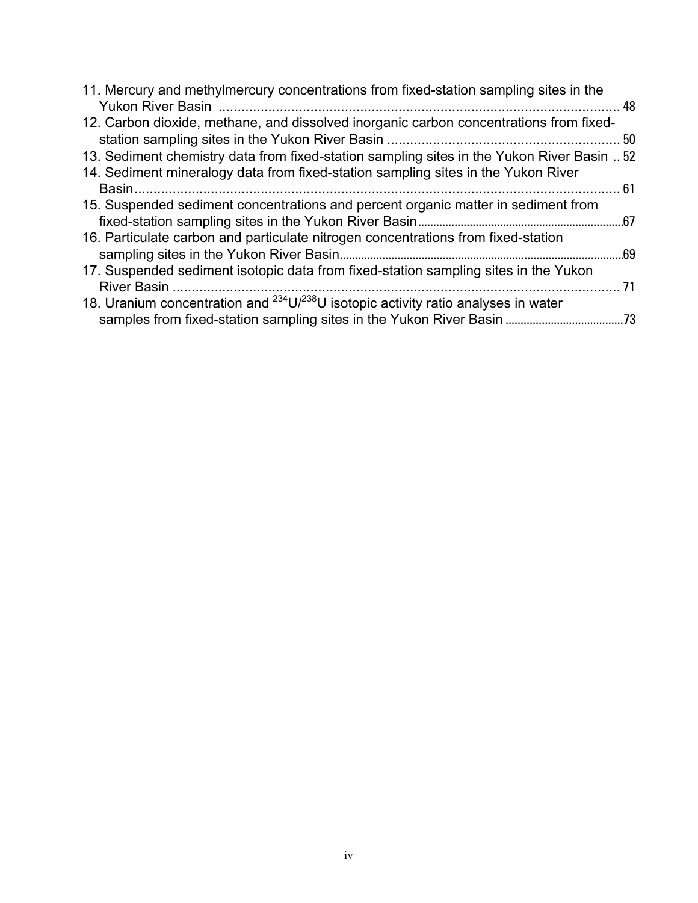11. Mercury and methylmercury concentrations from fixed-station sampling sites in the Yukon River Basin ........................................................................................................... 48
12. Carbon dioxide, methane, and dissolved inorganic carbon concentrations from fixed-station sampling sites in the Yukon River Basin ............................................................. 50
13. Sediment chemistry data from fixed-station sampling sites in the Yukon River Basin .. 52
14. Sediment mineralogy data from fixed-station sampling sites in the Yukon River Basin................................................................................................................................. 61
15. Suspended sediment concentrations and percent organic matter in sediment from fixed-station sampling sites in the Yukon River Basin.....................................................................67
16. Particulate carbon and particulate nitrogen concentrations from fixed-station sampling sites in the Yukon River Basin.............................................................................................69
17. Suspended sediment isotopic data from fixed-station sampling sites in the Yukon River Basin ...................................................................................................................... 71
18. Uranium concentration and $^{234}U/^{238}U$ isotopic activity ratio analyses in water samples from fixed-station sampling sites in the Yukon River Basin .......................................73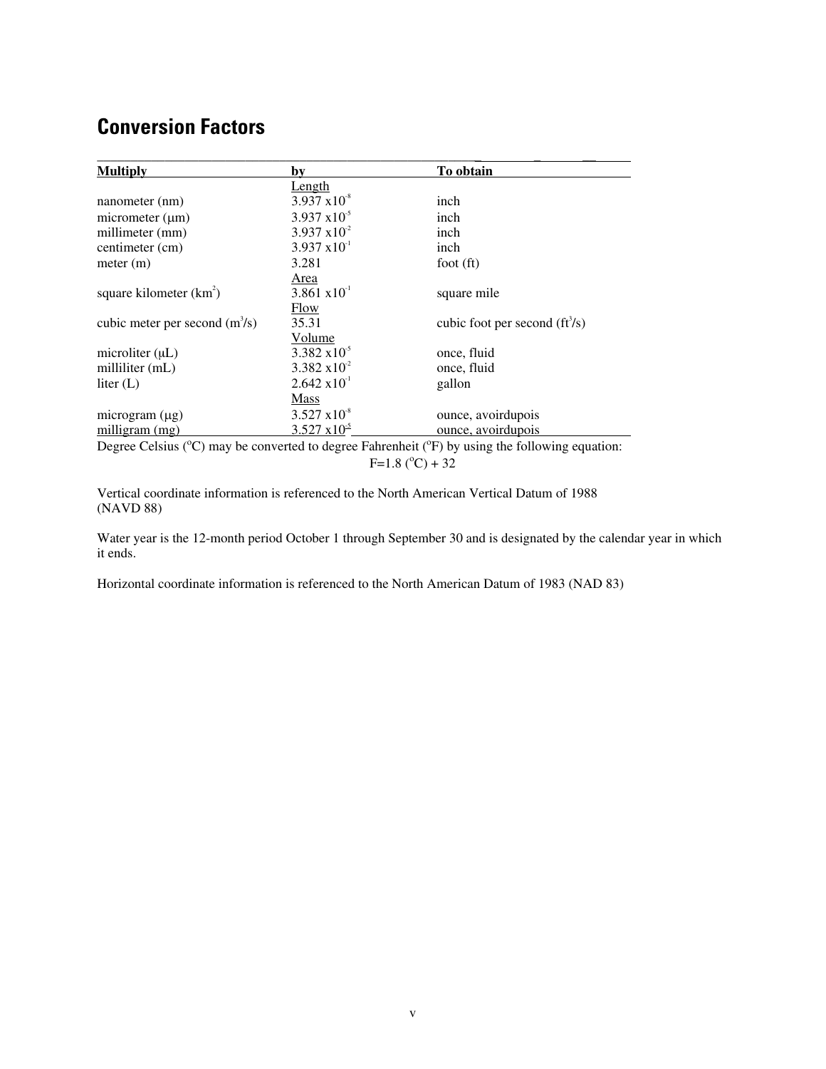## Conversion Factors

| Multiply | by | To obtain |
|---|---|---|
| | Length | |
| nanometer (nm) | $3.937 \times 10^{-8}$ | inch |
| micrometer (µm) | $3.937 \times 10^{-5}$ | inch |
| millimeter (mm) | $3.937 \times 10^{-2}$ | inch |
| centimeter (cm) | $3.937 \times 10^{-1}$ | inch |
| meter (m) | 3.281 | foot (ft) |
| | Area | |
| square kilometer ($km^2$) | $3.861 \times 10^{-1}$ | square mile |
| | Flow | |
| cubic meter per second ($m^3/s$) | 35.31 | cubic foot per second ($ft^3/s$) |
| | Volume | |
| microliter (µL) | $3.382 \times 10^{-5}$ | once, fluid |
| milliliter (mL) | $3.382 \times 10^{-2}$ | once, fluid |
| liter (L) | $2.642 \times 10^{-1}$ | gallon |
| | Mass | |
| microgram (µg) | $3.527 \times 10^{-8}$ | ounce, avoirdupois |
| milligram (mg) | $3.527 \times 10^{-5}$ | ounce, avoirdupois |

Degree Celsius (°C) may be converted to degree Fahrenheit (°F) by using the following equation:

$$F=1.8\ (^{o}C) + 32$$

Vertical coordinate information is referenced to the North American Vertical Datum of 1988 (NAVD 88)

Water year is the 12-month period October 1 through September 30 and is designated by the calendar year in which it ends.

Horizontal coordinate information is referenced to the North American Datum of 1983 (NAD 83)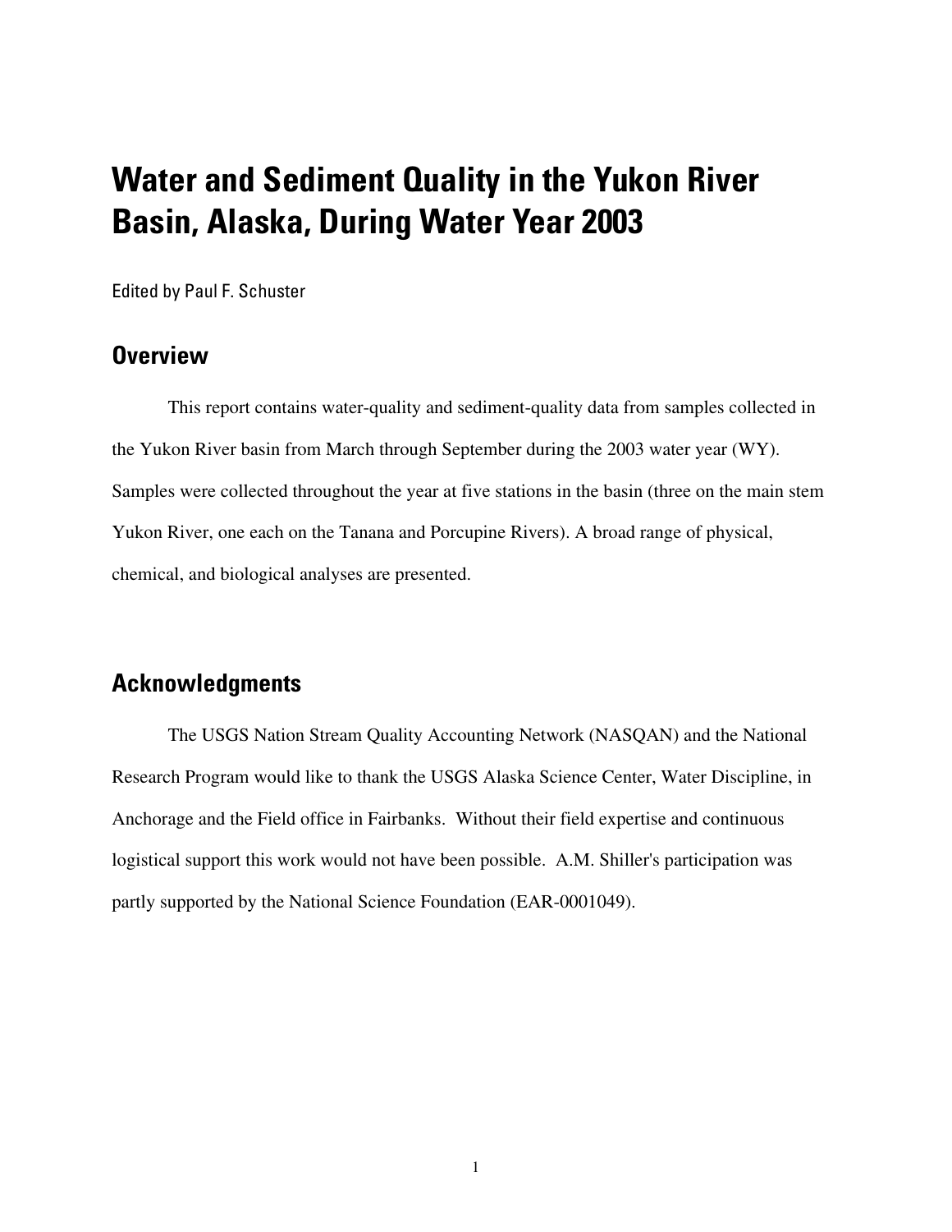# Water and Sediment Quality in the Yukon River Basin, Alaska, During Water Year 2003

Edited by Paul F. Schuster

## Overview

This report contains water-quality and sediment-quality data from samples collected in the Yukon River basin from March through September during the 2003 water year (WY). Samples were collected throughout the year at five stations in the basin (three on the main stem Yukon River, one each on the Tanana and Porcupine Rivers). A broad range of physical, chemical, and biological analyses are presented.

## Acknowledgments

The USGS Nation Stream Quality Accounting Network (NASQAN) and the National Research Program would like to thank the USGS Alaska Science Center, Water Discipline, in Anchorage and the Field office in Fairbanks. Without their field expertise and continuous logistical support this work would not have been possible. A.M. Shiller's participation was partly supported by the National Science Foundation (EAR-0001049).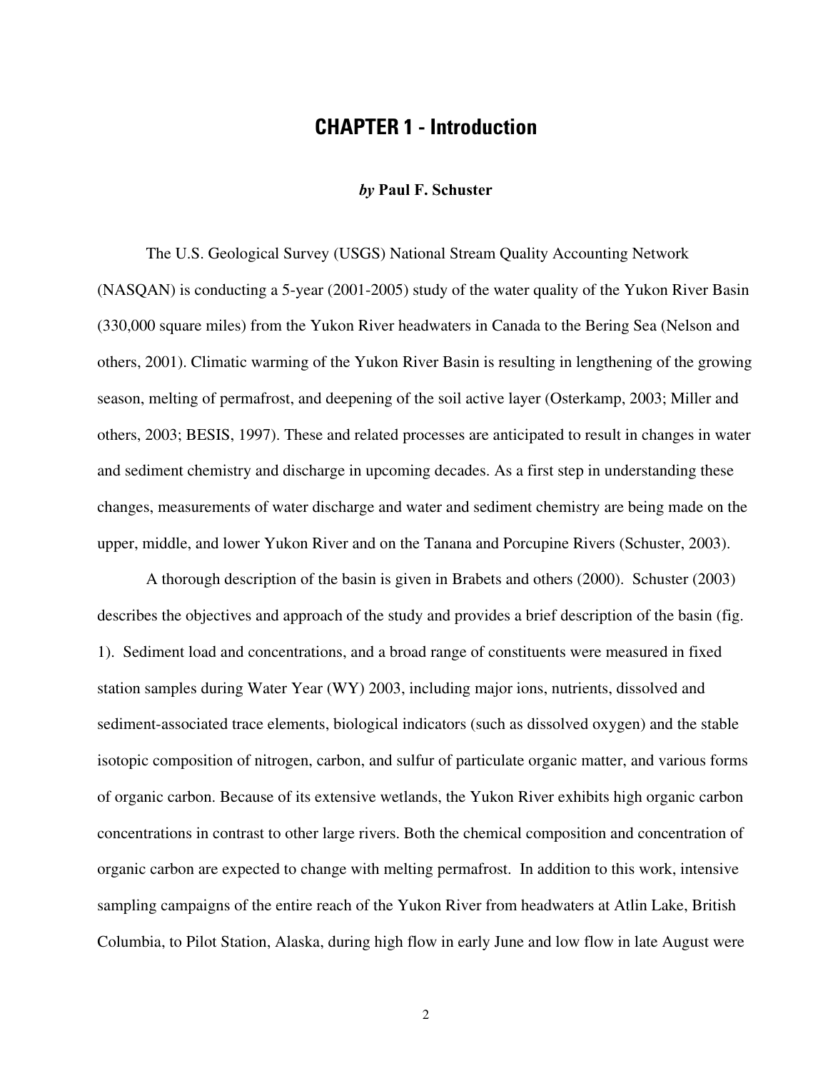# CHAPTER 1 - Introduction

***by*** **Paul F. Schuster**

The U.S. Geological Survey (USGS) National Stream Quality Accounting Network (NASQAN) is conducting a 5-year (2001-2005) study of the water quality of the Yukon River Basin (330,000 square miles) from the Yukon River headwaters in Canada to the Bering Sea (Nelson and others, 2001). Climatic warming of the Yukon River Basin is resulting in lengthening of the growing season, melting of permafrost, and deepening of the soil active layer (Osterkamp, 2003; Miller and others, 2003; BESIS, 1997). These and related processes are anticipated to result in changes in water and sediment chemistry and discharge in upcoming decades. As a first step in understanding these changes, measurements of water discharge and water and sediment chemistry are being made on the upper, middle, and lower Yukon River and on the Tanana and Porcupine Rivers (Schuster, 2003).

A thorough description of the basin is given in Brabets and others (2000). Schuster (2003) describes the objectives and approach of the study and provides a brief description of the basin (fig. 1). Sediment load and concentrations, and a broad range of constituents were measured in fixed station samples during Water Year (WY) 2003, including major ions, nutrients, dissolved and sediment-associated trace elements, biological indicators (such as dissolved oxygen) and the stable isotopic composition of nitrogen, carbon, and sulfur of particulate organic matter, and various forms of organic carbon. Because of its extensive wetlands, the Yukon River exhibits high organic carbon concentrations in contrast to other large rivers. Both the chemical composition and concentration of organic carbon are expected to change with melting permafrost. In addition to this work, intensive sampling campaigns of the entire reach of the Yukon River from headwaters at Atlin Lake, British Columbia, to Pilot Station, Alaska, during high flow in early June and low flow in late August were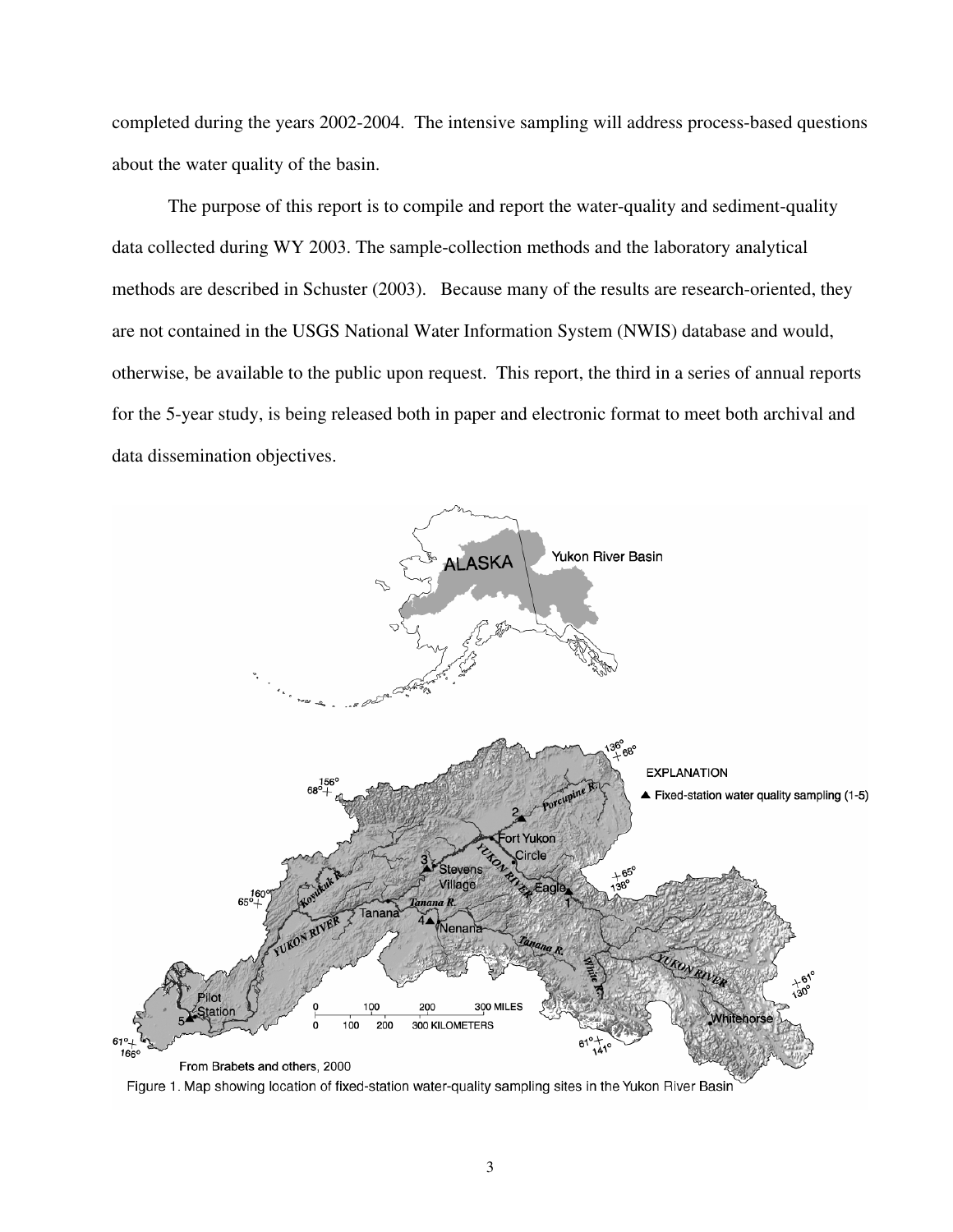completed during the years 2002-2004. The intensive sampling will address process-based questions about the water quality of the basin.

The purpose of this report is to compile and report the water-quality and sediment-quality data collected during WY 2003. The sample-collection methods and the laboratory analytical methods are described in Schuster (2003). Because many of the results are research-oriented, they are not contained in the USGS National Water Information System (NWIS) database and would, otherwise, be available to the public upon request. This report, the third in a series of annual reports for the 5-year study, is being released both in paper and electronic format to meet both archival and data dissemination objectives.

From Brabets and others, 2000

Figure 1. Map showing location of fixed-station water-quality sampling sites in the Yukon River Basin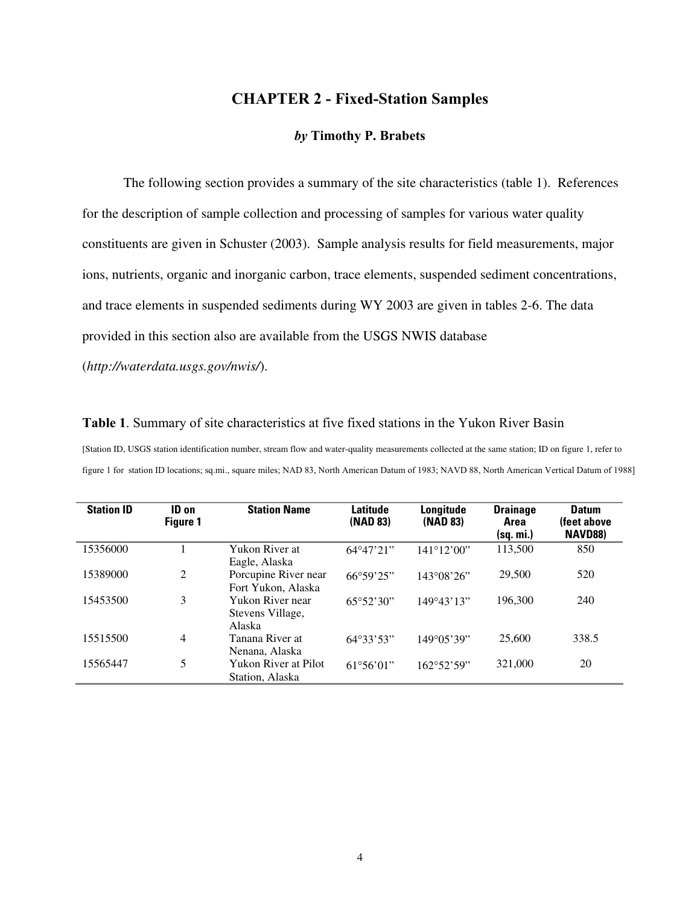# CHAPTER 2 - Fixed-Station Samples

***by* Timothy P. Brabets**

The following section provides a summary of the site characteristics (table 1). References for the description of sample collection and processing of samples for various water quality constituents are given in Schuster (2003). Sample analysis results for field measurements, major ions, nutrients, organic and inorganic carbon, trace elements, suspended sediment concentrations, and trace elements in suspended sediments during WY 2003 are given in tables 2-6. The data provided in this section also are available from the USGS NWIS database (*http://waterdata.usgs.gov/nwis/*).

**Table 1**. Summary of site characteristics at five fixed stations in the Yukon River Basin

[Station ID, USGS station identification number, stream flow and water-quality measurements collected at the same station; ID on figure 1, refer to figure 1 for station ID locations; sq.mi., square miles; NAD 83, North American Datum of 1983; NAVD 88, North American Vertical Datum of 1988]

| Station ID | ID on Figure 1 | Station Name | Latitude (NAD 83) | Longitude (NAD 83) | Drainage Area (sq. mi.) | Datum (feet above NAVD88) |
|---|---|---|---|---|---|---|
| 15356000 | 1 | Yukon River at Eagle, Alaska | 64°47'21" | 141°12'00" | 113,500 | 850 |
| 15389000 | 2 | Porcupine River near Fort Yukon, Alaska | 66°59'25" | 143°08'26" | 29,500 | 520 |
| 15453500 | 3 | Yukon River near Stevens Village, Alaska | 65°52'30" | 149°43'13" | 196,300 | 240 |
| 15515500 | 4 | Tanana River at Nenana, Alaska | 64°33'53" | 149°05'39" | 25,600 | 338.5 |
| 15565447 | 5 | Yukon River at Pilot Station, Alaska | 61°56'01" | 162°52'59" | 321,000 | 20 |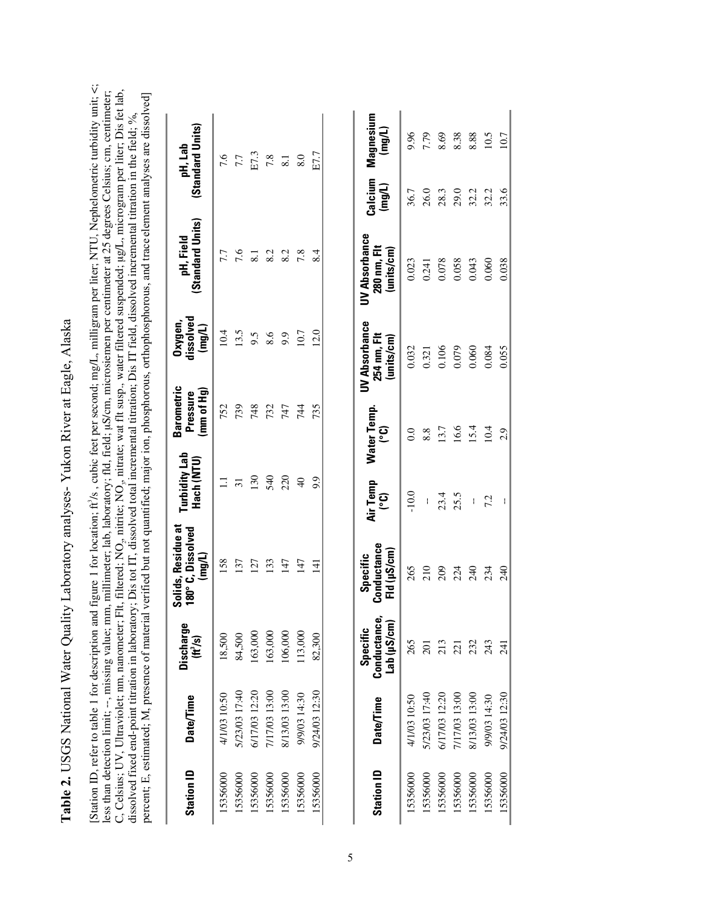**Table 2.** USGS National Water Quality Laboratory analyses- Yukon River at Eagle, Alaska

[Station ID, refer to table 1 for description and figure 1 for location; $ft^3/s$, cubic feet per second; mg/L, milligram per liter; NTU, Nephelometric turbidity unit; <, less than detection limit; --, missing value; mm, millimeter; lab, laboratory; fld, field; µS/cm, microsiemen per centimeter at 25 degrees Celsius; cm, centimeter; C, Celsius; UV, Ultraviolet; nm, nanometer; Flt, filtered; $NO_2$, nitrite; $NO_3$, nitrate; wat flt susp., water filtered suspended; µg/L, microgram per liter; Dis fet lab, dissolved fixed end-point titration in laboratory; Dis tot IT, dissolved total incremental titration; Dis IT field, dissolved incremental titration in the field; %, percent; E, estimated; M, presence of material verified but not quantified; major ion, phosphorous, orthophosphorous, and trace element analyses are dissolved]

| Station ID | Date/Time | Discharge ($ft^3/s$) | Solids, Residue at 180° C, Dissolved (mg/L) | Turbidity Lab Hach (NTU) | Barometric Pressure (mm of Hg) | Oxygen, dissolved (mg/L) | pH, Field (Standard Units) | pH, Lab (Standard Units) |
|---|---|---|---|---|---|---|---|---|
| 15356000 | 4/1/03 10:50 | 18,500 | 158 | 1.1 | 752 | 10.4 | 7.7 | 7.6 |
| 15356000 | 5/23/03 17:40 | 84,500 | 137 | 31 | 739 | 13.5 | 7.6 | 7.7 |
| 15356000 | 6/17/03 12:20 | 163,000 | 127 | 130 | 748 | 9.5 | 8.1 | E7.3 |
| 15356000 | 7/17/03 13:00 | 163,000 | 133 | 540 | 732 | 8.6 | 8.2 | 7.8 |
| 15356000 | 8/13/03 13:00 | 106,000 | 147 | 220 | 747 | 9.9 | 8.2 | 8.1 |
| 15356000 | 9/9/03 14:30 | 113,000 | 147 | 40 | 744 | 10.7 | 7.8 | 8.0 |
| 15356000 | 9/24/03 12:30 | 82,300 | 141 | 9.9 | 735 | 12.0 | 8.4 | E7.7 |

| Station ID | Date/Time | Specific Conductance, Lab (µS/cm) | Specific Conductance Fld (µS/cm) | Air Temp (°C) | Water Temp. (°C) | UV Absorbance 254 nm, Flt (units/cm) | UV Absorbance 280 nm, Flt (units/cm) | Calcium (mg/L) | Magnesium (mg/L) |
|---|---|---|---|---|---|---|---|---|---|
| 15356000 | 4/1/03 10:50 | 265 | 265 | -10.0 | 0.0 | 0.032 | 0.023 | 36.7 | 9.96 |
| 15356000 | 5/23/03 17:40 | 201 | 210 | -- | 8.8 | 0.321 | 0.241 | 26.0 | 7.79 |
| 15356000 | 6/17/03 12:20 | 213 | 209 | 23.4 | 13.7 | 0.106 | 0.078 | 28.3 | 8.69 |
| 15356000 | 7/17/03 13:00 | 221 | 224 | 25.5 | 16.6 | 0.079 | 0.058 | 29.0 | 8.38 |
| 15356000 | 8/13/03 13:00 | 232 | 240 | -- | 15.4 | 0.060 | 0.043 | 32.2 | 8.88 |
| 15356000 | 9/9/03 14:30 | 243 | 234 | 7.2 | 10.4 | 0.084 | 0.060 | 32.2 | 10.5 |
| 15356000 | 9/24/03 12:30 | 241 | 240 | -- | 2.9 | 0.055 | 0.038 | 33.6 | 10.7 |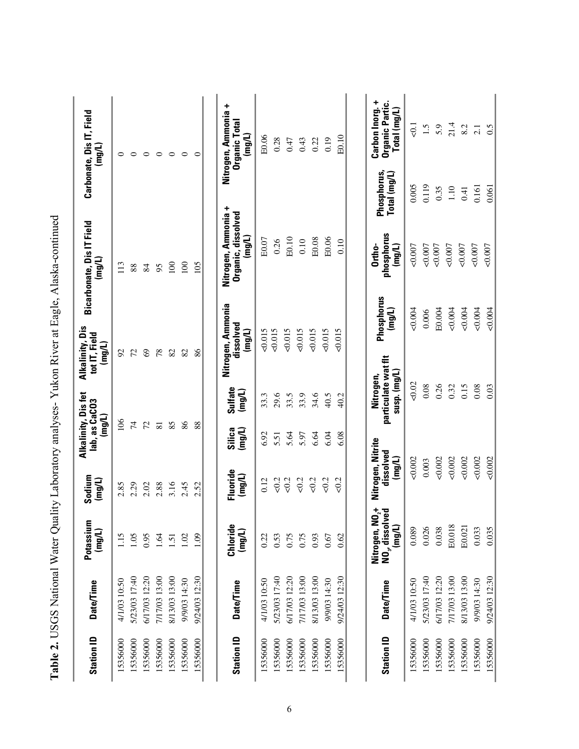**Table 2.** USGS National Water Quality Laboratory analyses- Yukon River at Eagle, Alaska-continued

| Station ID | Date/Time | Potassium (mg/L) | Sodium (mg/L) | Alkalinity, Dis fet lab, as CaCO3 (mg/L) | Alkalinity, Dis tot IT, Field (mg/L) | Bicarbonate, Dis IT Field (mg/L) | Carbonate, Dis IT, Field (mg/L) |
|---|---|---|---|---|---|---|---|
| 15356000 | 4/1/03 10:50 | 1.15 | 2.85 | 106 | 92 | 113 | 0 |
| 15356000 | 5/23/03 17:40 | 1.05 | 2.29 | 74 | 72 | 88 | 0 |
| 15356000 | 6/17/03 12:20 | 0.95 | 2.02 | 72 | 69 | 84 | 0 |
| 15356000 | 7/17/03 13:00 | 1.64 | 2.88 | 81 | 78 | 95 | 0 |
| 15356000 | 8/13/03 13:00 | 1.51 | 3.16 | 85 | 82 | 100 | 0 |
| 15356000 | 9/9/03 14:30 | 1.02 | 2.45 | 86 | 82 | 100 | 0 |
| 15356000 | 9/24/03 12:30 | 1.09 | 2.52 | 88 | 86 | 105 | 0 |

| Station ID | Date/Time | Chloride (mg/L) | Fluoride (mg/L) | Silica (mg/L) | Sulfate (mg/L) | Nitrogen, Ammonia dissolved (mg/L) | Nitrogen, Ammonia + Organic, dissolved (mg/L) | Nitrogen, Ammonia + Organic Total (mg/L) |
|---|---|---|---|---|---|---|---|---|
| 15356000 | 4/1/03 10:50 | 0.22 | 0.12 | 6.92 | 33.3 | <0.015 | E0.07 | E0.06 |
| 15356000 | 5/23/03 17:40 | 0.53 | <0.2 | 5.51 | 29.6 | <0.015 | 0.26 | 0.28 |
| 15356000 | 6/17/03 12:20 | 0.75 | <0.2 | 5.64 | 33.5 | <0.015 | E0.10 | 0.47 |
| 15356000 | 7/17/03 13:00 | 0.75 | <0.2 | 5.97 | 33.9 | <0.015 | 0.10 | 0.43 |
| 15356000 | 8/13/03 13:00 | 0.93 | <0.2 | 6.64 | 34.6 | <0.015 | E0.08 | 0.22 |
| 15356000 | 9/9/03 14:30 | 0.67 | <0.2 | 6.04 | 40.5 | <0.015 | E0.06 | 0.19 |
| 15356000 | 9/24/03 12:30 | 0.62 | <0.2 | 6.08 | 40.2 | <0.015 | 0.10 | E0.10 |

| Station ID | Date/Time | Nitrogen, $NO_2$+ $NO_3$, dissolved (mg/L) | Nitrogen, Nitrite dissolved (mg/L) | Nitrogen, particulate wat flt susp. (mg/L) | Phosphorus (mg/L) | Ortho-phosphorus (mg/L) | Phosphorus, Total (mg/L) | Carbon Inorg. + Organic Partic. Total (mg/L) |
|---|---|---|---|---|---|---|---|---|
| 15356000 | 4/1/03 10:50 | 0.089 | <0.002 | <0.02 | <0.004 | <0.007 | 0.005 | <0.1 |
| 15356000 | 5/23/03 17:40 | 0.026 | 0.003 | 0.08 | 0.006 | <0.007 | 0.119 | 1.5 |
| 15356000 | 6/17/03 12:20 | 0.038 | <0.002 | 0.26 | E0.004 | <0.007 | 0.35 | 5.9 |
| 15356000 | 7/17/03 13:00 | E0.018 | <0.002 | 0.32 | <0.004 | <0.007 | 1.10 | 21.4 |
| 15356000 | 8/13/03 13:00 | E0.021 | <0.002 | 0.15 | <0.004 | <0.007 | 0.41 | 8.2 |
| 15356000 | 9/9/03 14:30 | 0.033 | <0.002 | 0.08 | <0.004 | <0.007 | 0.161 | 2.1 |
| 15356000 | 9/24/03 12:30 | 0.035 | <0.002 | 0.03 | <0.004 | <0.007 | 0.061 | 0.5 |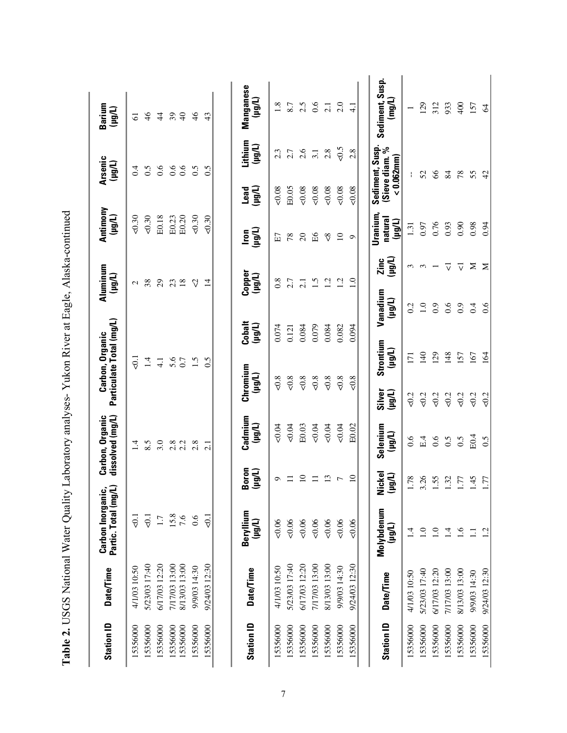**Table 2.** USGS National Water Quality Laboratory analyses- Yukon River at Eagle, Alaska-continued

| Station ID | Date/Time | Carbon Inorganic, Partic. Total (mg/L) | Carbon, Organic dissolved (mg/L) | Carbon, Organic Particulate Total (mg/L) | Aluminum (µg/L) | Antimony (µg/L) | Arsenic (µg/L) | Barium (µg/L) |
|---|---|---|---|---|---|---|---|---|
| 15356000 | 4/1/03 10:50 | <0.1 | 1.4 | <0.1 | 2 | <0.30 | 0.4 | 61 |
| 15356000 | 5/23/03 17:40 | <0.1 | 8.5 | 1.4 | 38 | <0.30 | 0.5 | 46 |
| 15356000 | 6/17/03 12:20 | 1.7 | 3.0 | 4.1 | 29 | E0.18 | 0.6 | 44 |
| 15356000 | 7/17/03 13:00 | 15.8 | 2.8 | 5.6 | 23 | E0.23 | 0.6 | 39 |
| 15356000 | 8/13/03 13:00 | 7.6 | 2.2 | 0.7 | 18 | E0.20 | 0.6 | 40 |
| 15356000 | 9/9/03 14:30 | 0.6 | 2.8 | 1.5 | <2 | <0.30 | 0.5 | 46 |
| 15356000 | 9/24/03 12:30 | <0.1 | 2.1 | 0.5 | 14 | <0.30 | 0.5 | 43 |

| Station ID | Date/Time | Beryllium (µg/L) | Boron (µg/L) | Cadmium (µg/L) | Chromium (µg/L) | Cobalt (µg/L) | Copper (µg/L) | Iron (µg/L) | Lead (µg/L) | Lithium (µg/L) | Manganese (µg/L) |
|---|---|---|---|---|---|---|---|---|---|---|---|
| 15356000 | 4/1/03 10:50 | <0.06 | 9 | <0.04 | <0.8 | 0.074 | 0.8 | E7 | <0.08 | 2.3 | 1.8 |
| 15356000 | 5/23/03 17:40 | <0.06 | 11 | <0.04 | <0.8 | 0.121 | 2.7 | 78 | E0.05 | 2.7 | 8.7 |
| 15356000 | 6/17/03 12:20 | <0.06 | 10 | E0.03 | <0.8 | 0.084 | 2.1 | 20 | <0.08 | 2.6 | 2.5 |
| 15356000 | 7/17/03 13:00 | <0.06 | 11 | <0.04 | <0.8 | 0.079 | 1.5 | E6 | <0.08 | 3.1 | 0.6 |
| 15356000 | 8/13/03 13:00 | <0.06 | 13 | <0.04 | <0.8 | 0.084 | 1.2 | <8 | <0.08 | 2.8 | 2.1 |
| 15356000 | 9/9/03 14:30 | <0.06 | 7 | <0.04 | <0.8 | 0.082 | 1.2 | 10 | <0.08 | <0.5 | 2.0 |
| 15356000 | 9/24/03 12:30 | <0.06 | 10 | E0.02 | <0.8 | 0.094 | 1.0 | 9 | <0.08 | 2.8 | 4.1 |

| Station ID | Date/Time | Molybdenum (µg/L) | Nickel (µg/L) | Selenium (µg/L) | Silver (µg/L) | Strontium (µg/L) | Vanadium (µg/L) | Zinc (µg/L) | Uranium, natural (µg/L) | Sediment, Susp. (Sieve diam. % < 0.062mm) | Sediment, Susp. (mg/L) |
|---|---|---|---|---|---|---|---|---|---|---|---|
| 15356000 | 4/1/03 10:50 | 1.4 | 1.78 | 0.6 | <0.2 | 171 | 0.2 | 3 | 1.31 | -- | 1 |
| 15356000 | 5/23/03 17:40 | 1.0 | 3.26 | E.4 | <0.2 | 140 | 1.0 | 3 | 0.97 | 52 | 129 |
| 15356000 | 6/17/03 12:20 | 1.0 | 1.55 | 0.6 | <0.2 | 129 | 0.9 | 1 | 0.76 | 66 | 312 |
| 15356000 | 7/17/03 13:00 | 1.4 | 1.32 | 0.5 | <0.2 | 148 | 0.6 | <1 | 0.93 | 84 | 933 |
| 15356000 | 8/13/03 13:00 | 1.6 | 1.77 | 0.5 | <0.2 | 157 | 0.9 | <1 | 0.90 | 78 | 400 |
| 15356000 | 9/9/03 14:30 | 1.1 | 1.45 | E0.4 | <0.2 | 167 | 0.4 | M | 0.98 | 55 | 157 |
| 15356000 | 9/24/03 12:30 | 1.2 | 1.77 | 0.5 | <0.2 | 164 | 0.6 | M | 0.94 | 42 | 64 |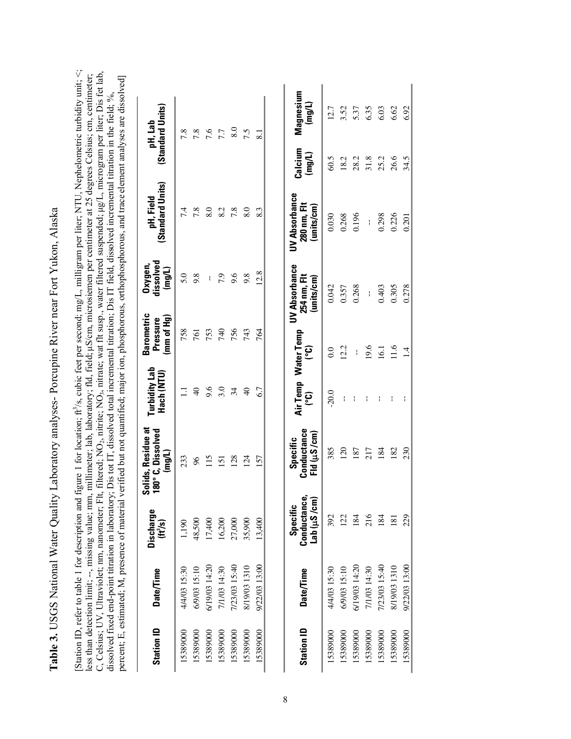**Table 3.** USGS National Water Quality Laboratory analyses- Porcupine River near Fort Yukon, Alaska

[Station ID, refer to table 1 for description and figure 1 for location; $ft^3/s$, cubic feet per second; mg/L, milligram per liter; NTU, Nephelometric turbidity unit; <, less than detection limit; --, missing value; mm, millimeter; lab, laboratory; fld, field; µS/cm, microsiemen per centimeter at 25 degrees Celsius; cm, centimeter; C, Celsius; UV, Ultraviolet; nm, nanometer; Flt, filtered; $NO_2$, nitrite; $NO_3$, nitrate; wat flt susp., water filtered suspended; µg/L, microgram per liter; Dis fet lab, dissolved fixed end-point titration in laboratory; Dis tot IT, dissolved total incremental titration; Dis IT field, dissolved incremental titration in the field; %, percent; E, estimated; M, presence of material verified but not quantified; major ion, phosphorous, orthophosphorous, and trace element analyses are dissolved]

| Station ID | Date/Time | Discharge ($ft^3/s$) | Solids, Residue at 180° C, Dissolved (mg/L) | Turbidity Lab Hach (NTU) | Barometric Pressure (mm of Hg) | Oxygen, dissolved (mg/L) | pH, Field (Standard Units) | pH, Lab (Standard Units) |
|---|---|---|---|---|---|---|---|---|
| 15389000 | 4/4/03 15:30 | 1,190 | 233 | 1.1 | 758 | 5.0 | 7.4 | 7.8 |
| 15389000 | 6/9/03 15:10 | 48,500 | 96 | 40 | 761 | 9.8 | 7.8 | 7.8 |
| 15389000 | 6/19/03 14:20 | 17,400 | 115 | 9.6 | 753 | -- | 8.0 | 7.6 |
| 15389000 | 7/1/03 14:30 | 16,200 | 151 | 3.0 | 740 | 7.9 | 8.2 | 7.7 |
| 15389000 | 7/23/03 15:40 | 27,000 | 128 | 34 | 756 | 9.6 | 7.8 | 8.0 |
| 15389000 | 8/19/03 1310 | 35,900 | 124 | 40 | 743 | 9.8 | 8.0 | 7.5 |
| 15389000 | 9/22/03 13:00 | 13,400 | 157 | 6.7 | 764 | 12.8 | 8.3 | 8.1 |

| Station ID | Date/Time | Specific Conductance, Lab (µS/cm) | Specific Conductance Fld (µS/cm) | Air Temp (°C) | Water Temp (°C) | UV Absorbance 254 nm, Flt (units/cm) | UV Absorbance 280 nm, Flt (units/cm) | Calcium (mg/L) | Magnesium (mg/L) |
|---|---|---|---|---|---|---|---|---|---|
| 15389000 | 4/4/03 15:30 | 392 | 385 | -20.0 | 0.0 | 0.042 | 0.030 | 60.5 | 12.7 |
| 15389000 | 6/9/03 15:10 | 122 | 120 | -- | 12.2 | 0.357 | 0.268 | 18.2 | 3.52 |
| 15389000 | 6/19/03 14:20 | 184 | 187 | -- | -- | 0.268 | 0.196 | 28.2 | 5.37 |
| 15389000 | 7/1/03 14:30 | 216 | 217 | -- | 19.6 | -- | -- | 31.8 | 6.35 |
| 15389000 | 7/23/03 15:40 | 184 | 184 | -- | 16.1 | 0.403 | 0.298 | 25.2 | 6.03 |
| 15389000 | 8/19/03 1310 | 181 | 182 | -- | 11.6 | 0.305 | 0.226 | 26.6 | 6.62 |
| 15389000 | 9/22/03 13:00 | 229 | 230 | -- | 1.4 | 0.278 | 0.201 | 34.5 | 6.92 |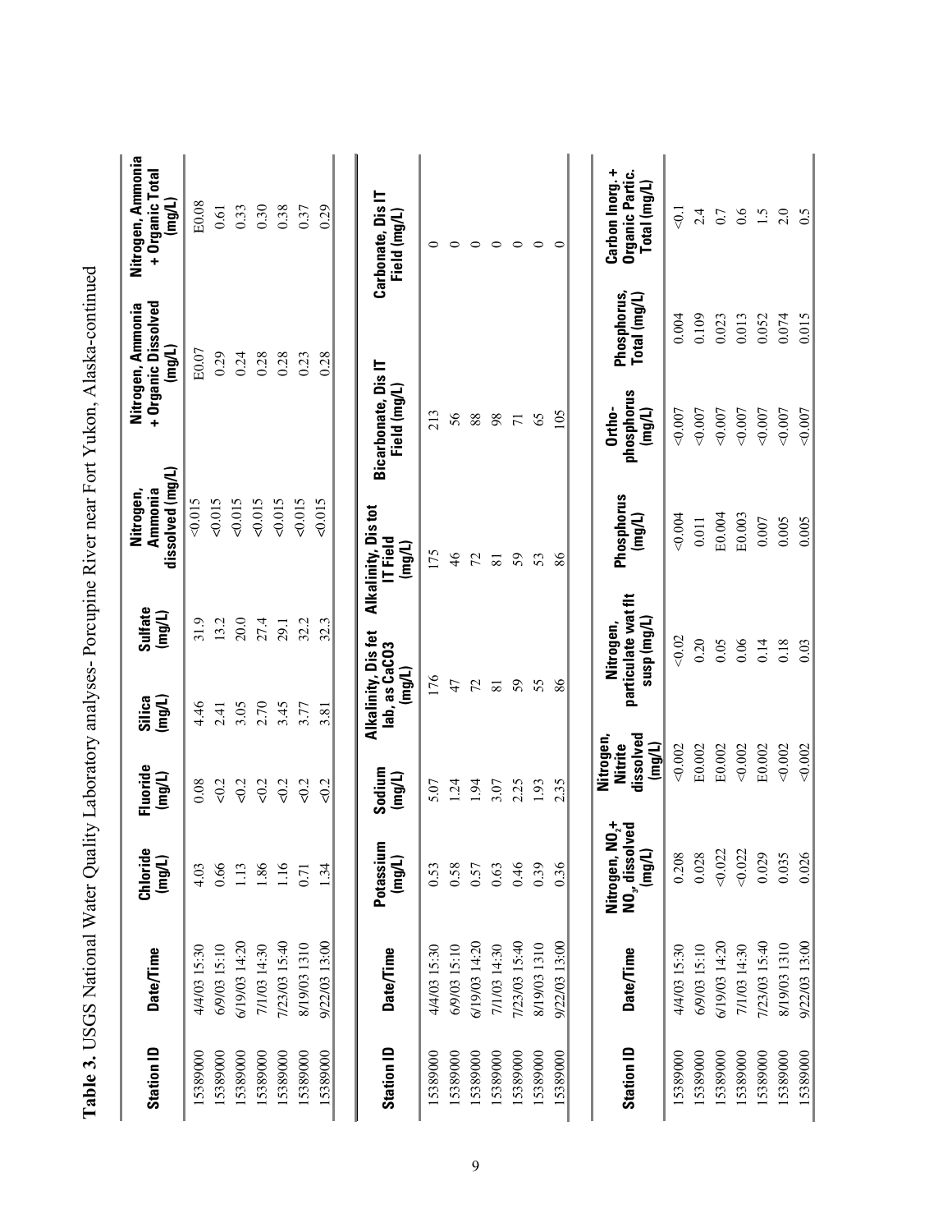**Table 3.** USGS National Water Quality Laboratory analyses- Porcupine River near Fort Yukon, Alaska-continued

| Station ID | Date/Time | Chloride (mg/L) | Fluoride (mg/L) | Silica (mg/L) | Sulfate (mg/L) | Nitrogen, Ammonia dissolved (mg/L) | Nitrogen, Ammonia + Organic Dissolved (mg/L) | Nitrogen, Ammonia + Organic Total (mg/L) |
|---|---|---|---|---|---|---|---|---|
| 15389000 | 4/4/03 15:30 | 4.03 | 0.08 | 4.46 | 31.9 | <0.015 | E0.07 | E0.08 |
| 15389000 | 6/9/03 15:10 | 0.66 | <0.2 | 2.41 | 13.2 | <0.015 | 0.29 | 0.61 |
| 15389000 | 6/19/03 14:20 | 1.13 | <0.2 | 3.05 | 20.0 | <0.015 | 0.24 | 0.33 |
| 15389000 | 7/1/03 14:30 | 1.86 | <0.2 | 2.70 | 27.4 | <0.015 | 0.28 | 0.30 |
| 15389000 | 7/23/03 15:40 | 1.16 | <0.2 | 3.45 | 29.1 | <0.015 | 0.28 | 0.38 |
| 15389000 | 8/19/03 1310 | 0.71 | <0.2 | 3.77 | 32.2 | <0.015 | 0.23 | 0.37 |
| 15389000 | 9/22/03 13:00 | 1.34 | <0.2 | 3.81 | 32.3 | <0.015 | 0.28 | 0.29 |

| Station ID | Date/Time | Potassium (mg/L) | Sodium (mg/L) | Alkalinity, Dis fet lab, as CaCO3 (mg/L) | Alkalinity, Dis tot IT Field (mg/L) | Bicarbonate, Dis IT Field (mg/L) | Carbonate, Dis IT Field (mg/L) |
|---|---|---|---|---|---|---|---|
| 15389000 | 4/4/03 15:30 | 0.53 | 5.07 | 176 | 175 | 213 | 0 |
| 15389000 | 6/9/03 15:10 | 0.58 | 1.24 | 47 | 46 | 56 | 0 |
| 15389000 | 6/19/03 14:20 | 0.57 | 1.94 | 72 | 72 | 88 | 0 |
| 15389000 | 7/1/03 14:30 | 0.63 | 3.07 | 81 | 81 | 98 | 0 |
| 15389000 | 7/23/03 15:40 | 0.46 | 2.25 | 59 | 59 | 71 | 0 |
| 15389000 | 8/19/03 1310 | 0.39 | 1.93 | 55 | 53 | 65 | 0 |
| 15389000 | 9/22/03 13:00 | 0.36 | 2.35 | 86 | 86 | 105 | 0 |

| Station ID | Date/Time | Nitrogen, $NO_2$+ $NO_3$, dissolved (mg/L) | Nitrogen, Nitrite dissolved (mg/L) | Nitrogen, particulate wat flt susp (mg/L) | Phosphorus (mg/L) | Ortho-phosphorus (mg/L) | Phosphorus, Total (mg/L) | Carbon Inorg. + Organic Partic. Total (mg/L) |
|---|---|---|---|---|---|---|---|---|
| 15389000 | 4/4/03 15:30 | 0.208 | <0.002 | <0.02 | <0.004 | <0.007 | 0.004 | <0.1 |
| 15389000 | 6/9/03 15:10 | 0.028 | E0.002 | 0.20 | 0.011 | <0.007 | 0.109 | 2.4 |
| 15389000 | 6/19/03 14:20 | <0.022 | E0.002 | 0.05 | E0.004 | <0.007 | 0.023 | 0.7 |
| 15389000 | 7/1/03 14:30 | <0.022 | <0.002 | 0.06 | E0.003 | <0.007 | 0.013 | 0.6 |
| 15389000 | 7/23/03 15:40 | 0.029 | E0.002 | 0.14 | 0.007 | <0.007 | 0.052 | 1.5 |
| 15389000 | 8/19/03 1310 | 0.035 | <0.002 | 0.18 | 0.005 | <0.007 | 0.074 | 2.0 |
| 15389000 | 9/22/03 13:00 | 0.026 | <0.002 | 0.03 | 0.005 | <0.007 | 0.015 | 0.5 |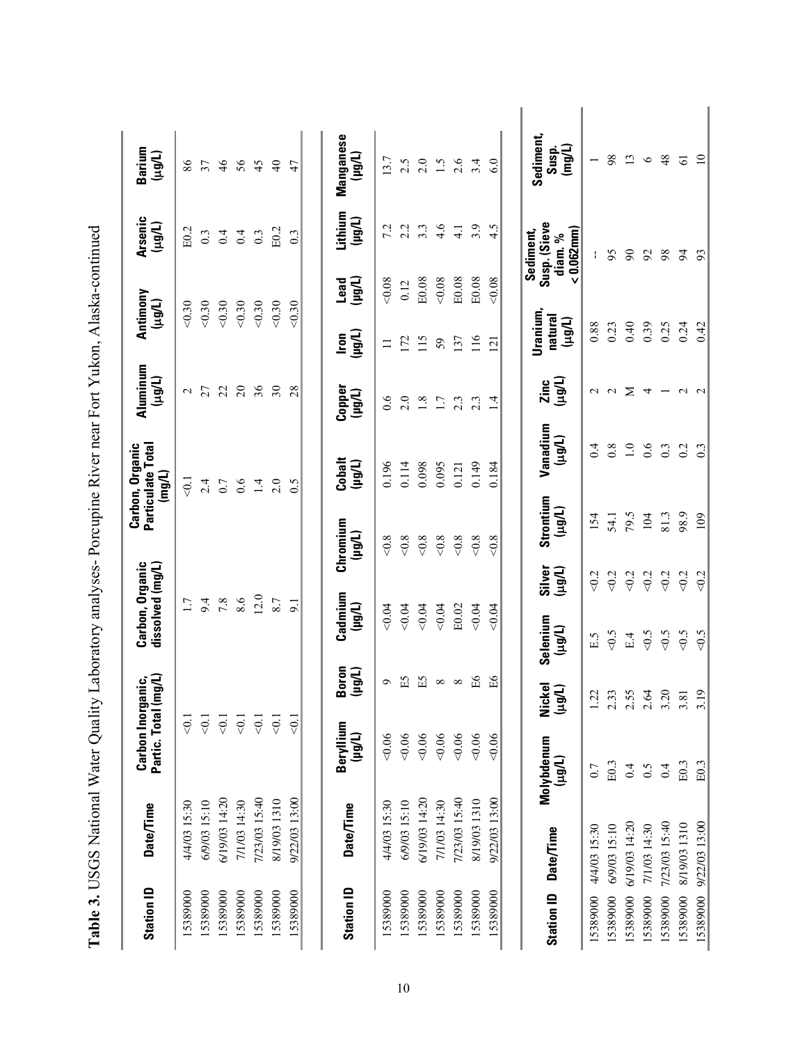**Table 3.** USGS National Water Quality Laboratory analyses- Porcupine River near Fort Yukon, Alaska-continued

| Station ID | Date/Time | Carbon Inorganic, Partic. Total (mg/L) | Carbon, Organic dissolved (mg/L) | Carbon, Organic Particulate Total (mg/L) | Aluminum (µg/L) | Antimony (µg/L) | Arsenic (µg/L) | Barium (µg/L) |
|---|---|---|---|---|---|---|---|---|
| 15389000 | 4/4/03 15:30 | <0.1 | 1.7 | <0.1 | 2 | <0.30 | E0.2 | 86 |
| 15389000 | 6/9/03 15:10 | <0.1 | 9.4 | 2.4 | 27 | <0.30 | 0.3 | 37 |
| 15389000 | 6/19/03 14:20 | <0.1 | 7.8 | 0.7 | 22 | <0.30 | 0.4 | 46 |
| 15389000 | 7/1/03 14:30 | <0.1 | 8.6 | 0.6 | 20 | <0.30 | 0.4 | 56 |
| 15389000 | 7/23/03 15:40 | <0.1 | 12.0 | 1.4 | 36 | <0.30 | 0.3 | 45 |
| 15389000 | 8/19/03 1310 | <0.1 | 8.7 | 2.0 | 30 | <0.30 | E0.2 | 40 |
| 15389000 | 9/22/03 13:00 | <0.1 | 9.1 | 0.5 | 28 | <0.30 | 0.3 | 47 |

| Station ID | Date/Time | Beryllium (µg/L) | Boron (µg/L) | Cadmium (µg/L) | Chromium (µg/L) | Cobalt (µg/L) | Copper (µg/L) | Iron (µg/L) | Lead (µg/L) | Lithium (µg/L) | Manganese (µg/L) |
|---|---|---|---|---|---|---|---|---|---|---|---|
| 15389000 | 4/4/03 15:30 | <0.06 | 9 | <0.04 | <0.8 | 0.196 | 0.6 | 11 | <0.08 | 7.2 | 13.7 |
| 15389000 | 6/9/03 15:10 | <0.06 | E5 | <0.04 | <0.8 | 0.114 | 2.0 | 172 | 0.12 | 2.2 | 2.5 |
| 15389000 | 6/19/03 14:20 | <0.06 | E5 | <0.04 | <0.8 | 0.098 | 1.8 | 115 | E0.08 | 3.3 | 2.0 |
| 15389000 | 7/1/03 14:30 | <0.06 | 8 | <0.04 | <0.8 | 0.095 | 1.7 | 59 | <0.08 | 4.6 | 1.5 |
| 15389000 | 7/23/03 15:40 | <0.06 | 8 | E0.02 | <0.8 | 0.121 | 2.3 | 137 | E0.08 | 4.1 | 2.6 |
| 15389000 | 8/19/03 1310 | <0.06 | E6 | <0.04 | <0.8 | 0.149 | 2.3 | 116 | E0.08 | 3.9 | 3.4 |
| 15389000 | 9/22/03 13:00 | <0.06 | E6 | <0.04 | <0.8 | 0.184 | 1.4 | 121 | <0.08 | 4.5 | 6.0 |

| Station ID | Date/Time | Molybdenum (µg/L) | Nickel (µg/L) | Selenium (µg/L) | Silver (µg/L) | Strontium (µg/L) | Vanadium (µg/L) | Zinc (µg/L) | Uranium, natural (µg/L) | Sediment, Susp. (Sieve diam. % < 0.062mm) | Sediment, Susp. (mg/L) |
|---|---|---|---|---|---|---|---|---|---|---|---|
| 15389000 | 4/4/03 15:30 | 0.7 | 1.22 | E.5 | <0.2 | 154 | 0.4 | 2 | 0.88 | -- | 1 |
| 15389000 | 6/9/03 15:10 | E0.3 | 2.33 | <0.5 | <0.2 | 54.1 | 0.8 | 2 | 0.23 | 95 | 98 |
| 15389000 | 6/19/03 14:20 | 0.4 | 2.55 | E.4 | <0.2 | 79.5 | 1.0 | M | 0.40 | 90 | 13 |
| 15389000 | 7/1/03 14:30 | 0.5 | 2.64 | <0.5 | <0.2 | 104 | 0.6 | 4 | 0.39 | 92 | 6 |
| 15389000 | 7/23/03 15:40 | 0.4 | 3.20 | <0.5 | <0.2 | 81.3 | 0.3 | 1 | 0.25 | 98 | 48 |
| 15389000 | 8/19/03 1310 | E0.3 | 3.81 | <0.5 | <0.2 | 98.9 | 0.2 | 2 | 0.24 | 94 | 61 |
| 15389000 | 9/22/03 13:00 | E0.3 | 3.19 | <0.5 | <0.2 | 109 | 0.3 | 2 | 0.42 | 93 | 10 |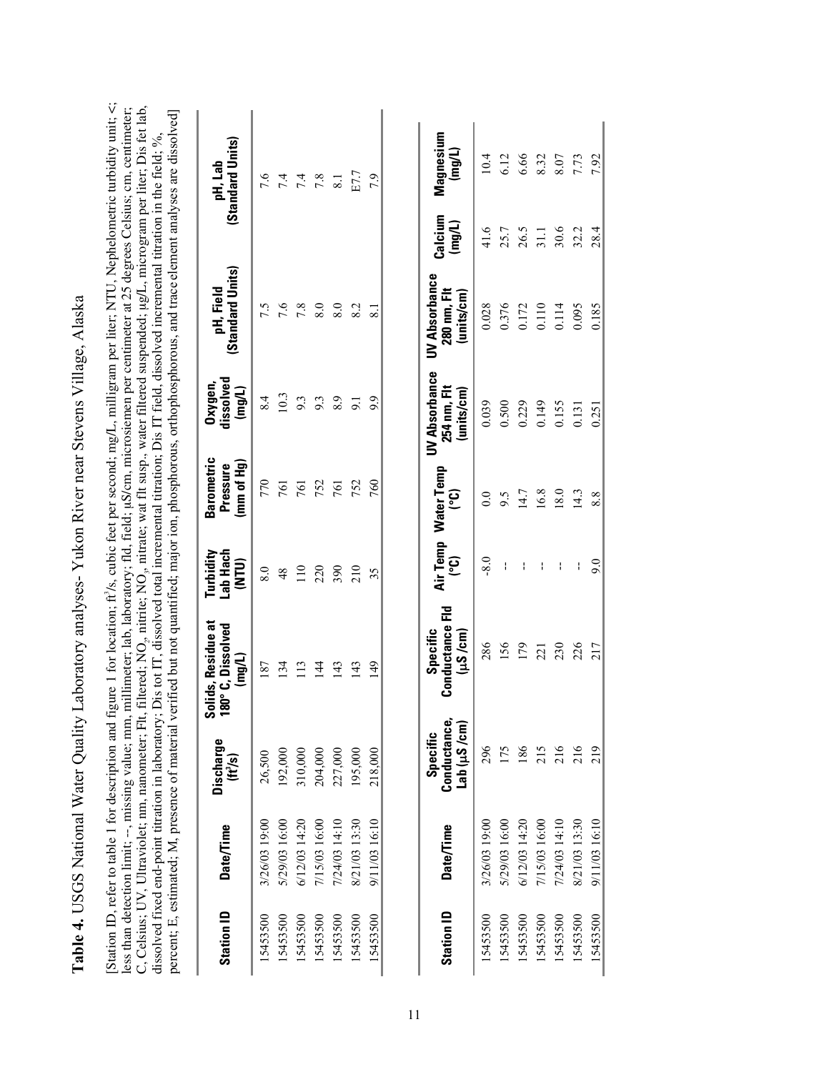**Table 4.** USGS National Water Quality Laboratory analyses- Yukon River near Stevens Village, Alaska

[Station ID, refer to table 1 for description and figure 1 for location; $ft^3/s$, cubic feet per second; mg/L, milligram per liter; NTU, Nephelometric turbidity unit; <, less than detection limit; --, missing value; mm, millimeter; lab, laboratory; fld, field; µS/cm, microsiemen per centimeter at 25 degrees Celsius; cm, centimeter; C, Celsius; UV, Ultraviolet; nm, nanometer; Flt, filtered; $NO_2$, nitrite; $NO_3$, nitrate; wat flt susp., water filtered suspended; µg/L, microgram per liter; Dis fet lab, dissolved fixed end-point titration in laboratory; Dis tot IT, dissolved total incremental titration; Dis IT field, dissolved incremental titration in the field; %, percent; E, estimated; M, presence of material verified but not quantified; major ion, phosphorous, orthophosphorous, and trace element analyses are dissolved]

| Station ID | Date/Time | Discharge ($ft^3/s$) | Solids, Residue at 180° C, Dissolved (mg/L) | Turbidity Lab Hach (NTU) | Barometric Pressure (mm of Hg) | Oxygen, dissolved (mg/L) | pH, Field (Standard Units) | pH, Lab (Standard Units) |
|---|---|---|---|---|---|---|---|---|
| 15453500 | 3/26/03 19:00 | 26,500 | 187 | 8.0 | 770 | 8.4 | 7.5 | 7.6 |
| 15453500 | 5/29/03 16:00 | 192,000 | 134 | 48 | 761 | 10.3 | 7.6 | 7.4 |
| 15453500 | 6/12/03 14:20 | 310,000 | 113 | 110 | 761 | 9.3 | 7.8 | 7.4 |
| 15453500 | 7/15/03 16:00 | 204,000 | 144 | 220 | 752 | 9.3 | 8.0 | 7.8 |
| 15453500 | 7/24/03 14:10 | 227,000 | 143 | 390 | 761 | 8.9 | 8.0 | 8.1 |
| 15453500 | 8/21/03 13:30 | 195,000 | 143 | 210 | 752 | 9.1 | 8.2 | E7.7 |
| 15453500 | 9/11/03 16:10 | 218,000 | 149 | 35 | 760 | 9.9 | 8.1 | 7.9 |

| Station ID | Date/Time | Specific Conductance, Lab (µS/cm) | Specific Conductance Fld (µS/cm) | Air Temp (°C) | Water Temp (°C) | UV Absorbance 254 nm, Flt (units/cm) | UV Absorbance 280 nm, Flt (units/cm) | Calcium (mg/L) | Magnesium (mg/L) |
|---|---|---|---|---|---|---|---|---|---|
| 15453500 | 3/26/03 19:00 | 296 | 286 | -8.0 | 0.0 | 0.039 | 0.028 | 41.6 | 10.4 |
| 15453500 | 5/29/03 16:00 | 175 | 156 | -- | 9.5 | 0.500 | 0.376 | 25.7 | 6.12 |
| 15453500 | 6/12/03 14:20 | 186 | 179 | -- | 14.7 | 0.229 | 0.172 | 26.5 | 6.66 |
| 15453500 | 7/15/03 16:00 | 215 | 221 | -- | 16.8 | 0.149 | 0.110 | 31.1 | 8.32 |
| 15453500 | 7/24/03 14:10 | 216 | 230 | -- | 18.0 | 0.155 | 0.114 | 30.6 | 8.07 |
| 15453500 | 8/21/03 13:30 | 216 | 226 | -- | 14.3 | 0.131 | 0.095 | 32.2 | 7.73 |
| 15453500 | 9/11/03 16:10 | 219 | 217 | 9.0 | 8.8 | 0.251 | 0.185 | 28.4 | 7.92 |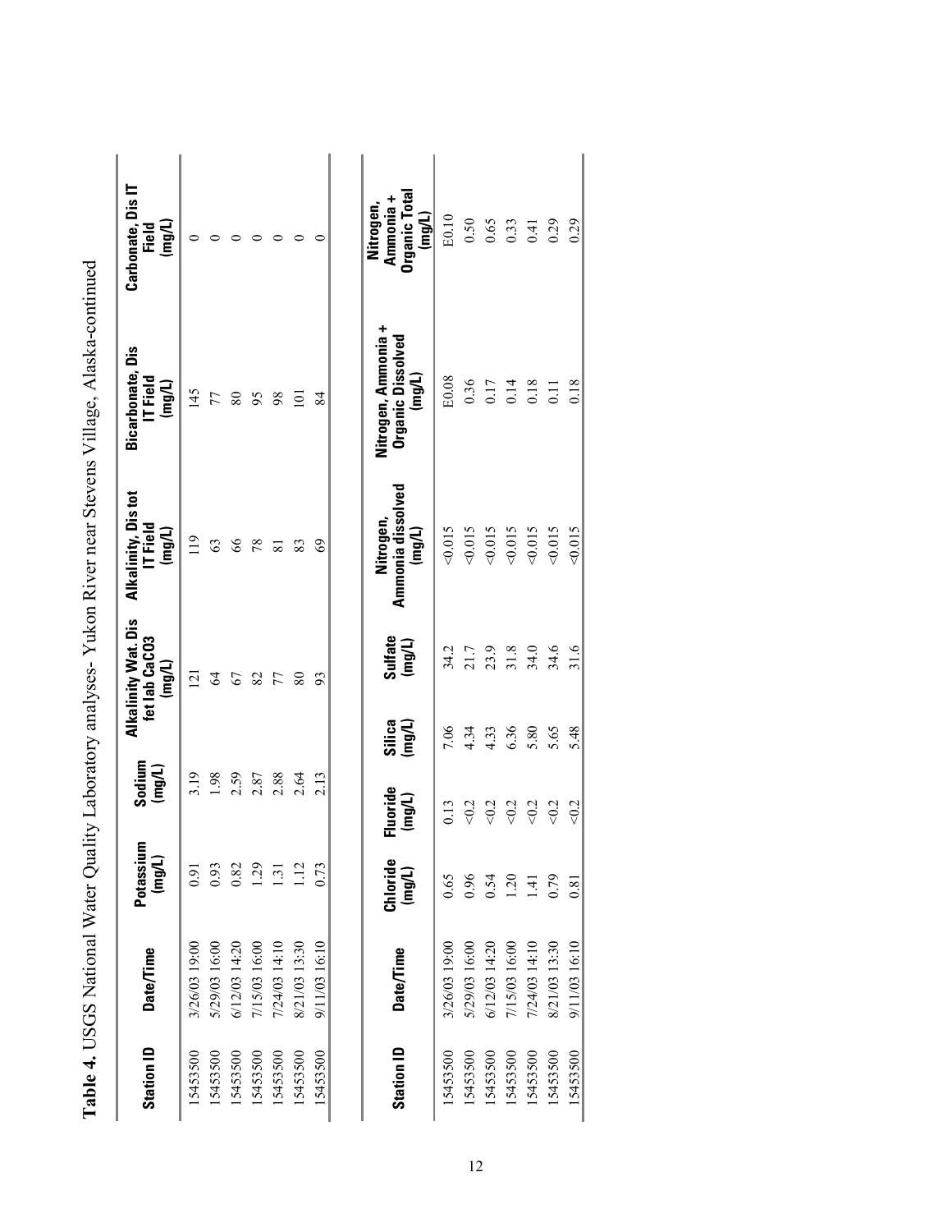**Table 4.** USGS National Water Quality Laboratory analyses- Yukon River near Stevens Village, Alaska-continued

| Station ID | Date/Time | Potassium (mg/L) | Sodium (mg/L) | Alkalinity Wat. Dis fet lab CaCO3 (mg/L) | Alkalinity, Dis tot IT Field (mg/L) | Bicarbonate, Dis IT Field (mg/L) | Carbonate, Dis IT Field (mg/L) |
|---|---|---|---|---|---|---|---|
| 15453500 | 3/26/03 19:00 | 0.91 | 3.19 | 121 | 119 | 145 | 0 |
| 15453500 | 5/29/03 16:00 | 0.93 | 1.98 | 64 | 63 | 77 | 0 |
| 15453500 | 6/12/03 14:20 | 0.82 | 2.59 | 67 | 66 | 80 | 0 |
| 15453500 | 7/15/03 16:00 | 1.29 | 2.87 | 82 | 78 | 95 | 0 |
| 15453500 | 7/24/03 14:10 | 1.31 | 2.88 | 77 | 81 | 98 | 0 |
| 15453500 | 8/21/03 13:30 | 1.12 | 2.64 | 80 | 83 | 101 | 0 |
| 15453500 | 9/11/03 16:10 | 0.73 | 2.13 | 93 | 69 | 84 | 0 |

| Station ID | Date/Time | Chloride (mg/L) | Fluoride (mg/L) | Silica (mg/L) | Sulfate (mg/L) | Nitrogen, Ammonia dissolved (mg/L) | Nitrogen, Ammonia + Organic Dissolved (mg/L) | Nitrogen, Ammonia + Organic Total (mg/L) |
|---|---|---|---|---|---|---|---|---|
| 15453500 | 3/26/03 19:00 | 0.65 | 0.13 | 7.06 | 34.2 | <0.015 | E0.08 | E0.10 |
| 15453500 | 5/29/03 16:00 | 0.96 | <0.2 | 4.34 | 21.7 | <0.015 | 0.36 | 0.50 |
| 15453500 | 6/12/03 14:20 | 0.54 | <0.2 | 4.33 | 23.9 | <0.015 | 0.17 | 0.65 |
| 15453500 | 7/15/03 16:00 | 1.20 | <0.2 | 6.36 | 31.8 | <0.015 | 0.14 | 0.33 |
| 15453500 | 7/24/03 14:10 | 1.41 | <0.2 | 5.80 | 34.0 | <0.015 | 0.18 | 0.41 |
| 15453500 | 8/21/03 13:30 | 0.79 | <0.2 | 5.65 | 34.6 | <0.015 | 0.11 | 0.29 |
| 15453500 | 9/11/03 16:10 | 0.81 | <0.2 | 5.48 | 31.6 | <0.015 | 0.18 | 0.29 |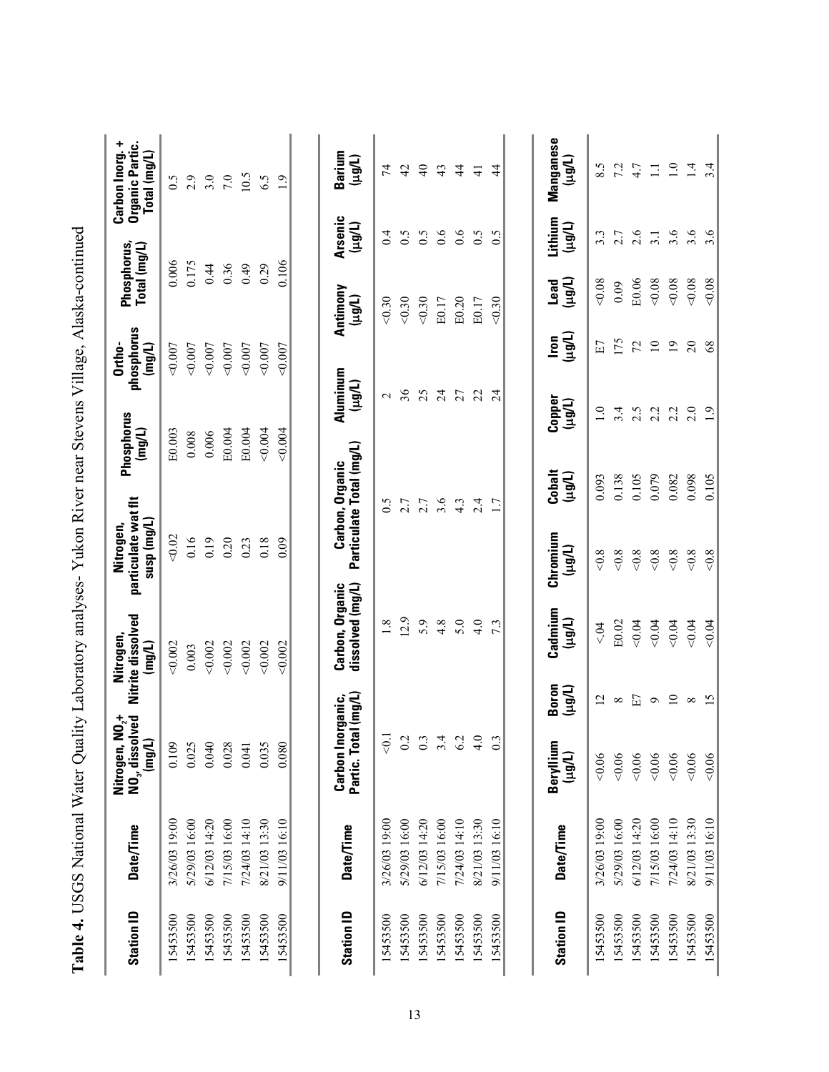**Table 4.** USGS National Water Quality Laboratory analyses- Yukon River near Stevens Village, Alaska-continued

| Station ID | Date/Time | Nitrogen, $NO_2$+ $NO_3$, dissolved (mg/L) | Nitrogen, Nitrite dissolved (mg/L) | Nitrogen, particulate wat flt susp (mg/L) | Phosphorus (mg/L) | Ortho-phosphorus (mg/L) | Phosphorus, Total (mg/L) | Carbon Inorg. + Organic Partic. Total (mg/L) |
|---|---|---|---|---|---|---|---|---|
| 15453500 | 3/26/03 19:00 | 0.109 | <0.002 | <0.02 | E0.003 | <0.007 | 0.006 | 0.5 |
| 15453500 | 5/29/03 16:00 | 0.025 | 0.003 | 0.16 | 0.008 | <0.007 | 0.175 | 2.9 |
| 15453500 | 6/12/03 14:20 | 0.040 | <0.002 | 0.19 | 0.006 | <0.007 | 0.44 | 3.0 |
| 15453500 | 7/15/03 16:00 | 0.028 | <0.002 | 0.20 | E0.004 | <0.007 | 0.36 | 7.0 |
| 15453500 | 7/24/03 14:10 | 0.041 | <0.002 | 0.23 | E0.004 | <0.007 | 0.49 | 10.5 |
| 15453500 | 8/21/03 13:30 | 0.035 | <0.002 | 0.18 | <0.004 | <0.007 | 0.29 | 6.5 |
| 15453500 | 9/11/03 16:10 | 0.080 | <0.002 | 0.09 | <0.004 | <0.007 | 0.106 | 1.9 |

| Station ID | Date/Time | Carbon Inorganic, Partic. Total (mg/L) | Carbon, Organic dissolved (mg/L) | Carbon, Organic Particulate Total (mg/L) | Aluminum (µg/L) | Antimony (µg/L) | Arsenic (µg/L) | Barium (µg/L) |
|---|---|---|---|---|---|---|---|---|
| 15453500 | 3/26/03 19:00 | <0.1 | 1.8 | 0.5 | 2 | <0.30 | 0.4 | 74 |
| 15453500 | 5/29/03 16:00 | 0.2 | 12.9 | 2.7 | 36 | <0.30 | 0.5 | 42 |
| 15453500 | 6/12/03 14:20 | 0.3 | 5.9 | 2.7 | 25 | <0.30 | 0.5 | 40 |
| 15453500 | 7/15/03 16:00 | 3.4 | 4.8 | 3.6 | 24 | E0.17 | 0.6 | 43 |
| 15453500 | 7/24/03 14:10 | 6.2 | 5.0 | 4.3 | 27 | E0.20 | 0.6 | 44 |
| 15453500 | 8/21/03 13:30 | 4.0 | 4.0 | 2.4 | 22 | E0.17 | 0.5 | 41 |
| 15453500 | 9/11/03 16:10 | 0.3 | 7.3 | 1.7 | 24 | <0.30 | 0.5 | 44 |

| Station ID | Date/Time | Beryllium (µg/L) | Boron (µg/L) | Cadmium (µg/L) | Chromium (µg/L) | Cobalt (µg/L) | Copper (µg/L) | Iron (µg/L) | Lead (µg/L) | Lithium (µg/L) | Manganese (µg/L) |
|---|---|---|---|---|---|---|---|---|---|---|---|
| 15453500 | 3/26/03 19:00 | <0.06 | 12 | <.04 | <0.8 | 0.093 | 1.0 | E7 | <0.08 | 3.3 | 8.5 |
| 15453500 | 5/29/03 16:00 | <0.06 | 8 | E0.02 | <0.8 | 0.138 | 3.4 | 175 | 0.09 | 2.7 | 7.2 |
| 15453500 | 6/12/03 14:20 | <0.06 | E7 | <0.04 | <0.8 | 0.105 | 2.5 | 72 | E0.06 | 2.6 | 4.7 |
| 15453500 | 7/15/03 16:00 | <0.06 | 9 | <0.04 | <0.8 | 0.079 | 2.2 | 10 | <0.08 | 3.1 | 1.1 |
| 15453500 | 7/24/03 14:10 | <0.06 | 10 | <0.04 | <0.8 | 0.082 | 2.2 | 19 | <0.08 | 3.6 | 1.0 |
| 15453500 | 8/21/03 13:30 | <0.06 | 8 | <0.04 | <0.8 | 0.098 | 2.0 | 20 | <0.08 | 3.6 | 1.4 |
| 15453500 | 9/11/03 16:10 | <0.06 | 15 | <0.04 | <0.8 | 0.105 | 1.9 | 68 | <0.08 | 3.6 | 3.4 |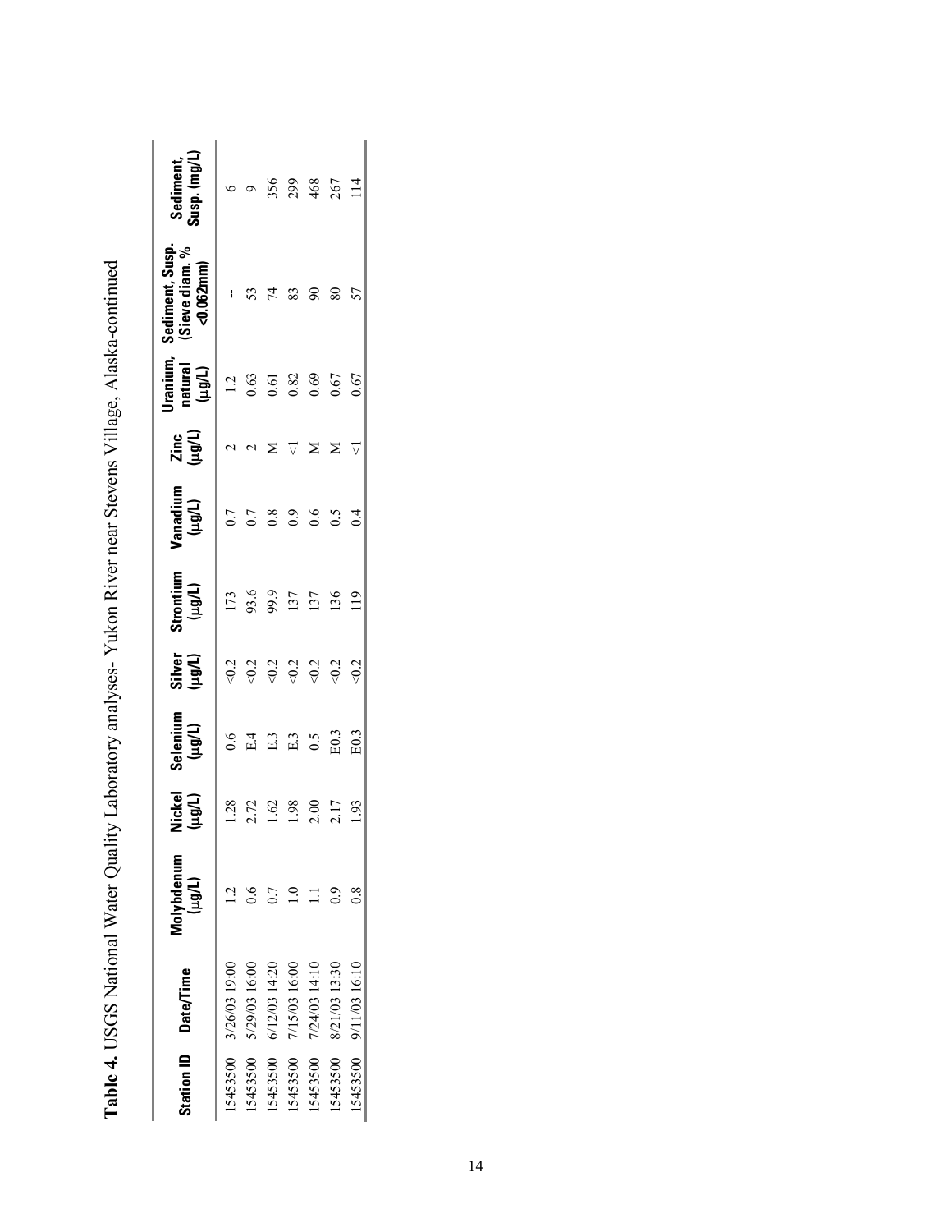**Table 4.** USGS National Water Quality Laboratory analyses- Yukon River near Stevens Village, Alaska-continued

| Station ID | Date/Time | Molybdenum (μg/L) | Nickel (μg/L) | Selenium (μg/L) | Silver (μg/L) | Strontium (μg/L) | Vanadium (μg/L) | Zinc (μg/L) | Uranium, natural (μg/L) | Sediment, Susp. (Sieve diam. % <0.062mm) | Sediment, Susp. (mg/L) |
|---|---|---|---|---|---|---|---|---|---|---|---|
| 15453500 | 3/26/03 19:00 | 1.2 | 1.28 | 0.6 | <0.2 | 173 | 0.7 | 2 | 1.2 | – | 6 |
| 15453500 | 5/29/03 16:00 | 0.6 | 2.72 | E.4 | <0.2 | 93.6 | 0.7 | 2 | 0.63 | 53 | 9 |
| 15453500 | 6/12/03 14:20 | 0.7 | 1.62 | E.3 | <0.2 | 99.9 | 0.8 | M | 0.61 | 74 | 356 |
| 15453500 | 7/15/03 16:00 | 1.0 | 1.98 | E.3 | <0.2 | 137 | 0.9 | <1 | 0.82 | 83 | 299 |
| 15453500 | 7/24/03 14:10 | 1.1 | 2.00 | 0.5 | <0.2 | 137 | 0.6 | M | 0.69 | 90 | 468 |
| 15453500 | 8/21/03 13:30 | 0.9 | 2.17 | E0.3 | <0.2 | 136 | 0.5 | M | 0.67 | 80 | 267 |
| 15453500 | 9/11/03 16:10 | 0.8 | 1.93 | E0.3 | <0.2 | 119 | 0.4 | <1 | 0.67 | 57 | 114 |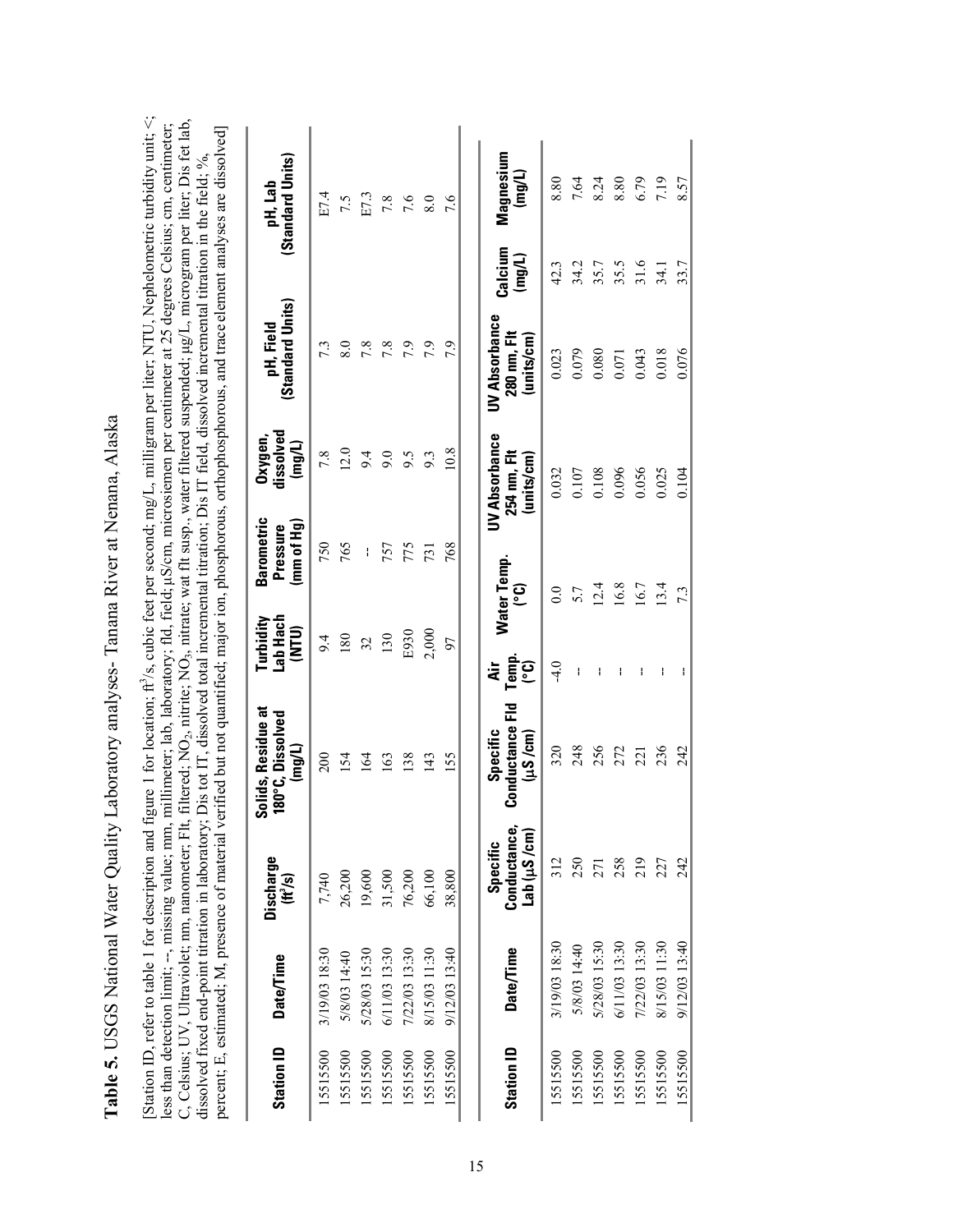**Table 5.** USGS National Water Quality Laboratory analyses- Tanana River at Nenana, Alaska

[Station ID, refer to table 1 for description and figure 1 for location; $ft^3/s$, cubic feet per second; mg/L, milligram per liter; NTU, Nephelometric turbidity unit; <, less than detection limit; --, missing value; mm, millimeter; lab, laboratory; fld, field; µS/cm, microsiemen per centimeter at 25 degrees Celsius; cm, centimeter; C, Celsius; UV, Ultraviolet; nm, nanometer; Flt, filtered; $NO_2$, nitrite; $NO_3$, nitrate; wat flt susp., water filtered suspended; µg/L, microgram per liter; Dis fet lab, dissolved fixed end-point titration in laboratory; Dis tot IT, dissolved total incremental titration; Dis IT field, dissolved incremental titration in the field; %, percent; E, estimated; M, presence of material verified but not quantified; major ion, phosphorous, orthophosphorous, and trace element analyses are dissolved]

| Station ID | Date/Time | Discharge ($ft^3/s$) | Solids, Residue at 180°C, Dissolved (mg/L) | Turbidity Lab Hach (NTU) | Barometric Pressure (mm of Hg) | Oxygen, dissolved (mg/L) | pH, Field (Standard Units) | pH, Lab (Standard Units) |
|---|---|---|---|---|---|---|---|---|
| 15515500 | 3/19/03 18:30 | 7,740 | 200 | 9.4 | 750 | 7.8 | 7.3 | E7.4 |
| 15515500 | 5/8/03 14:40 | 26,200 | 154 | 180 | 765 | 12.0 | 8.0 | 7.5 |
| 15515500 | 5/28/03 15:30 | 19,600 | 164 | 32 | -- | 9.4 | 7.8 | E7.3 |
| 15515500 | 6/11/03 13:30 | 31,500 | 163 | 130 | 757 | 9.0 | 7.8 | 7.8 |
| 15515500 | 7/22/03 13:30 | 76,200 | 138 | E930 | 775 | 9.5 | 7.9 | 7.6 |
| 15515500 | 8/15/03 11:30 | 66,100 | 143 | 2,000 | 731 | 9.3 | 7.9 | 8.0 |
| 15515500 | 9/12/03 13:40 | 38,800 | 155 | 97 | 768 | 10.8 | 7.9 | 7.6 |

| Station ID | Date/Time | Specific Conductance, Lab (µS/cm) | Specific Conductance Fld (µS/cm) | Air Temp. (°C) | Water Temp. (°C) | UV Absorbance 254 nm, Flt (units/cm) | UV Absorbance 280 nm, Flt (units/cm) | Calcium (mg/L) | Magnesium (mg/L) |
|---|---|---|---|---|---|---|---|---|---|
| 15515500 | 3/19/03 18:30 | 312 | 320 | -4.0 | 0.0 | 0.032 | 0.023 | 42.3 | 8.80 |
| 15515500 | 5/8/03 14:40 | 250 | 248 | -- | 5.7 | 0.107 | 0.079 | 34.2 | 7.64 |
| 15515500 | 5/28/03 15:30 | 271 | 256 | -- | 12.4 | 0.108 | 0.080 | 35.7 | 8.24 |
| 15515500 | 6/11/03 13:30 | 258 | 272 | -- | 16.8 | 0.096 | 0.071 | 35.5 | 8.80 |
| 15515500 | 7/22/03 13:30 | 219 | 221 | -- | 16.7 | 0.056 | 0.043 | 31.6 | 6.79 |
| 15515500 | 8/15/03 11:30 | 227 | 236 | -- | 13.4 | 0.025 | 0.018 | 34.1 | 7.19 |
| 15515500 | 9/12/03 13:40 | 242 | 242 | -- | 7.3 | 0.104 | 0.076 | 33.7 | 8.57 |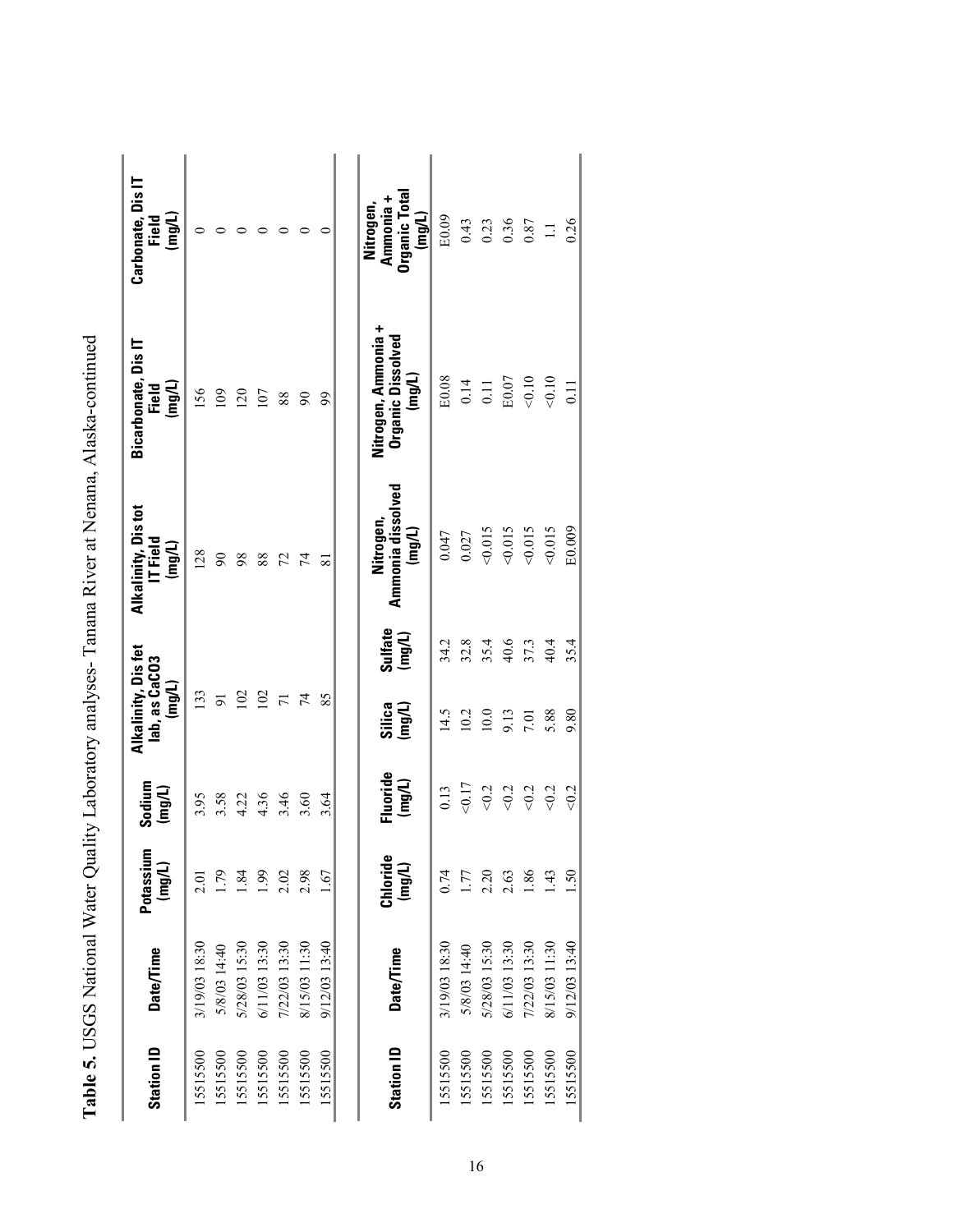**Table 5.** USGS National Water Quality Laboratory analyses- Tanana River at Nenana, Alaska-continued

| Station ID | Date/Time | Potassium (mg/L) | Sodium (mg/L) | Alkalinity, Dis fet lab, as CaCO3 (mg/L) | Alkalinity, Dis tot IT Field (mg/L) | Bicarbonate, Dis IT Field (mg/L) | Carbonate, Dis IT Field (mg/L) |
|---|---|---|---|---|---|---|---|
| 15515500 | 3/19/03 18:30 | 2.01 | 3.95 | 133 | 128 | 156 | 0 |
| 15515500 | 5/8/03 14:40 | 1.79 | 3.58 | 91 | 90 | 109 | 0 |
| 15515500 | 5/28/03 15:30 | 1.84 | 4.22 | 102 | 98 | 120 | 0 |
| 15515500 | 6/11/03 13:30 | 1.99 | 4.36 | 102 | 88 | 107 | 0 |
| 15515500 | 7/22/03 13:30 | 2.02 | 3.46 | 71 | 72 | 88 | 0 |
| 15515500 | 8/15/03 11:30 | 2.98 | 3.60 | 74 | 74 | 90 | 0 |
| 15515500 | 9/12/03 13:40 | 1.67 | 3.64 | 85 | 81 | 99 | 0 |

| Station ID | Date/Time | Chloride (mg/L) | Fluoride (mg/L) | Silica (mg/L) | Sulfate (mg/L) | Nitrogen, Ammonia dissolved (mg/L) | Nitrogen, Ammonia + Organic Dissolved (mg/L) | Nitrogen, Ammonia + Organic Total (mg/L) |
|---|---|---|---|---|---|---|---|---|
| 15515500 | 3/19/03 18:30 | 0.74 | 0.13 | 14.5 | 34.2 | 0.047 | E0.08 | E0.09 |
| 15515500 | 5/8/03 14:40 | 1.77 | <0.17 | 10.2 | 32.8 | 0.027 | 0.14 | 0.43 |
| 15515500 | 5/28/03 15:30 | 2.20 | <0.2 | 10.0 | 35.4 | <0.015 | 0.11 | 0.23 |
| 15515500 | 6/11/03 13:30 | 2.63 | <0.2 | 9.13 | 40.6 | <0.015 | E0.07 | 0.36 |
| 15515500 | 7/22/03 13:30 | 1.86 | <0.2 | 7.01 | 37.3 | <0.015 | <0.10 | 0.87 |
| 15515500 | 8/15/03 11:30 | 1.43 | <0.2 | 5.88 | 40.4 | <0.015 | <0.10 | 1.1 |
| 15515500 | 9/12/03 13:40 | 1.50 | <0.2 | 9.80 | 35.4 | E0.009 | 0.11 | 0.26 |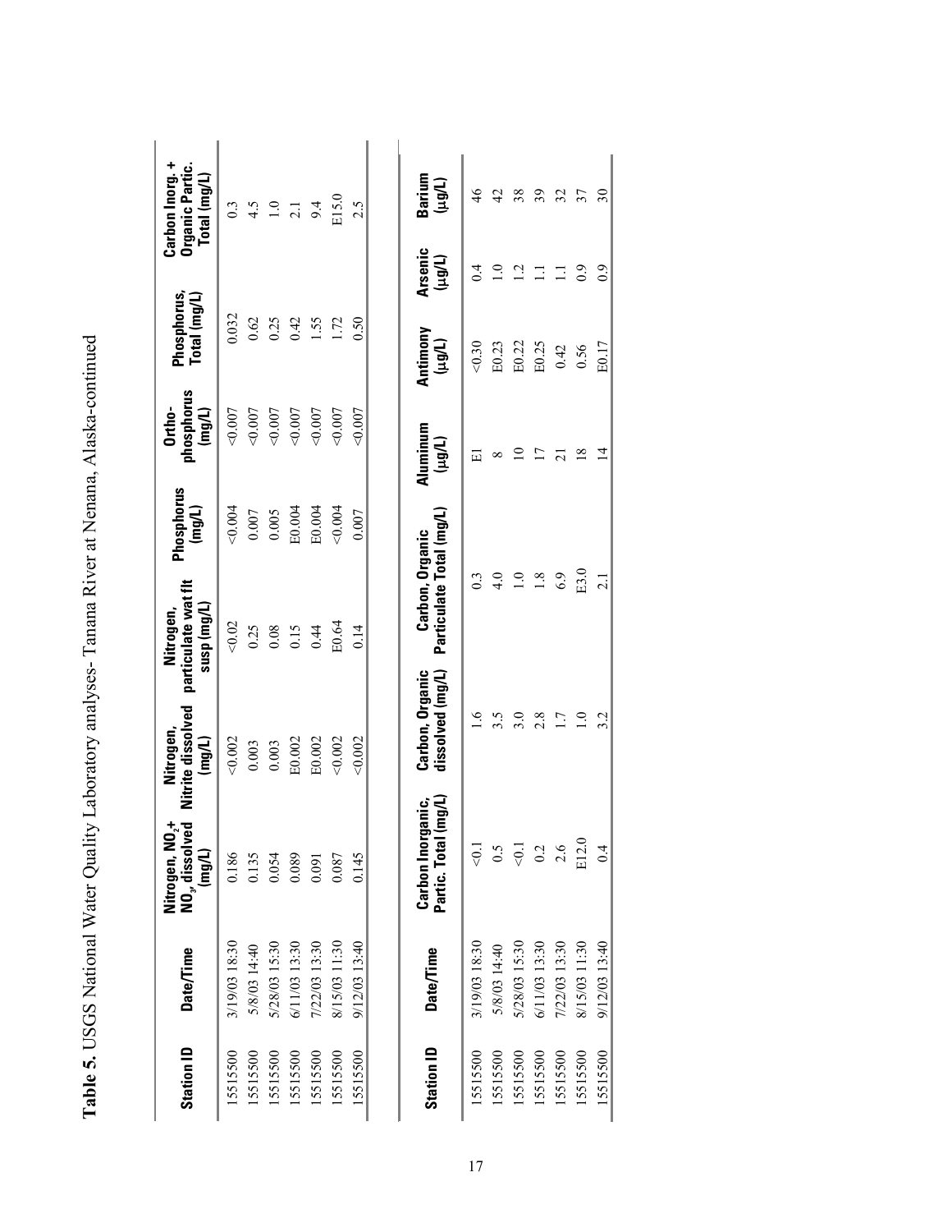**Table 5.** USGS National Water Quality Laboratory analyses- Tanana River at Nenana, Alaska-continued

| Station ID | Date/Time | Nitrogen, $NO_2$+ $NO_3$, dissolved (mg/L) | Nitrogen, Nitrite dissolved (mg/L) | Nitrogen, particulate wat flt susp (mg/L) | Phosphorus (mg/L) | Ortho-phosphorus (mg/L) | Phosphorus, Total (mg/L) | Carbon Inorg. + Organic Partic. Total (mg/L) |
|---|---|---|---|---|---|---|---|---|
| 15515500 | 3/19/03 18:30 | 0.186 | <0.002 | <0.02 | <0.004 | <0.007 | 0.032 | 0.3 |
| 15515500 | 5/8/03 14:40 | 0.135 | 0.003 | 0.25 | 0.007 | <0.007 | 0.62 | 4.5 |
| 15515500 | 5/28/03 15:30 | 0.054 | 0.003 | 0.08 | 0.005 | <0.007 | 0.25 | 1.0 |
| 15515500 | 6/11/03 13:30 | 0.089 | E0.002 | 0.15 | E0.004 | <0.007 | 0.42 | 2.1 |
| 15515500 | 7/22/03 13:30 | 0.091 | E0.002 | 0.44 | E0.004 | <0.007 | 1.55 | 9.4 |
| 15515500 | 8/15/03 11:30 | 0.087 | <0.002 | E0.64 | <0.004 | <0.007 | 1.72 | E15.0 |
| 15515500 | 9/12/03 13:40 | 0.145 | <0.002 | 0.14 | 0.007 | <0.007 | 0.50 | 2.5 |

| Station ID | Date/Time | Carbon Inorganic, Partic. Total (mg/L) | Carbon, Organic dissolved (mg/L) | Carbon, Organic Particulate Total (mg/L) | Aluminum (µg/L) | Antimony (µg/L) | Arsenic (µg/L) | Barium (µg/L) |
|---|---|---|---|---|---|---|---|---|
| 15515500 | 3/19/03 18:30 | <0.1 | 1.6 | 0.3 | E1 | <0.30 | 0.4 | 46 |
| 15515500 | 5/8/03 14:40 | 0.5 | 3.5 | 4.0 | 8 | E0.23 | 1.0 | 42 |
| 15515500 | 5/28/03 15:30 | <0.1 | 3.0 | 1.0 | 10 | E0.22 | 1.2 | 38 |
| 15515500 | 6/11/03 13:30 | 0.2 | 2.8 | 1.8 | 17 | E0.25 | 1.1 | 39 |
| 15515500 | 7/22/03 13:30 | 2.6 | 1.7 | 6.9 | 21 | 0.42 | 1.1 | 32 |
| 15515500 | 8/15/03 11:30 | E12.0 | 1.0 | E3.0 | 18 | 0.56 | 0.9 | 37 |
| 15515500 | 9/12/03 13:40 | 0.4 | 3.2 | 2.1 | 14 | E0.17 | 0.9 | 30 |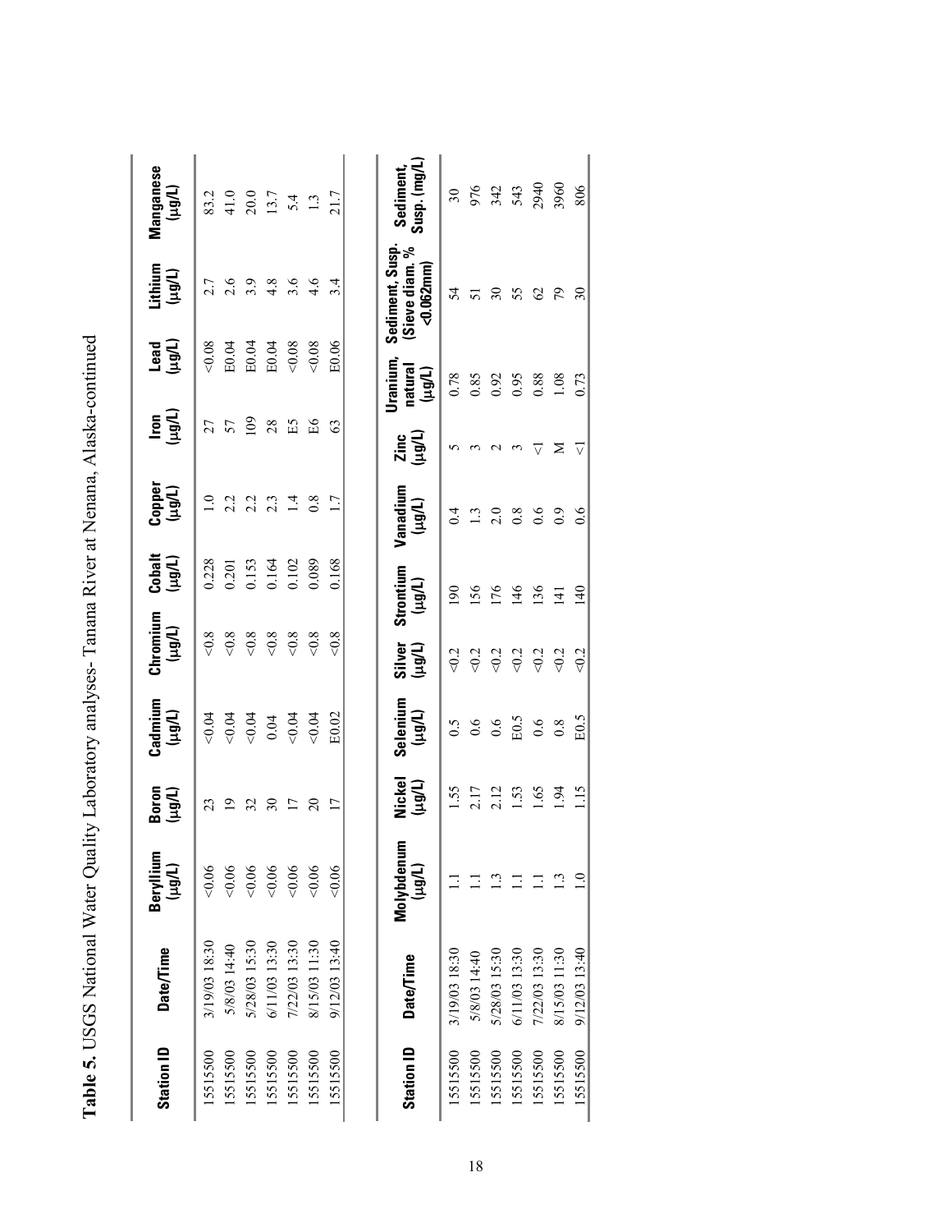**Table 5.** USGS National Water Quality Laboratory analyses- Tanana River at Nenana, Alaska-continued

| Station ID | Date/Time | Beryllium (µg/L) | Boron (µg/L) | Cadmium (µg/L) | Chromium (µg/L) | Cobalt (µg/L) | Copper (µg/L) | Iron (µg/L) | Lead (µg/L) | Lithium (µg/L) | Manganese (µg/L) |
|---|---|---|---|---|---|---|---|---|---|---|---|
| 15515500 | 3/19/03 18:30 | <0.06 | 23 | <0.04 | <0.8 | 0.228 | 1.0 | 27 | <0.08 | 2.7 | 83.2 |
| 15515500 | 5/8/03 14:40 | <0.06 | 19 | <0.04 | <0.8 | 0.201 | 2.2 | 57 | E0.04 | 2.6 | 41.0 |
| 15515500 | 5/28/03 15:30 | <0.06 | 32 | <0.04 | <0.8 | 0.153 | 2.2 | 109 | E0.04 | 3.9 | 20.0 |
| 15515500 | 6/11/03 13:30 | <0.06 | 30 | 0.04 | <0.8 | 0.164 | 2.3 | 28 | E0.04 | 4.8 | 13.7 |
| 15515500 | 7/22/03 13:30 | <0.06 | 17 | <0.04 | <0.8 | 0.102 | 1.4 | E5 | <0.08 | 3.6 | 5.4 |
| 15515500 | 8/15/03 11:30 | <0.06 | 20 | <0.04 | <0.8 | 0.089 | 0.8 | E6 | <0.08 | 4.6 | 1.3 |
| 15515500 | 9/12/03 13:40 | <0.06 | 17 | E0.02 | <0.8 | 0.168 | 1.7 | 63 | E0.06 | 3.4 | 21.7 |

| Station ID | Date/Time | Molybdenum (µg/L) | Nickel (µg/L) | Selenium (µg/L) | Silver (µg/L) | Strontium (µg/L) | Vanadium (µg/L) | Zinc (µg/L) | Uranium, natural (µg/L) | Sediment, Susp. (Sieve diam. % <0.062mm) | Sediment, Susp. (mg/L) |
|---|---|---|---|---|---|---|---|---|---|---|---|
| 15515500 | 3/19/03 18:30 | 1.1 | 1.55 | 0.5 | <0.2 | 190 | 0.4 | 5 | 0.78 | 54 | 30 |
| 15515500 | 5/8/03 14:40 | 1.1 | 2.17 | 0.6 | <0.2 | 156 | 1.3 | 3 | 0.85 | 51 | 976 |
| 15515500 | 5/28/03 15:30 | 1.3 | 2.12 | 0.6 | <0.2 | 176 | 2.0 | 2 | 0.92 | 30 | 342 |
| 15515500 | 6/11/03 13:30 | 1.1 | 1.53 | E0.5 | <0.2 | 146 | 0.8 | 3 | 0.95 | 55 | 543 |
| 15515500 | 7/22/03 13:30 | 1.1 | 1.65 | 0.6 | <0.2 | 136 | 0.6 | <1 | 0.88 | 62 | 2940 |
| 15515500 | 8/15/03 11:30 | 1.3 | 1.94 | 0.8 | <0.2 | 141 | 0.9 | M | 1.08 | 79 | 3960 |
| 15515500 | 9/12/03 13:40 | 1.0 | 1.15 | E0.5 | <0.2 | 140 | 0.6 | <1 | 0.73 | 30 | 806 |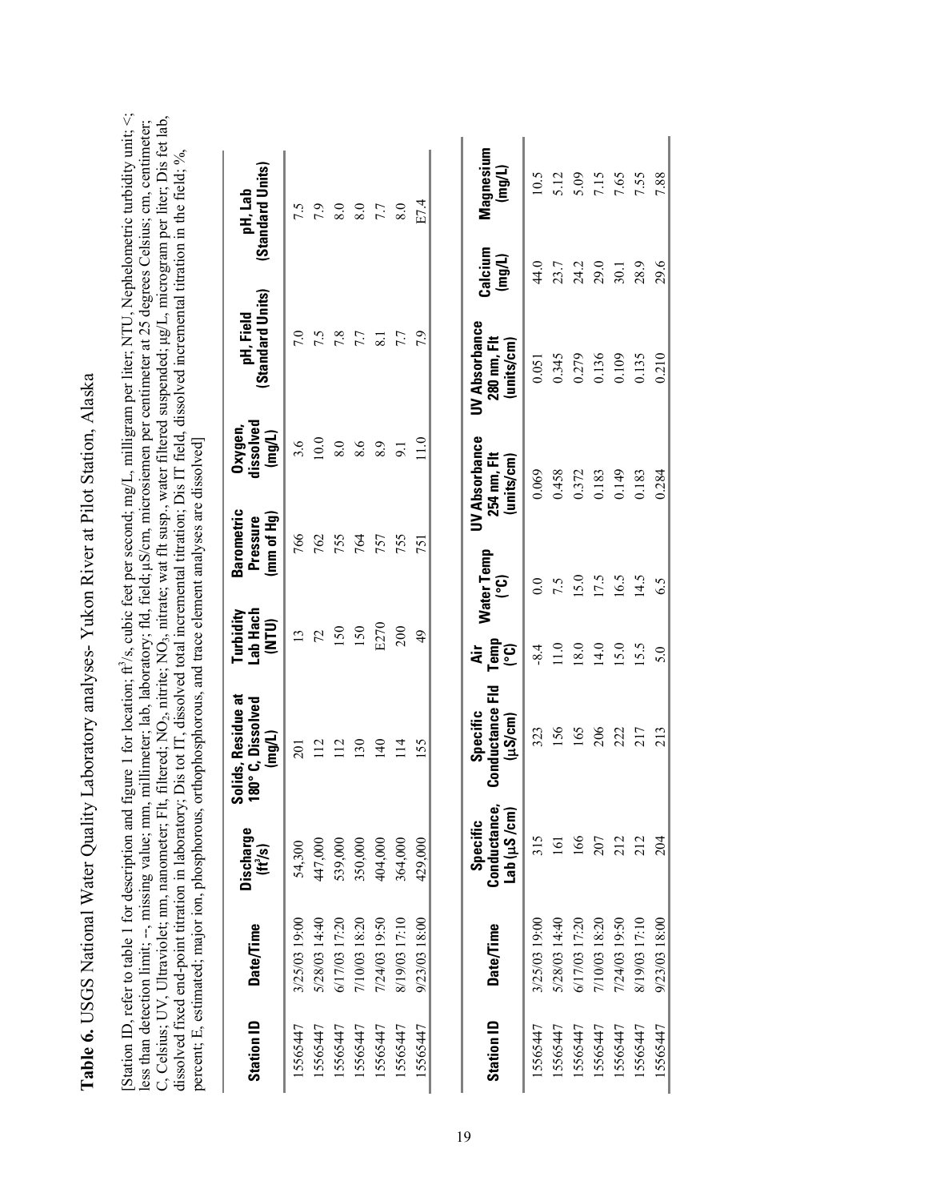**Table 6.** USGS National Water Quality Laboratory analyses- Yukon River at Pilot Station, Alaska

[Station ID, refer to table 1 for description and figure 1 for location; $ft^3/s$, cubic feet per second; mg/L, milligram per liter; NTU, Nephelometric turbidity unit; <, less than detection limit; --, missing value; mm, millimeter; lab, laboratory; fld, field; µS/cm, microsiemen per centimeter at 25 degrees Celsius; cm, centimeter; C, Celsius; UV, Ultraviolet; nm, nanometer; Flt, filtered; $NO_2$, nitrite; $NO_3$, nitrate; wat flt susp., water filtered suspended; µg/L, microgram per liter; Dis fet lab, dissolved fixed end-point titration in laboratory; Dis tot IT, dissolved total incremental titration; Dis IT field, dissolved incremental titration in the field; %, percent; E, estimated; major ion, phosphorous, orthophosphorous, and trace element analyses are dissolved]

| Station ID | Date/Time | Discharge ($ft^3/s$) | Solids, Residue at 180° C, Dissolved (mg/L) | Turbidity Lab Hach (NTU) | Barometric Pressure (mm of Hg) | Oxygen, dissolved (mg/L) | pH, Field (Standard Units) | pH, Lab (Standard Units) |
|---|---|---|---|---|---|---|---|---|
| 15565447 | 3/25/03 19:00 | 54,300 | 201 | 13 | 766 | 3.6 | 7.0 | 7.5 |
| 15565447 | 5/28/03 14:40 | 447,000 | 112 | 72 | 762 | 10.0 | 7.5 | 7.9 |
| 15565447 | 6/17/03 17:20 | 539,000 | 112 | 150 | 755 | 8.0 | 7.8 | 8.0 |
| 15565447 | 7/10/03 18:20 | 350,000 | 130 | 150 | 764 | 8.6 | 7.7 | 8.0 |
| 15565447 | 7/24/03 19:50 | 404,000 | 140 | E270 | 757 | 8.9 | 8.1 | 7.7 |
| 15565447 | 8/19/03 17:10 | 364,000 | 114 | 200 | 755 | 9.1 | 7.7 | 8.0 |
| 15565447 | 9/23/03 18:00 | 429,000 | 155 | 49 | 751 | 11.0 | 7.9 | E7.4 |

| Station ID | Date/Time | Specific Conductance, Lab (µS/cm) | Specific Conductance Fld (µS/cm) | Air Temp (°C) | Water Temp (°C) | UV Absorbance 254 nm, Flt (units/cm) | UV Absorbance 280 nm, Flt (units/cm) | Calcium (mg/L) | Magnesium (mg/L) |
|---|---|---|---|---|---|---|---|---|---|
| 15565447 | 3/25/03 19:00 | 315 | 323 | -8.4 | 0.0 | 0.069 | 0.051 | 44.0 | 10.5 |
| 15565447 | 5/28/03 14:40 | 161 | 156 | 11.0 | 7.5 | 0.458 | 0.345 | 23.7 | 5.12 |
| 15565447 | 6/17/03 17:20 | 166 | 165 | 18.0 | 15.0 | 0.372 | 0.279 | 24.2 | 5.09 |
| 15565447 | 7/10/03 18:20 | 207 | 206 | 14.0 | 17.5 | 0.183 | 0.136 | 29.0 | 7.15 |
| 15565447 | 7/24/03 19:50 | 212 | 222 | 15.0 | 16.5 | 0.149 | 0.109 | 30.1 | 7.65 |
| 15565447 | 8/19/03 17:10 | 212 | 217 | 15.5 | 14.5 | 0.183 | 0.135 | 28.9 | 7.55 |
| 15565447 | 9/23/03 18:00 | 204 | 213 | 5.0 | 6.5 | 0.284 | 0.210 | 29.6 | 7.88 |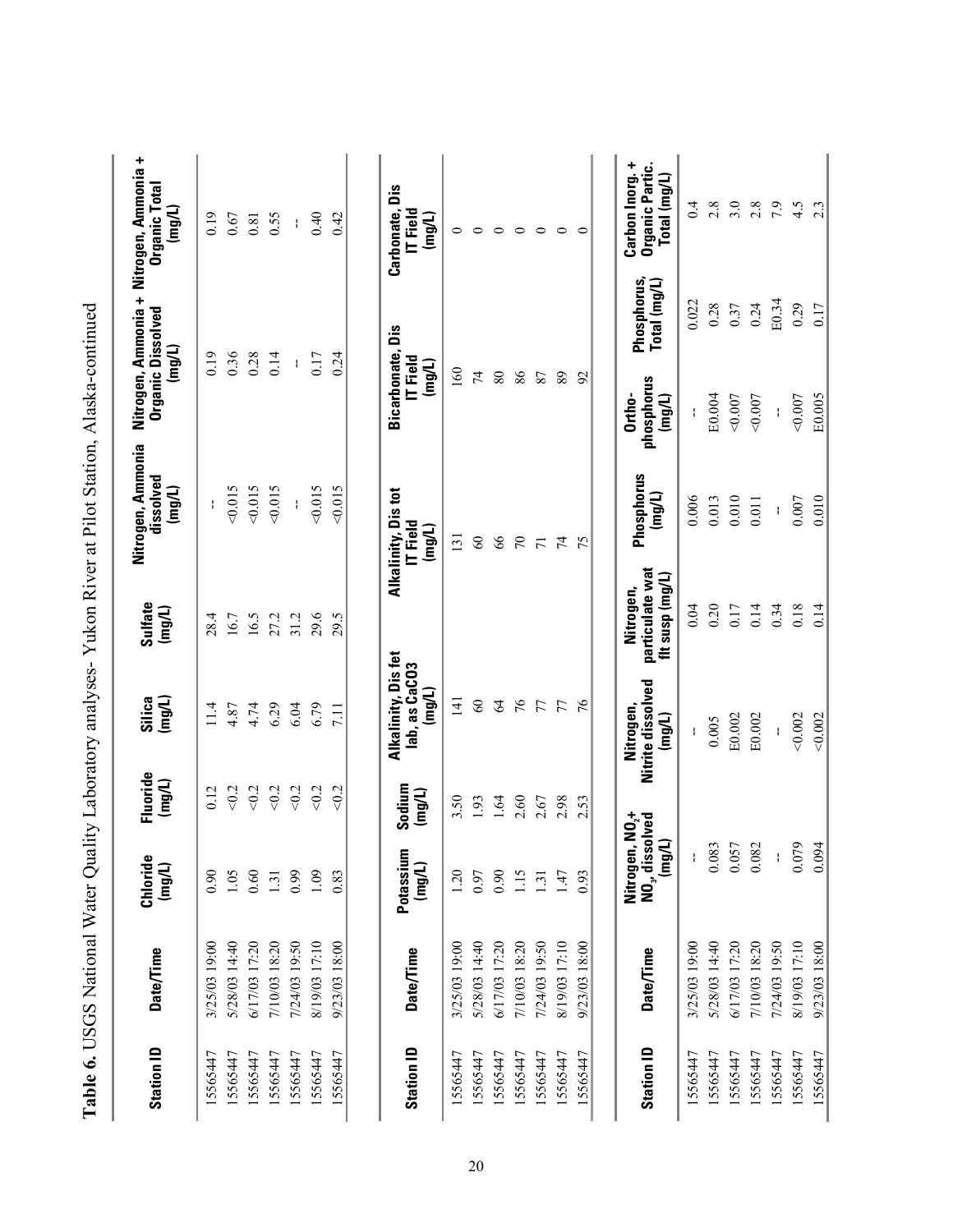**Table 6.** USGS National Water Quality Laboratory analyses- Yukon River at Pilot Station, Alaska-continued

| Station ID | Date/Time | Chloride (mg/L) | Fluoride (mg/L) | Silica (mg/L) | Sulfate (mg/L) | Nitrogen, Ammonia dissolved (mg/L) | Nitrogen, Ammonia + Organic Dissolved (mg/L) | Nitrogen, Ammonia + Organic Total (mg/L) |
|---|---|---|---|---|---|---|---|---|
| 15565447 | 3/25/03 19:00 | 0.90 | 0.12 | 11.4 | 28.4 | -- | 0.19 | 0.19 |
| 15565447 | 5/28/03 14:40 | 1.05 | <0.2 | 4.87 | 16.7 | <0.015 | 0.36 | 0.67 |
| 15565447 | 6/17/03 17:20 | 0.60 | <0.2 | 4.74 | 16.5 | <0.015 | 0.28 | 0.81 |
| 15565447 | 7/10/03 18:20 | 1.31 | <0.2 | 6.29 | 27.2 | <0.015 | 0.14 | 0.55 |
| 15565447 | 7/24/03 19:50 | 0.99 | <0.2 | 6.04 | 31.2 | -- | -- | -- |
| 15565447 | 8/19/03 17:10 | 1.09 | <0.2 | 6.79 | 29.6 | <0.015 | 0.17 | 0.40 |
| 15565447 | 9/23/03 18:00 | 0.83 | <0.2 | 7.11 | 29.5 | <0.015 | 0.24 | 0.42 |

| Station ID | Date/Time | Potassium (mg/L) | Sodium (mg/L) | Alkalinity, Dis fet lab, as CaCO3 (mg/L) | Alkalinity, Dis tot IT Field (mg/L) | Bicarbonate, Dis IT Field (mg/L) | Carbonate, Dis IT Field (mg/L) |
|---|---|---|---|---|---|---|---|
| 15565447 | 3/25/03 19:00 | 1.20 | 3.50 | 141 | 131 | 160 | 0 |
| 15565447 | 5/28/03 14:40 | 0.97 | 1.93 | 60 | 60 | 74 | 0 |
| 15565447 | 6/17/03 17:20 | 0.90 | 1.64 | 64 | 66 | 80 | 0 |
| 15565447 | 7/10/03 18:20 | 1.15 | 2.60 | 76 | 70 | 86 | 0 |
| 15565447 | 7/24/03 19:50 | 1.31 | 2.67 | 77 | 71 | 87 | 0 |
| 15565447 | 8/19/03 17:10 | 1.47 | 2.98 | 77 | 74 | 89 | 0 |
| 15565447 | 9/23/03 18:00 | 0.93 | 2.53 | 76 | 75 | 92 | 0 |

| Station ID | Date/Time | Nitrogen, $NO_2$+ $NO_3$, dissolved (mg/L) | Nitrogen, Nitrite dissolved (mg/L) | Nitrogen, particulate wat flt susp (mg/L) | Phosphorus (mg/L) | Ortho-phosphorus (mg/L) | Phosphorus, Total (mg/L) | Carbon Inorg. + Organic Partic. Total (mg/L) |
|---|---|---|---|---|---|---|---|---|
| 15565447 | 3/25/03 19:00 | -- | -- | 0.04 | 0.006 | -- | 0.022 | 0.4 |
| 15565447 | 5/28/03 14:40 | 0.083 | 0.005 | 0.20 | 0.013 | E0.004 | 0.28 | 2.8 |
| 15565447 | 6/17/03 17:20 | 0.057 | E0.002 | 0.17 | 0.010 | <0.007 | 0.37 | 3.0 |
| 15565447 | 7/10/03 18:20 | 0.082 | E0.002 | 0.14 | 0.011 | <0.007 | 0.24 | 2.8 |
| 15565447 | 7/24/03 19:50 | -- | -- | 0.34 | -- | -- | E0.34 | 7.9 |
| 15565447 | 8/19/03 17:10 | 0.079 | <0.002 | 0.18 | 0.007 | <0.007 | 0.29 | 4.5 |
| 15565447 | 9/23/03 18:00 | 0.094 | <0.002 | 0.14 | 0.010 | E0.005 | 0.17 | 2.3 |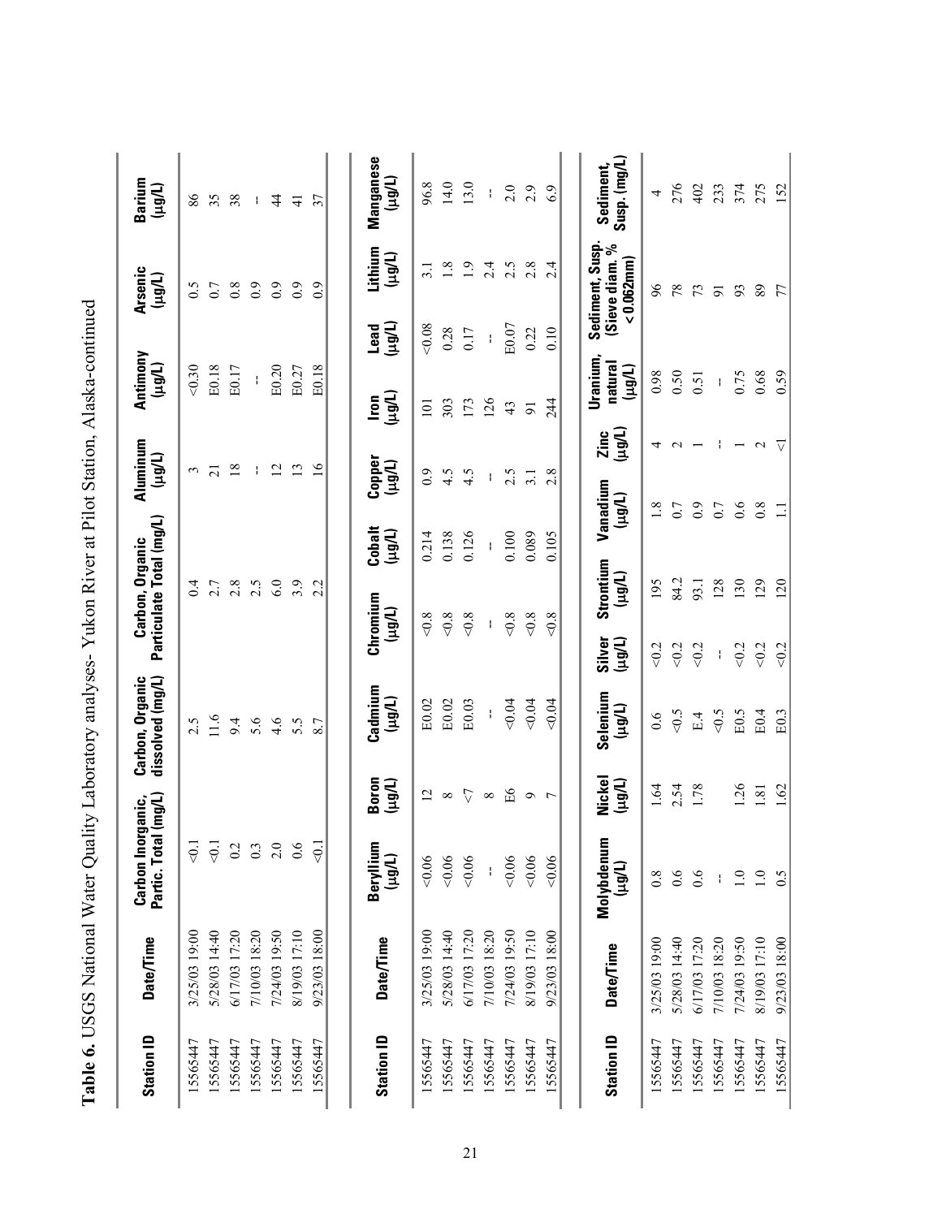**Table 6.** USGS National Water Quality Laboratory analyses- Yukon River at Pilot Station, Alaska-continued

| Station ID | Date/Time | Carbon Inorganic, Partic. Total (mg/L) | Carbon, Organic dissolved (mg/L) | Carbon, Organic Particulate Total (mg/L) | Aluminum (µg/L) | Antimony (µg/L) | Arsenic (µg/L) | Barium (µg/L) |
|---|---|---|---|---|---|---|---|---|
| 15565447 | 3/25/03 19:00 | <0.1 | 2.5 | 0.4 | 3 | <0.30 | 0.5 | 86 |
| 15565447 | 5/28/03 14:40 | <0.1 | 11.6 | 2.7 | 21 | E0.18 | 0.7 | 35 |
| 15565447 | 6/17/03 17:20 | 0.2 | 9.4 | 2.8 | 18 | E0.17 | 0.8 | 38 |
| 15565447 | 7/10/03 18:20 | 0.3 | 5.6 | 2.5 | -- | -- | 0.9 | -- |
| 15565447 | 7/24/03 19:50 | 2.0 | 4.6 | 6.0 | 12 | E0.20 | 0.9 | 44 |
| 15565447 | 8/19/03 17:10 | 0.6 | 5.5 | 3.9 | 13 | E0.27 | 0.9 | 41 |
| 15565447 | 9/23/03 18:00 | <0.1 | 8.7 | 2.2 | 16 | E0.18 | 0.9 | 37 |

| Station ID | Date/Time | Beryllium (µg/L) | Boron (µg/L) | Cadmium (µg/L) | Chromium (µg/L) | Cobalt (µg/L) | Copper (µg/L) | Iron (µg/L) | Lead (µg/L) | Lithium (µg/L) | Manganese (µg/L) |
|---|---|---|---|---|---|---|---|---|---|---|---|
| 15565447 | 3/25/03 19:00 | <0.06 | 12 | E0.02 | <0.8 | 0.214 | 0.9 | 101 | <0.08 | 3.1 | 96.8 |
| 15565447 | 5/28/03 14:40 | <0.06 | 8 | E0.02 | <0.8 | 0.138 | 4.5 | 303 | 0.28 | 1.8 | 14.0 |
| 15565447 | 6/17/03 17:20 | <0.06 | <7 | E0.03 | <0.8 | 0.126 | 4.5 | 173 | 0.17 | 1.9 | 13.0 |
| 15565447 | 7/10/03 18:20 | -- | 8 | -- | -- | -- | -- | 126 | -- | 2.4 | -- |
| 15565447 | 7/24/03 19:50 | <0.06 | E6 | <0.04 | <0.8 | 0.100 | 2.5 | 43 | E0.07 | 2.5 | 2.0 |
| 15565447 | 8/19/03 17:10 | <0.06 | 9 | <0.04 | <0.8 | 0.089 | 3.1 | 91 | 0.22 | 2.8 | 2.9 |
| 15565447 | 9/23/03 18:00 | <0.06 | 7 | <0.04 | <0.8 | 0.105 | 2.8 | 244 | 0.10 | 2.4 | 6.9 |

| Station ID | Date/Time | Molybdenum (µg/L) | Nickel (µg/L) | Selenium (µg/L) | Silver (µg/L) | Strontium (µg/L) | Vanadium (µg/L) | Zinc (µg/L) | Uranium, natural (µg/L) | Sediment, Susp. (Sieve diam. % <0.062mm) | Sediment, Susp. (mg/L) |
|---|---|---|---|---|---|---|---|---|---|---|---|
| 15565447 | 3/25/03 19:00 | 0.8 | 1.64 | 0.6 | <0.2 | 195 | 1.8 | 4 | 0.98 | 96 | 4 |
| 15565447 | 5/28/03 14:40 | 0.6 | 2.54 | <0.5 | <0.2 | 84.2 | 0.7 | 2 | 0.50 | 78 | 276 |
| 15565447 | 6/17/03 17:20 | 0.6 | 1.78 | E.4 | <0.2 | 93.1 | 0.9 | 1 | 0.51 | 73 | 402 |
| 15565447 | 7/10/03 18:20 | -- | | <0.5 | -- | 128 | 0.7 | -- | -- | 91 | 233 |
| 15565447 | 7/24/03 19:50 | 1.0 | 1.26 | E0.5 | <0.2 | 130 | 0.6 | 1 | 0.75 | 93 | 374 |
| 15565447 | 8/19/03 17:10 | 1.0 | 1.81 | E0.4 | <0.2 | 129 | 0.8 | 2 | 0.68 | 89 | 275 |
| 15565447 | 9/23/03 18:00 | 0.5 | 1.62 | E0.3 | <0.2 | 120 | 1.1 | <1 | 0.59 | 77 | 152 |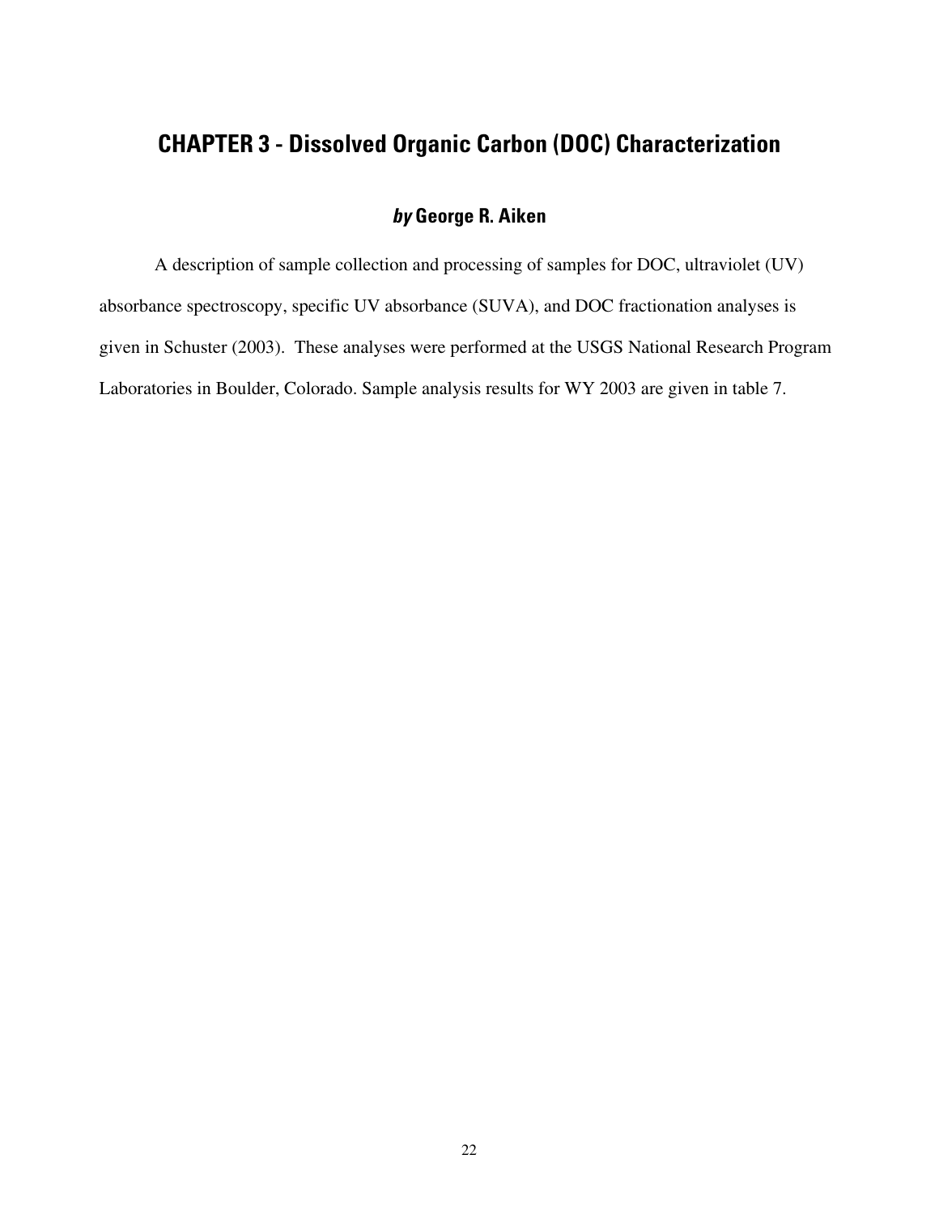# CHAPTER 3 - Dissolved Organic Carbon (DOC) Characterization

### *by* George R. Aiken

A description of sample collection and processing of samples for DOC, ultraviolet (UV) absorbance spectroscopy, specific UV absorbance (SUVA), and DOC fractionation analyses is given in Schuster (2003). These analyses were performed at the USGS National Research Program Laboratories in Boulder, Colorado. Sample analysis results for WY 2003 are given in table 7.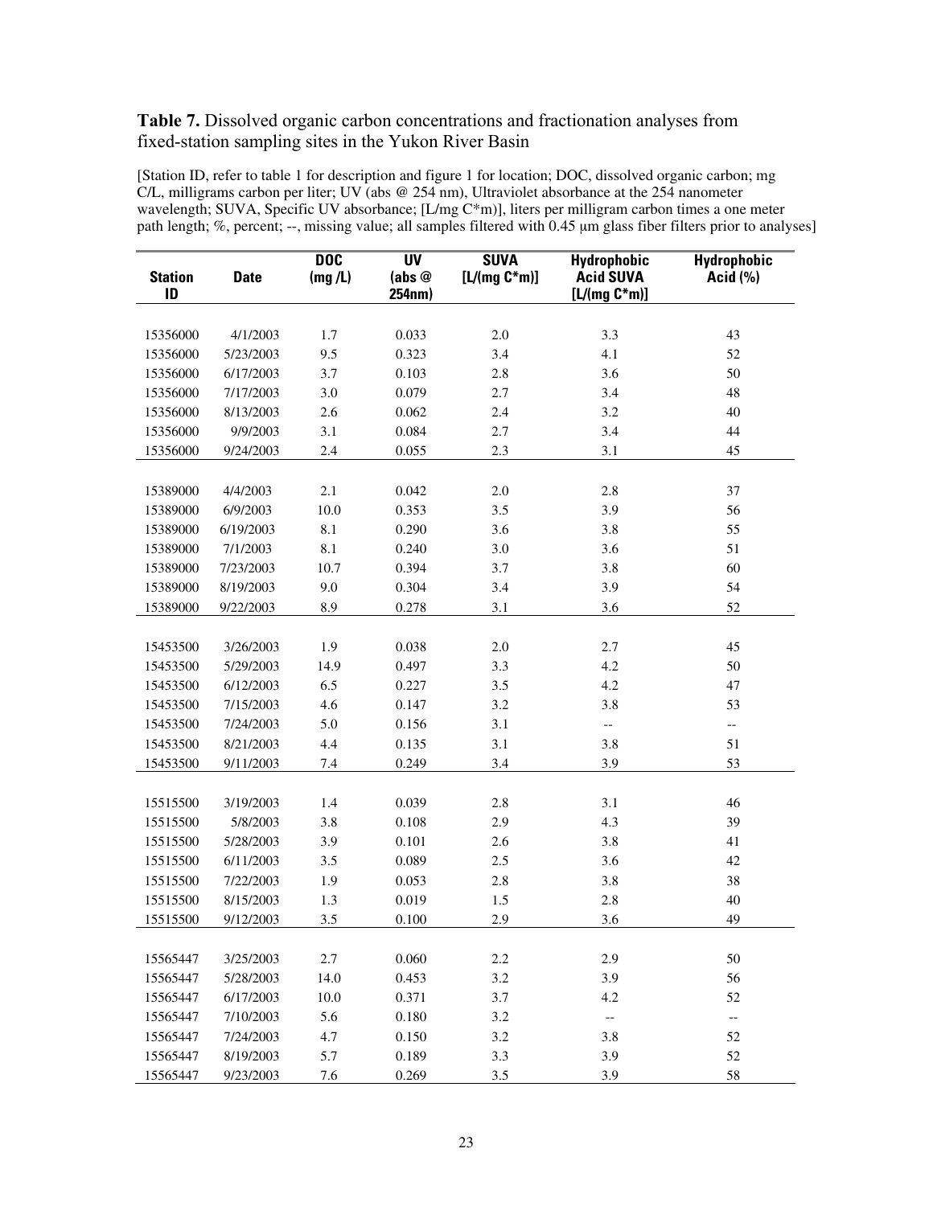**Table 7.** Dissolved organic carbon concentrations and fractionation analyses from fixed-station sampling sites in the Yukon River Basin

[Station ID, refer to table 1 for description and figure 1 for location; DOC, dissolved organic carbon; mg C/L, milligrams carbon per liter; UV (abs @ 254 nm), Ultraviolet absorbance at the 254 nanometer wavelength; SUVA, Specific UV absorbance; [L/mg C*m)], liters per milligram carbon times a one meter path length; %, percent; --, missing value; all samples filtered with 0.45 μm glass fiber filters prior to analyses]

| Station ID | Date | DOC (mg /L) | UV (abs @ 254nm) | SUVA [L/(mg C*m)] | Hydrophobic Acid SUVA [L/(mg C*m)] | Hydrophobic Acid (%) |
|---|---|---|---|---|---|---|
| 15356000 | 4/1/2003 | 1.7 | 0.033 | 2.0 | 3.3 | 43 |
| 15356000 | 5/23/2003 | 9.5 | 0.323 | 3.4 | 4.1 | 52 |
| 15356000 | 6/17/2003 | 3.7 | 0.103 | 2.8 | 3.6 | 50 |
| 15356000 | 7/17/2003 | 3.0 | 0.079 | 2.7 | 3.4 | 48 |
| 15356000 | 8/13/2003 | 2.6 | 0.062 | 2.4 | 3.2 | 40 |
| 15356000 | 9/9/2003 | 3.1 | 0.084 | 2.7 | 3.4 | 44 |
| 15356000 | 9/24/2003 | 2.4 | 0.055 | 2.3 | 3.1 | 45 |
| 15389000 | 4/4/2003 | 2.1 | 0.042 | 2.0 | 2.8 | 37 |
| 15389000 | 6/9/2003 | 10.0 | 0.353 | 3.5 | 3.9 | 56 |
| 15389000 | 6/19/2003 | 8.1 | 0.290 | 3.6 | 3.8 | 55 |
| 15389000 | 7/1/2003 | 8.1 | 0.240 | 3.0 | 3.6 | 51 |
| 15389000 | 7/23/2003 | 10.7 | 0.394 | 3.7 | 3.8 | 60 |
| 15389000 | 8/19/2003 | 9.0 | 0.304 | 3.4 | 3.9 | 54 |
| 15389000 | 9/22/2003 | 8.9 | 0.278 | 3.1 | 3.6 | 52 |
| 15453500 | 3/26/2003 | 1.9 | 0.038 | 2.0 | 2.7 | 45 |
| 15453500 | 5/29/2003 | 14.9 | 0.497 | 3.3 | 4.2 | 50 |
| 15453500 | 6/12/2003 | 6.5 | 0.227 | 3.5 | 4.2 | 47 |
| 15453500 | 7/15/2003 | 4.6 | 0.147 | 3.2 | 3.8 | 53 |
| 15453500 | 7/24/2003 | 5.0 | 0.156 | 3.1 | -- | -- |
| 15453500 | 8/21/2003 | 4.4 | 0.135 | 3.1 | 3.8 | 51 |
| 15453500 | 9/11/2003 | 7.4 | 0.249 | 3.4 | 3.9 | 53 |
| 15515500 | 3/19/2003 | 1.4 | 0.039 | 2.8 | 3.1 | 46 |
| 15515500 | 5/8/2003 | 3.8 | 0.108 | 2.9 | 4.3 | 39 |
| 15515500 | 5/28/2003 | 3.9 | 0.101 | 2.6 | 3.8 | 41 |
| 15515500 | 6/11/2003 | 3.5 | 0.089 | 2.5 | 3.6 | 42 |
| 15515500 | 7/22/2003 | 1.9 | 0.053 | 2.8 | 3.8 | 38 |
| 15515500 | 8/15/2003 | 1.3 | 0.019 | 1.5 | 2.8 | 40 |
| 15515500 | 9/12/2003 | 3.5 | 0.100 | 2.9 | 3.6 | 49 |
| 15565447 | 3/25/2003 | 2.7 | 0.060 | 2.2 | 2.9 | 50 |
| 15565447 | 5/28/2003 | 14.0 | 0.453 | 3.2 | 3.9 | 56 |
| 15565447 | 6/17/2003 | 10.0 | 0.371 | 3.7 | 4.2 | 52 |
| 15565447 | 7/10/2003 | 5.6 | 0.180 | 3.2 | -- | -- |
| 15565447 | 7/24/2003 | 4.7 | 0.150 | 3.2 | 3.8 | 52 |
| 15565447 | 8/19/2003 | 5.7 | 0.189 | 3.3 | 3.9 | 52 |
| 15565447 | 9/23/2003 | 7.6 | 0.269 | 3.5 | 3.9 | 58 |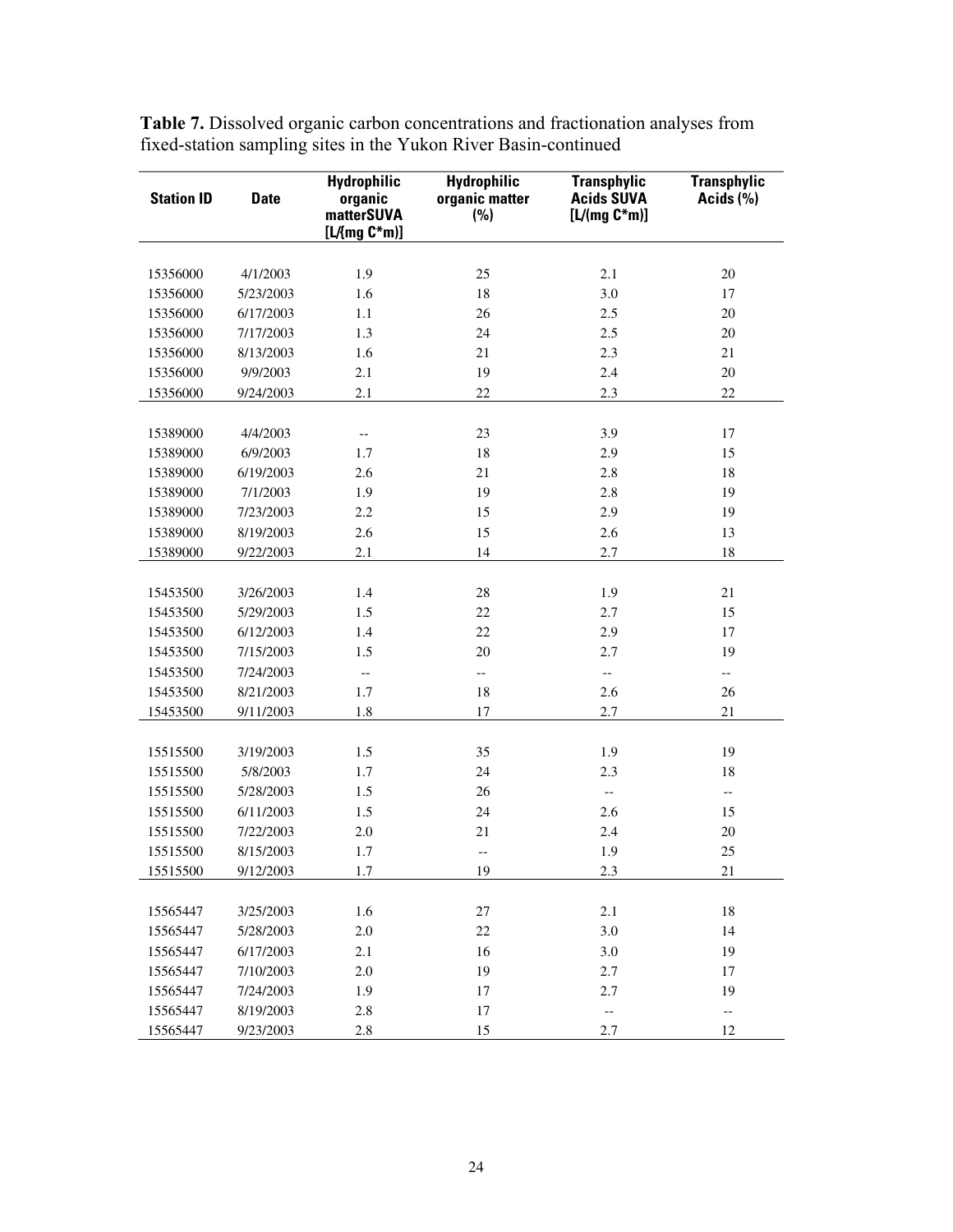**Table 7.** Dissolved organic carbon concentrations and fractionation analyses from fixed-station sampling sites in the Yukon River Basin-continued

| Station ID | Date | Hydrophilic organic matterSUVA [L/(mg C*m)] | Hydrophilic organic matter (%) | Transphylic Acids SUVA [L/(mg C*m)] | Transphylic Acids (%) |
|---|---|---|---|---|---|
| 15356000 | 4/1/2003 | 1.9 | 25 | 2.1 | 20 |
| 15356000 | 5/23/2003 | 1.6 | 18 | 3.0 | 17 |
| 15356000 | 6/17/2003 | 1.1 | 26 | 2.5 | 20 |
| 15356000 | 7/17/2003 | 1.3 | 24 | 2.5 | 20 |
| 15356000 | 8/13/2003 | 1.6 | 21 | 2.3 | 21 |
| 15356000 | 9/9/2003 | 2.1 | 19 | 2.4 | 20 |
| 15356000 | 9/24/2003 | 2.1 | 22 | 2.3 | 22 |
| 15389000 | 4/4/2003 | -- | 23 | 3.9 | 17 |
| 15389000 | 6/9/2003 | 1.7 | 18 | 2.9 | 15 |
| 15389000 | 6/19/2003 | 2.6 | 21 | 2.8 | 18 |
| 15389000 | 7/1/2003 | 1.9 | 19 | 2.8 | 19 |
| 15389000 | 7/23/2003 | 2.2 | 15 | 2.9 | 19 |
| 15389000 | 8/19/2003 | 2.6 | 15 | 2.6 | 13 |
| 15389000 | 9/22/2003 | 2.1 | 14 | 2.7 | 18 |
| 15453500 | 3/26/2003 | 1.4 | 28 | 1.9 | 21 |
| 15453500 | 5/29/2003 | 1.5 | 22 | 2.7 | 15 |
| 15453500 | 6/12/2003 | 1.4 | 22 | 2.9 | 17 |
| 15453500 | 7/15/2003 | 1.5 | 20 | 2.7 | 19 |
| 15453500 | 7/24/2003 | -- | -- | -- | -- |
| 15453500 | 8/21/2003 | 1.7 | 18 | 2.6 | 26 |
| 15453500 | 9/11/2003 | 1.8 | 17 | 2.7 | 21 |
| 15515500 | 3/19/2003 | 1.5 | 35 | 1.9 | 19 |
| 15515500 | 5/8/2003 | 1.7 | 24 | 2.3 | 18 |
| 15515500 | 5/28/2003 | 1.5 | 26 | -- | -- |
| 15515500 | 6/11/2003 | 1.5 | 24 | 2.6 | 15 |
| 15515500 | 7/22/2003 | 2.0 | 21 | 2.4 | 20 |
| 15515500 | 8/15/2003 | 1.7 | -- | 1.9 | 25 |
| 15515500 | 9/12/2003 | 1.7 | 19 | 2.3 | 21 |
| 15565447 | 3/25/2003 | 1.6 | 27 | 2.1 | 18 |
| 15565447 | 5/28/2003 | 2.0 | 22 | 3.0 | 14 |
| 15565447 | 6/17/2003 | 2.1 | 16 | 3.0 | 19 |
| 15565447 | 7/10/2003 | 2.0 | 19 | 2.7 | 17 |
| 15565447 | 7/24/2003 | 1.9 | 17 | 2.7 | 19 |
| 15565447 | 8/19/2003 | 2.8 | 17 | -- | -- |
| 15565447 | 9/23/2003 | 2.8 | 15 | 2.7 | 12 |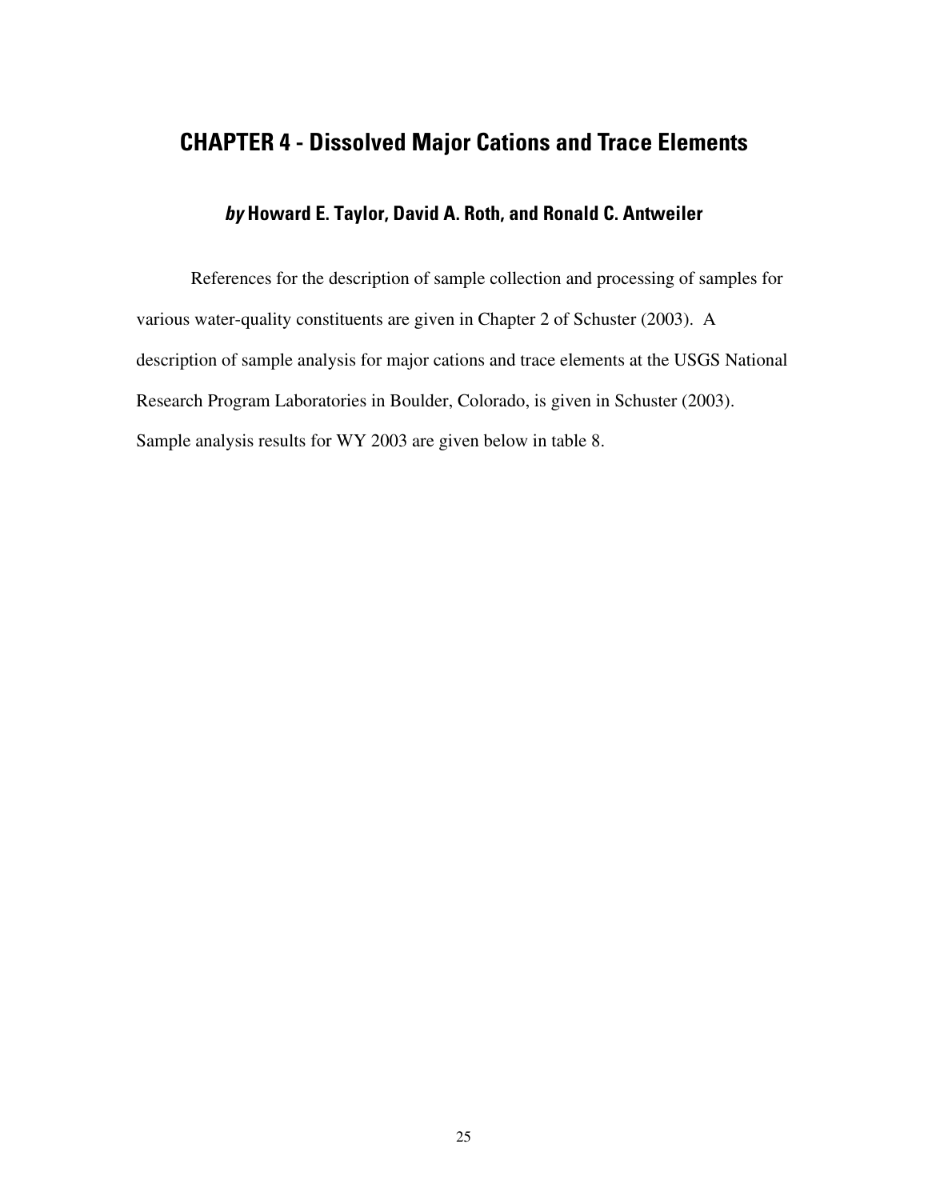# CHAPTER 4 - Dissolved Major Cations and Trace Elements

### *by* Howard E. Taylor, David A. Roth, and Ronald C. Antweiler

References for the description of sample collection and processing of samples for various water-quality constituents are given in Chapter 2 of Schuster (2003). A description of sample analysis for major cations and trace elements at the USGS National Research Program Laboratories in Boulder, Colorado, is given in Schuster (2003). Sample analysis results for WY 2003 are given below in table 8.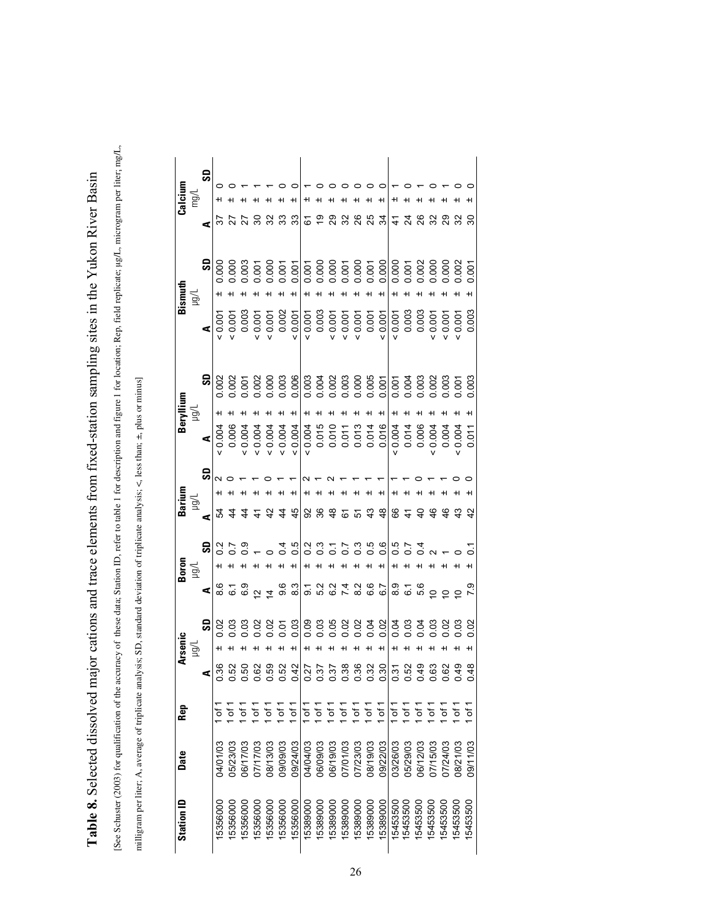**Table 8.** Selected dissolved major cations and trace elements from fixed-station sampling sites in the Yukon River Basin

[See Schuster (2003) for qualification of the accuracy of these data; Station ID, refer to table 1 for description and figure 1 for location; Rep, field replicate; µg/L, microgram per liter; mg/L, milligram per liter; A, average of triplicate analysis; SD, standard deviation of triplicate analysis; <, less than; ±, plus or minus]

| Station ID | Date | Rep | Arsenic µg/L | | | Boron µg/L | | | Barium µg/L | | | Beryllium µg/L | | | Bismuth µg/L | | | Calcium mg/L | | |
|---|---|---|---|---|---|---|---|---|---|---|---|---|---|---|---|---|---|---|---|---|
| | | | A | | SD | A | | SD | A | | SD | A | | SD | A | | SD | A | | SD |
| 15356000 | 04/01/03 | 1 of 1 | 0.36 | ± | 0.02 | 8.6 | ± | 0.2 | 54 | ± | 2 | < 0.004 | ± | 0.002 | < 0.001 | ± | 0.000 | 37 | ± | 0 |
| 15356000 | 05/23/03 | 1 of 1 | 0.52 | ± | 0.03 | 6.1 | ± | 0.7 | 44 | ± | 0 | 0.006 | ± | 0.002 | < 0.001 | ± | 0.000 | 27 | ± | 0 |
| 15356000 | 06/17/03 | 1 of 1 | 0.50 | ± | 0.03 | 6.9 | ± | 0.9 | 44 | ± | 1 | < 0.004 | ± | 0.001 | 0.003 | ± | 0.003 | 27 | ± | 1 |
| 15356000 | 07/17/03 | 1 of 1 | 0.62 | ± | 0.02 | 12 | ± | 1 | 41 | ± | 1 | < 0.004 | ± | 0.002 | < 0.001 | ± | 0.001 | 30 | ± | 1 |
| 15356000 | 08/13/03 | 1 of 1 | 0.59 | ± | 0.02 | 14 | ± | 0 | 42 | ± | 0 | < 0.004 | ± | 0.000 | < 0.001 | ± | 0.000 | 32 | ± | 1 |
| 15356000 | 09/09/03 | 1 of 1 | 0.52 | ± | 0.01 | 9.6 | ± | 0.4 | 44 | ± | 1 | < 0.004 | ± | 0.003 | 0.002 | ± | 0.001 | 33 | ± | 0 |
| 15356000 | 09/24/03 | 1 of 1 | 0.42 | ± | 0.03 | 8.3 | ± | 0.5 | 45 | ± | 1 | < 0.004 | ± | 0.006 | < 0.001 | ± | 0.001 | 33 | ± | 0 |
| 15389000 | 04/04/03 | 1 of 1 | 0.27 | ± | 0.09 | 9.1 | ± | 0.2 | 92 | ± | 2 | < 0.004 | ± | 0.003 | < 0.001 | ± | 0.001 | 61 | ± | 1 |
| 15389000 | 06/09/03 | 1 of 1 | 0.37 | ± | 0.03 | 5.2 | ± | 0.3 | 36 | ± | 1 | 0.015 | ± | 0.004 | 0.003 | ± | 0.000 | 19 | ± | 0 |
| 15389000 | 06/19/03 | 1 of 1 | 0.37 | ± | 0.05 | 6.2 | ± | 0.1 | 48 | ± | 2 | 0.010 | ± | 0.002 | < 0.001 | ± | 0.000 | 29 | ± | 0 |
| 15389000 | 07/01/03 | 1 of 1 | 0.38 | ± | 0.02 | 7.4 | ± | 0.7 | 61 | ± | 1 | 0.011 | ± | 0.003 | < 0.001 | ± | 0.001 | 32 | ± | 0 |
| 15389000 | 07/23/03 | 1 of 1 | 0.36 | ± | 0.02 | 8.2 | ± | 0.3 | 51 | ± | 1 | 0.013 | ± | 0.000 | < 0.001 | ± | 0.000 | 26 | ± | 0 |
| 15389000 | 08/19/03 | 1 of 1 | 0.32 | ± | 0.04 | 6.6 | ± | 0.5 | 43 | ± | 1 | 0.014 | ± | 0.005 | 0.001 | ± | 0.001 | 25 | ± | 0 |
| 15389000 | 09/22/03 | 1 of 1 | 0.30 | ± | 0.02 | 6.7 | ± | 0.6 | 48 | ± | 1 | 0.016 | ± | 0.001 | < 0.001 | ± | 0.000 | 34 | ± | 0 |
| 15453500 | 03/26/03 | 1 of 1 | 0.31 | ± | 0.04 | 8.9 | ± | 0.5 | 66 | ± | 1 | < 0.004 | ± | 0.001 | < 0.001 | ± | 0.000 | 41 | ± | 1 |
| 15453500 | 05/29/03 | 1 of 1 | 0.52 | ± | 0.03 | 6.1 | ± | 0.7 | 41 | ± | 1 | 0.014 | ± | 0.004 | 0.003 | ± | 0.001 | 24 | ± | 0 |
| 15453500 | 06/12/03 | 1 of 1 | 0.49 | ± | 0.04 | 5.6 | ± | 0.4 | 40 | ± | 0 | 0.006 | ± | 0.003 | 0.003 | ± | 0.002 | 26 | ± | 1 |
| 15453500 | 07/15/03 | 1 of 1 | 0.63 | ± | 0.03 | 10 | ± | 2 | 46 | ± | 1 | < 0.004 | ± | 0.002 | < 0.001 | ± | 0.000 | 32 | ± | 0 |
| 15453500 | 07/24/03 | 1 of 1 | 0.62 | ± | 0.02 | 10 | ± | 1 | 46 | ± | 1 | 0.004 | ± | 0.003 | < 0.001 | ± | 0.000 | 29 | ± | 1 |
| 15453500 | 08/21/03 | 1 of 1 | 0.49 | ± | 0.03 | 10 | ± | 0 | 43 | ± | 0 | < 0.004 | ± | 0.001 | < 0.001 | ± | 0.002 | 32 | ± | 0 |
| 15453500 | 09/11/03 | 1 of 1 | 0.48 | ± | 0.02 | 7.9 | ± | 0.1 | 42 | ± | 0 | 0.011 | ± | 0.003 | 0.003 | ± | 0.001 | 30 | ± | 0 |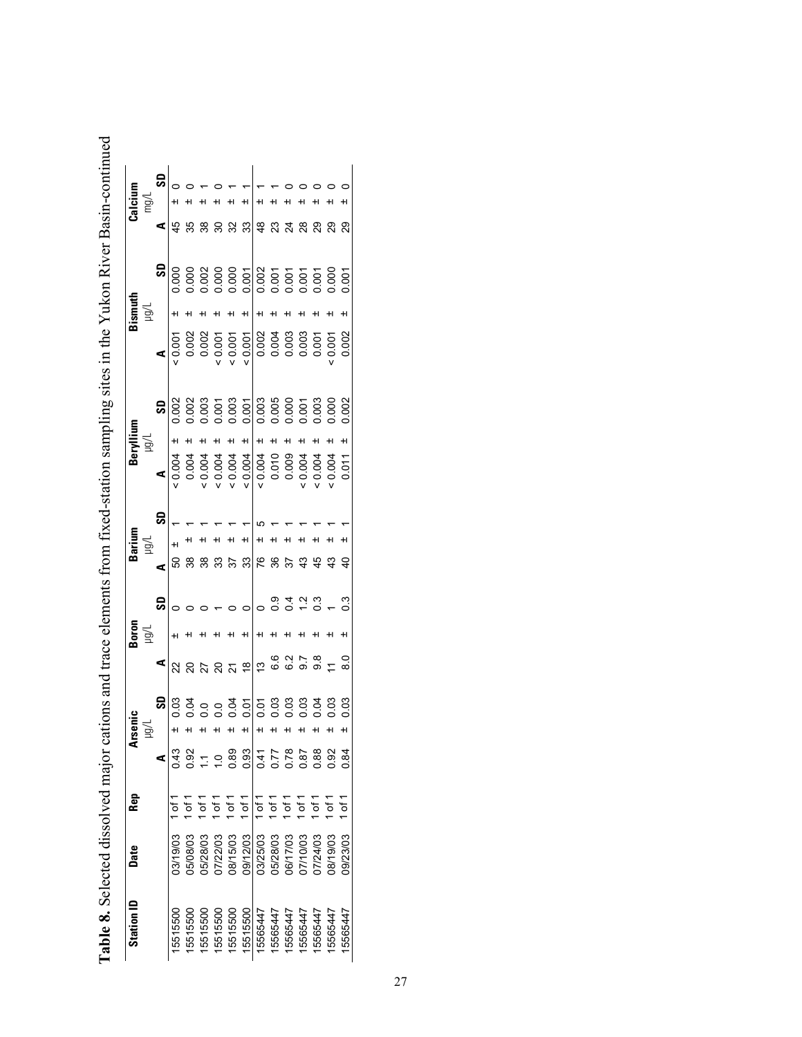**Table 8.** Selected dissolved major cations and trace elements from fixed-station sampling sites in the Yukon River Basin-continued

| Station ID | Date | Rep | Arsenic µg/L | | | Boron µg/L | | | Barium µg/L | | | Beryllium µg/L | | | Bismuth µg/L | | | Calcium mg/L | | |
|---|---|---|---|---|---|---|---|---|---|---|---|---|---|---|---|---|---|---|---|---|
| | | | A | | SD | A | | SD | A | | SD | A | | SD | A | | SD | A | | SD |
| 15515500 | 03/19/03 | 1 of 1 | 0.43 | ± | 0.03 | 22 | ± | 0 | 50 | ± | 1 | < 0.004 | ± | 0.002 | < 0.001 | ± | 0.000 | 45 | ± | 0 |
| 15515500 | 05/08/03 | 1 of 1 | 0.92 | ± | 0.04 | 20 | ± | 0 | 38 | ± | 1 | 0.004 | ± | 0.002 | 0.002 | ± | 0.000 | 35 | ± | 0 |
| 15515500 | 05/28/03 | 1 of 1 | 1.1 | ± | 0.0 | 27 | ± | 0 | 38 | ± | 1 | < 0.004 | ± | 0.003 | 0.002 | ± | 0.002 | 38 | ± | 1 |
| 15515500 | 07/22/03 | 1 of 1 | 1.0 | ± | 0.0 | 20 | ± | 1 | 33 | ± | 1 | < 0.004 | ± | 0.001 | < 0.001 | ± | 0.000 | 30 | ± | 0 |
| 15515500 | 08/15/03 | 1 of 1 | 0.89 | ± | 0.04 | 21 | ± | 0 | 37 | ± | 1 | < 0.004 | ± | 0.003 | < 0.001 | ± | 0.000 | 32 | ± | 1 |
| 15515500 | 09/12/03 | 1 of 1 | 0.93 | ± | 0.01 | 18 | ± | 0 | 33 | ± | 1 | < 0.004 | ± | 0.001 | < 0.001 | ± | 0.001 | 33 | ± | 1 |
| 15565447 | 03/25/03 | 1 of 1 | 0.41 | ± | 0.01 | 13 | ± | 0 | 76 | ± | 5 | < 0.004 | ± | 0.003 | 0.002 | ± | 0.002 | 48 | ± | 1 |
| 15565447 | 05/28/03 | 1 of 1 | 0.77 | ± | 0.03 | 6.6 | ± | 0.9 | 36 | ± | 1 | 0.010 | ± | 0.005 | 0.004 | ± | 0.001 | 23 | ± | 1 |
| 15565447 | 06/17/03 | 1 of 1 | 0.78 | ± | 0.03 | 6.2 | ± | 0.4 | 37 | ± | 1 | 0.009 | ± | 0.000 | 0.003 | ± | 0.001 | 24 | ± | 0 |
| 15565447 | 07/10/03 | 1 of 1 | 0.87 | ± | 0.03 | 9.7 | ± | 1.2 | 43 | ± | 1 | < 0.004 | ± | 0.001 | 0.003 | ± | 0.001 | 28 | ± | 0 |
| 15565447 | 07/24/03 | 1 of 1 | 0.88 | ± | 0.04 | 9.8 | ± | 0.3 | 45 | ± | 1 | < 0.004 | ± | 0.003 | 0.001 | ± | 0.001 | 29 | ± | 0 |
| 15565447 | 08/19/03 | 1 of 1 | 0.92 | ± | 0.03 | 11 | ± | 1 | 43 | ± | 1 | < 0.004 | ± | 0.000 | < 0.001 | ± | 0.000 | 29 | ± | 0 |
| 15565447 | 09/23/03 | 1 of 1 | 0.84 | ± | 0.03 | 8.0 | ± | 0.3 | 40 | ± | 1 | 0.011 | ± | 0.002 | 0.002 | ± | 0.001 | 29 | ± | 0 |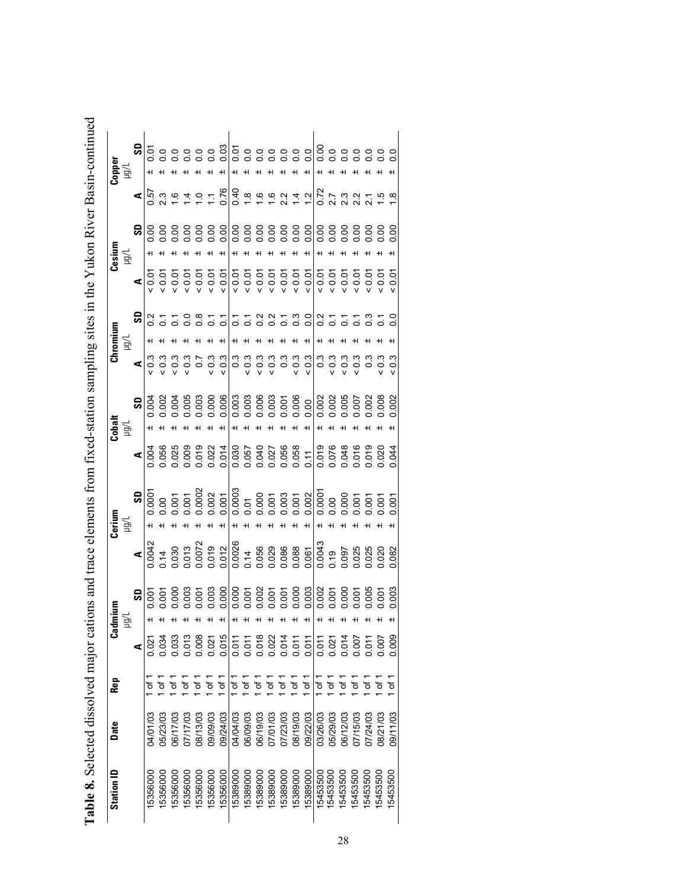**Table 8.** Selected dissolved major cations and trace elements from fixed-station sampling sites in the Yukon River Basin-continued

| Station ID | Date | Rep | Cadmium µg/L | | | Cerium µg/L | | | Cobalt µg/L | | | Chromium µg/L | | | Cesium µg/L | | | Copper µg/L | | |
|---|---|---|---|---|---|---|---|---|---|---|---|---|---|---|---|---|---|---|---|---|
| | | | A | | SD | A | | SD | A | | SD | A | | SD | A | | SD | A | | SD |
| 15356000 | 04/01/03 | 1 of 1 | 0.021 | ± | 0.001 | 0.0042 | ± | 0.0001 | 0.004 | ± | 0.004 | < 0.3 | ± | 0.2 | < 0.01 | ± | 0.00 | 0.57 | ± | 0.01 |
| 15356000 | 05/23/03 | 1 of 1 | 0.034 | ± | 0.001 | 0.14 | ± | 0.00 | 0.056 | ± | 0.002 | < 0.3 | ± | 0.1 | < 0.01 | ± | 0.00 | 2.3 | ± | 0.0 |
| 15356000 | 06/17/03 | 1 of 1 | 0.033 | ± | 0.000 | 0.030 | ± | 0.001 | 0.025 | ± | 0.004 | < 0.3 | ± | 0.1 | < 0.01 | ± | 0.00 | 1.6 | ± | 0.0 |
| 15356000 | 07/17/03 | 1 of 1 | 0.013 | ± | 0.003 | 0.013 | ± | 0.001 | 0.009 | ± | 0.005 | < 0.3 | ± | 0.0 | < 0.01 | ± | 0.00 | 1.4 | ± | 0.0 |
| 15356000 | 08/13/03 | 1 of 1 | 0.008 | ± | 0.001 | 0.0072 | ± | 0.0002 | 0.019 | ± | 0.003 | 0.7 | ± | 0.8 | < 0.01 | ± | 0.00 | 1.0 | ± | 0.0 |
| 15356000 | 09/09/03 | 1 of 1 | 0.021 | ± | 0.003 | 0.019 | ± | 0.002 | 0.022 | ± | 0.000 | < 0.3 | ± | 0.1 | < 0.01 | ± | 0.00 | 1.1 | ± | 0.0 |
| 15356000 | 09/24/03 | 1 of 1 | 0.015 | ± | 0.000 | 0.012 | ± | 0.001 | 0.014 | ± | 0.006 | < 0.3 | ± | 0.1 | < 0.01 | ± | 0.00 | 0.76 | ± | 0.03 |
| 15389000 | 04/04/03 | 1 of 1 | 0.011 | ± | 0.000 | 0.0026 | ± | 0.0003 | 0.030 | ± | 0.003 | 0.3 | ± | 0.1 | < 0.01 | ± | 0.00 | 0.40 | ± | 0.01 |
| 15389000 | 06/09/03 | 1 of 1 | 0.011 | ± | 0.001 | 0.14 | ± | 0.01 | 0.057 | ± | 0.003 | < 0.3 | ± | 0.1 | < 0.01 | ± | 0.00 | 1.8 | ± | 0.0 |
| 15389000 | 06/19/03 | 1 of 1 | 0.018 | ± | 0.002 | 0.056 | ± | 0.000 | 0.040 | ± | 0.006 | < 0.3 | ± | 0.2 | < 0.01 | ± | 0.00 | 1.6 | ± | 0.0 |
| 15389000 | 07/01/03 | 1 of 1 | 0.022 | ± | 0.001 | 0.029 | ± | 0.001 | 0.027 | ± | 0.003 | < 0.3 | ± | 0.2 | < 0.01 | ± | 0.00 | 1.6 | ± | 0.0 |
| 15389000 | 07/23/03 | 1 of 1 | 0.014 | ± | 0.001 | 0.086 | ± | 0.003 | 0.056 | ± | 0.001 | 0.3 | ± | 0.1 | < 0.01 | ± | 0.00 | 2.2 | ± | 0.0 |
| 15389000 | 08/19/03 | 1 of 1 | 0.011 | ± | 0.000 | 0.088 | ± | 0.001 | 0.058 | ± | 0.006 | < 0.3 | ± | 0.3 | < 0.01 | ± | 0.00 | 1.4 | ± | 0.0 |
| 15389000 | 09/22/03 | 1 of 1 | 0.011 | ± | 0.003 | 0.061 | ± | 0.002 | 0.11 | ± | 0.00 | < 0.3 | ± | 0.0 | < 0.01 | ± | 0.00 | 1.2 | ± | 0.0 |
| 15453500 | 03/26/03 | 1 of 1 | 0.011 | ± | 0.002 | 0.0043 | ± | 0.0001 | 0.019 | ± | 0.002 | 0.3 | ± | 0.2 | < 0.01 | ± | 0.00 | 0.72 | ± | 0.00 |
| 15453500 | 05/29/03 | 1 of 1 | 0.021 | ± | 0.001 | 0.19 | ± | 0.00 | 0.076 | ± | 0.002 | < 0.3 | ± | 0.1 | < 0.01 | ± | 0.00 | 2.7 | ± | 0.0 |
| 15453500 | 06/12/03 | 1 of 1 | 0.014 | ± | 0.000 | 0.097 | ± | 0.000 | 0.048 | ± | 0.005 | < 0.3 | ± | 0.1 | < 0.01 | ± | 0.00 | 2.3 | ± | 0.0 |
| 15453500 | 07/15/03 | 1 of 1 | 0.007 | ± | 0.001 | 0.025 | ± | 0.001 | 0.016 | ± | 0.007 | < 0.3 | ± | 0.1 | < 0.01 | ± | 0.00 | 2.2 | ± | 0.0 |
| 15453500 | 07/24/03 | 1 of 1 | 0.011 | ± | 0.005 | 0.025 | ± | 0.001 | 0.019 | ± | 0.002 | 0.3 | ± | 0.3 | < 0.01 | ± | 0.00 | 2.1 | ± | 0.0 |
| 15453500 | 08/21/03 | 1 of 1 | 0.007 | ± | 0.001 | 0.020 | ± | 0.001 | 0.020 | ± | 0.008 | < 0.3 | ± | 0.1 | < 0.01 | ± | 0.00 | 1.5 | ± | 0.0 |
| 15453500 | 09/11/03 | 1 of 1 | 0.009 | ± | 0.003 | 0.082 | ± | 0.001 | 0.044 | ± | 0.002 | < 0.3 | ± | 0.0 | < 0.01 | ± | 0.00 | 1.8 | ± | 0.0 |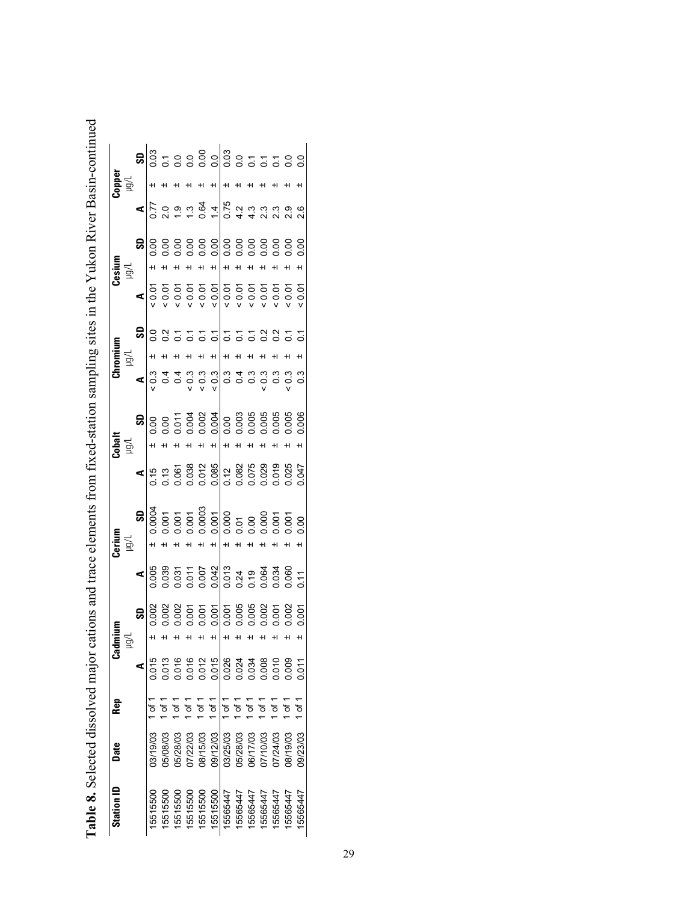**Table 8.** Selected dissolved major cations and trace elements from fixed-station sampling sites in the Yukon River Basin-continued

| Station ID | Date | Rep | Cadmium µg/L | | | Cerium µg/L | | | Cobalt µg/L | | | Chromium µg/L | | | Cesium µg/L | | | Copper µg/L | | |
|---|---|---|---|---|---|---|---|---|---|---|---|---|---|---|---|---|---|---|---|---|
| | | | A | | SD | A | | SD | A | | SD | A | | SD | A | | SD | A | | SD |
| 15515500 | 03/19/03 | 1 of 1 | 0.015 | ± | 0.002 | 0.005 | ± | 0.0004 | 0.15 | ± | 0.00 | < 0.3 | ± | 0.0 | < 0.01 | ± | 0.00 | 0.77 | ± | 0.03 |
| 15515500 | 05/08/03 | 1 of 1 | 0.013 | ± | 0.002 | 0.039 | ± | 0.001 | 0.13 | ± | 0.00 | 0.4 | ± | 0.2 | < 0.01 | ± | 0.00 | 2.0 | ± | 0.1 |
| 15515500 | 05/28/03 | 1 of 1 | 0.016 | ± | 0.002 | 0.031 | ± | 0.001 | 0.061 | ± | 0.011 | 0.4 | ± | 0.1 | < 0.01 | ± | 0.00 | 1.9 | ± | 0.0 |
| 15515500 | 07/22/03 | 1 of 1 | 0.016 | ± | 0.001 | 0.011 | ± | 0.001 | 0.038 | ± | 0.004 | < 0.3 | ± | 0.1 | < 0.01 | ± | 0.00 | 1.3 | ± | 0.0 |
| 15515500 | 08/15/03 | 1 of 1 | 0.012 | ± | 0.001 | 0.007 | ± | 0.0003 | 0.012 | ± | 0.002 | < 0.3 | ± | 0.1 | < 0.01 | ± | 0.00 | 0.64 | ± | 0.00 |
| 15515500 | 09/12/03 | 1 of 1 | 0.015 | ± | 0.001 | 0.042 | ± | 0.001 | 0.085 | ± | 0.004 | < 0.3 | ± | 0.1 | < 0.01 | ± | 0.00 | 1.4 | ± | 0.0 |
| 15565447 | 03/25/03 | 1 of 1 | 0.026 | ± | 0.001 | 0.013 | ± | 0.000 | 0.12 | ± | 0.00 | 0.3 | ± | 0.1 | < 0.01 | ± | 0.00 | 0.75 | ± | 0.03 |
| 15565447 | 05/28/03 | 1 of 1 | 0.024 | ± | 0.005 | 0.24 | ± | 0.01 | 0.082 | ± | 0.003 | 0.4 | ± | 0.1 | < 0.01 | ± | 0.00 | 4.2 | ± | 0.0 |
| 15565447 | 06/17/03 | 1 of 1 | 0.034 | ± | 0.005 | 0.19 | ± | 0.00 | 0.075 | ± | 0.005 | 0.3 | ± | 0.1 | < 0.01 | ± | 0.00 | 4.3 | ± | 0.1 |
| 15565447 | 07/10/03 | 1 of 1 | 0.008 | ± | 0.002 | 0.064 | ± | 0.000 | 0.029 | ± | 0.005 | < 0.3 | ± | 0.2 | < 0.01 | ± | 0.00 | 2.3 | ± | 0.1 |
| 15565447 | 07/24/03 | 1 of 1 | 0.010 | ± | 0.001 | 0.034 | ± | 0.001 | 0.019 | ± | 0.005 | 0.3 | ± | 0.2 | < 0.01 | ± | 0.00 | 2.3 | ± | 0.1 |
| 15565447 | 08/19/03 | 1 of 1 | 0.009 | ± | 0.002 | 0.060 | ± | 0.001 | 0.025 | ± | 0.005 | < 0.3 | ± | 0.1 | < 0.01 | ± | 0.00 | 2.9 | ± | 0.0 |
| 15565447 | 09/23/03 | 1 of 1 | 0.011 | ± | 0.001 | 0.11 | ± | 0.00 | 0.047 | ± | 0.006 | 0.3 | ± | 0.1 | < 0.01 | ± | 0.00 | 2.6 | ± | 0.0 |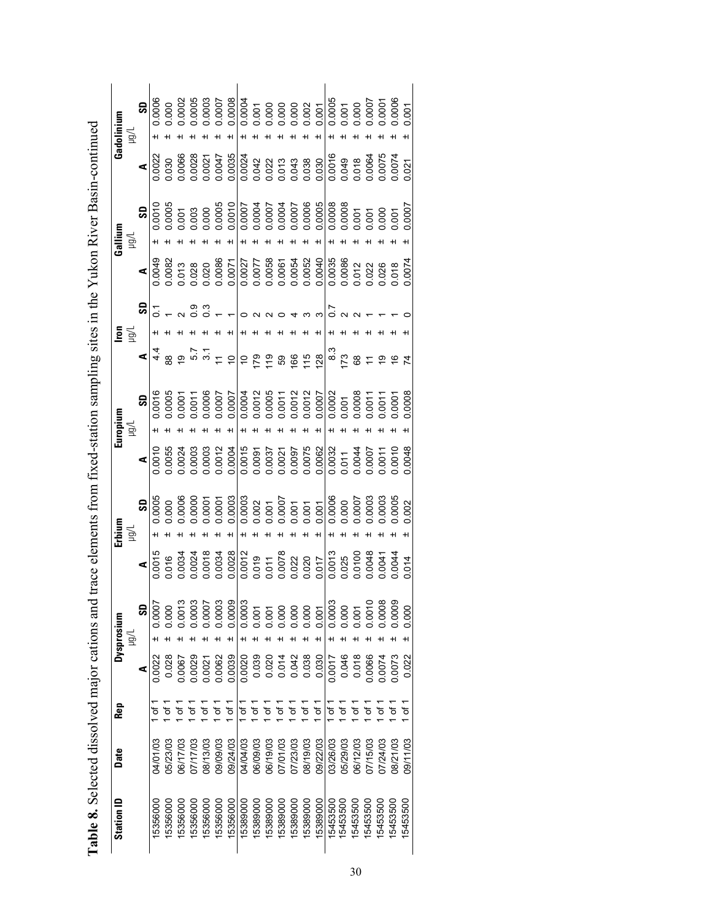**Table 8.** Selected dissolved major cations and trace elements from fixed-station sampling sites in the Yukon River Basin-continued

| Station ID | Date | Rep | Dysprosium µg/L | | | Erbium µg/L | | | Europium µg/L | | | Iron µg/L | | | Gallium µg/L | | | Gadolinium µg/L | | |
|---|---|---|---|---|---|---|---|---|---|---|---|---|---|---|---|---|---|---|---|---|
| | | | A | | SD | A | | SD | A | | SD | A | | SD | A | | SD | A | | SD |
| 15356000 | 04/01/03 | 1 of 1 | 0.0022 | ± | 0.0007 | 0.0015 | ± | 0.0005 | 0.0010 | ± | 0.0016 | 4.4 | ± | 0.1 | 0.0049 | ± | 0.0010 | 0.0022 | ± | 0.0006 |
| 15356000 | 05/23/03 | 1 of 1 | 0.028 | ± | 0.000 | 0.016 | ± | 0.000 | 0.0055 | ± | 0.0005 | 88 | ± | 1 | 0.0082 | ± | 0.0005 | 0.030 | ± | 0.000 |
| 15356000 | 06/17/03 | 1 of 1 | 0.0067 | ± | 0.0013 | 0.0034 | ± | 0.0006 | 0.0024 | ± | 0.0001 | 19 | ± | 2 | 0.013 | ± | 0.001 | 0.0066 | ± | 0.0002 |
| 15356000 | 07/17/03 | 1 of 1 | 0.0029 | ± | 0.0003 | 0.0024 | ± | 0.0000 | 0.0003 | ± | 0.0011 | 5.7 | ± | 0.9 | 0.028 | ± | 0.003 | 0.0028 | ± | 0.0005 |
| 15356000 | 08/13/03 | 1 of 1 | 0.0021 | ± | 0.0007 | 0.0018 | ± | 0.0001 | 0.0003 | ± | 0.0006 | 3.1 | ± | 0.3 | 0.020 | ± | 0.000 | 0.0021 | ± | 0.0003 |
| 15356000 | 09/09/03 | 1 of 1 | 0.0062 | ± | 0.0003 | 0.0034 | ± | 0.0001 | 0.0012 | ± | 0.0007 | 11 | ± | 1 | 0.0086 | ± | 0.0005 | 0.0047 | ± | 0.0007 |
| 15356000 | 09/24/03 | 1 of 1 | 0.0039 | ± | 0.0009 | 0.0028 | ± | 0.0003 | 0.0004 | ± | 0.0007 | 10 | ± | 1 | 0.0071 | ± | 0.0010 | 0.0035 | ± | 0.0008 |
| 15389000 | 04/04/03 | 1 of 1 | 0.0020 | ± | 0.0003 | 0.0012 | ± | 0.0003 | 0.0015 | ± | 0.0004 | 10 | ± | 0 | 0.0027 | ± | 0.0007 | 0.0024 | ± | 0.0004 |
| 15389000 | 06/09/03 | 1 of 1 | 0.039 | ± | 0.001 | 0.019 | ± | 0.002 | 0.0091 | ± | 0.0012 | 179 | ± | 2 | 0.0077 | ± | 0.0004 | 0.042 | ± | 0.001 |
| 15389000 | 06/19/03 | 1 of 1 | 0.020 | ± | 0.001 | 0.011 | ± | 0.001 | 0.0037 | ± | 0.0005 | 119 | ± | 2 | 0.0058 | ± | 0.0007 | 0.022 | ± | 0.000 |
| 15389000 | 07/01/03 | 1 of 1 | 0.014 | ± | 0.000 | 0.0078 | ± | 0.0007 | 0.0021 | ± | 0.0011 | 59 | ± | 0 | 0.0061 | ± | 0.0004 | 0.013 | ± | 0.000 |
| 15389000 | 07/23/03 | 1 of 1 | 0.042 | ± | 0.000 | 0.022 | ± | 0.001 | 0.0097 | ± | 0.0012 | 166 | ± | 4 | 0.0054 | ± | 0.0007 | 0.043 | ± | 0.000 |
| 15389000 | 08/19/03 | 1 of 1 | 0.038 | ± | 0.000 | 0.020 | ± | 0.001 | 0.0075 | ± | 0.0012 | 115 | ± | 3 | 0.0052 | ± | 0.0006 | 0.038 | ± | 0.002 |
| 15389000 | 09/22/03 | 1 of 1 | 0.030 | ± | 0.001 | 0.017 | ± | 0.001 | 0.0062 | ± | 0.0007 | 128 | ± | 3 | 0.0040 | ± | 0.0005 | 0.030 | ± | 0.001 |
| 15453500 | 03/26/03 | 1 of 1 | 0.0017 | ± | 0.0003 | 0.0013 | ± | 0.0006 | 0.0032 | ± | 0.0002 | 8.3 | ± | 0.7 | 0.0035 | ± | 0.0008 | 0.0016 | ± | 0.0005 |
| 15453500 | 05/29/03 | 1 of 1 | 0.046 | ± | 0.000 | 0.025 | ± | 0.000 | 0.011 | ± | 0.001 | 173 | ± | 2 | 0.0086 | ± | 0.0008 | 0.049 | ± | 0.001 |
| 15453500 | 06/12/03 | 1 of 1 | 0.018 | ± | 0.001 | 0.0100 | ± | 0.0007 | 0.0044 | ± | 0.0008 | 68 | ± | 2 | 0.012 | ± | 0.001 | 0.018 | ± | 0.000 |
| 15453500 | 07/15/03 | 1 of 1 | 0.0066 | ± | 0.0010 | 0.0048 | ± | 0.0003 | 0.0007 | ± | 0.0011 | 11 | ± | 1 | 0.022 | ± | 0.001 | 0.0064 | ± | 0.0007 |
| 15453500 | 07/24/03 | 1 of 1 | 0.0074 | ± | 0.0008 | 0.0041 | ± | 0.0003 | 0.0011 | ± | 0.0011 | 19 | ± | 1 | 0.026 | ± | 0.000 | 0.0075 | ± | 0.0001 |
| 15453500 | 08/21/03 | 1 of 1 | 0.0073 | ± | 0.0009 | 0.0044 | ± | 0.0005 | 0.0010 | ± | 0.0001 | 16 | ± | 1 | 0.018 | ± | 0.001 | 0.0074 | ± | 0.0006 |
| 15453500 | 09/11/03 | 1 of 1 | 0.022 | ± | 0.000 | 0.014 | ± | 0.002 | 0.0048 | ± | 0.0008 | 74 | ± | 0 | 0.0074 | ± | 0.0007 | 0.021 | ± | 0.001 |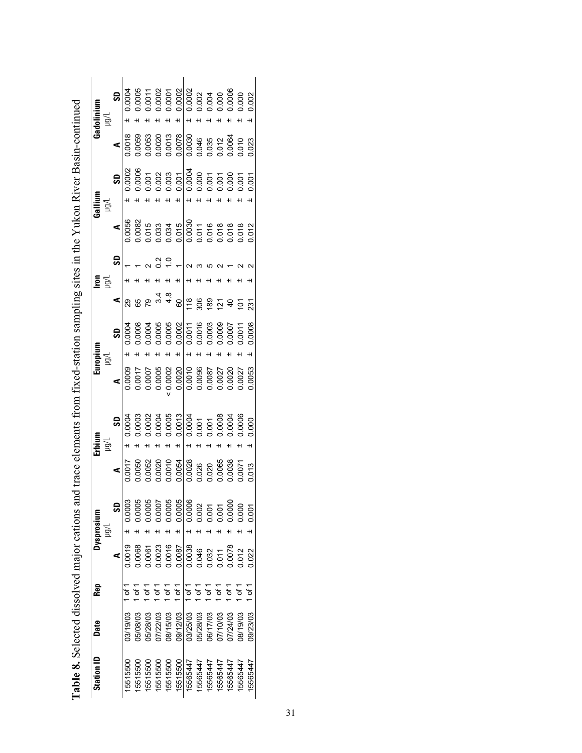**Table 8.** Selected dissolved major cations and trace elements from fixed-station sampling sites in the Yukon River Basin-continued

| Station ID | Date | Rep | Dysprosium µg/L | | | Erbium µg/L | | | Europium µg/L | | | Iron µg/L | | | Gallium µg/L | | | Gadolinium µg/L | | |
|---|---|---|---|---|---|---|---|---|---|---|---|---|---|---|---|---|---|---|---|---|
| | | | A | | SD | A | | SD | A | | SD | A | | SD | A | | SD | A | | SD |
| 15515500 | 03/19/03 | 1 of 1 | 0.0019 | ± | 0.0003 | 0.0017 | ± | 0.0004 | 0.0009 | ± | 0.0004 | 29 | ± | 1 | 0.0056 | ± | 0.0002 | 0.0018 | ± | 0.0004 |
| 15515500 | 05/08/03 | 1 of 1 | 0.0068 | ± | 0.0005 | 0.0050 | ± | 0.0003 | 0.0017 | ± | 0.0008 | 65 | ± | 1 | 0.0082 | ± | 0.0006 | 0.0059 | ± | 0.0005 |
| 15515500 | 05/28/03 | 1 of 1 | 0.0061 | ± | 0.0005 | 0.0052 | ± | 0.0002 | 0.0007 | ± | 0.0004 | 79 | ± | 2 | 0.015 | ± | 0.001 | 0.0053 | ± | 0.0011 |
| 15515500 | 07/22/03 | 1 of 1 | 0.0023 | ± | 0.0007 | 0.0020 | ± | 0.0004 | 0.0005 | ± | 0.0005 | 3.4 | ± | 0.2 | 0.033 | ± | 0.002 | 0.0020 | ± | 0.0002 |
| 15515500 | 08/15/03 | 1 of 1 | 0.0016 | ± | 0.0005 | 0.0010 | ± | 0.0005 | < 0.0002 | ± | 0.0005 | 4.8 | ± | 1.0 | 0.034 | ± | 0.003 | 0.0013 | ± | 0.0001 |
| 15515500 | 09/12/03 | 1 of 1 | 0.0087 | ± | 0.0005 | 0.0054 | ± | 0.0013 | 0.0020 | ± | 0.0002 | 60 | ± | 1 | 0.015 | ± | 0.001 | 0.0078 | ± | 0.0002 |
| 15565447 | 03/25/03 | 1 of 1 | 0.0038 | ± | 0.0006 | 0.0028 | ± | 0.0004 | 0.0010 | ± | 0.0011 | 118 | ± | 2 | 0.0030 | ± | 0.0004 | 0.0030 | ± | 0.0002 |
| 15565447 | 05/28/03 | 1 of 1 | 0.046 | ± | 0.002 | 0.026 | ± | 0.001 | 0.0096 | ± | 0.0016 | 306 | ± | 3 | 0.011 | ± | 0.000 | 0.046 | ± | 0.002 |
| 15565447 | 06/17/03 | 1 of 1 | 0.032 | ± | 0.001 | 0.020 | ± | 0.001 | 0.0087 | ± | 0.0003 | 189 | ± | 5 | 0.016 | ± | 0.001 | 0.035 | ± | 0.004 |
| 15565447 | 07/10/03 | 1 of 1 | 0.011 | ± | 0.001 | 0.0065 | ± | 0.0008 | 0.0027 | ± | 0.0009 | 121 | ± | 2 | 0.018 | ± | 0.001 | 0.012 | ± | 0.000 |
| 15565447 | 07/24/03 | 1 of 1 | 0.0078 | ± | 0.0000 | 0.0038 | ± | 0.0004 | 0.0020 | ± | 0.0007 | 40 | ± | 1 | 0.018 | ± | 0.000 | 0.0064 | ± | 0.0006 |
| 15565447 | 08/19/03 | 1 of 1 | 0.012 | ± | 0.000 | 0.0071 | ± | 0.0006 | 0.0027 | ± | 0.0011 | 101 | ± | 2 | 0.018 | ± | 0.001 | 0.010 | ± | 0.000 |
| 15565447 | 09/23/03 | 1 of 1 | 0.022 | ± | 0.001 | 0.013 | ± | 0.000 | 0.0053 | ± | 0.0008 | 231 | ± | 2 | 0.012 | ± | 0.001 | 0.023 | ± | 0.002 |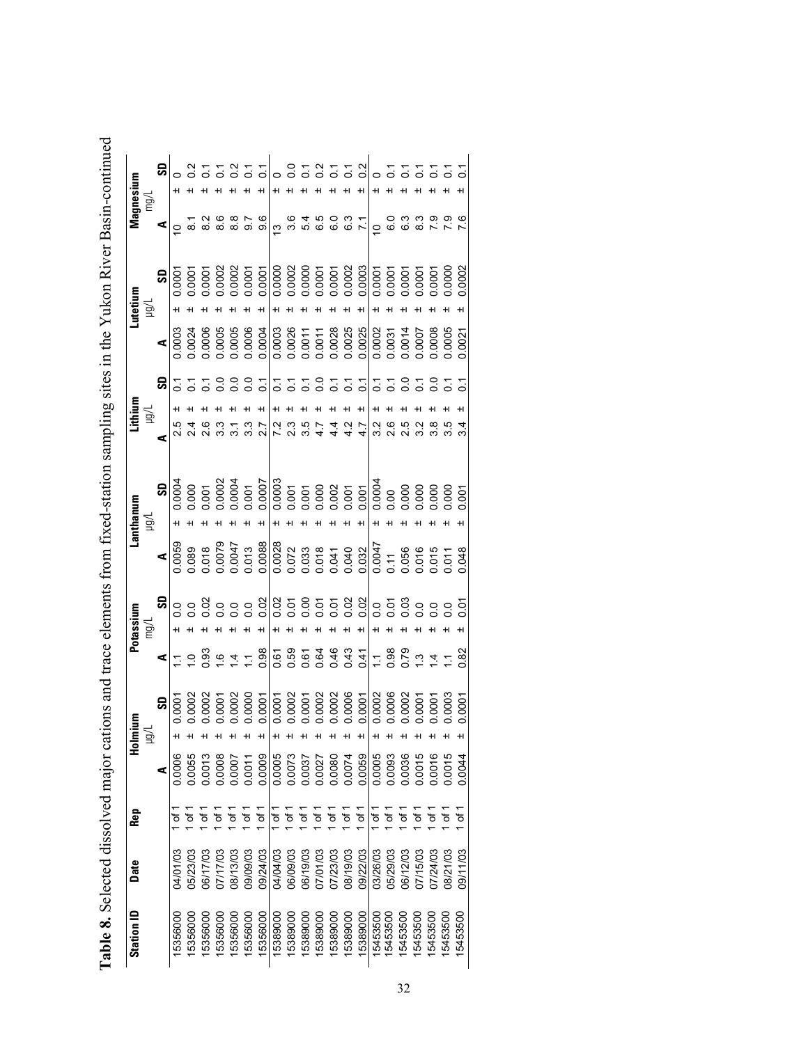**Table 8.** Selected dissolved major cations and trace elements from fixed-station sampling sites in the Yukon River Basin-continued

| Station ID | Date | Rep | Holmium µg/L | | | Potassium mg/L | | | Lanthanum µg/L | | | Lithium µg/L | | | Lutetium µg/L | | | Magnesium mg/L | | |
|---|---|---|---|---|---|---|---|---|---|---|---|---|---|---|---|---|---|---|---|---|
| | | | A | | SD | A | | SD | A | | SD | A | | SD | A | | SD | A | | SD |
| 15356000 | 04/01/03 | 1 of 1 | 0.0006 | ± | 0.0001 | 1.1 | ± | 0.0 | 0.0059 | ± | 0.0004 | 2.5 | ± | 0.1 | 0.0003 | ± | 0.0001 | 10 | ± | 0 |
| 15356000 | 05/23/03 | 1 of 1 | 0.0055 | ± | 0.0002 | 1.0 | ± | 0.0 | 0.089 | ± | 0.000 | 2.4 | ± | 0.1 | 0.0024 | ± | 0.0001 | 8.1 | ± | 0.2 |
| 15356000 | 06/17/03 | 1 of 1 | 0.0013 | ± | 0.0002 | 0.93 | ± | 0.02 | 0.018 | ± | 0.001 | 2.6 | ± | 0.1 | 0.0006 | ± | 0.0001 | 8.2 | ± | 0.1 |
| 15356000 | 07/17/03 | 1 of 1 | 0.0008 | ± | 0.0001 | 1.6 | ± | 0.0 | 0.0079 | ± | 0.0002 | 3.3 | ± | 0.0 | 0.0005 | ± | 0.0002 | 8.6 | ± | 0.1 |
| 15356000 | 08/13/03 | 1 of 1 | 0.0007 | ± | 0.0002 | 1.4 | ± | 0.0 | 0.0047 | ± | 0.0004 | 3.1 | ± | 0.0 | 0.0005 | ± | 0.0002 | 8.8 | ± | 0.2 |
| 15356000 | 09/09/03 | 1 of 1 | 0.0011 | ± | 0.0000 | 1.1 | ± | 0.0 | 0.013 | ± | 0.001 | 3.3 | ± | 0.0 | 0.0006 | ± | 0.0001 | 9.7 | ± | 0.1 |
| 15356000 | 09/24/03 | 1 of 1 | 0.0009 | ± | 0.0001 | 0.98 | ± | 0.02 | 0.0088 | ± | 0.0007 | 2.7 | ± | 0.1 | 0.0004 | ± | 0.0001 | 9.6 | ± | 0.1 |
| 15389000 | 04/04/03 | 1 of 1 | 0.0005 | ± | 0.0001 | 0.61 | ± | 0.02 | 0.0028 | ± | 0.0003 | 7.2 | ± | 0.1 | 0.0003 | ± | 0.0000 | 13 | ± | 0 |
| 15389000 | 06/09/03 | 1 of 1 | 0.0073 | ± | 0.0002 | 0.59 | ± | 0.01 | 0.072 | ± | 0.001 | 2.3 | ± | 0.1 | 0.0026 | ± | 0.0002 | 3.6 | ± | 0.0 |
| 15389000 | 06/19/03 | 1 of 1 | 0.0037 | ± | 0.0001 | 0.61 | ± | 0.00 | 0.033 | ± | 0.001 | 3.5 | ± | 0.1 | 0.0011 | ± | 0.0000 | 5.4 | ± | 0.1 |
| 15389000 | 07/01/03 | 1 of 1 | 0.0027 | ± | 0.0002 | 0.64 | ± | 0.01 | 0.018 | ± | 0.000 | 4.7 | ± | 0.0 | 0.0011 | ± | 0.0001 | 6.5 | ± | 0.2 |
| 15389000 | 07/23/03 | 1 of 1 | 0.0080 | ± | 0.0002 | 0.46 | ± | 0.01 | 0.041 | ± | 0.002 | 4.4 | ± | 0.1 | 0.0028 | ± | 0.0001 | 6.0 | ± | 0.1 |
| 15389000 | 08/19/03 | 1 of 1 | 0.0074 | ± | 0.0006 | 0.43 | ± | 0.02 | 0.040 | ± | 0.001 | 4.2 | ± | 0.1 | 0.0025 | ± | 0.0002 | 6.3 | ± | 0.1 |
| 15389000 | 09/22/03 | 1 of 1 | 0.0059 | ± | 0.0001 | 0.41 | ± | 0.02 | 0.032 | ± | 0.001 | 4.7 | ± | 0.1 | 0.0025 | ± | 0.0003 | 7.1 | ± | 0.2 |
| 15453500 | 03/26/03 | 1 of 1 | 0.0005 | ± | 0.0002 | 1.1 | ± | 0.0 | 0.0047 | ± | 0.0004 | 3.2 | ± | 0.1 | 0.0002 | ± | 0.0001 | 10 | ± | 0 |
| 15453500 | 05/29/03 | 1 of 1 | 0.0093 | ± | 0.0006 | 0.98 | ± | 0.01 | 0.11 | ± | 0.00 | 2.6 | ± | 0.1 | 0.0031 | ± | 0.0001 | 6.0 | ± | 0.1 |
| 15453500 | 06/12/03 | 1 of 1 | 0.0036 | ± | 0.0002 | 0.79 | ± | 0.03 | 0.056 | ± | 0.000 | 2.5 | ± | 0.0 | 0.0014 | ± | 0.0001 | 6.3 | ± | 0.1 |
| 15453500 | 07/15/03 | 1 of 1 | 0.0015 | ± | 0.0001 | 1.3 | ± | 0.0 | 0.016 | ± | 0.000 | 3.2 | ± | 0.1 | 0.0007 | ± | 0.0001 | 8.3 | ± | 0.1 |
| 15453500 | 07/24/03 | 1 of 1 | 0.0016 | ± | 0.0001 | 1.4 | ± | 0.0 | 0.015 | ± | 0.000 | 3.8 | ± | 0.0 | 0.0008 | ± | 0.0001 | 7.9 | ± | 0.1 |
| 15453500 | 08/21/03 | 1 of 1 | 0.0015 | ± | 0.0003 | 1.1 | ± | 0.0 | 0.011 | ± | 0.000 | 3.5 | ± | 0.1 | 0.0005 | ± | 0.0000 | 7.9 | ± | 0.1 |
| 15453500 | 09/11/03 | 1 of 1 | 0.0044 | ± | 0.0001 | 0.82 | ± | 0.01 | 0.048 | ± | 0.001 | 3.4 | ± | 0.1 | 0.0021 | ± | 0.0002 | 7.6 | ± | 0.1 |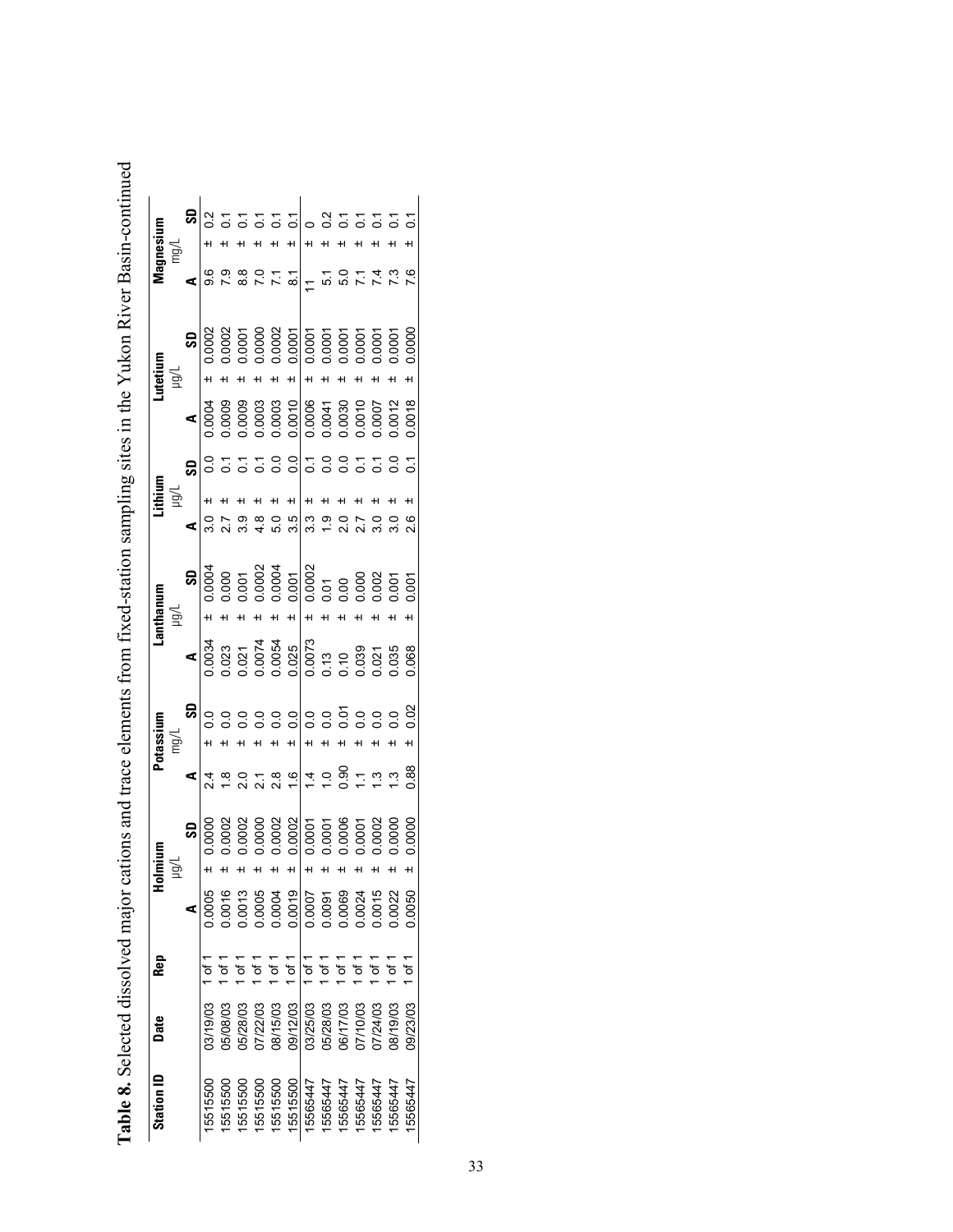**Table 8.** Selected dissolved major cations and trace elements from fixed-station sampling sites in the Yukon River Basin-continued

| Station ID | Date | Rep | Holmium µg/L | | | Potassium mg/L | | | Lanthanum µg/L | | | Lithium µg/L | | | Lutetium µg/L | | | Magnesium mg/L | | |
|---|---|---|---|---|---|---|---|---|---|---|---|---|---|---|---|---|---|---|---|---|
| | | | A | | SD | A | | SD | A | | SD | A | | SD | A | | SD | A | | SD |
| 15515500 | 03/19/03 | 1 of 1 | 0.0005 | ± | 0.0000 | 2.4 | ± | 0.0 | 0.0034 | ± | 0.0004 | 3.0 | ± | 0.0 | 0.0004 | ± | 0.0002 | 9.6 | ± | 0.2 |
| 15515500 | 05/08/03 | 1 of 1 | 0.0016 | ± | 0.0002 | 1.8 | ± | 0.0 | 0.023 | ± | 0.000 | 2.7 | ± | 0.1 | 0.0009 | ± | 0.0002 | 7.9 | ± | 0.1 |
| 15515500 | 05/28/03 | 1 of 1 | 0.0013 | ± | 0.0002 | 2.0 | ± | 0.0 | 0.021 | ± | 0.001 | 3.9 | ± | 0.1 | 0.0009 | ± | 0.0001 | 8.8 | ± | 0.1 |
| 15515500 | 07/22/03 | 1 of 1 | 0.0005 | ± | 0.0000 | 2.1 | ± | 0.0 | 0.0074 | ± | 0.0002 | 4.8 | ± | 0.1 | 0.0003 | ± | 0.0000 | 7.0 | ± | 0.1 |
| 15515500 | 08/15/03 | 1 of 1 | 0.0004 | ± | 0.0002 | 2.8 | ± | 0.0 | 0.0054 | ± | 0.0004 | 5.0 | ± | 0.0 | 0.0003 | ± | 0.0002 | 7.1 | ± | 0.1 |
| 15515500 | 09/12/03 | 1 of 1 | 0.0019 | ± | 0.0002 | 1.6 | ± | 0.0 | 0.025 | ± | 0.001 | 3.5 | ± | 0.0 | 0.0010 | ± | 0.0001 | 8.1 | ± | 0.1 |
| 15565447 | 03/25/03 | 1 of 1 | 0.0007 | ± | 0.0001 | 1.4 | ± | 0.0 | 0.0073 | ± | 0.0002 | 3.3 | ± | 0.1 | 0.0006 | ± | 0.0001 | 11 | ± | 0 |
| 15565447 | 05/28/03 | 1 of 1 | 0.0091 | ± | 0.0001 | 1.0 | ± | 0.0 | 0.13 | ± | 0.01 | 1.9 | ± | 0.0 | 0.0041 | ± | 0.0001 | 5.1 | ± | 0.2 |
| 15565447 | 06/17/03 | 1 of 1 | 0.0069 | ± | 0.0006 | 0.90 | ± | 0.01 | 0.10 | ± | 0.00 | 2.0 | ± | 0.0 | 0.0030 | ± | 0.0001 | 5.0 | ± | 0.1 |
| 15565447 | 07/10/03 | 1 of 1 | 0.0024 | ± | 0.0001 | 1.1 | ± | 0.0 | 0.039 | ± | 0.000 | 2.7 | ± | 0.1 | 0.0010 | ± | 0.0001 | 7.1 | ± | 0.1 |
| 15565447 | 07/24/03 | 1 of 1 | 0.0015 | ± | 0.0002 | 1.3 | ± | 0.0 | 0.021 | ± | 0.002 | 3.0 | ± | 0.1 | 0.0007 | ± | 0.0001 | 7.4 | ± | 0.1 |
| 15565447 | 08/19/03 | 1 of 1 | 0.0022 | ± | 0.0000 | 1.3 | ± | 0.0 | 0.035 | ± | 0.001 | 3.0 | ± | 0.0 | 0.0012 | ± | 0.0001 | 7.3 | ± | 0.1 |
| 15565447 | 09/23/03 | 1 of 1 | 0.0050 | ± | 0.0000 | 0.88 | ± | 0.02 | 0.068 | ± | 0.001 | 2.6 | ± | 0.1 | 0.0018 | ± | 0.0000 | 7.6 | ± | 0.1 |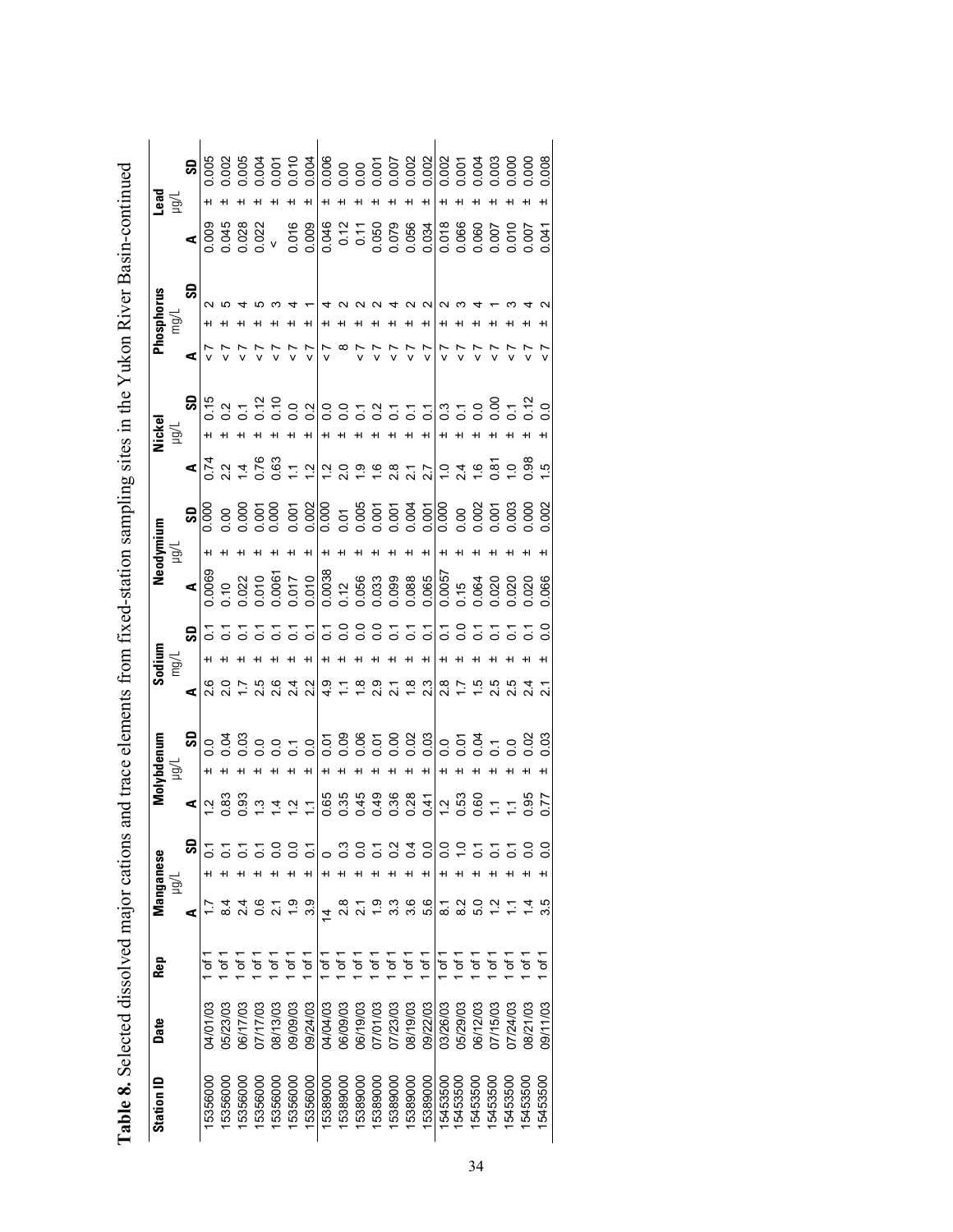**Table 8.** Selected dissolved major cations and trace elements from fixed-station sampling sites in the Yukon River Basin-continued

| Station ID | Date | Rep | Manganese µg/L | | | Molybdenum µg/L | | | Sodium mg/L | | | Neodymium µg/L | | | Nickel µg/L | | | Phosphorus mg/L | | | Lead µg/L | | |
|---|---|---|---|---|---|---|---|---|---|---|---|---|---|---|---|---|---|---|---|---|---|---|---|---|
| | | | A | | SD | A | | SD | A | | SD | A | | SD | A | | SD | A | | SD | A | | SD |
| 15356000 | 04/01/03 | 1 of 1 | 1.7 | ± | 0.1 | 1.2 | ± | 0.0 | 2.6 | ± | 0.1 | 0.0069 | ± | 0.000 | 0.74 | ± | 0.15 | < 7 | ± | 2 | 0.009 | ± | 0.005 |
| 15356000 | 05/23/03 | 1 of 1 | 8.4 | ± | 0.1 | 0.83 | ± | 0.04 | 2.0 | ± | 0.1 | 0.10 | ± | 0.00 | 2.2 | ± | 0.2 | < 7 | ± | 5 | 0.045 | ± | 0.002 |
| 15356000 | 06/17/03 | 1 of 1 | 2.4 | ± | 0.1 | 0.93 | ± | 0.03 | 1.7 | ± | 0.1 | 0.022 | ± | 0.000 | 1.4 | ± | 0.1 | < 7 | ± | 4 | 0.028 | ± | 0.005 |
| 15356000 | 07/17/03 | 1 of 1 | 0.6 | ± | 0.1 | 1.3 | ± | 0.0 | 2.5 | ± | 0.1 | 0.010 | ± | 0.001 | 0.76 | ± | 0.12 | < 7 | ± | 5 | 0.022 | ± | 0.004 |
| 15356000 | 08/13/03 | 1 of 1 | 2.1 | ± | 0.0 | 1.4 | ± | 0.0 | 2.6 | ± | 0.1 | 0.0061 | ± | 0.000 | 0.63 | ± | 0.10 | < 7 | ± | 3 | < | ± | 0.001 |
| 15356000 | 09/09/03 | 1 of 1 | 1.9 | ± | 0.0 | 1.2 | ± | 0.1 | 2.4 | ± | 0.1 | 0.017 | ± | 0.001 | 1.1 | ± | 0.0 | < 7 | ± | 4 | 0.016 | ± | 0.010 |
| 15356000 | 09/24/03 | 1 of 1 | 3.9 | ± | 0.1 | 1.1 | ± | 0.0 | 2.2 | ± | 0.1 | 0.010 | ± | 0.002 | 1.2 | ± | 0.2 | < 7 | ± | 1 | 0.009 | ± | 0.004 |
| 15389000 | 04/04/03 | 1 of 1 | 14 | ± | 0 | 0.65 | ± | 0.01 | 4.9 | ± | 0.1 | 0.0038 | ± | 0.000 | 1.2 | ± | 0.0 | < 7 | ± | 4 | 0.046 | ± | 0.006 |
| 15389000 | 06/09/03 | 1 of 1 | 2.8 | ± | 0.3 | 0.35 | ± | 0.09 | 1.1 | ± | 0.0 | 0.12 | ± | 0.01 | 2.0 | ± | 0.0 | 8 | ± | 2 | 0.12 | ± | 0.00 |
| 15389000 | 06/19/03 | 1 of 1 | 2.1 | ± | 0.0 | 0.45 | ± | 0.06 | 1.8 | ± | 0.0 | 0.056 | ± | 0.005 | 1.9 | ± | 0.1 | < 7 | ± | 2 | 0.11 | ± | 0.00 |
| 15389000 | 07/01/03 | 1 of 1 | 1.9 | ± | 0.1 | 0.49 | ± | 0.01 | 2.9 | ± | 0.0 | 0.033 | ± | 0.001 | 1.6 | ± | 0.2 | < 7 | ± | 2 | 0.050 | ± | 0.001 |
| 15389000 | 07/23/03 | 1 of 1 | 3.3 | ± | 0.2 | 0.36 | ± | 0.00 | 2.1 | ± | 0.1 | 0.099 | ± | 0.001 | 2.8 | ± | 0.1 | < 7 | ± | 4 | 0.079 | ± | 0.007 |
| 15389000 | 08/19/03 | 1 of 1 | 3.6 | ± | 0.4 | 0.28 | ± | 0.02 | 1.8 | ± | 0.1 | 0.088 | ± | 0.004 | 2.1 | ± | 0.1 | < 7 | ± | 2 | 0.056 | ± | 0.002 |
| 15389000 | 09/22/03 | 1 of 1 | 5.6 | ± | 0.0 | 0.41 | ± | 0.03 | 2.3 | ± | 0.1 | 0.065 | ± | 0.001 | 2.7 | ± | 0.1 | < 7 | ± | 2 | 0.034 | ± | 0.002 |
| 15453500 | 03/26/03 | 1 of 1 | 8.1 | ± | 0.0 | 1.2 | ± | 0.0 | 2.8 | ± | 0.1 | 0.0057 | ± | 0.000 | 1.0 | ± | 0.3 | < 7 | ± | 2 | 0.018 | ± | 0.002 |
| 15453500 | 05/29/03 | 1 of 1 | 8.2 | ± | 1.0 | 0.53 | ± | 0.01 | 1.7 | ± | 0.0 | 0.15 | ± | 0.00 | 2.4 | ± | 0.1 | < 7 | ± | 3 | 0.066 | ± | 0.001 |
| 15453500 | 06/12/03 | 1 of 1 | 5.0 | ± | 0.1 | 0.60 | ± | 0.04 | 1.5 | ± | 0.1 | 0.064 | ± | 0.002 | 1.6 | ± | 0.0 | < 7 | ± | 4 | 0.060 | ± | 0.004 |
| 15453500 | 07/15/03 | 1 of 1 | 1.2 | ± | 0.1 | 1.1 | ± | 0.1 | 2.5 | ± | 0.1 | 0.020 | ± | 0.001 | 0.81 | ± | 0.00 | < 7 | ± | 1 | 0.007 | ± | 0.003 |
| 15453500 | 07/24/03 | 1 of 1 | 1.1 | ± | 0.1 | 1.1 | ± | 0.0 | 2.5 | ± | 0.1 | 0.020 | ± | 0.003 | 1.0 | ± | 0.1 | < 7 | ± | 3 | 0.010 | ± | 0.000 |
| 15453500 | 08/21/03 | 1 of 1 | 1.4 | ± | 0.0 | 0.95 | ± | 0.02 | 2.4 | ± | 0.1 | 0.020 | ± | 0.000 | 0.98 | ± | 0.12 | < 7 | ± | 4 | 0.007 | ± | 0.000 |
| 15453500 | 09/11/03 | 1 of 1 | 3.5 | ± | 0.0 | 0.77 | ± | 0.03 | 2.1 | ± | 0.0 | 0.066 | ± | 0.002 | 1.5 | ± | 0.0 | < 7 | ± | 2 | 0.041 | ± | 0.008 |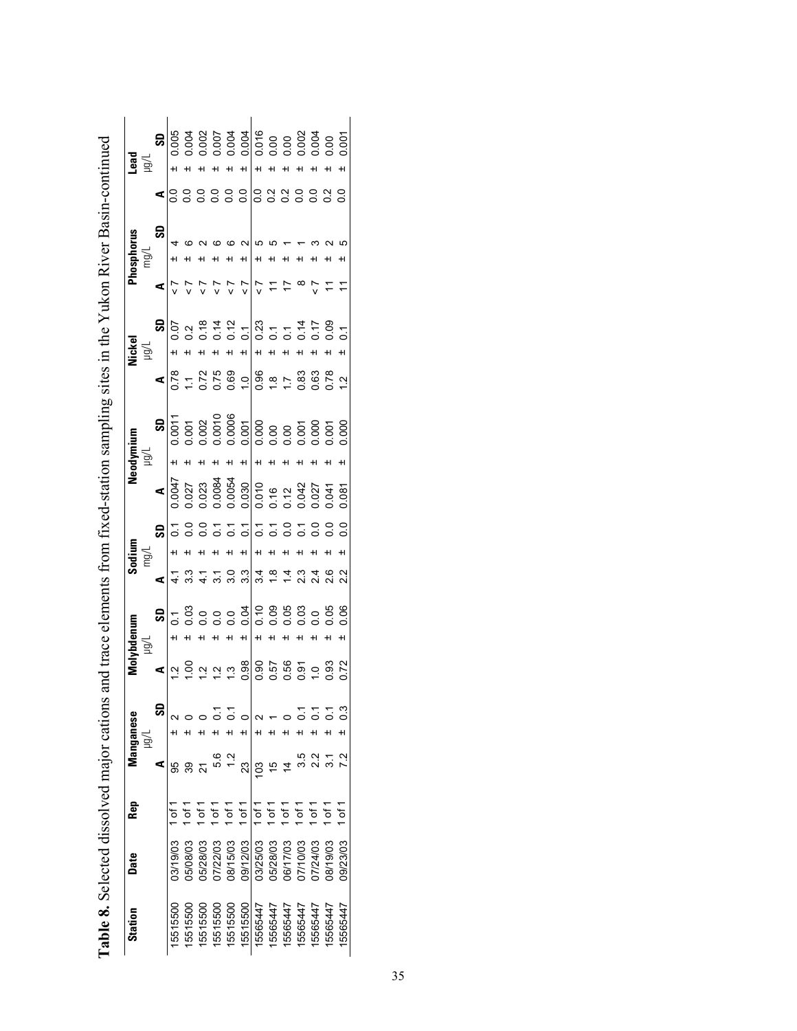**Table 8.** Selected dissolved major cations and trace elements from fixed-station sampling sites in the Yukon River Basin-continued

| Station | Date | Rep | Manganese µg/L | | Molybdenum µg/L | | Sodium mg/L | | Neodymium µg/L | | Nickel µg/L | | Phosphorus mg/L | | Lead µg/L | |
|---|---|---|---|---|---|---|---|---|---|---|---|---|---|---|---|---|
| | | | A | SD | A | SD | A | SD | A | SD | A | SD | A | SD | A | SD |
| 15515500 | 03/19/03 | 1 of 1 | 95 | ± 2 | 1.2 | ± 0.1 | 4.1 | ± 0.1 | 0.0047 | ± 0.0011 | 0.78 | ± 0.07 | < 7 | ± 4 | 0.0 | ± 0.005 |
| 15515500 | 05/08/03 | 1 of 1 | 39 | ± 0 | 1.00 | ± 0.03 | 3.3 | ± 0.0 | 0.027 | ± 0.001 | 1.1 | ± 0.2 | < 7 | ± 6 | 0.0 | ± 0.004 |
| 15515500 | 05/28/03 | 1 of 1 | 21 | ± 0 | 1.2 | ± 0.0 | 4.1 | ± 0.0 | 0.023 | ± 0.002 | 0.72 | ± 0.18 | < 7 | ± 2 | 0.0 | ± 0.002 |
| 15515500 | 07/22/03 | 1 of 1 | 5.6 | ± 0.1 | 1.2 | ± 0.0 | 3.1 | ± 0.1 | 0.0084 | ± 0.0010 | 0.75 | ± 0.14 | < 7 | ± 6 | 0.0 | ± 0.007 |
| 15515500 | 08/15/03 | 1 of 1 | 1.2 | ± 0.1 | 1.3 | ± 0.0 | 3.0 | ± 0.1 | 0.0054 | ± 0.0006 | 0.69 | ± 0.12 | < 7 | ± 6 | 0.0 | ± 0.004 |
| 15515500 | 09/12/03 | 1 of 1 | 23 | ± 0 | 0.98 | ± 0.04 | 3.3 | ± 0.1 | 0.030 | ± 0.001 | 1.0 | ± 0.1 | < 7 | ± 2 | 0.0 | ± 0.004 |
| 15565447 | 03/25/03 | 1 of 1 | 103 | ± 2 | 0.90 | ± 0.10 | 3.4 | ± 0.1 | 0.010 | ± 0.000 | 0.96 | ± 0.23 | < 7 | ± 5 | 0.0 | ± 0.016 |
| 15565447 | 05/28/03 | 1 of 1 | 15 | ± 1 | 0.57 | ± 0.09 | 1.8 | ± 0.1 | 0.16 | ± 0.00 | 1.8 | ± 0.1 | 11 | ± 5 | 0.2 | ± 0.00 |
| 15565447 | 06/17/03 | 1 of 1 | 14 | ± 0 | 0.56 | ± 0.05 | 1.4 | ± 0.0 | 0.12 | ± 0.00 | 1.7 | ± 0.1 | 17 | ± 1 | 0.2 | ± 0.00 |
| 15565447 | 07/10/03 | 1 of 1 | 3.5 | ± 0.1 | 0.91 | ± 0.03 | 2.3 | ± 0.1 | 0.042 | ± 0.001 | 0.83 | ± 0.14 | 8 | ± 1 | 0.0 | ± 0.002 |
| 15565447 | 07/24/03 | 1 of 1 | 2.2 | ± 0.1 | 1.0 | ± 0.0 | 2.4 | ± 0.0 | 0.027 | ± 0.000 | 0.63 | ± 0.17 | < 7 | ± 3 | 0.0 | ± 0.004 |
| 15565447 | 08/19/03 | 1 of 1 | 3.1 | ± 0.1 | 0.93 | ± 0.05 | 2.6 | ± 0.0 | 0.041 | ± 0.001 | 0.78 | ± 0.09 | 11 | ± 2 | 0.2 | ± 0.00 |
| 15565447 | 09/23/03 | 1 of 1 | 7.2 | ± 0.3 | 0.72 | ± 0.06 | 2.2 | ± 0.0 | 0.081 | ± 0.000 | 1.2 | ± 0.1 | 11 | ± 5 | 0.0 | ± 0.001 |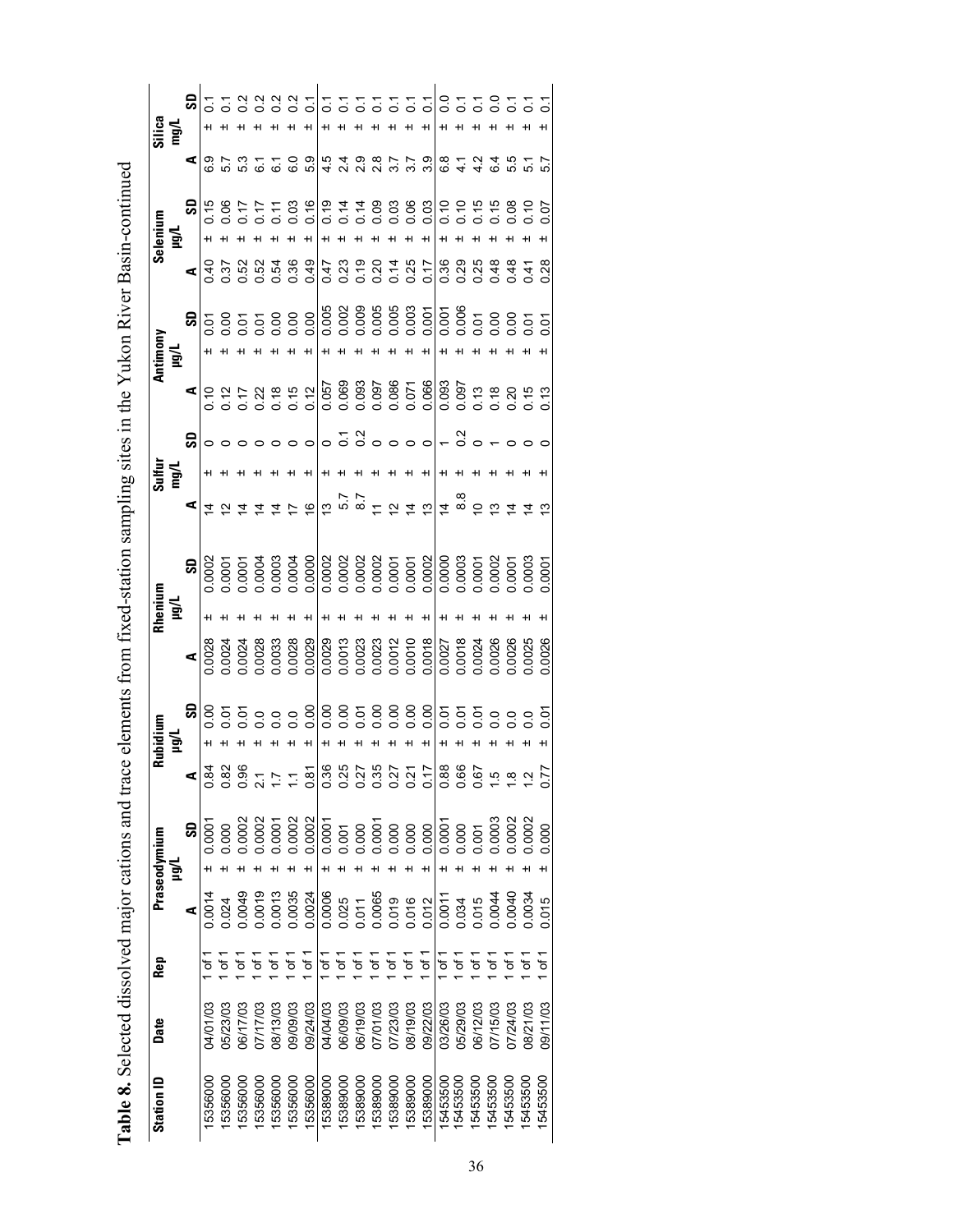**Table 8.** Selected dissolved major cations and trace elements from fixed-station sampling sites in the Yukon River Basin-continued

| Station ID | Date | Rep | Praseodymium µg/L | | | Rubidium µg/L | | | Rhenium µg/L | | | Sulfur mg/L | | | Antimony µg/L | | | Selenium µg/L | | | Silica mg/L | | |
|---|---|---|---|---|---|---|---|---|---|---|---|---|---|---|---|---|---|---|---|---|---|---|---|
| | | | A | | SD | A | | SD | A | | SD | A | | SD | A | | SD | A | | SD | A | | SD |
| 15356000 | 04/01/03 | 1 of 1 | 0.0014 | ± | 0.0001 | 0.84 | ± | 0.00 | 0.0028 | ± | 0.0002 | 14 | ± | 0 | 0.10 | ± | 0.01 | 0.40 | ± | 0.15 | 6.9 | ± | 0.1 |
| 15356000 | 05/23/03 | 1 of 1 | 0.024 | ± | 0.000 | 0.82 | ± | 0.01 | 0.0024 | ± | 0.0001 | 12 | ± | 0 | 0.12 | ± | 0.00 | 0.37 | ± | 0.06 | 5.7 | ± | 0.1 |
| 15356000 | 06/17/03 | 1 of 1 | 0.0049 | ± | 0.0002 | 0.96 | ± | 0.01 | 0.0024 | ± | 0.0001 | 14 | ± | 0 | 0.17 | ± | 0.01 | 0.52 | ± | 0.17 | 5.3 | ± | 0.2 |
| 15356000 | 07/17/03 | 1 of 1 | 0.0019 | ± | 0.0002 | 2.1 | ± | 0.0 | 0.0028 | ± | 0.0004 | 14 | ± | 0 | 0.22 | ± | 0.01 | 0.52 | ± | 0.17 | 6.1 | ± | 0.2 |
| 15356000 | 08/13/03 | 1 of 1 | 0.0013 | ± | 0.0001 | 1.7 | ± | 0.0 | 0.0033 | ± | 0.0003 | 14 | ± | 0 | 0.18 | ± | 0.00 | 0.54 | ± | 0.11 | 6.1 | ± | 0.2 |
| 15356000 | 09/09/03 | 1 of 1 | 0.0035 | ± | 0.0002 | 1.1 | ± | 0.0 | 0.0028 | ± | 0.0004 | 17 | ± | 0 | 0.15 | ± | 0.00 | 0.36 | ± | 0.03 | 6.0 | ± | 0.2 |
| 15356000 | 09/24/03 | 1 of 1 | 0.0024 | ± | 0.0002 | 0.81 | ± | 0.00 | 0.0029 | ± | 0.0000 | 16 | ± | 0 | 0.12 | ± | 0.00 | 0.49 | ± | 0.16 | 5.9 | ± | 0.1 |
| 15389000 | 04/04/03 | 1 of 1 | 0.0006 | ± | 0.0001 | 0.36 | ± | 0.00 | 0.0029 | ± | 0.0002 | 13 | ± | 0 | 0.057 | ± | 0.005 | 0.47 | ± | 0.19 | 4.5 | ± | 0.1 |
| 15389000 | 06/09/03 | 1 of 1 | 0.025 | ± | 0.001 | 0.25 | ± | 0.00 | 0.0013 | ± | 0.0002 | 5.7 | ± | 0.1 | 0.069 | ± | 0.002 | 0.23 | ± | 0.14 | 2.4 | ± | 0.1 |
| 15389000 | 06/19/03 | 1 of 1 | 0.011 | ± | 0.000 | 0.27 | ± | 0.01 | 0.0023 | ± | 0.0002 | 8.7 | ± | 0.2 | 0.093 | ± | 0.009 | 0.19 | ± | 0.14 | 2.9 | ± | 0.1 |
| 15389000 | 07/01/03 | 1 of 1 | 0.0065 | ± | 0.0001 | 0.35 | ± | 0.00 | 0.0023 | ± | 0.0002 | 11 | ± | 0 | 0.097 | ± | 0.005 | 0.20 | ± | 0.09 | 2.8 | ± | 0.1 |
| 15389000 | 07/23/03 | 1 of 1 | 0.019 | ± | 0.000 | 0.27 | ± | 0.00 | 0.0012 | ± | 0.0001 | 12 | ± | 0 | 0.086 | ± | 0.005 | 0.14 | ± | 0.03 | 3.7 | ± | 0.1 |
| 15389000 | 08/19/03 | 1 of 1 | 0.016 | ± | 0.000 | 0.21 | ± | 0.00 | 0.0010 | ± | 0.0001 | 14 | ± | 0 | 0.071 | ± | 0.003 | 0.25 | ± | 0.06 | 3.7 | ± | 0.1 |
| 15389000 | 09/22/03 | 1 of 1 | 0.012 | ± | 0.000 | 0.17 | ± | 0.00 | 0.0018 | ± | 0.0002 | 13 | ± | 0 | 0.066 | ± | 0.001 | 0.17 | ± | 0.03 | 3.9 | ± | 0.1 |
| 15453500 | 03/26/03 | 1 of 1 | 0.0011 | ± | 0.0001 | 0.88 | ± | 0.01 | 0.0027 | ± | 0.0000 | 14 | ± | 1 | 0.093 | ± | 0.001 | 0.36 | ± | 0.10 | 6.8 | ± | 0.0 |
| 15453500 | 05/29/03 | 1 of 1 | 0.034 | ± | 0.000 | 0.66 | ± | 0.01 | 0.0018 | ± | 0.0003 | 8.8 | ± | 0.2 | 0.097 | ± | 0.006 | 0.29 | ± | 0.10 | 4.1 | ± | 0.1 |
| 15453500 | 06/12/03 | 1 of 1 | 0.015 | ± | 0.001 | 0.67 | ± | 0.01 | 0.0024 | ± | 0.0001 | 10 | ± | 0 | 0.13 | ± | 0.01 | 0.25 | ± | 0.15 | 4.2 | ± | 0.1 |
| 15453500 | 07/15/03 | 1 of 1 | 0.0044 | ± | 0.0003 | 1.5 | ± | 0.0 | 0.0026 | ± | 0.0002 | 13 | ± | 1 | 0.18 | ± | 0.00 | 0.48 | ± | 0.15 | 6.4 | ± | 0.0 |
| 15453500 | 07/24/03 | 1 of 1 | 0.0040 | ± | 0.0002 | 1.8 | ± | 0.0 | 0.0026 | ± | 0.0001 | 14 | ± | 0 | 0.20 | ± | 0.00 | 0.48 | ± | 0.08 | 5.5 | ± | 0.1 |
| 15453500 | 08/21/03 | 1 of 1 | 0.0034 | ± | 0.0002 | 1.2 | ± | 0.0 | 0.0025 | ± | 0.0003 | 14 | ± | 0 | 0.15 | ± | 0.01 | 0.41 | ± | 0.10 | 5.1 | ± | 0.1 |
| 15453500 | 09/11/03 | 1 of 1 | 0.015 | ± | 0.000 | 0.77 | ± | 0.01 | 0.0026 | ± | 0.0001 | 13 | ± | 0 | 0.13 | ± | 0.01 | 0.28 | ± | 0.07 | 5.7 | ± | 0.1 |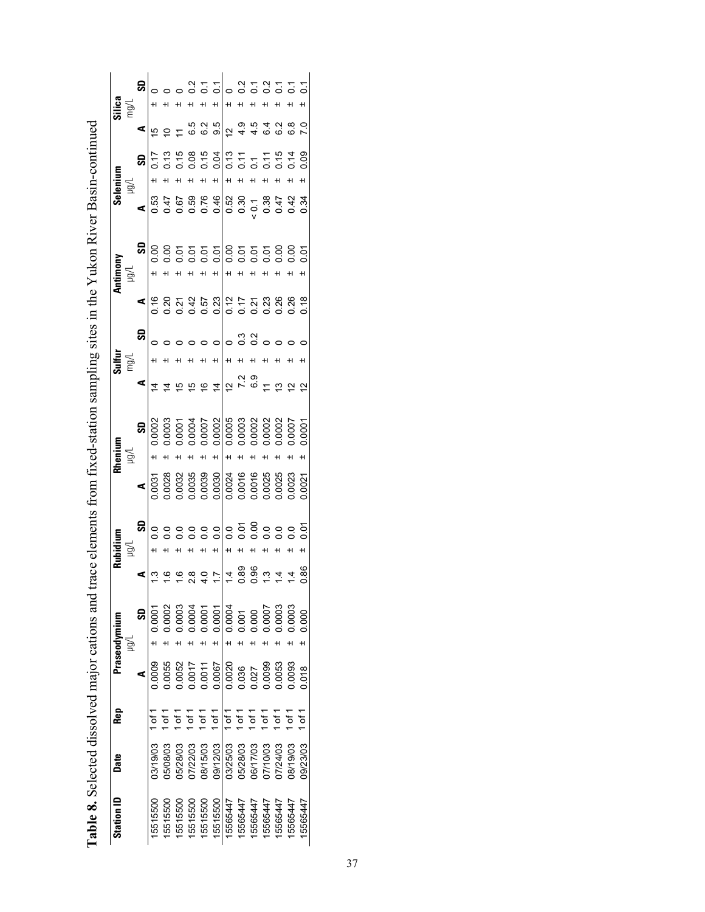**Table 8.** Selected dissolved major cations and trace elements from fixed-station sampling sites in the Yukon River Basin-continued

| Station ID | Date | Rep | Praseodymium µg/L | | | Rubidium µg/L | | | Rhenium µg/L | | | Sulfur mg/L | | | Antimony µg/L | | | Selenium µg/L | | | Silica mg/L | | |
|---|---|---|---|---|---|---|---|---|---|---|---|---|---|---|---|---|---|---|---|---|---|---|---|
| | | | A | | SD | A | | SD | A | | SD | A | | SD | A | | SD | A | | SD | A | | SD |
| 15515500 | 03/19/03 | 1 of 1 | 0.0009 | ± | 0.0001 | 1.3 | ± | 0.0 | 0.0031 | ± | 0.0002 | 14 | ± | 0 | 0.16 | ± | 0.00 | 0.53 | ± | 0.17 | 15 | ± | 0 |
| 15515500 | 05/08/03 | 1 of 1 | 0.0055 | ± | 0.0002 | 1.6 | ± | 0.0 | 0.0028 | ± | 0.0003 | 14 | ± | 0 | 0.20 | ± | 0.00 | 0.47 | ± | 0.13 | 10 | ± | 0 |
| 15515500 | 05/28/03 | 1 of 1 | 0.0052 | ± | 0.0003 | 1.6 | ± | 0.0 | 0.0032 | ± | 0.0001 | 15 | ± | 0 | 0.21 | ± | 0.01 | 0.67 | ± | 0.15 | 11 | ± | 0 |
| 15515500 | 07/22/03 | 1 of 1 | 0.0017 | ± | 0.0004 | 2.8 | ± | 0.0 | 0.0035 | ± | 0.0004 | 15 | ± | 0 | 0.42 | ± | 0.01 | 0.59 | ± | 0.08 | 6.5 | ± | 0.2 |
| 15515500 | 08/15/03 | 1 of 1 | 0.0011 | ± | 0.0001 | 4.0 | ± | 0.0 | 0.0039 | ± | 0.0007 | 16 | ± | 0 | 0.57 | ± | 0.01 | 0.76 | ± | 0.15 | 6.2 | ± | 0.1 |
| 15515500 | 09/12/03 | 1 of 1 | 0.0067 | ± | 0.0001 | 1.7 | ± | 0.0 | 0.0030 | ± | 0.0002 | 14 | ± | 0 | 0.23 | ± | 0.01 | 0.46 | ± | 0.04 | 9.5 | ± | 0.1 |
| 15565447 | 03/25/03 | 1 of 1 | 0.0020 | ± | 0.0004 | 1.4 | ± | 0.0 | 0.0024 | ± | 0.0005 | 12 | ± | 0 | 0.12 | ± | 0.00 | 0.52 | ± | 0.13 | 12 | ± | 0 |
| 15565447 | 05/28/03 | 1 of 1 | 0.036 | ± | 0.001 | 0.89 | ± | 0.01 | 0.0016 | ± | 0.0003 | 7.2 | ± | 0.3 | 0.17 | ± | 0.01 | 0.30 | ± | 0.11 | 4.9 | ± | 0.2 |
| 15565447 | 06/17/03 | 1 of 1 | 0.027 | ± | 0.000 | 0.96 | ± | 0.00 | 0.0016 | ± | 0.0002 | 6.9 | ± | 0.2 | 0.21 | ± | 0.01 | < 0.1 | ± | 0.1 | 4.5 | ± | 0.1 |
| 15565447 | 07/10/03 | 1 of 1 | 0.0099 | ± | 0.0007 | 1.3 | ± | 0.0 | 0.0025 | ± | 0.0002 | 11 | ± | 0 | 0.23 | ± | 0.01 | 0.38 | ± | 0.11 | 6.4 | ± | 0.2 |
| 15565447 | 07/24/03 | 1 of 1 | 0.0053 | ± | 0.0003 | 1.4 | ± | 0.0 | 0.0025 | ± | 0.0002 | 13 | ± | 0 | 0.26 | ± | 0.00 | 0.47 | ± | 0.15 | 6.2 | ± | 0.1 |
| 15565447 | 08/19/03 | 1 of 1 | 0.0093 | ± | 0.0003 | 1.4 | ± | 0.0 | 0.0023 | ± | 0.0007 | 12 | ± | 0 | 0.26 | ± | 0.00 | 0.42 | ± | 0.14 | 6.8 | ± | 0.1 |
| 15565447 | 09/23/03 | 1 of 1 | 0.018 | ± | 0.000 | 0.86 | ± | 0.01 | 0.0021 | ± | 0.0001 | 12 | ± | 0 | 0.18 | ± | 0.01 | 0.34 | ± | 0.09 | 7.0 | ± | 0.1 |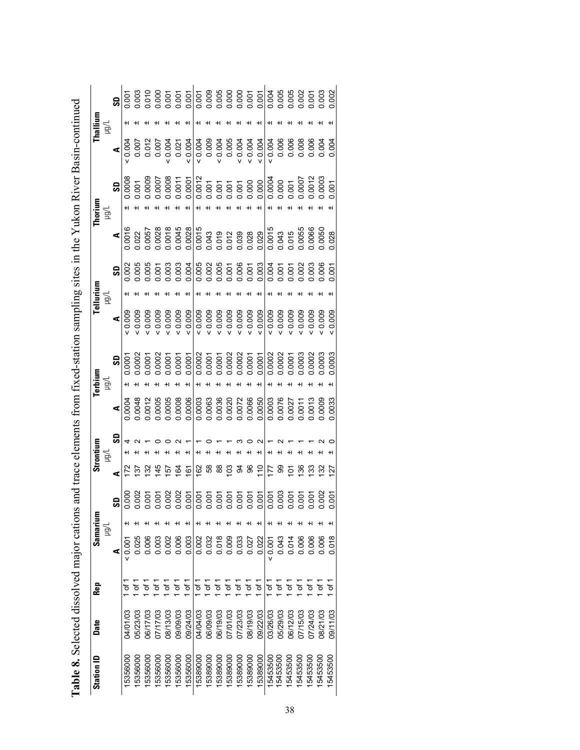**Table 8.** Selected dissolved major cations and trace elements from fixed-station sampling sites in the Yukon River Basin-continued

| Station ID | Date | Rep | Samarium µg/L | | | Strontium µg/L | | | Terbium µg/L | | | Tellurium µg/L | | | Thorium µg/L | | | Thallium µg/L | | |
|---|---|---|---|---|---|---|---|---|---|---|---|---|---|---|---|---|---|---|---|---|
| | | | A | | SD | A | | SD | A | | SD | A | | SD | A | | SD | A | | SD |
| 15356000 | 04/01/03 | 1 of 1 | < 0.001 | ± | 0.000 | 172 | ± | 4 | 0.0004 | ± | 0.0001 | < 0.009 | ± | 0.002 | 0.0016 | ± | 0.0008 | < 0.004 | ± | 0.001 |
| 15356000 | 05/23/03 | 1 of 1 | 0.025 | ± | 0.002 | 137 | ± | 2 | 0.0048 | ± | 0.0002 | < 0.009 | ± | 0.005 | 0.022 | ± | 0.001 | 0.007 | ± | 0.003 |
| 15356000 | 06/17/03 | 1 of 1 | 0.006 | ± | 0.001 | 132 | ± | 1 | 0.0012 | ± | 0.0001 | < 0.009 | ± | 0.005 | 0.0057 | ± | 0.0009 | 0.012 | ± | 0.010 |
| 15356000 | 07/17/03 | 1 of 1 | 0.003 | ± | 0.001 | 145 | ± | 0 | 0.0005 | ± | 0.0002 | < 0.009 | ± | 0.001 | 0.0028 | ± | 0.0007 | 0.007 | ± | 0.000 |
| 15356000 | 08/13/03 | 1 of 1 | 0.002 | ± | 0.002 | 157 | ± | 0 | 0.0005 | ± | 0.0001 | < 0.009 | ± | 0.003 | 0.0018 | ± | 0.0008 | < 0.004 | ± | 0.001 |
| 15356000 | 09/09/03 | 1 of 1 | 0.006 | ± | 0.002 | 164 | ± | 2 | 0.0008 | ± | 0.0001 | < 0.009 | ± | 0.003 | 0.0045 | ± | 0.0011 | 0.021 | ± | 0.001 |
| 15356000 | 09/24/03 | 1 of 1 | 0.003 | ± | 0.001 | 161 | ± | 1 | 0.0006 | ± | 0.0001 | < 0.009 | ± | 0.004 | 0.0028 | ± | 0.0001 | < 0.004 | ± | 0.001 |
| 15389000 | 04/04/03 | 1 of 1 | 0.002 | ± | 0.001 | 162 | ± | 1 | 0.0003 | ± | 0.0002 | < 0.009 | ± | 0.005 | 0.0015 | ± | 0.0012 | < 0.004 | ± | 0.001 |
| 15389000 | 06/09/03 | 1 of 1 | 0.032 | ± | 0.001 | 58 | ± | 0 | 0.0063 | ± | 0.0001 | < 0.009 | ± | 0.002 | 0.043 | ± | 0.001 | 0.009 | ± | 0.009 |
| 15389000 | 06/19/03 | 1 of 1 | 0.018 | ± | 0.001 | 88 | ± | 1 | 0.0036 | ± | 0.0001 | < 0.009 | ± | 0.005 | 0.019 | ± | 0.001 | < 0.004 | ± | 0.005 |
| 15389000 | 07/01/03 | 1 of 1 | 0.009 | ± | 0.001 | 103 | ± | 1 | 0.0020 | ± | 0.0002 | < 0.009 | ± | 0.001 | 0.012 | ± | 0.001 | 0.005 | ± | 0.000 |
| 15389000 | 07/23/03 | 1 of 1 | 0.033 | ± | 0.001 | 94 | ± | 3 | 0.0072 | ± | 0.0002 | < 0.009 | ± | 0.006 | 0.039 | ± | 0.001 | < 0.004 | ± | 0.000 |
| 15389000 | 08/19/03 | 1 of 1 | 0.027 | ± | 0.001 | 96 | ± | 0 | 0.0066 | ± | 0.0001 | < 0.009 | ± | 0.001 | 0.028 | ± | 0.000 | < 0.004 | ± | 0.001 |
| 15389000 | 09/22/03 | 1 of 1 | 0.022 | ± | 0.001 | 110 | ± | 2 | 0.0050 | ± | 0.0001 | < 0.009 | ± | 0.003 | 0.029 | ± | 0.000 | < 0.004 | ± | 0.001 |
| 15453500 | 03/26/03 | 1 of 1 | < 0.001 | ± | 0.001 | 177 | ± | 1 | 0.0003 | ± | 0.0002 | < 0.009 | ± | 0.004 | 0.0015 | ± | 0.0004 | < 0.004 | ± | 0.004 |
| 15453500 | 05/29/03 | 1 of 1 | 0.043 | ± | 0.003 | 99 | ± | 2 | 0.0076 | ± | 0.0002 | < 0.009 | ± | 0.001 | 0.043 | ± | 0.000 | 0.006 | ± | 0.005 |
| 15453500 | 06/12/03 | 1 of 1 | 0.014 | ± | 0.001 | 101 | ± | 1 | 0.0027 | ± | 0.0001 | < 0.009 | ± | 0.001 | 0.015 | ± | 0.001 | 0.006 | ± | 0.005 |
| 15453500 | 07/15/03 | 1 of 1 | 0.006 | ± | 0.001 | 136 | ± | 1 | 0.0011 | ± | 0.0003 | < 0.009 | ± | 0.002 | 0.0055 | ± | 0.0007 | 0.008 | ± | 0.002 |
| 15453500 | 07/24/03 | 1 of 1 | 0.006 | ± | 0.001 | 133 | ± | 1 | 0.0013 | ± | 0.0002 | < 0.009 | ± | 0.003 | 0.0066 | ± | 0.0012 | 0.006 | ± | 0.001 |
| 15453500 | 08/21/03 | 1 of 1 | 0.006 | ± | 0.002 | 132 | ± | 2 | 0.0009 | ± | 0.0003 | < 0.009 | ± | 0.006 | 0.0050 | ± | 0.0003 | 0.004 | ± | 0.003 |
| 15453500 | 09/11/03 | 1 of 1 | 0.018 | ± | 0.001 | 127 | ± | 0 | 0.0033 | ± | 0.0003 | < 0.009 | ± | 0.001 | 0.028 | ± | 0.001 | 0.004 | ± | 0.002 |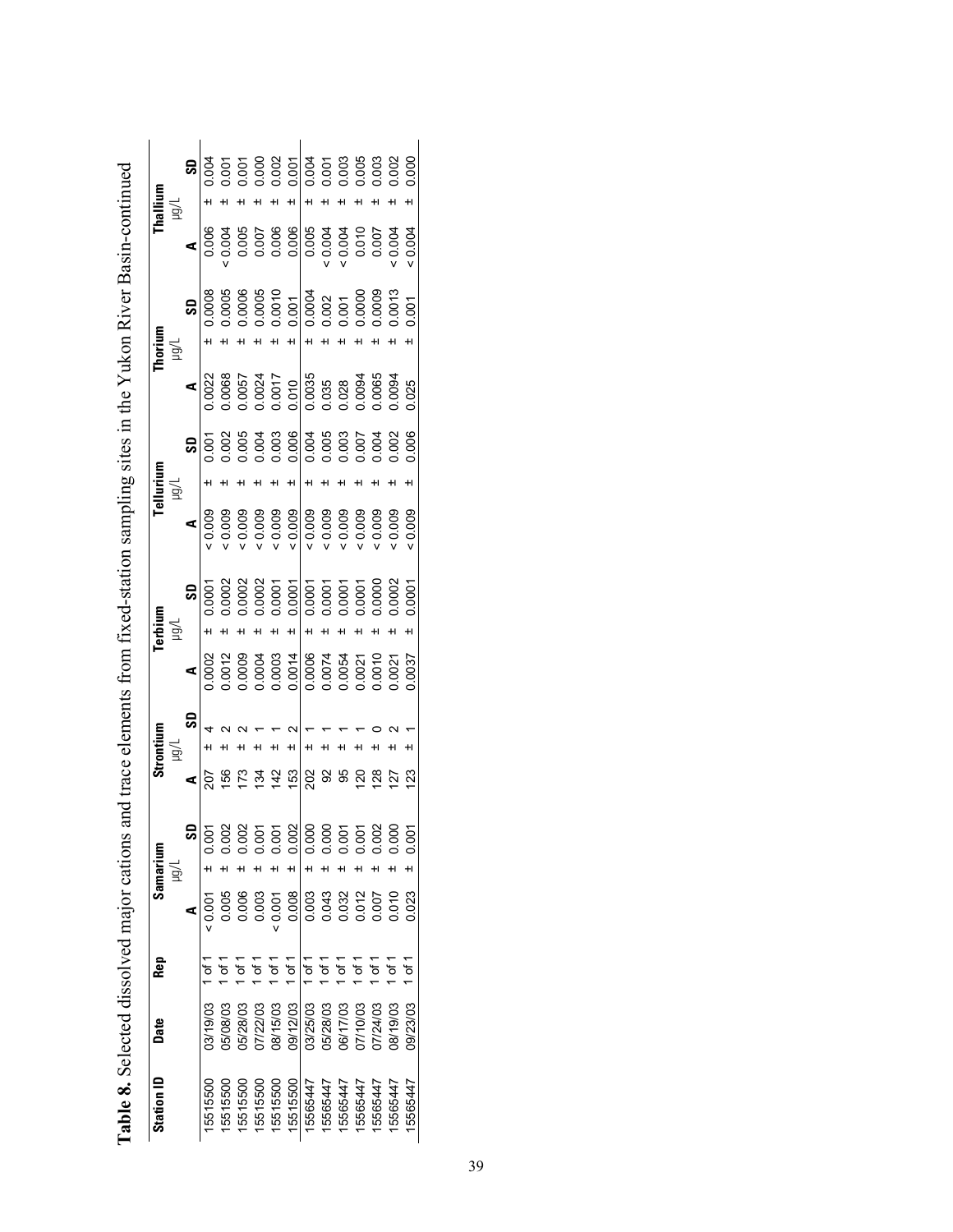**Table 8.** Selected dissolved major cations and trace elements from fixed-station sampling sites in the Yukon River Basin-continued

| Station ID | Date | Rep | Samarium μg/L | | | Strontium μg/L | | | Terbium μg/L | | | Tellurium μg/L | | | Thorium μg/L | | | Thallium μg/L | | |
|---|---|---|---|---|---|---|---|---|---|---|---|---|---|---|---|---|---|---|---|---|
| | | | A | | SD | A | | SD | A | | SD | A | | SD | A | | SD | A | | SD |
| 15515500 | 03/19/03 | 1 of 1 | < 0.001 | ± | 0.001 | 207 | ± | 4 | 0.0002 | ± | 0.0001 | < 0.009 | ± | 0.001 | 0.0022 | ± | 0.0008 | 0.006 | ± | 0.004 |
| 15515500 | 05/08/03 | 1 of 1 | 0.005 | ± | 0.002 | 156 | ± | 2 | 0.0012 | ± | 0.0002 | < 0.009 | ± | 0.002 | 0.0068 | ± | 0.0005 | < 0.004 | ± | 0.001 |
| 15515500 | 05/28/03 | 1 of 1 | 0.006 | ± | 0.002 | 173 | ± | 2 | 0.0009 | ± | 0.0002 | < 0.009 | ± | 0.005 | 0.0057 | ± | 0.0006 | 0.005 | ± | 0.001 |
| 15515500 | 07/22/03 | 1 of 1 | 0.003 | ± | 0.001 | 134 | ± | 1 | 0.0004 | ± | 0.0002 | < 0.009 | ± | 0.004 | 0.0024 | ± | 0.0005 | 0.007 | ± | 0.000 |
| 15515500 | 08/15/03 | 1 of 1 | < 0.001 | ± | 0.001 | 142 | ± | 1 | 0.0003 | ± | 0.0001 | < 0.009 | ± | 0.003 | 0.0017 | ± | 0.0010 | 0.006 | ± | 0.002 |
| 15515500 | 09/12/03 | 1 of 1 | 0.008 | ± | 0.002 | 153 | ± | 2 | 0.0014 | ± | 0.0001 | < 0.009 | ± | 0.006 | 0.010 | ± | 0.001 | 0.006 | ± | 0.001 |
| 15565447 | 03/25/03 | 1 of 1 | 0.003 | ± | 0.000 | 202 | ± | 1 | 0.0006 | ± | 0.0001 | < 0.009 | ± | 0.004 | 0.0035 | ± | 0.0004 | 0.005 | ± | 0.004 |
| 15565447 | 05/28/03 | 1 of 1 | 0.043 | ± | 0.000 | 92 | ± | 1 | 0.0074 | ± | 0.0001 | < 0.009 | ± | 0.005 | 0.035 | ± | 0.002 | < 0.004 | ± | 0.001 |
| 15565447 | 06/17/03 | 1 of 1 | 0.032 | ± | 0.001 | 95 | ± | 1 | 0.0054 | ± | 0.0001 | < 0.009 | ± | 0.003 | 0.028 | ± | 0.001 | < 0.004 | ± | 0.003 |
| 15565447 | 07/10/03 | 1 of 1 | 0.012 | ± | 0.001 | 120 | ± | 1 | 0.0021 | ± | 0.0001 | < 0.009 | ± | 0.007 | 0.0094 | ± | 0.0000 | 0.010 | ± | 0.005 |
| 15565447 | 07/24/03 | 1 of 1 | 0.007 | ± | 0.002 | 128 | ± | 0 | 0.0010 | ± | 0.0000 | < 0.009 | ± | 0.004 | 0.0065 | ± | 0.0009 | 0.007 | ± | 0.003 |
| 15565447 | 08/19/03 | 1 of 1 | 0.010 | ± | 0.000 | 127 | ± | 2 | 0.0021 | ± | 0.0002 | < 0.009 | ± | 0.002 | 0.0094 | ± | 0.0013 | < 0.004 | ± | 0.002 |
| 15565447 | 09/23/03 | 1 of 1 | 0.023 | ± | 0.001 | 123 | ± | 1 | 0.0037 | ± | 0.0001 | < 0.009 | ± | 0.006 | 0.025 | ± | 0.001 | < 0.004 | ± | 0.000 |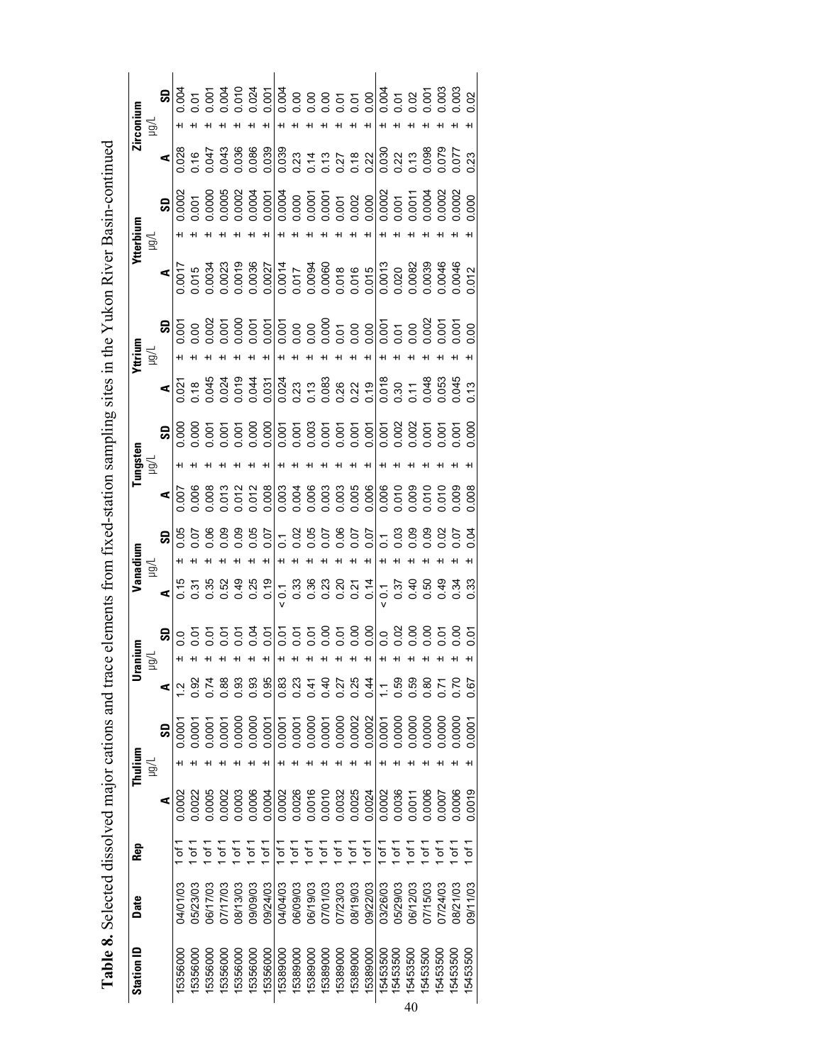**Table 8.** Selected dissolved major cations and trace elements from fixed-station sampling sites in the Yukon River Basin-continued

| Station ID | Date | Rep | Thulium µg/L | | | Uranium µg/L | | | Vanadium µg/L | | | Tungsten µg/L | | | Yttrium µg/L | | | Ytterbium µg/L | | | Zirconium µg/L | | |
|---|---|---|---|---|---|---|---|---|---|---|---|---|---|---|---|---|---|---|---|---|---|---|---|---|
| | | | A | | SD | A | | SD | A | | SD | A | | SD | A | | SD | A | | SD | A | | SD |
| 15356000 | 04/01/03 | 1 of 1 | 0.0002 | ± | 0.0001 | 1.2 | ± | 0.0 | 0.15 | ± | 0.05 | 0.007 | ± | 0.000 | 0.021 | ± | 0.001 | 0.0017 | ± | 0.0002 | 0.028 | ± | 0.004 |
| 15356000 | 05/23/03 | 1 of 1 | 0.0022 | ± | 0.0001 | 0.92 | ± | 0.01 | 0.31 | ± | 0.07 | 0.006 | ± | 0.000 | 0.18 | ± | 0.00 | 0.015 | ± | 0.001 | 0.16 | ± | 0.01 |
| 15356000 | 06/17/03 | 1 of 1 | 0.0005 | ± | 0.0001 | 0.74 | ± | 0.01 | 0.35 | ± | 0.06 | 0.008 | ± | 0.001 | 0.045 | ± | 0.002 | 0.0034 | ± | 0.0000 | 0.047 | ± | 0.001 |
| 15356000 | 07/17/03 | 1 of 1 | 0.0002 | ± | 0.0001 | 0.88 | ± | 0.01 | 0.52 | ± | 0.09 | 0.013 | ± | 0.001 | 0.024 | ± | 0.001 | 0.0023 | ± | 0.0005 | 0.043 | ± | 0.004 |
| 15356000 | 08/13/03 | 1 of 1 | 0.0003 | ± | 0.0000 | 0.93 | ± | 0.01 | 0.49 | ± | 0.09 | 0.012 | ± | 0.001 | 0.019 | ± | 0.000 | 0.0019 | ± | 0.0002 | 0.036 | ± | 0.010 |
| 15356000 | 09/09/03 | 1 of 1 | 0.0006 | ± | 0.0000 | 0.93 | ± | 0.04 | 0.25 | ± | 0.05 | 0.012 | ± | 0.000 | 0.044 | ± | 0.001 | 0.0036 | ± | 0.0004 | 0.086 | ± | 0.024 |
| 15356000 | 09/24/03 | 1 of 1 | 0.0004 | ± | 0.0001 | 0.95 | ± | 0.01 | 0.19 | ± | 0.07 | 0.008 | ± | 0.000 | 0.031 | ± | 0.001 | 0.0027 | ± | 0.0001 | 0.039 | ± | 0.001 |
| 15389000 | 04/04/03 | 1 of 1 | 0.0002 | ± | 0.0001 | 0.83 | ± | 0.01 | < 0.1 | ± | 0.1 | 0.003 | ± | 0.001 | 0.024 | ± | 0.001 | 0.0014 | ± | 0.0004 | 0.039 | ± | 0.004 |
| 15389000 | 06/09/03 | 1 of 1 | 0.0026 | ± | 0.0001 | 0.23 | ± | 0.01 | 0.33 | ± | 0.02 | 0.004 | ± | 0.001 | 0.23 | ± | 0.00 | 0.017 | ± | 0.000 | 0.23 | ± | 0.00 |
| 15389000 | 06/19/03 | 1 of 1 | 0.0016 | ± | 0.0000 | 0.41 | ± | 0.01 | 0.36 | ± | 0.05 | 0.006 | ± | 0.003 | 0.13 | ± | 0.00 | 0.0094 | ± | 0.0001 | 0.14 | ± | 0.00 |
| 15389000 | 07/01/03 | 1 of 1 | 0.0010 | ± | 0.0001 | 0.40 | ± | 0.00 | 0.23 | ± | 0.07 | 0.003 | ± | 0.001 | 0.083 | ± | 0.000 | 0.0060 | ± | 0.0001 | 0.13 | ± | 0.00 |
| 15389000 | 07/23/03 | 1 of 1 | 0.0032 | ± | 0.0000 | 0.27 | ± | 0.01 | 0.20 | ± | 0.06 | 0.003 | ± | 0.001 | 0.26 | ± | 0.01 | 0.018 | ± | 0.001 | 0.27 | ± | 0.01 |
| 15389000 | 08/19/03 | 1 of 1 | 0.0025 | ± | 0.0002 | 0.25 | ± | 0.00 | 0.21 | ± | 0.07 | 0.005 | ± | 0.001 | 0.22 | ± | 0.00 | 0.016 | ± | 0.002 | 0.18 | ± | 0.01 |
| 15389000 | 09/22/03 | 1 of 1 | 0.0024 | ± | 0.0002 | 0.44 | ± | 0.00 | 0.14 | ± | 0.07 | 0.006 | ± | 0.001 | 0.19 | ± | 0.00 | 0.015 | ± | 0.000 | 0.22 | ± | 0.00 |
| 15453500 | 03/26/03 | 1 of 1 | 0.0002 | ± | 0.0001 | 1.1 | ± | 0.0 | < 0.1 | ± | 0.1 | 0.006 | ± | 0.001 | 0.018 | ± | 0.001 | 0.0013 | ± | 0.0002 | 0.030 | ± | 0.004 |
| 15453500 | 05/29/03 | 1 of 1 | 0.0036 | ± | 0.0000 | 0.59 | ± | 0.02 | 0.37 | ± | 0.03 | 0.010 | ± | 0.002 | 0.30 | ± | 0.01 | 0.020 | ± | 0.001 | 0.22 | ± | 0.01 |
| 15453500 | 06/12/03 | 1 of 1 | 0.0011 | ± | 0.0000 | 0.59 | ± | 0.00 | 0.40 | ± | 0.09 | 0.009 | ± | 0.002 | 0.11 | ± | 0.00 | 0.0082 | ± | 0.0011 | 0.13 | ± | 0.02 |
| 15453500 | 07/15/03 | 1 of 1 | 0.0006 | ± | 0.0000 | 0.80 | ± | 0.00 | 0.50 | ± | 0.09 | 0.010 | ± | 0.001 | 0.048 | ± | 0.002 | 0.0039 | ± | 0.0004 | 0.098 | ± | 0.001 |
| 15453500 | 07/24/03 | 1 of 1 | 0.0007 | ± | 0.0000 | 0.71 | ± | 0.01 | 0.49 | ± | 0.02 | 0.010 | ± | 0.001 | 0.053 | ± | 0.001 | 0.0046 | ± | 0.0002 | 0.079 | ± | 0.003 |
| 15453500 | 08/21/03 | 1 of 1 | 0.0006 | ± | 0.0000 | 0.70 | ± | 0.00 | 0.34 | ± | 0.07 | 0.009 | ± | 0.001 | 0.045 | ± | 0.001 | 0.0046 | ± | 0.0002 | 0.077 | ± | 0.003 |
| 15453500 | 09/11/03 | 1 of 1 | 0.0019 | ± | 0.0001 | 0.67 | ± | 0.01 | 0.33 | ± | 0.04 | 0.008 | ± | 0.000 | 0.13 | ± | 0.00 | 0.012 | ± | 0.000 | 0.23 | ± | 0.02 |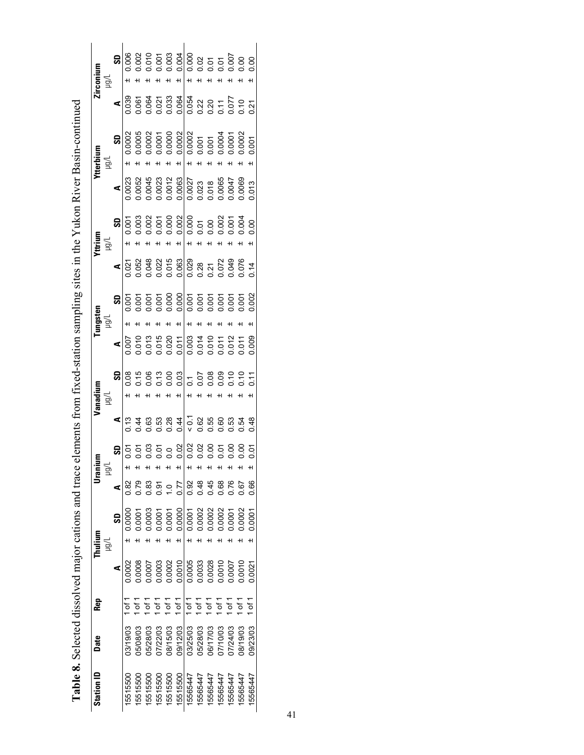**Table 8.** Selected dissolved major cations and trace elements from fixed-station sampling sites in the Yukon River Basin-continued

| Station ID | Date | Rep | Thulium µg/L | | | Uranium µg/L | | | Vanadium µg/L | | | Tungsten µg/L | | | Yttrium µg/L | | | Ytterbium µg/L | | | Zirconium µg/L | | |
|---|---|---|---|---|---|---|---|---|---|---|---|---|---|---|---|---|---|---|---|---|---|---|---|---|
| | | | A | | SD | A | | SD | A | | SD | A | | SD | A | | SD | A | | SD | A | | SD |
| 15515500 | 03/19/03 | 1 of 1 | 0.0002 | ± | 0.0000 | 0.82 | ± | 0.01 | 0.13 | ± | 0.08 | 0.007 | ± | 0.001 | 0.021 | ± | 0.001 | 0.0023 | ± | 0.0002 | 0.039 | ± | 0.006 |
| 15515500 | 05/08/03 | 1 of 1 | 0.0008 | ± | 0.0001 | 0.79 | ± | 0.01 | 0.44 | ± | 0.15 | 0.010 | ± | 0.001 | 0.052 | ± | 0.003 | 0.0052 | ± | 0.0005 | 0.061 | ± | 0.002 |
| 15515500 | 05/28/03 | 1 of 1 | 0.0007 | ± | 0.0003 | 0.83 | ± | 0.03 | 0.63 | ± | 0.06 | 0.013 | ± | 0.001 | 0.048 | ± | 0.002 | 0.0045 | ± | 0.0002 | 0.064 | ± | 0.010 |
| 15515500 | 07/22/03 | 1 of 1 | 0.0003 | ± | 0.0001 | 0.91 | ± | 0.01 | 0.53 | ± | 0.13 | 0.015 | ± | 0.001 | 0.022 | ± | 0.001 | 0.0023 | ± | 0.0001 | 0.021 | ± | 0.001 |
| 15515500 | 08/15/03 | 1 of 1 | 0.0002 | ± | 0.0001 | 1.0 | ± | 0.0 | 0.28 | ± | 0.00 | 0.020 | ± | 0.000 | 0.015 | ± | 0.000 | 0.0012 | ± | 0.0000 | 0.033 | ± | 0.003 |
| 15515500 | 09/12/03 | 1 of 1 | 0.0010 | ± | 0.0000 | 0.77 | ± | 0.02 | 0.44 | ± | 0.03 | 0.011 | ± | 0.000 | 0.063 | ± | 0.002 | 0.0063 | ± | 0.0002 | 0.064 | ± | 0.004 |
| 15565447 | 03/25/03 | 1 of 1 | 0.0005 | ± | 0.0001 | 0.92 | ± | 0.02 | < 0.1 | ± | 0.1 | 0.003 | ± | 0.001 | 0.029 | ± | 0.000 | 0.0027 | ± | 0.0002 | 0.054 | ± | 0.000 |
| 15565447 | 05/28/03 | 1 of 1 | 0.0033 | ± | 0.0002 | 0.48 | ± | 0.02 | 0.62 | ± | 0.07 | 0.014 | ± | 0.001 | 0.28 | ± | 0.01 | 0.023 | ± | 0.001 | 0.22 | ± | 0.02 |
| 15565447 | 06/17/03 | 1 of 1 | 0.0028 | ± | 0.0002 | 0.45 | ± | 0.00 | 0.55 | ± | 0.08 | 0.010 | ± | 0.001 | 0.21 | ± | 0.00 | 0.018 | ± | 0.001 | 0.20 | ± | 0.01 |
| 15565447 | 07/10/03 | 1 of 1 | 0.0010 | ± | 0.0002 | 0.68 | ± | 0.01 | 0.60 | ± | 0.09 | 0.011 | ± | 0.001 | 0.072 | ± | 0.002 | 0.0065 | ± | 0.0004 | 0.11 | ± | 0.01 |
| 15565447 | 07/24/03 | 1 of 1 | 0.0007 | ± | 0.0001 | 0.76 | ± | 0.00 | 0.53 | ± | 0.10 | 0.012 | ± | 0.001 | 0.049 | ± | 0.001 | 0.0047 | ± | 0.0001 | 0.077 | ± | 0.007 |
| 15565447 | 08/19/03 | 1 of 1 | 0.0010 | ± | 0.0002 | 0.67 | ± | 0.00 | 0.54 | ± | 0.10 | 0.011 | ± | 0.001 | 0.076 | ± | 0.004 | 0.0069 | ± | 0.0002 | 0.10 | ± | 0.00 |
| 15565447 | 09/23/03 | 1 of 1 | 0.0021 | ± | 0.0001 | 0.66 | ± | 0.01 | 0.48 | ± | 0.11 | 0.009 | ± | 0.002 | 0.14 | ± | 0.00 | 0.013 | ± | 0.001 | 0.21 | ± | 0.00 |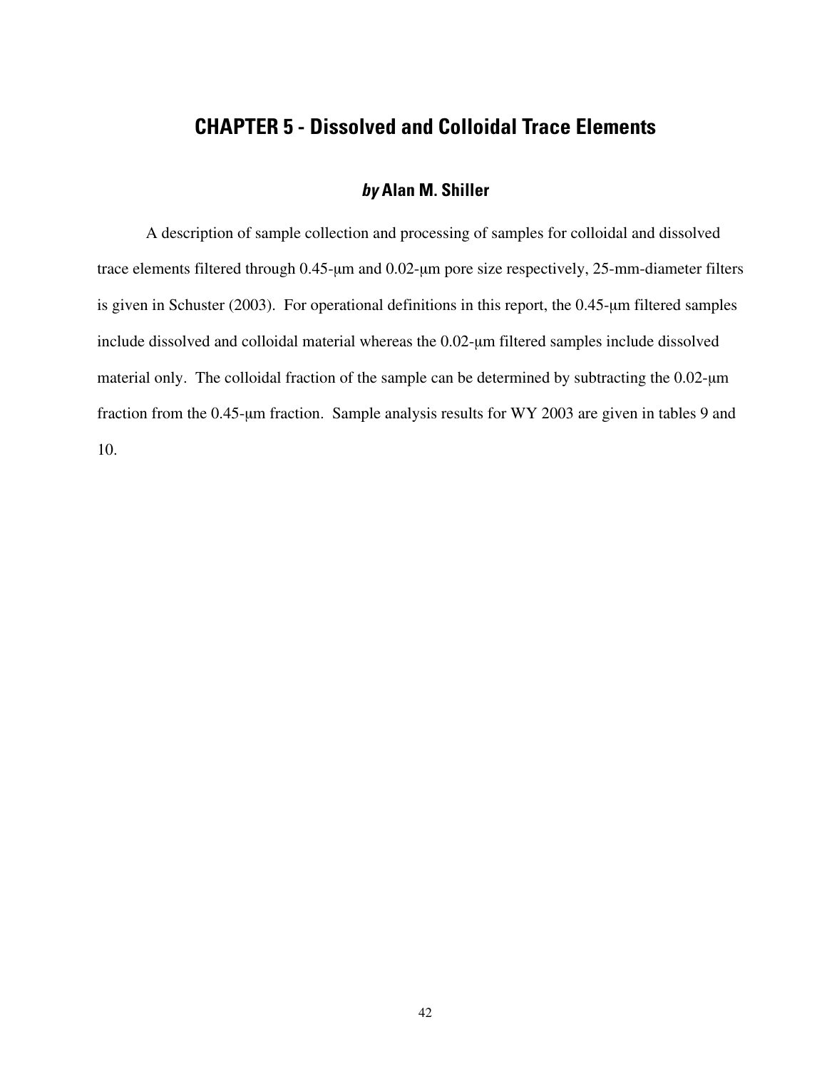# CHAPTER 5 - Dissolved and Colloidal Trace Elements

### *by* Alan M. Shiller

A description of sample collection and processing of samples for colloidal and dissolved trace elements filtered through 0.45-µm and 0.02-µm pore size respectively, 25-mm-diameter filters is given in Schuster (2003). For operational definitions in this report, the 0.45-µm filtered samples include dissolved and colloidal material whereas the 0.02-µm filtered samples include dissolved material only. The colloidal fraction of the sample can be determined by subtracting the 0.02-µm fraction from the 0.45-µm fraction. Sample analysis results for WY 2003 are given in tables 9 and 10.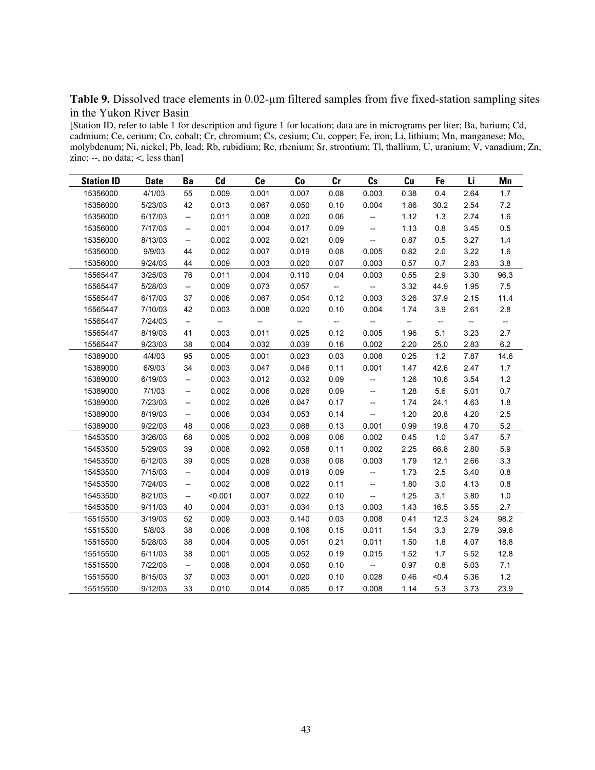**Table 9.** Dissolved trace elements in 0.02-µm filtered samples from five fixed-station sampling sites in the Yukon River Basin

[Station ID, refer to table 1 for description and figure 1 for location; data are in micrograms per liter; Ba, barium; Cd, cadmium; Ce, cerium; Co, cobalt; Cr, chromium; Cs, cesium; Cu, copper; Fe, iron; Li, lithium; Mn, manganese; Mo, molybdenum; Ni, nickel; Pb, lead; Rb, rubidium; Re, rhenium; Sr, strontium; Tl, thallium, U, uranium; V, vanadium; Zn, zinc; --, no data; <, less than]

| Station ID | Date | Ba | Cd | Ce | Co | Cr | Cs | Cu | Fe | Li | Mn |
|---|---|---|---|---|---|---|---|---|---|---|---|
| 15356000 | 4/1/03 | 55 | 0.009 | 0.001 | 0.007 | 0.08 | 0.003 | 0.38 | 0.4 | 2.64 | 1.7 |
| 15356000 | 5/23/03 | 42 | 0.013 | 0.067 | 0.050 | 0.10 | 0.004 | 1.86 | 30.2 | 2.54 | 7.2 |
| 15356000 | 6/17/03 | -- | 0.011 | 0.008 | 0.020 | 0.06 | -- | 1.12 | 1.3 | 2.74 | 1.6 |
| 15356000 | 7/17/03 | -- | 0.001 | 0.004 | 0.017 | 0.09 | -- | 1.13 | 0.8 | 3.45 | 0.5 |
| 15356000 | 8/13/03 | -- | 0.002 | 0.002 | 0.021 | 0.09 | -- | 0.87 | 0.5 | 3.27 | 1.4 |
| 15356000 | 9/9/03 | 44 | 0.002 | 0.007 | 0.019 | 0.08 | 0.005 | 0.82 | 2.0 | 3.22 | 1.6 |
| 15356000 | 9/24/03 | 44 | 0.009 | 0.003 | 0.020 | 0.07 | 0.003 | 0.57 | 0.7 | 2.83 | 3.8 |
| 15565447 | 3/25/03 | 76 | 0.011 | 0.004 | 0.110 | 0.04 | 0.003 | 0.55 | 2.9 | 3.30 | 96.3 |
| 15565447 | 5/28/03 | -- | 0.009 | 0.073 | 0.057 | -- | -- | 3.32 | 44.9 | 1.95 | 7.5 |
| 15565447 | 6/17/03 | 37 | 0.006 | 0.067 | 0.054 | 0.12 | 0.003 | 3.26 | 37.9 | 2.15 | 11.4 |
| 15565447 | 7/10/03 | 42 | 0.003 | 0.008 | 0.020 | 0.10 | 0.004 | 1.74 | 3.9 | 2.61 | 2.8 |
| 15565447 | 7/24/03 | -- | -- | -- | -- | -- | -- | -- | -- | -- | -- |
| 15565447 | 8/19/03 | 41 | 0.003 | 0.011 | 0.025 | 0.12 | 0.005 | 1.96 | 5.1 | 3.23 | 2.7 |
| 15565447 | 9/23/03 | 38 | 0.004 | 0.032 | 0.039 | 0.16 | 0.002 | 2.20 | 25.0 | 2.83 | 6.2 |
| 15389000 | 4/4/03 | 95 | 0.005 | 0.001 | 0.023 | 0.03 | 0.008 | 0.25 | 1.2 | 7.87 | 14.6 |
| 15389000 | 6/9/03 | 34 | 0.003 | 0.047 | 0.046 | 0.11 | 0.001 | 1.47 | 42.6 | 2.47 | 1.7 |
| 15389000 | 6/19/03 | -- | 0.003 | 0.012 | 0.032 | 0.09 | -- | 1.26 | 10.6 | 3.54 | 1.2 |
| 15389000 | 7/1/03 | -- | 0.002 | 0.006 | 0.026 | 0.09 | -- | 1.28 | 5.6 | 5.01 | 0.7 |
| 15389000 | 7/23/03 | -- | 0.002 | 0.028 | 0.047 | 0.17 | -- | 1.74 | 24.1 | 4.63 | 1.8 |
| 15389000 | 8/19/03 | -- | 0.006 | 0.034 | 0.053 | 0.14 | -- | 1.20 | 20.8 | 4.20 | 2.5 |
| 15389000 | 9/22/03 | 48 | 0.006 | 0.023 | 0.088 | 0.13 | 0.001 | 0.99 | 19.8 | 4.70 | 5.2 |
| 15453500 | 3/26/03 | 68 | 0.005 | 0.002 | 0.009 | 0.06 | 0.002 | 0.45 | 1.0 | 3.47 | 5.7 |
| 15453500 | 5/29/03 | 39 | 0.008 | 0.092 | 0.058 | 0.11 | 0.002 | 2.25 | 66.8 | 2.80 | 5.9 |
| 15453500 | 6/12/03 | 39 | 0.005 | 0.028 | 0.036 | 0.08 | 0.003 | 1.79 | 12.1 | 2.66 | 3.3 |
| 15453500 | 7/15/03 | -- | 0.004 | 0.009 | 0.019 | 0.09 | -- | 1.73 | 2.5 | 3.40 | 0.8 |
| 15453500 | 7/24/03 | -- | 0.002 | 0.008 | 0.022 | 0.11 | -- | 1.80 | 3.0 | 4.13 | 0.8 |
| 15453500 | 8/21/03 | -- | <0.001 | 0.007 | 0.022 | 0.10 | -- | 1.25 | 3.1 | 3.80 | 1.0 |
| 15453500 | 9/11/03 | 40 | 0.004 | 0.031 | 0.034 | 0.13 | 0.003 | 1.43 | 16.5 | 3.55 | 2.7 |
| 15515500 | 3/19/03 | 52 | 0.009 | 0.003 | 0.140 | 0.03 | 0.008 | 0.41 | 12.3 | 3.24 | 98.2 |
| 15515500 | 5/8/03 | 38 | 0.006 | 0.008 | 0.106 | 0.15 | 0.011 | 1.54 | 3.3 | 2.79 | 39.6 |
| 15515500 | 5/28/03 | 38 | 0.004 | 0.005 | 0.051 | 0.21 | 0.011 | 1.50 | 1.8 | 4.07 | 18.8 |
| 15515500 | 6/11/03 | 38 | 0.001 | 0.005 | 0.052 | 0.19 | 0.015 | 1.52 | 1.7 | 5.52 | 12.8 |
| 15515500 | 7/22/03 | -- | 0.008 | 0.004 | 0.050 | 0.10 | -- | 0.97 | 0.8 | 5.03 | 7.1 |
| 15515500 | 8/15/03 | 37 | 0.003 | 0.001 | 0.020 | 0.10 | 0.028 | 0.46 | <0.4 | 5.36 | 1.2 |
| 15515500 | 9/12/03 | 33 | 0.010 | 0.014 | 0.085 | 0.17 | 0.008 | 1.14 | 5.3 | 3.73 | 23.9 |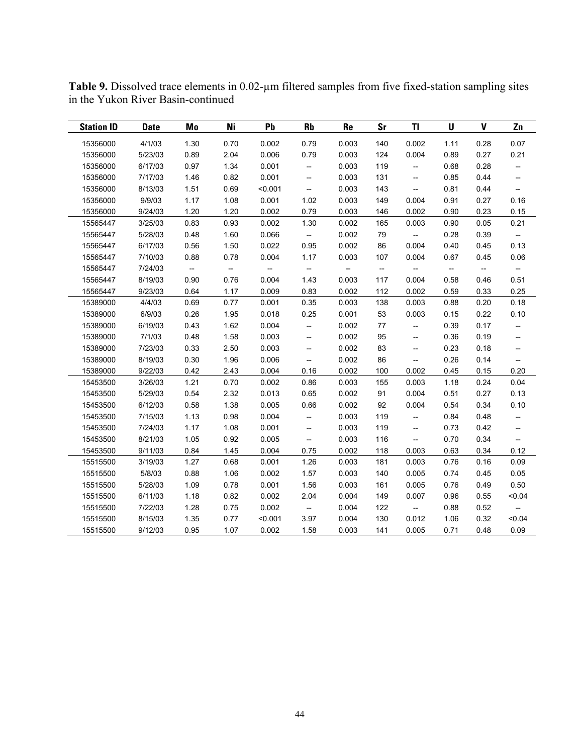**Table 9.** Dissolved trace elements in 0.02-µm filtered samples from five fixed-station sampling sites in the Yukon River Basin-continued

| Station ID | Date | Mo | Ni | Pb | Rb | Re | Sr | Tl | U | V | Zn |
|---|---|---|---|---|---|---|---|---|---|---|---|
| 15356000 | 4/1/03 | 1.30 | 0.70 | 0.002 | 0.79 | 0.003 | 140 | 0.002 | 1.11 | 0.28 | 0.07 |
| 15356000 | 5/23/03 | 0.89 | 2.04 | 0.006 | 0.79 | 0.003 | 124 | 0.004 | 0.89 | 0.27 | 0.21 |
| 15356000 | 6/17/03 | 0.97 | 1.34 | 0.001 | -- | 0.003 | 119 | -- | 0.68 | 0.28 | -- |
| 15356000 | 7/17/03 | 1.46 | 0.82 | 0.001 | -- | 0.003 | 131 | -- | 0.85 | 0.44 | -- |
| 15356000 | 8/13/03 | 1.51 | 0.69 | <0.001 | -- | 0.003 | 143 | -- | 0.81 | 0.44 | -- |
| 15356000 | 9/9/03 | 1.17 | 1.08 | 0.001 | 1.02 | 0.003 | 149 | 0.004 | 0.91 | 0.27 | 0.16 |
| 15356000 | 9/24/03 | 1.20 | 1.20 | 0.002 | 0.79 | 0.003 | 146 | 0.002 | 0.90 | 0.23 | 0.15 |
| 15565447 | 3/25/03 | 0.83 | 0.93 | 0.002 | 1.30 | 0.002 | 165 | 0.003 | 0.90 | 0.05 | 0.21 |
| 15565447 | 5/28/03 | 0.48 | 1.60 | 0.066 | -- | 0.002 | 79 | -- | 0.28 | 0.39 | -- |
| 15565447 | 6/17/03 | 0.56 | 1.50 | 0.022 | 0.95 | 0.002 | 86 | 0.004 | 0.40 | 0.45 | 0.13 |
| 15565447 | 7/10/03 | 0.88 | 0.78 | 0.004 | 1.17 | 0.003 | 107 | 0.004 | 0.67 | 0.45 | 0.06 |
| 15565447 | 7/24/03 | -- | -- | -- | -- | -- | -- | -- | -- | -- | -- |
| 15565447 | 8/19/03 | 0.90 | 0.76 | 0.004 | 1.43 | 0.003 | 117 | 0.004 | 0.58 | 0.46 | 0.51 |
| 15565447 | 9/23/03 | 0.64 | 1.17 | 0.009 | 0.83 | 0.002 | 112 | 0.002 | 0.59 | 0.33 | 0.25 |
| 15389000 | 4/4/03 | 0.69 | 0.77 | 0.001 | 0.35 | 0.003 | 138 | 0.003 | 0.88 | 0.20 | 0.18 |
| 15389000 | 6/9/03 | 0.26 | 1.95 | 0.018 | 0.25 | 0.001 | 53 | 0.003 | 0.15 | 0.22 | 0.10 |
| 15389000 | 6/19/03 | 0.43 | 1.62 | 0.004 | -- | 0.002 | 77 | -- | 0.39 | 0.17 | -- |
| 15389000 | 7/1/03 | 0.48 | 1.58 | 0.003 | -- | 0.002 | 95 | -- | 0.36 | 0.19 | -- |
| 15389000 | 7/23/03 | 0.33 | 2.50 | 0.003 | -- | 0.002 | 83 | -- | 0.23 | 0.18 | -- |
| 15389000 | 8/19/03 | 0.30 | 1.96 | 0.006 | -- | 0.002 | 86 | -- | 0.26 | 0.14 | -- |
| 15389000 | 9/22/03 | 0.42 | 2.43 | 0.004 | 0.16 | 0.002 | 100 | 0.002 | 0.45 | 0.15 | 0.20 |
| 15453500 | 3/26/03 | 1.21 | 0.70 | 0.002 | 0.86 | 0.003 | 155 | 0.003 | 1.18 | 0.24 | 0.04 |
| 15453500 | 5/29/03 | 0.54 | 2.32 | 0.013 | 0.65 | 0.002 | 91 | 0.004 | 0.51 | 0.27 | 0.13 |
| 15453500 | 6/12/03 | 0.58 | 1.38 | 0.005 | 0.66 | 0.002 | 92 | 0.004 | 0.54 | 0.34 | 0.10 |
| 15453500 | 7/15/03 | 1.13 | 0.98 | 0.004 | -- | 0.003 | 119 | -- | 0.84 | 0.48 | -- |
| 15453500 | 7/24/03 | 1.17 | 1.08 | 0.001 | -- | 0.003 | 119 | -- | 0.73 | 0.42 | -- |
| 15453500 | 8/21/03 | 1.05 | 0.92 | 0.005 | -- | 0.003 | 116 | -- | 0.70 | 0.34 | -- |
| 15453500 | 9/11/03 | 0.84 | 1.45 | 0.004 | 0.75 | 0.002 | 118 | 0.003 | 0.63 | 0.34 | 0.12 |
| 15515500 | 3/19/03 | 1.27 | 0.68 | 0.001 | 1.26 | 0.003 | 181 | 0.003 | 0.76 | 0.16 | 0.09 |
| 15515500 | 5/8/03 | 0.88 | 1.06 | 0.002 | 1.57 | 0.003 | 140 | 0.005 | 0.74 | 0.45 | 0.05 |
| 15515500 | 5/28/03 | 1.09 | 0.78 | 0.001 | 1.56 | 0.003 | 161 | 0.005 | 0.76 | 0.49 | 0.50 |
| 15515500 | 6/11/03 | 1.18 | 0.82 | 0.002 | 2.04 | 0.004 | 149 | 0.007 | 0.96 | 0.55 | <0.04 |
| 15515500 | 7/22/03 | 1.28 | 0.75 | 0.002 | -- | 0.004 | 122 | -- | 0.88 | 0.52 | -- |
| 15515500 | 8/15/03 | 1.35 | 0.77 | <0.001 | 3.97 | 0.004 | 130 | 0.012 | 1.06 | 0.32 | <0.04 |
| 15515500 | 9/12/03 | 0.95 | 1.07 | 0.002 | 1.58 | 0.003 | 141 | 0.005 | 0.71 | 0.48 | 0.09 |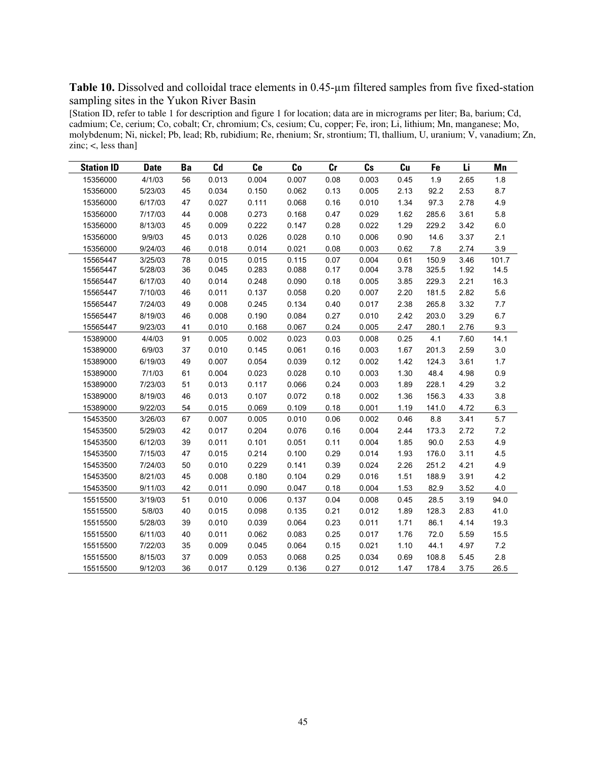**Table 10.** Dissolved and colloidal trace elements in 0.45-μm filtered samples from five fixed-station sampling sites in the Yukon River Basin

[Station ID, refer to table 1 for description and figure 1 for location; data are in micrograms per liter; Ba, barium; Cd, cadmium; Ce, cerium; Co, cobalt; Cr, chromium; Cs, cesium; Cu, copper; Fe, iron; Li, lithium; Mn, manganese; Mo, molybdenum; Ni, nickel; Pb, lead; Rb, rubidium; Re, rhenium; Sr, strontium; Tl, thallium, U, uranium; V, vanadium; Zn, zinc; <, less than]

| Station ID | Date | Ba | Cd | Ce | Co | Cr | Cs | Cu | Fe | Li | Mn |
|---|---|---|---|---|---|---|---|---|---|---|---|
| 15356000 | 4/1/03 | 56 | 0.013 | 0.004 | 0.007 | 0.08 | 0.003 | 0.45 | 1.9 | 2.65 | 1.8 |
| 15356000 | 5/23/03 | 45 | 0.034 | 0.150 | 0.062 | 0.13 | 0.005 | 2.13 | 92.2 | 2.53 | 8.7 |
| 15356000 | 6/17/03 | 47 | 0.027 | 0.111 | 0.068 | 0.16 | 0.010 | 1.34 | 97.3 | 2.78 | 4.9 |
| 15356000 | 7/17/03 | 44 | 0.008 | 0.273 | 0.168 | 0.47 | 0.029 | 1.62 | 285.6 | 3.61 | 5.8 |
| 15356000 | 8/13/03 | 45 | 0.009 | 0.222 | 0.147 | 0.28 | 0.022 | 1.29 | 229.2 | 3.42 | 6.0 |
| 15356000 | 9/9/03 | 45 | 0.013 | 0.026 | 0.028 | 0.10 | 0.006 | 0.90 | 14.6 | 3.37 | 2.1 |
| 15356000 | 9/24/03 | 46 | 0.018 | 0.014 | 0.021 | 0.08 | 0.003 | 0.62 | 7.8 | 2.74 | 3.9 |
| 15565447 | 3/25/03 | 78 | 0.015 | 0.015 | 0.115 | 0.07 | 0.004 | 0.61 | 150.9 | 3.46 | 101.7 |
| 15565447 | 5/28/03 | 36 | 0.045 | 0.283 | 0.088 | 0.17 | 0.004 | 3.78 | 325.5 | 1.92 | 14.5 |
| 15565447 | 6/17/03 | 40 | 0.014 | 0.248 | 0.090 | 0.18 | 0.005 | 3.85 | 229.3 | 2.21 | 16.3 |
| 15565447 | 7/10/03 | 46 | 0.011 | 0.137 | 0.058 | 0.20 | 0.007 | 2.20 | 181.5 | 2.82 | 5.6 |
| 15565447 | 7/24/03 | 49 | 0.008 | 0.245 | 0.134 | 0.40 | 0.017 | 2.38 | 265.8 | 3.32 | 7.7 |
| 15565447 | 8/19/03 | 46 | 0.008 | 0.190 | 0.084 | 0.27 | 0.010 | 2.42 | 203.0 | 3.29 | 6.7 |
| 15565447 | 9/23/03 | 41 | 0.010 | 0.168 | 0.067 | 0.24 | 0.005 | 2.47 | 280.1 | 2.76 | 9.3 |
| 15389000 | 4/4/03 | 91 | 0.005 | 0.002 | 0.023 | 0.03 | 0.008 | 0.25 | 4.1 | 7.60 | 14.1 |
| 15389000 | 6/9/03 | 37 | 0.010 | 0.145 | 0.061 | 0.16 | 0.003 | 1.67 | 201.3 | 2.59 | 3.0 |
| 15389000 | 6/19/03 | 49 | 0.007 | 0.054 | 0.039 | 0.12 | 0.002 | 1.42 | 124.3 | 3.61 | 1.7 |
| 15389000 | 7/1/03 | 61 | 0.004 | 0.023 | 0.028 | 0.10 | 0.003 | 1.30 | 48.4 | 4.98 | 0.9 |
| 15389000 | 7/23/03 | 51 | 0.013 | 0.117 | 0.066 | 0.24 | 0.003 | 1.89 | 228.1 | 4.29 | 3.2 |
| 15389000 | 8/19/03 | 46 | 0.013 | 0.107 | 0.072 | 0.18 | 0.002 | 1.36 | 156.3 | 4.33 | 3.8 |
| 15389000 | 9/22/03 | 54 | 0.015 | 0.069 | 0.109 | 0.18 | 0.001 | 1.19 | 141.0 | 4.72 | 6.3 |
| 15453500 | 3/26/03 | 67 | 0.007 | 0.005 | 0.010 | 0.06 | 0.002 | 0.46 | 8.8 | 3.41 | 5.7 |
| 15453500 | 5/29/03 | 42 | 0.017 | 0.204 | 0.076 | 0.16 | 0.004 | 2.44 | 173.3 | 2.72 | 7.2 |
| 15453500 | 6/12/03 | 39 | 0.011 | 0.101 | 0.051 | 0.11 | 0.004 | 1.85 | 90.0 | 2.53 | 4.9 |
| 15453500 | 7/15/03 | 47 | 0.015 | 0.214 | 0.100 | 0.29 | 0.014 | 1.93 | 176.0 | 3.11 | 4.5 |
| 15453500 | 7/24/03 | 50 | 0.010 | 0.229 | 0.141 | 0.39 | 0.024 | 2.26 | 251.2 | 4.21 | 4.9 |
| 15453500 | 8/21/03 | 45 | 0.008 | 0.180 | 0.104 | 0.29 | 0.016 | 1.51 | 188.9 | 3.91 | 4.2 |
| 15453500 | 9/11/03 | 42 | 0.011 | 0.090 | 0.047 | 0.18 | 0.004 | 1.53 | 82.9 | 3.52 | 4.0 |
| 15515500 | 3/19/03 | 51 | 0.010 | 0.006 | 0.137 | 0.04 | 0.008 | 0.45 | 28.5 | 3.19 | 94.0 |
| 15515500 | 5/8/03 | 40 | 0.015 | 0.098 | 0.135 | 0.21 | 0.012 | 1.89 | 128.3 | 2.83 | 41.0 |
| 15515500 | 5/28/03 | 39 | 0.010 | 0.039 | 0.064 | 0.23 | 0.011 | 1.71 | 86.1 | 4.14 | 19.3 |
| 15515500 | 6/11/03 | 40 | 0.011 | 0.062 | 0.083 | 0.25 | 0.017 | 1.76 | 72.0 | 5.59 | 15.5 |
| 15515500 | 7/22/03 | 35 | 0.009 | 0.045 | 0.064 | 0.15 | 0.021 | 1.10 | 44.1 | 4.97 | 7.2 |
| 15515500 | 8/15/03 | 37 | 0.009 | 0.053 | 0.068 | 0.25 | 0.034 | 0.69 | 108.8 | 5.45 | 2.8 |
| 15515500 | 9/12/03 | 36 | 0.017 | 0.129 | 0.136 | 0.27 | 0.012 | 1.47 | 178.4 | 3.75 | 26.5 |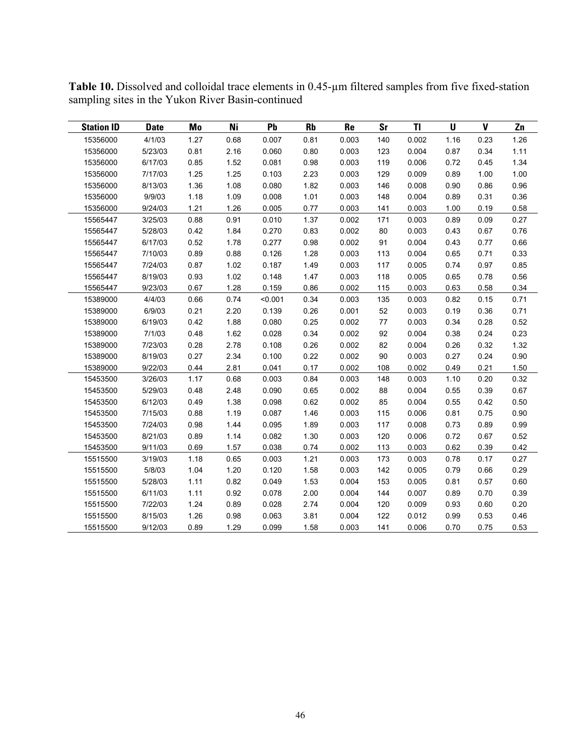**Table 10.** Dissolved and colloidal trace elements in 0.45-µm filtered samples from five fixed-station sampling sites in the Yukon River Basin-continued

| Station ID | Date | Mo | Ni | Pb | Rb | Re | Sr | Tl | U | V | Zn |
|---|---|---|---|---|---|---|---|---|---|---|---|
| 15356000 | 4/1/03 | 1.27 | 0.68 | 0.007 | 0.81 | 0.003 | 140 | 0.002 | 1.16 | 0.23 | 1.26 |
| 15356000 | 5/23/03 | 0.81 | 2.16 | 0.060 | 0.80 | 0.003 | 123 | 0.004 | 0.87 | 0.34 | 1.11 |
| 15356000 | 6/17/03 | 0.85 | 1.52 | 0.081 | 0.98 | 0.003 | 119 | 0.006 | 0.72 | 0.45 | 1.34 |
| 15356000 | 7/17/03 | 1.25 | 1.25 | 0.103 | 2.23 | 0.003 | 129 | 0.009 | 0.89 | 1.00 | 1.00 |
| 15356000 | 8/13/03 | 1.36 | 1.08 | 0.080 | 1.82 | 0.003 | 146 | 0.008 | 0.90 | 0.86 | 0.96 |
| 15356000 | 9/9/03 | 1.18 | 1.09 | 0.008 | 1.01 | 0.003 | 148 | 0.004 | 0.89 | 0.31 | 0.36 |
| 15356000 | 9/24/03 | 1.21 | 1.26 | 0.005 | 0.77 | 0.003 | 141 | 0.003 | 1.00 | 0.19 | 0.58 |
| 15565447 | 3/25/03 | 0.88 | 0.91 | 0.010 | 1.37 | 0.002 | 171 | 0.003 | 0.89 | 0.09 | 0.27 |
| 15565447 | 5/28/03 | 0.42 | 1.84 | 0.270 | 0.83 | 0.002 | 80 | 0.003 | 0.43 | 0.67 | 0.76 |
| 15565447 | 6/17/03 | 0.52 | 1.78 | 0.277 | 0.98 | 0.002 | 91 | 0.004 | 0.43 | 0.77 | 0.66 |
| 15565447 | 7/10/03 | 0.89 | 0.88 | 0.126 | 1.28 | 0.003 | 113 | 0.004 | 0.65 | 0.71 | 0.33 |
| 15565447 | 7/24/03 | 0.87 | 1.02 | 0.187 | 1.49 | 0.003 | 117 | 0.005 | 0.74 | 0.97 | 0.85 |
| 15565447 | 8/19/03 | 0.93 | 1.02 | 0.148 | 1.47 | 0.003 | 118 | 0.005 | 0.65 | 0.78 | 0.56 |
| 15565447 | 9/23/03 | 0.67 | 1.28 | 0.159 | 0.86 | 0.002 | 115 | 0.003 | 0.63 | 0.58 | 0.34 |
| 15389000 | 4/4/03 | 0.66 | 0.74 | <0.001 | 0.34 | 0.003 | 135 | 0.003 | 0.82 | 0.15 | 0.71 |
| 15389000 | 6/9/03 | 0.21 | 2.20 | 0.139 | 0.26 | 0.001 | 52 | 0.003 | 0.19 | 0.36 | 0.71 |
| 15389000 | 6/19/03 | 0.42 | 1.88 | 0.080 | 0.25 | 0.002 | 77 | 0.003 | 0.34 | 0.28 | 0.52 |
| 15389000 | 7/1/03 | 0.48 | 1.62 | 0.028 | 0.34 | 0.002 | 92 | 0.004 | 0.38 | 0.24 | 0.23 |
| 15389000 | 7/23/03 | 0.28 | 2.78 | 0.108 | 0.26 | 0.002 | 82 | 0.004 | 0.26 | 0.32 | 1.32 |
| 15389000 | 8/19/03 | 0.27 | 2.34 | 0.100 | 0.22 | 0.002 | 90 | 0.003 | 0.27 | 0.24 | 0.90 |
| 15389000 | 9/22/03 | 0.44 | 2.81 | 0.041 | 0.17 | 0.002 | 108 | 0.002 | 0.49 | 0.21 | 1.50 |
| 15453500 | 3/26/03 | 1.17 | 0.68 | 0.003 | 0.84 | 0.003 | 148 | 0.003 | 1.10 | 0.20 | 0.32 |
| 15453500 | 5/29/03 | 0.48 | 2.48 | 0.090 | 0.65 | 0.002 | 88 | 0.004 | 0.55 | 0.39 | 0.67 |
| 15453500 | 6/12/03 | 0.49 | 1.38 | 0.098 | 0.62 | 0.002 | 85 | 0.004 | 0.55 | 0.42 | 0.50 |
| 15453500 | 7/15/03 | 0.88 | 1.19 | 0.087 | 1.46 | 0.003 | 115 | 0.006 | 0.81 | 0.75 | 0.90 |
| 15453500 | 7/24/03 | 0.98 | 1.44 | 0.095 | 1.89 | 0.003 | 117 | 0.008 | 0.73 | 0.89 | 0.99 |
| 15453500 | 8/21/03 | 0.89 | 1.14 | 0.082 | 1.30 | 0.003 | 120 | 0.006 | 0.72 | 0.67 | 0.52 |
| 15453500 | 9/11/03 | 0.69 | 1.57 | 0.038 | 0.74 | 0.002 | 113 | 0.003 | 0.62 | 0.39 | 0.42 |
| 15515500 | 3/19/03 | 1.18 | 0.65 | 0.003 | 1.21 | 0.003 | 173 | 0.003 | 0.78 | 0.17 | 0.27 |
| 15515500 | 5/8/03 | 1.04 | 1.20 | 0.120 | 1.58 | 0.003 | 142 | 0.005 | 0.79 | 0.66 | 0.29 |
| 15515500 | 5/28/03 | 1.11 | 0.82 | 0.049 | 1.53 | 0.004 | 153 | 0.005 | 0.81 | 0.57 | 0.60 |
| 15515500 | 6/11/03 | 1.11 | 0.92 | 0.078 | 2.00 | 0.004 | 144 | 0.007 | 0.89 | 0.70 | 0.39 |
| 15515500 | 7/22/03 | 1.24 | 0.89 | 0.028 | 2.74 | 0.004 | 120 | 0.009 | 0.93 | 0.60 | 0.20 |
| 15515500 | 8/15/03 | 1.26 | 0.98 | 0.063 | 3.81 | 0.004 | 122 | 0.012 | 0.99 | 0.53 | 0.46 |
| 15515500 | 9/12/03 | 0.89 | 1.29 | 0.099 | 1.58 | 0.003 | 141 | 0.006 | 0.70 | 0.75 | 0.53 |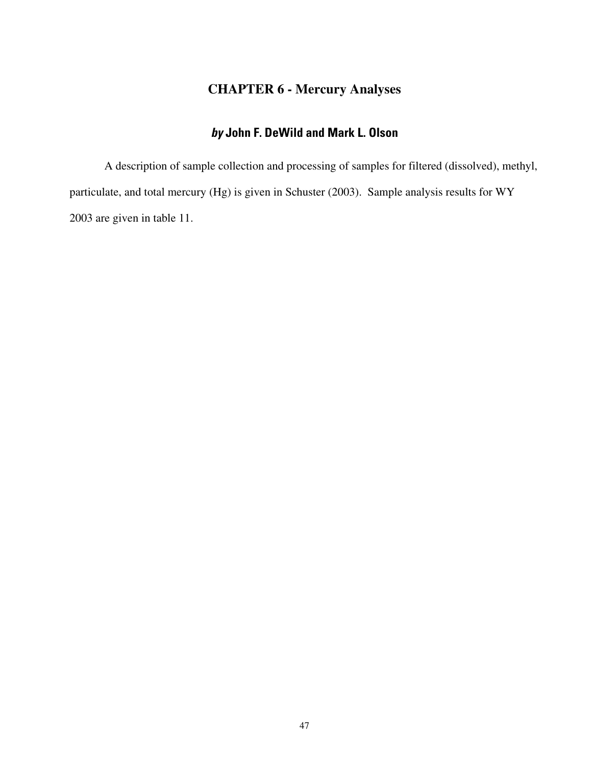# CHAPTER 6 - Mercury Analyses

## *by* John F. DeWild and Mark L. Olson

A description of sample collection and processing of samples for filtered (dissolved), methyl, particulate, and total mercury (Hg) is given in Schuster (2003). Sample analysis results for WY 2003 are given in table 11.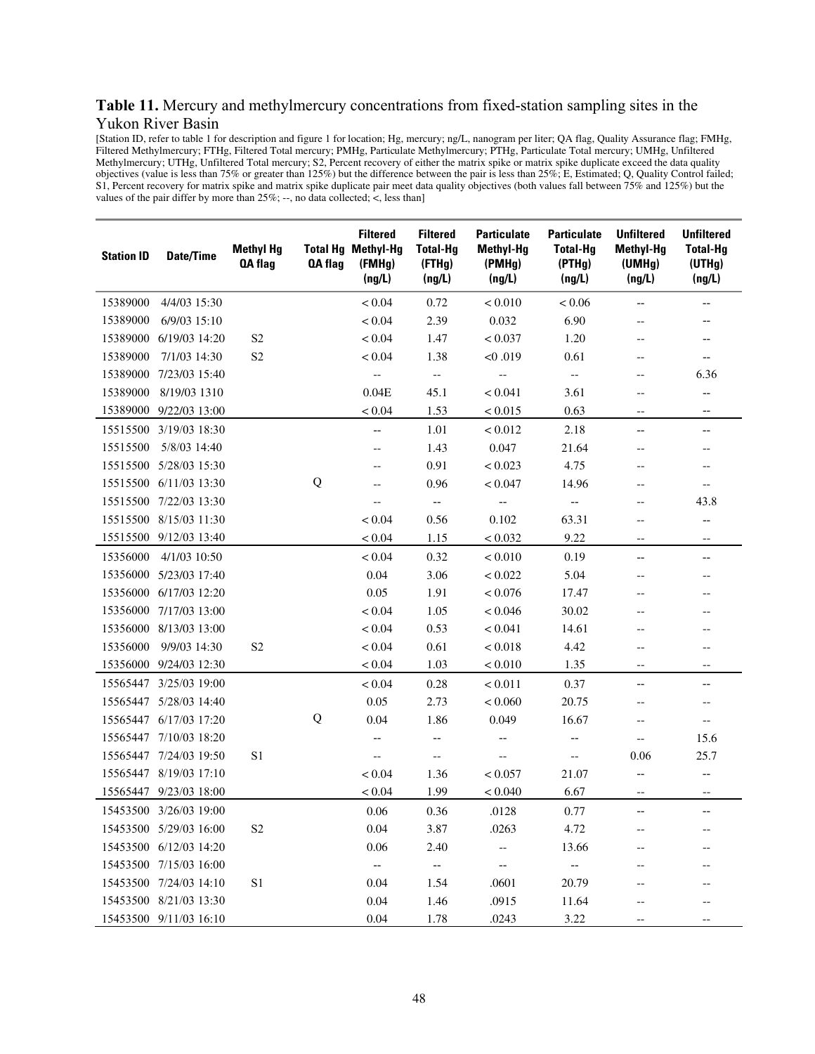**Table 11.** Mercury and methylmercury concentrations from fixed-station sampling sites in the Yukon River Basin

[Station ID, refer to table 1 for description and figure 1 for location; Hg, mercury; ng/L, nanogram per liter; QA flag, Quality Assurance flag; FMHg, Filtered Methylmercury; FTHg, Filtered Total mercury; PMHg, Particulate Methylmercury; PTHg, Particulate Total mercury; UMHg, Unfiltered Methylmercury; UTHg, Unfiltered Total mercury; S2, Percent recovery of either the matrix spike or matrix spike duplicate exceed the data quality objectives (value is less than 75% or greater than 125%) but the difference between the pair is less than 25%; E, Estimated; Q, Quality Control failed; S1, Percent recovery for matrix spike and matrix spike duplicate pair meet data quality objectives (both values fall between 75% and 125%) but the values of the pair differ by more than 25%; --, no data collected; <, less than]

| Station ID | Date/Time | Methyl Hg QA flag | Total Hg QA flag | Filtered Methyl-Hg (FMHg) (ng/L) | Filtered Total-Hg (FTHg) (ng/L) | Particulate Methyl-Hg (PMHg) (ng/L) | Particulate Total-Hg (PTHg) (ng/L) | Unfiltered Methyl-Hg (UMHg) (ng/L) | Unfiltered Total-Hg (UTHg) (ng/L) |
|---|---|---|---|---|---|---|---|---|---|
| 15389000 | 4/4/03 15:30 | | | < 0.04 | 0.72 | < 0.010 | < 0.06 | -- | -- |
| 15389000 | 6/9/03 15:10 | | | < 0.04 | 2.39 | 0.032 | 6.90 | -- | -- |
| 15389000 | 6/19/03 14:20 | S2 | | < 0.04 | 1.47 | < 0.037 | 1.20 | -- | -- |
| 15389000 | 7/1/03 14:30 | S2 | | < 0.04 | 1.38 | <0 .019 | 0.61 | -- | -- |
| 15389000 | 7/23/03 15:40 | | | -- | -- | -- | -- | -- | 6.36 |
| 15389000 | 8/19/03 1310 | | | 0.04E | 45.1 | < 0.041 | 3.61 | -- | -- |
| 15389000 | 9/22/03 13:00 | | | < 0.04 | 1.53 | < 0.015 | 0.63 | -- | -- |
| 15515500 | 3/19/03 18:30 | | | -- | 1.01 | < 0.012 | 2.18 | -- | -- |
| 15515500 | 5/8/03 14:40 | | | -- | 1.43 | 0.047 | 21.64 | -- | -- |
| 15515500 | 5/28/03 15:30 | | | -- | 0.91 | < 0.023 | 4.75 | -- | -- |
| 15515500 | 6/11/03 13:30 | | Q | -- | 0.96 | < 0.047 | 14.96 | -- | -- |
| 15515500 | 7/22/03 13:30 | | | -- | -- | -- | -- | -- | 43.8 |
| 15515500 | 8/15/03 11:30 | | | < 0.04 | 0.56 | 0.102 | 63.31 | -- | -- |
| 15515500 | 9/12/03 13:40 | | | < 0.04 | 1.15 | < 0.032 | 9.22 | -- | -- |
| 15356000 | 4/1/03 10:50 | | | < 0.04 | 0.32 | < 0.010 | 0.19 | -- | -- |
| 15356000 | 5/23/03 17:40 | | | 0.04 | 3.06 | < 0.022 | 5.04 | -- | -- |
| 15356000 | 6/17/03 12:20 | | | 0.05 | 1.91 | < 0.076 | 17.47 | -- | -- |
| 15356000 | 7/17/03 13:00 | | | < 0.04 | 1.05 | < 0.046 | 30.02 | -- | -- |
| 15356000 | 8/13/03 13:00 | | | < 0.04 | 0.53 | < 0.041 | 14.61 | -- | -- |
| 15356000 | 9/9/03 14:30 | S2 | | < 0.04 | 0.61 | < 0.018 | 4.42 | -- | -- |
| 15356000 | 9/24/03 12:30 | | | < 0.04 | 1.03 | < 0.010 | 1.35 | -- | -- |
| 15565447 | 3/25/03 19:00 | | | < 0.04 | 0.28 | < 0.011 | 0.37 | -- | -- |
| 15565447 | 5/28/03 14:40 | | | 0.05 | 2.73 | < 0.060 | 20.75 | -- | -- |
| 15565447 | 6/17/03 17:20 | | Q | 0.04 | 1.86 | 0.049 | 16.67 | -- | -- |
| 15565447 | 7/10/03 18:20 | | | -- | -- | -- | -- | -- | 15.6 |
| 15565447 | 7/24/03 19:50 | S1 | | -- | -- | -- | -- | 0.06 | 25.7 |
| 15565447 | 8/19/03 17:10 | | | < 0.04 | 1.36 | < 0.057 | 21.07 | -- | -- |
| 15565447 | 9/23/03 18:00 | | | < 0.04 | 1.99 | < 0.040 | 6.67 | -- | -- |
| 15453500 | 3/26/03 19:00 | | | 0.06 | 0.36 | .0128 | 0.77 | -- | -- |
| 15453500 | 5/29/03 16:00 | S2 | | 0.04 | 3.87 | .0263 | 4.72 | -- | -- |
| 15453500 | 6/12/03 14:20 | | | 0.06 | 2.40 | -- | 13.66 | -- | -- |
| 15453500 | 7/15/03 16:00 | | | -- | -- | -- | -- | -- | -- |
| 15453500 | 7/24/03 14:10 | S1 | | 0.04 | 1.54 | .0601 | 20.79 | -- | -- |
| 15453500 | 8/21/03 13:30 | | | 0.04 | 1.46 | .0915 | 11.64 | -- | -- |
| 15453500 | 9/11/03 16:10 | | | 0.04 | 1.78 | .0243 | 3.22 | -- | -- |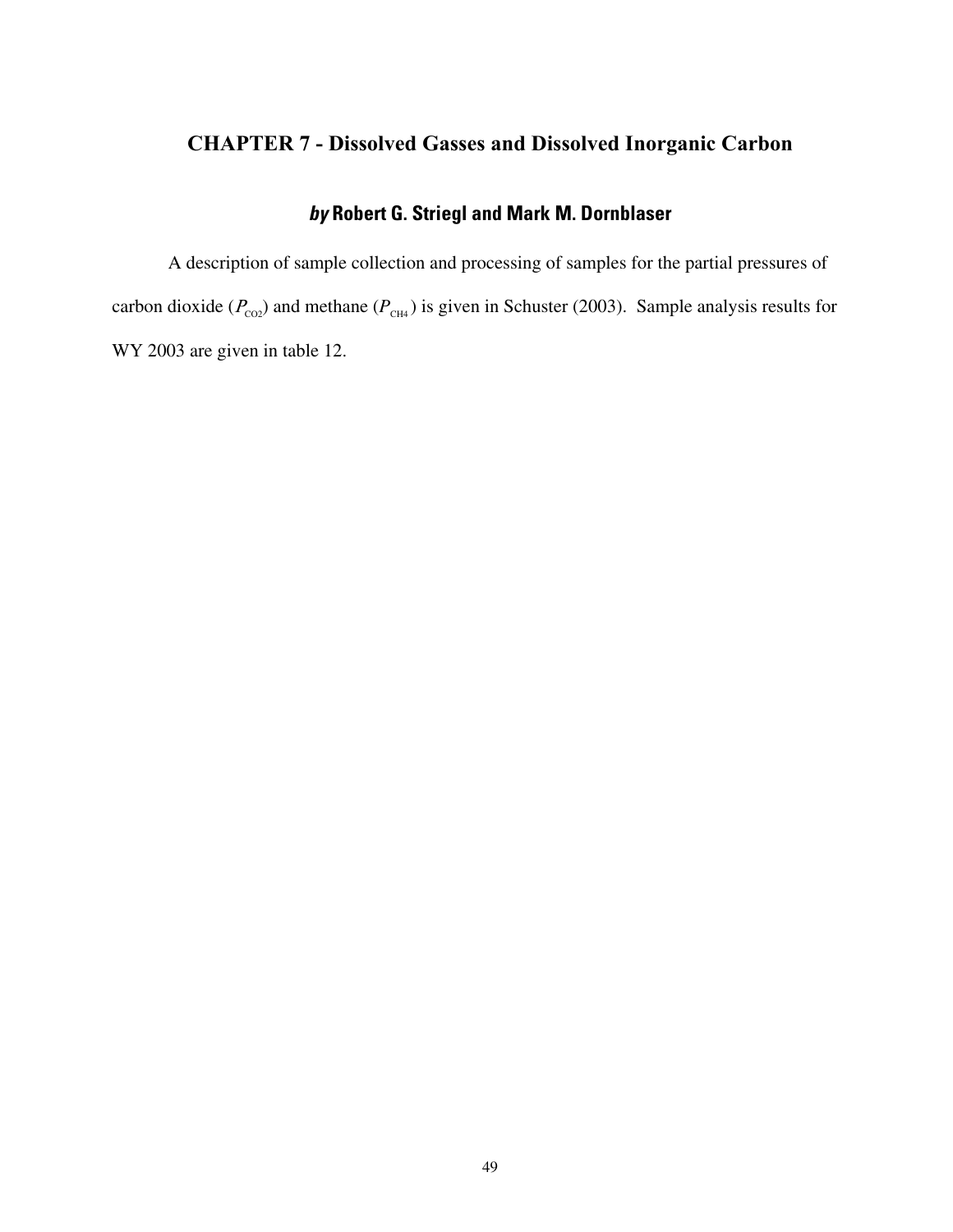## CHAPTER 7 - Dissolved Gasses and Dissolved Inorganic Carbon

### *by* Robert G. Striegl and Mark M. Dornblaser

A description of sample collection and processing of samples for the partial pressures of carbon dioxide ($P_{CO2}$) and methane ($P_{CH4}$) is given in Schuster (2003). Sample analysis results for WY 2003 are given in table 12.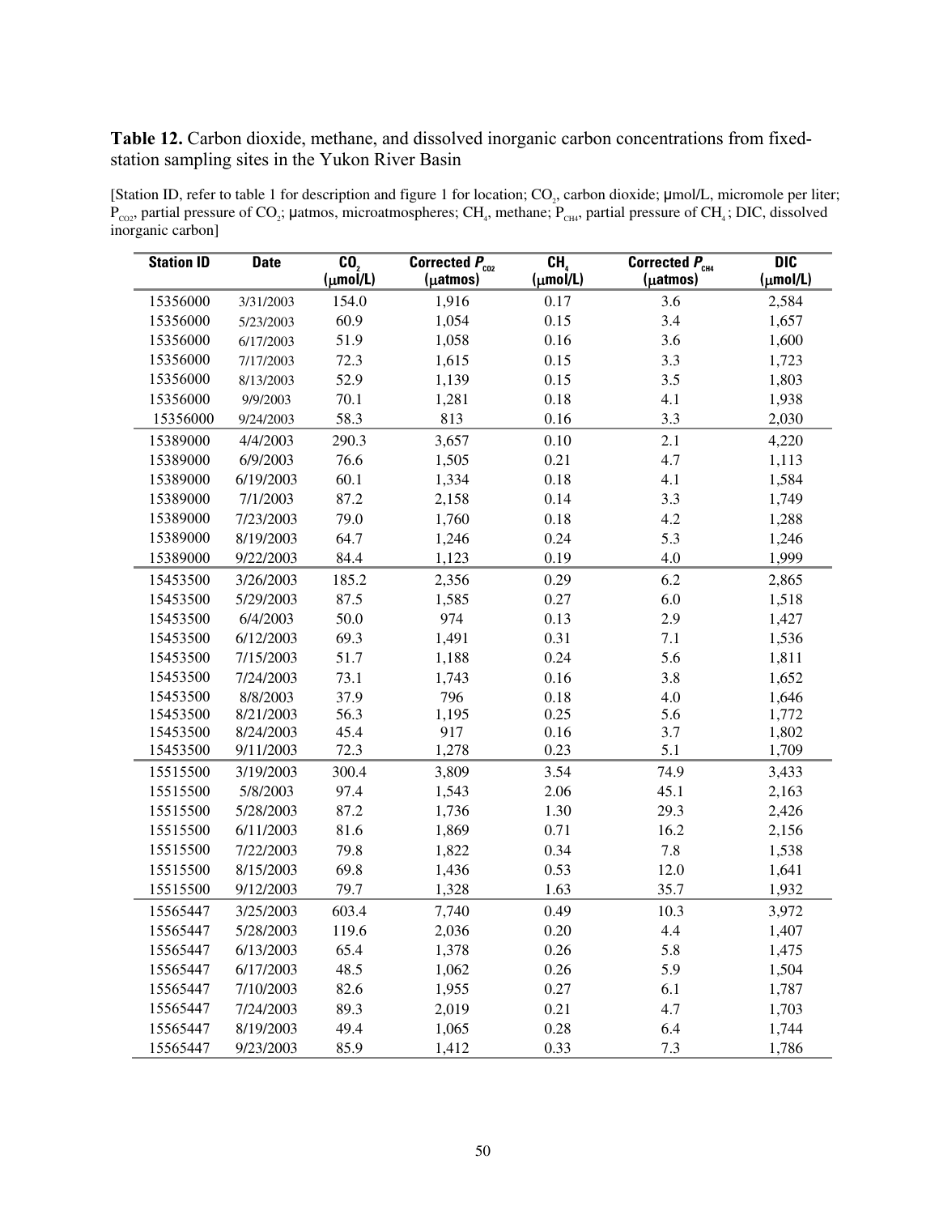**Table 12.** Carbon dioxide, methane, and dissolved inorganic carbon concentrations from fixed-station sampling sites in the Yukon River Basin

[Station ID, refer to table 1 for description and figure 1 for location; $CO_2$, carbon dioxide; μmol/L, micromole per liter; $P_{CO2}$, partial pressure of $CO_2$; μatmos, microatmospheres; $CH_4$, methane; $P_{CH4}$, partial pressure of $CH_4$; DIC, dissolved inorganic carbon]

| Station ID | Date | $CO_2$ (μmol/L) | Corrected $P_{CO2}$ (μatmos) | $CH_4$ (μmol/L) | Corrected $P_{CH4}$ (μatmos) | DIC (μmol/L) |
|---|---|---|---|---|---|---|
| 15356000 | 3/31/2003 | 154.0 | 1,916 | 0.17 | 3.6 | 2,584 |
| 15356000 | 5/23/2003 | 60.9 | 1,054 | 0.15 | 3.4 | 1,657 |
| 15356000 | 6/17/2003 | 51.9 | 1,058 | 0.16 | 3.6 | 1,600 |
| 15356000 | 7/17/2003 | 72.3 | 1,615 | 0.15 | 3.3 | 1,723 |
| 15356000 | 8/13/2003 | 52.9 | 1,139 | 0.15 | 3.5 | 1,803 |
| 15356000 | 9/9/2003 | 70.1 | 1,281 | 0.18 | 4.1 | 1,938 |
| 15356000 | 9/24/2003 | 58.3 | 813 | 0.16 | 3.3 | 2,030 |
| 15389000 | 4/4/2003 | 290.3 | 3,657 | 0.10 | 2.1 | 4,220 |
| 15389000 | 6/9/2003 | 76.6 | 1,505 | 0.21 | 4.7 | 1,113 |
| 15389000 | 6/19/2003 | 60.1 | 1,334 | 0.18 | 4.1 | 1,584 |
| 15389000 | 7/1/2003 | 87.2 | 2,158 | 0.14 | 3.3 | 1,749 |
| 15389000 | 7/23/2003 | 79.0 | 1,760 | 0.18 | 4.2 | 1,288 |
| 15389000 | 8/19/2003 | 64.7 | 1,246 | 0.24 | 5.3 | 1,246 |
| 15389000 | 9/22/2003 | 84.4 | 1,123 | 0.19 | 4.0 | 1,999 |
| 15453500 | 3/26/2003 | 185.2 | 2,356 | 0.29 | 6.2 | 2,865 |
| 15453500 | 5/29/2003 | 87.5 | 1,585 | 0.27 | 6.0 | 1,518 |
| 15453500 | 6/4/2003 | 50.0 | 974 | 0.13 | 2.9 | 1,427 |
| 15453500 | 6/12/2003 | 69.3 | 1,491 | 0.31 | 7.1 | 1,536 |
| 15453500 | 7/15/2003 | 51.7 | 1,188 | 0.24 | 5.6 | 1,811 |
| 15453500 | 7/24/2003 | 73.1 | 1,743 | 0.16 | 3.8 | 1,652 |
| 15453500 | 8/8/2003 | 37.9 | 796 | 0.18 | 4.0 | 1,646 |
| 15453500 | 8/21/2003 | 56.3 | 1,195 | 0.25 | 5.6 | 1,772 |
| 15453500 | 8/24/2003 | 45.4 | 917 | 0.16 | 3.7 | 1,802 |
| 15453500 | 9/11/2003 | 72.3 | 1,278 | 0.23 | 5.1 | 1,709 |
| 15515500 | 3/19/2003 | 300.4 | 3,809 | 3.54 | 74.9 | 3,433 |
| 15515500 | 5/8/2003 | 97.4 | 1,543 | 2.06 | 45.1 | 2,163 |
| 15515500 | 5/28/2003 | 87.2 | 1,736 | 1.30 | 29.3 | 2,426 |
| 15515500 | 6/11/2003 | 81.6 | 1,869 | 0.71 | 16.2 | 2,156 |
| 15515500 | 7/22/2003 | 79.8 | 1,822 | 0.34 | 7.8 | 1,538 |
| 15515500 | 8/15/2003 | 69.8 | 1,436 | 0.53 | 12.0 | 1,641 |
| 15515500 | 9/12/2003 | 79.7 | 1,328 | 1.63 | 35.7 | 1,932 |
| 15565447 | 3/25/2003 | 603.4 | 7,740 | 0.49 | 10.3 | 3,972 |
| 15565447 | 5/28/2003 | 119.6 | 2,036 | 0.20 | 4.4 | 1,407 |
| 15565447 | 6/13/2003 | 65.4 | 1,378 | 0.26 | 5.8 | 1,475 |
| 15565447 | 6/17/2003 | 48.5 | 1,062 | 0.26 | 5.9 | 1,504 |
| 15565447 | 7/10/2003 | 82.6 | 1,955 | 0.27 | 6.1 | 1,787 |
| 15565447 | 7/24/2003 | 89.3 | 2,019 | 0.21 | 4.7 | 1,703 |
| 15565447 | 8/19/2003 | 49.4 | 1,065 | 0.28 | 6.4 | 1,744 |
| 15565447 | 9/23/2003 | 85.9 | 1,412 | 0.33 | 7.3 | 1,786 |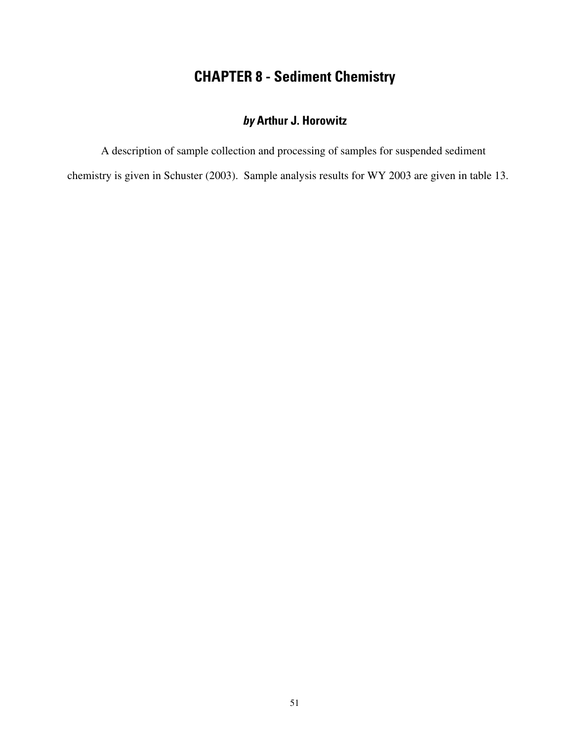# CHAPTER 8 - Sediment Chemistry

### *by* Arthur J. Horowitz

A description of sample collection and processing of samples for suspended sediment chemistry is given in Schuster (2003). Sample analysis results for WY 2003 are given in table 13.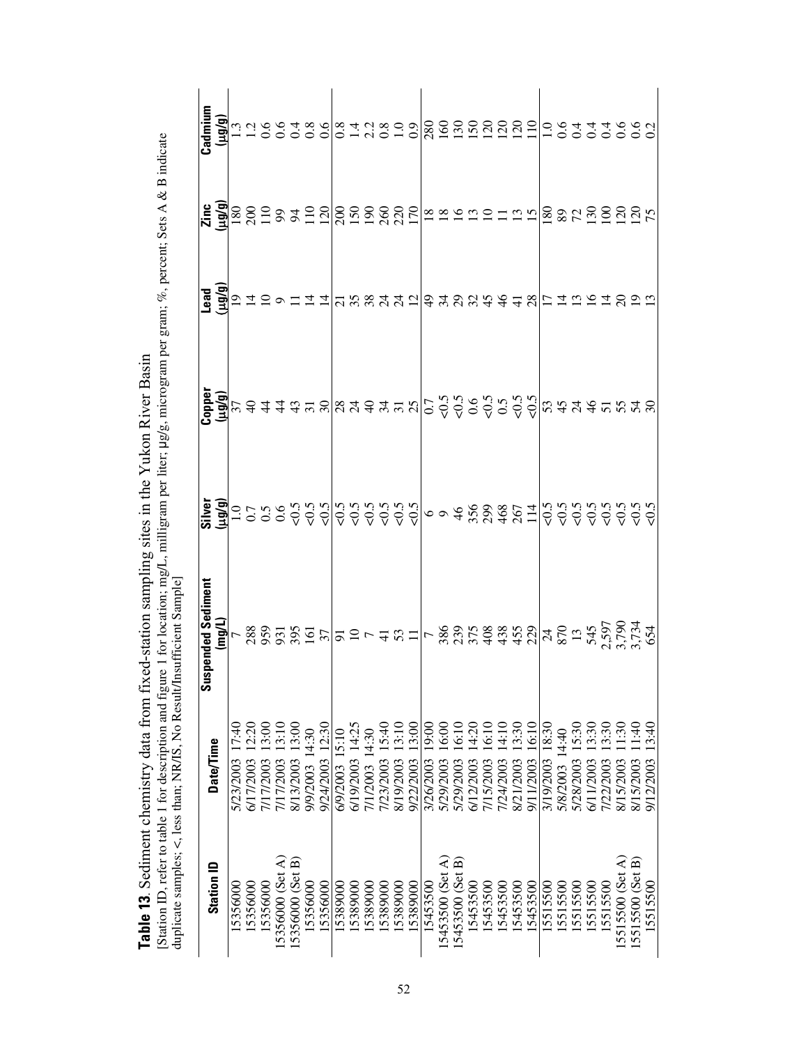**Table 13**. Sediment chemistry data from fixed-station sampling sites in the Yukon River Basin

[Station ID, refer to table 1 for description and figure 1 for location; mg/L, milligram per liter; µg/g, microgram per gram; %, percent; Sets A & B indicate duplicate samples; <, less than; NR/IS, No Result/Insufficient Sample]

| Station ID | Date/Time | Suspended Sediment (mg/L) | Silver (µg/g) | Copper (µg/g) | Lead (µg/g) | Zinc (µg/g) | Cadmium (µg/g) |
|---|---|---|---|---|---|---|---|
| 15356000 | 5/23/2003 17:40 | 7 | 1.0 | 37 | 19 | 180 | 1.3 |
| 15356000 | 6/17/2003 12:20 | 288 | 0.7 | 40 | 14 | 200 | 1.2 |
| 15356000 | 7/17/2003 13:00 | 959 | 0.5 | 44 | 10 | 110 | 0.6 |
| 15356000 (Set A) | 7/17/2003 13:10 | 931 | 0.6 | 44 | 9 | 99 | 0.6 |
| 15356000 (Set B) | 8/13/2003 13:00 | 395 | <0.5 | 43 | 11 | 94 | 0.4 |
| 15356000 | 9/9/2003 14:30 | 161 | <0.5 | 31 | 14 | 110 | 0.8 |
| 15356000 | 9/24/2003 12:30 | 37 | <0.5 | 30 | 14 | 120 | 0.6 |
| 15389000 | 6/9/2003 15:10 | 91 | <0.5 | 28 | 21 | 200 | 0.8 |
| 15389000 | 6/19/2003 14:25 | 10 | <0.5 | 24 | 35 | 150 | 1.4 |
| 15389000 | 7/1/2003 14:30 | 7 | <0.5 | 40 | 38 | 190 | 2.2 |
| 15389000 | 7/23/2003 15:40 | 41 | <0.5 | 34 | 24 | 260 | 0.8 |
| 15389000 | 8/19/2003 13:10 | 53 | <0.5 | 31 | 24 | 220 | 1.0 |
| 15389000 | 9/22/2003 13:00 | 11 | <0.5 | 25 | 12 | 170 | 0.9 |
| 15453500 | 3/26/2003 19:00 | 7 | 6 | 0.7 | 49 | 18 | 280 |
| 15453500 (Set A) | 5/29/2003 16:00 | 386 | 9 | <0.5 | 34 | 18 | 160 |
| 15453500 (Set B) | 5/29/2003 16:10 | 239 | 46 | <0.5 | 29 | 16 | 130 |
| 15453500 | 6/12/2003 14:20 | 375 | 356 | 0.6 | 32 | 13 | 150 |
| 15453500 | 7/15/2003 16:10 | 408 | 299 | <0.5 | 45 | 10 | 120 |
| 15453500 | 7/24/2003 14:10 | 438 | 468 | 0.5 | 46 | 11 | 120 |
| 15453500 | 8/21/2003 13:30 | 455 | 267 | <0.5 | 41 | 13 | 120 |
| 15453500 | 9/11/2003 16:10 | 229 | 114 | <0.5 | 28 | 15 | 110 |
| 15515500 | 3/19/2003 18:30 | 24 | <0.5 | 53 | 17 | 180 | 1.0 |
| 15515500 | 5/8/2003 14:40 | 870 | <0.5 | 45 | 14 | 89 | 0.6 |
| 15515500 | 5/28/2003 15:30 | 13 | <0.5 | 24 | 13 | 72 | 0.4 |
| 15515500 | 6/11/2003 13:30 | 545 | <0.5 | 46 | 16 | 130 | 0.4 |
| 15515500 | 7/22/2003 13:30 | 2,597 | <0.5 | 51 | 14 | 100 | 0.4 |
| 15515500 (Set A) | 8/15/2003 11:30 | 3,790 | <0.5 | 55 | 20 | 120 | 0.6 |
| 15515500 (Set B) | 8/15/2003 11:40 | 3,734 | <0.5 | 54 | 19 | 120 | 0.6 |
| 15515500 | 9/12/2003 13:40 | 654 | <0.5 | 30 | 13 | 75 | 0.2 |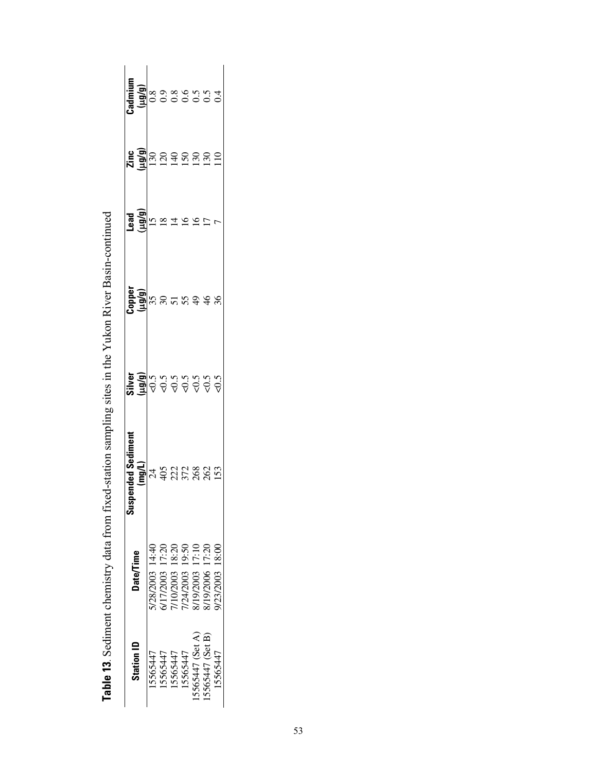**Table 13**. Sediment chemistry data from fixed-station sampling sites in the Yukon River Basin-continued

| Station ID | Date/Time | Suspended Sediment (mg/L) | Silver (µg/g) | Copper (µg/g) | Lead (µg/g) | Zinc (µg/g) | Cadmium (µg/g) |
|---|---|---|---|---|---|---|---|
| 15565447 | 5/28/2003 14:40 | 24 | <0.5 | 35 | 15 | 130 | 0.8 |
| 15565447 | 6/17/2003 17:20 | 405 | <0.5 | 30 | 18 | 120 | 0.9 |
| 15565447 | 7/10/2003 18:20 | 222 | <0.5 | 51 | 14 | 140 | 0.8 |
| 15565447 | 7/24/2003 19:50 | 372 | <0.5 | 55 | 16 | 150 | 0.6 |
| 15565447 (Set A) | 8/19/2003 17:10 | 268 | <0.5 | 49 | 16 | 130 | 0.5 |
| 15565447 (Set B) | 8/19/2006 17:20 | 262 | <0.5 | 46 | 17 | 130 | 0.5 |
| 15565447 | 9/23/2003 18:00 | 153 | <0.5 | 36 | 7 | 110 | 0.4 |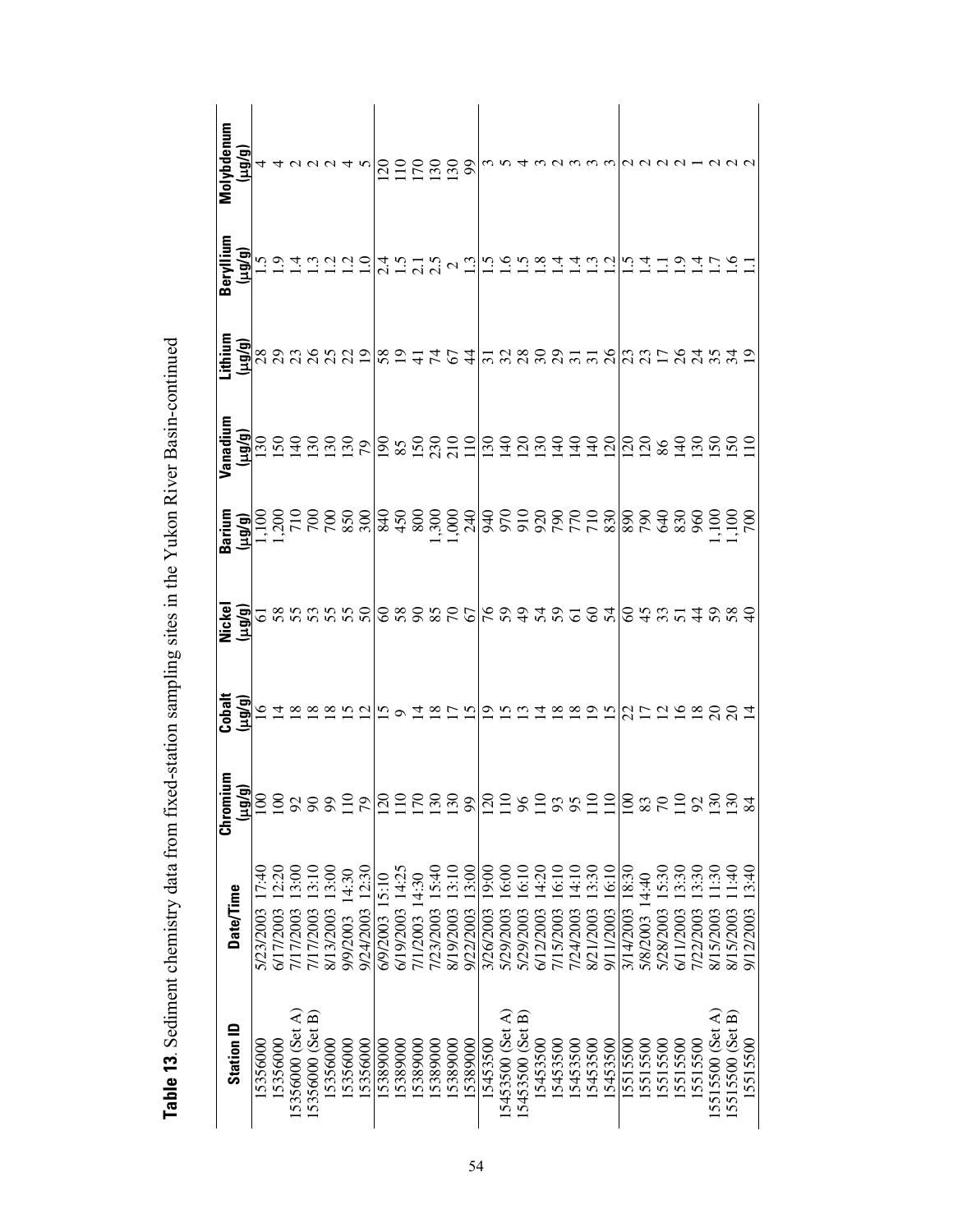**Table 13**. Sediment chemistry data from fixed-station sampling sites in the Yukon River Basin-continued

| Station ID | Date/Time | Chromium (µg/g) | Cobalt (µg/g) | Nickel (µg/g) | Barium (µg/g) | Vanadium (µg/g) | Lithium (µg/g) | Beryllium (µg/g) | Molybdenum (µg/g) |
|---|---|---|---|---|---|---|---|---|---|
| 15356000 | 5/23/2003 17:40 | 100 | 16 | 61 | 1,100 | 130 | 28 | 1.5 | 4 |
| 15356000 | 6/17/2003 12:20 | 100 | 14 | 58 | 1,200 | 150 | 29 | 1.9 | 4 |
| 15356000 (Set A) | 7/17/2003 13:00 | 92 | 18 | 55 | 710 | 140 | 23 | 1.4 | 2 |
| 15356000 (Set B) | 7/17/2003 13:10 | 90 | 18 | 53 | 700 | 130 | 26 | 1.3 | 2 |
| 15356000 | 8/13/2003 13:00 | 99 | 18 | 55 | 700 | 130 | 25 | 1.2 | 2 |
| 15356000 | 9/9/2003 14:30 | 110 | 15 | 55 | 850 | 130 | 22 | 1.2 | 4 |
| 15356000 | 9/24/2003 12:30 | 79 | 12 | 50 | 300 | 79 | 19 | 1.0 | 5 |
| 15389000 | 6/9/2003 15:10 | 120 | 15 | 60 | 840 | 190 | 58 | 2.4 | 120 |
| 15389000 | 6/19/2003 14:25 | 110 | 9 | 58 | 450 | 85 | 19 | 1.5 | 110 |
| 15389000 | 7/1/2003 14:30 | 170 | 14 | 90 | 800 | 150 | 41 | 2.1 | 170 |
| 15389000 | 7/23/2003 15:40 | 130 | 18 | 85 | 1,300 | 230 | 74 | 2.5 | 130 |
| 15389000 | 8/19/2003 13:10 | 130 | 17 | 70 | 1,000 | 210 | 67 | 2 | 130 |
| 15389000 | 9/22/2003 13:00 | 99 | 15 | 67 | 240 | 110 | 44 | 1.3 | 99 |
| 15453500 | 3/26/2003 19:00 | 120 | 19 | 76 | 940 | 130 | 31 | 1.5 | 3 |
| 15453500 (Set A) | 5/29/2003 16:00 | 110 | 15 | 59 | 970 | 140 | 32 | 1.6 | 5 |
| 15453500 (Set B) | 5/29/2003 16:10 | 96 | 13 | 49 | 910 | 120 | 28 | 1.5 | 4 |
| 15453500 | 6/12/2003 14:20 | 110 | 14 | 54 | 920 | 130 | 30 | 1.8 | 3 |
| 15453500 | 7/15/2003 16:10 | 93 | 18 | 59 | 790 | 140 | 29 | 1.4 | 2 |
| 15453500 | 7/24/2003 14:10 | 95 | 18 | 61 | 770 | 140 | 31 | 1.4 | 3 |
| 15453500 | 8/21/2003 13:30 | 110 | 19 | 60 | 710 | 140 | 31 | 1.3 | 3 |
| 15453500 | 9/11/2003 16:10 | 110 | 15 | 54 | 830 | 120 | 26 | 1.2 | 3 |
| 15515500 | 3/14/2003 18:30 | 100 | 22 | 60 | 890 | 120 | 23 | 1.5 | 2 |
| 15515500 | 5/8/2003 14:40 | 83 | 17 | 45 | 790 | 120 | 23 | 1.4 | 2 |
| 15515500 | 5/28/2003 15:30 | 70 | 12 | 33 | 640 | 86 | 17 | 1.1 | 2 |
| 15515500 | 6/11/2003 13:30 | 110 | 16 | 51 | 830 | 140 | 26 | 1.9 | 2 |
| 15515500 | 7/22/2003 13:30 | 92 | 18 | 44 | 960 | 130 | 24 | 1.4 | 1 |
| 15515500 (Set A) | 8/15/2003 11:30 | 130 | 20 | 59 | 1,100 | 150 | 35 | 1.7 | 2 |
| 15515500 (Set B) | 8/15/2003 11:40 | 130 | 20 | 58 | 1,100 | 150 | 34 | 1.6 | 2 |
| 15515500 | 9/12/2003 13:40 | 84 | 14 | 40 | 700 | 110 | 19 | 1.1 | 2 |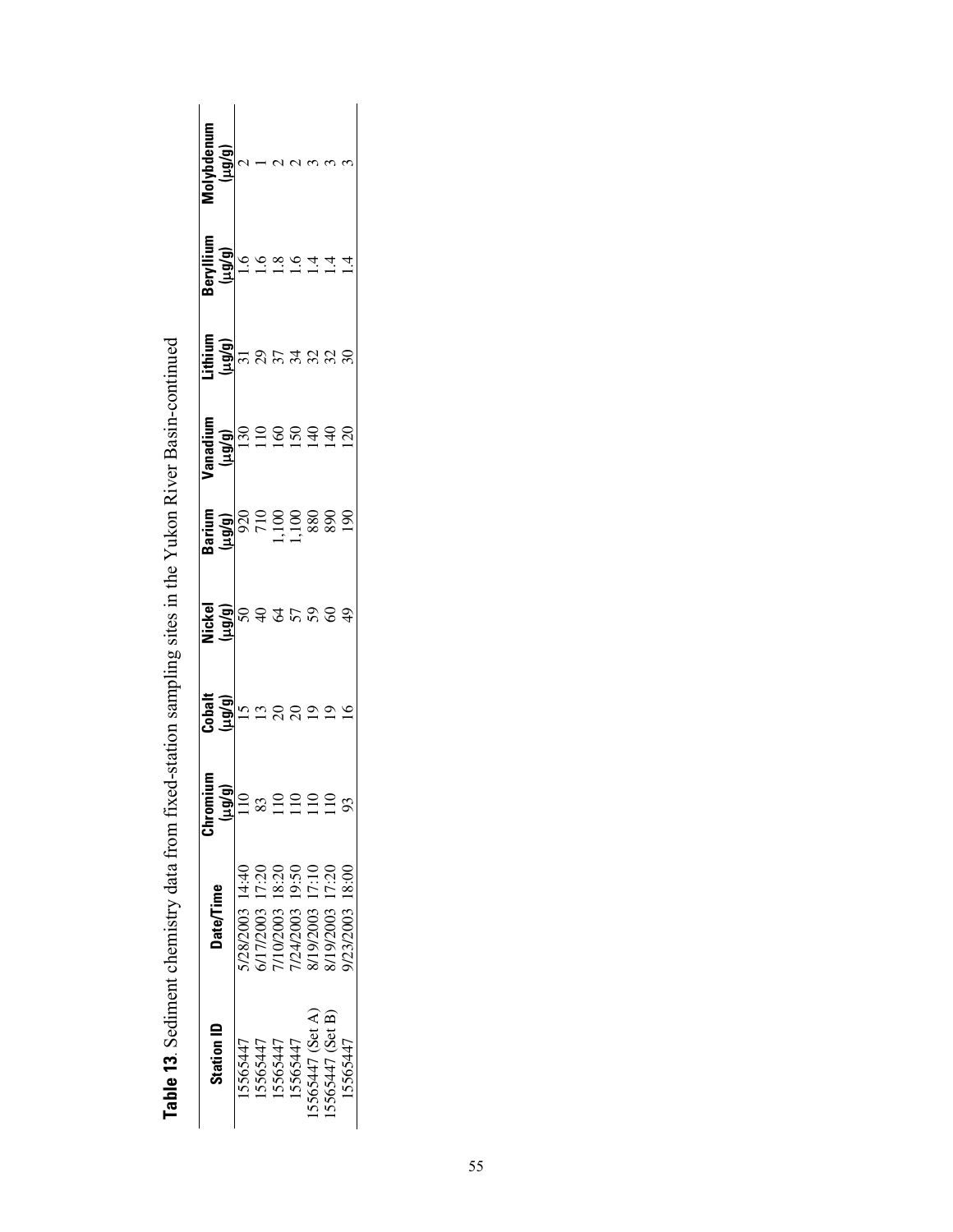**Table 13**. Sediment chemistry data from fixed-station sampling sites in the Yukon River Basin-continued

| Station ID | Date/Time | Chromium (µg/g) | Cobalt (µg/g) | Nickel (µg/g) | Barium (µg/g) | Vanadium (µg/g) | Lithium (µg/g) | Beryllium (µg/g) | Molybdenum (µg/g) |
|---|---|---|---|---|---|---|---|---|---|
| 15565447 | 5/28/2003 14:40 | 110 | 15 | 50 | 920 | 130 | 31 | 1.6 | 2 |
| 15565447 | 6/17/2003 17:20 | 83 | 13 | 40 | 710 | 110 | 29 | 1.6 | 1 |
| 15565447 | 7/10/2003 18:20 | 110 | 20 | 64 | 1,100 | 160 | 37 | 1.8 | 2 |
| 15565447 | 7/24/2003 19:50 | 110 | 20 | 57 | 1,100 | 150 | 34 | 1.6 | 2 |
| 15565447 (Set A) | 8/19/2003 17:10 | 110 | 19 | 59 | 880 | 140 | 32 | 1.4 | 3 |
| 15565447 (Set B) | 8/19/2003 17:20 | 110 | 19 | 60 | 890 | 140 | 32 | 1.4 | 3 |
| 15565447 | 9/23/2003 18:00 | 93 | 16 | 49 | 190 | 120 | 30 | 1.4 | 3 |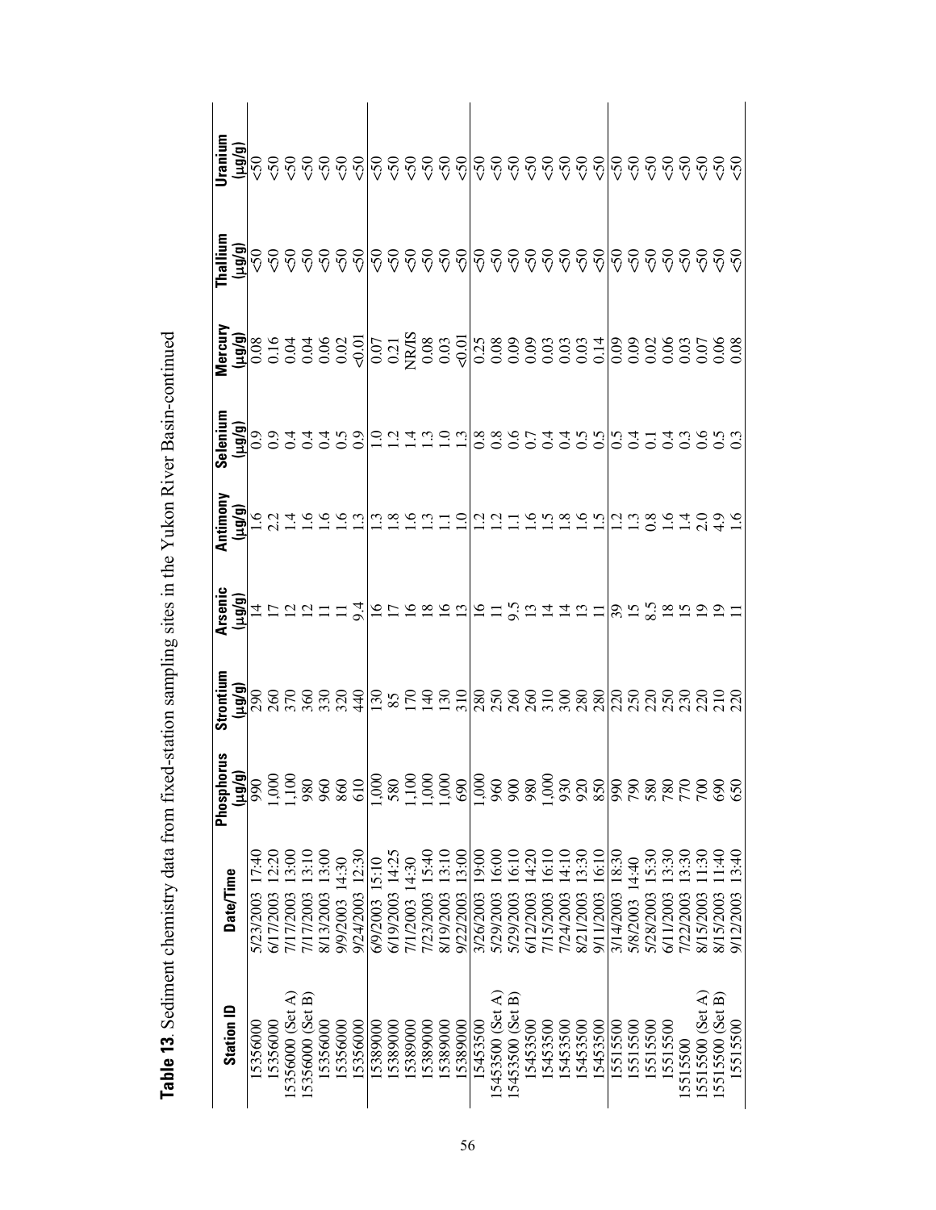**Table 13**. Sediment chemistry data from fixed-station sampling sites in the Yukon River Basin-continued

| Station ID | Date/Time | Phosphorus (µg/g) | Strontium (µg/g) | Arsenic (µg/g) | Antimony (µg/g) | Selenium (µg/g) | Mercury (µg/g) | Thallium (µg/g) | Uranium (µg/g) |
|---|---|---|---|---|---|---|---|---|---|
| 15356000 | 5/23/2003 17:40 | 990 | 290 | 14 | 1.6 | 0.9 | 0.08 | <50 | <50 |
| 15356000 | 6/17/2003 12:20 | 1,000 | 260 | 17 | 2.2 | 0.9 | 0.16 | <50 | <50 |
| 15356000 (Set A) | 7/17/2003 13:00 | 1,100 | 370 | 12 | 1.4 | 0.4 | 0.04 | <50 | <50 |
| 15356000 (Set B) | 7/17/2003 13:10 | 980 | 360 | 12 | 1.6 | 0.4 | 0.04 | <50 | <50 |
| 15356000 | 8/13/2003 13:00 | 960 | 330 | 11 | 1.6 | 0.4 | 0.06 | <50 | <50 |
| 15356000 | 9/9/2003 14:30 | 860 | 320 | 11 | 1.6 | 0.5 | 0.02 | <50 | <50 |
| 15356000 | 9/24/2003 12:30 | 610 | 440 | 9.4 | 1.3 | 0.9 | <0.01 | <50 | <50 |
| 15389000 | 6/9/2003 15:10 | 1,000 | 130 | 16 | 1.3 | 1.0 | 0.07 | <50 | <50 |
| 15389000 | 6/19/2003 14:25 | 580 | 85 | 17 | 1.8 | 1.2 | 0.21 | <50 | <50 |
| 15389000 | 7/1/2003 14:30 | 1,100 | 170 | 16 | 1.6 | 1.4 | NR/IS | <50 | <50 |
| 15389000 | 7/23/2003 15:40 | 1,000 | 140 | 18 | 1.3 | 1.3 | 0.08 | <50 | <50 |
| 15389000 | 8/19/2003 13:10 | 1,000 | 130 | 16 | 1.1 | 1.0 | 0.03 | <50 | <50 |
| 15389000 | 9/22/2003 13:00 | 690 | 310 | 13 | 1.0 | 1.3 | <0.01 | <50 | <50 |
| 15453500 | 3/26/2003 19:00 | 1,000 | 280 | 16 | 1.2 | 0.8 | 0.25 | <50 | <50 |
| 15453500 (Set A) | 5/29/2003 16:00 | 960 | 250 | 11 | 1.2 | 0.8 | 0.08 | <50 | <50 |
| 15453500 (Set B) | 5/29/2003 16:10 | 900 | 260 | 9.5 | 1.1 | 0.6 | 0.09 | <50 | <50 |
| 15453500 | 6/12/2003 14:20 | 980 | 260 | 13 | 1.6 | 0.7 | 0.09 | <50 | <50 |
| 15453500 | 7/15/2003 16:10 | 1,000 | 310 | 14 | 1.5 | 0.4 | 0.03 | <50 | <50 |
| 15453500 | 7/24/2003 14:10 | 930 | 300 | 14 | 1.8 | 0.4 | 0.03 | <50 | <50 |
| 15453500 | 8/21/2003 13:30 | 920 | 280 | 13 | 1.6 | 0.5 | 0.03 | <50 | <50 |
| 15453500 | 9/11/2003 16:10 | 850 | 280 | 11 | 1.5 | 0.5 | 0.14 | <50 | <50 |
| 15515500 | 3/14/2003 18:30 | 990 | 220 | 39 | 1.2 | 0.5 | 0.09 | <50 | <50 |
| 15515500 | 5/8/2003 14:40 | 790 | 250 | 15 | 1.3 | 0.4 | 0.09 | <50 | <50 |
| 15515500 | 5/28/2003 15:30 | 580 | 220 | 8.5 | 0.8 | 0.1 | 0.02 | <50 | <50 |
| 15515500 | 6/11/2003 13:30 | 780 | 250 | 18 | 1.6 | 0.4 | 0.06 | <50 | <50 |
| 15515500 | 7/22/2003 13:30 | 770 | 230 | 15 | 1.4 | 0.3 | 0.03 | <50 | <50 |
| 15515500 (Set A) | 8/15/2003 11:30 | 700 | 220 | 19 | 2.0 | 0.6 | 0.07 | <50 | <50 |
| 15515500 (Set B) | 8/15/2003 11:40 | 690 | 210 | 19 | 4.9 | 0.5 | 0.06 | <50 | <50 |
| 15515500 | 9/12/2003 13:40 | 650 | 220 | 11 | 1.6 | 0.3 | 0.08 | <50 | <50 |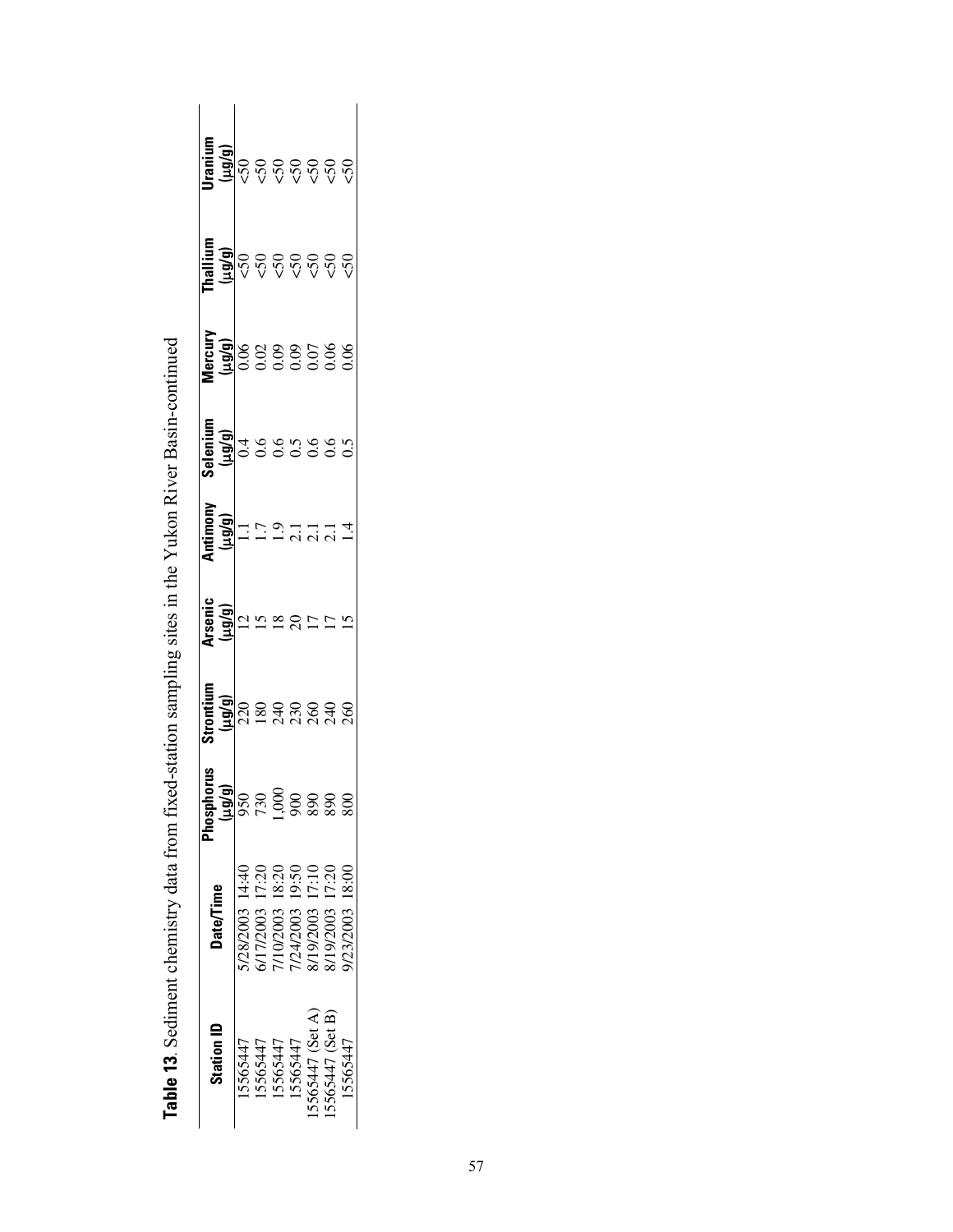**Table 13**. Sediment chemistry data from fixed-station sampling sites in the Yukon River Basin-continued

| Station ID | Date/Time | Phosphorus (µg/g) | Strontium (µg/g) | Arsenic (µg/g) | Antimony (µg/g) | Selenium (µg/g) | Mercury (µg/g) | Thallium (µg/g) | Uranium (µg/g) |
|---|---|---|---|---|---|---|---|---|---|
| 15565447 | 5/28/2003 14:40 | 950 | 220 | 12 | 1.1 | 0.4 | 0.06 | <50 | <50 |
| 15565447 | 6/17/2003 17:20 | 730 | 180 | 15 | 1.7 | 0.6 | 0.02 | <50 | <50 |
| 15565447 | 7/10/2003 18:20 | 1,000 | 240 | 18 | 1.9 | 0.6 | 0.09 | <50 | <50 |
| 15565447 | 7/24/2003 19:50 | 900 | 230 | 20 | 2.1 | 0.5 | 0.09 | <50 | <50 |
| 15565447 (Set A) | 8/19/2003 17:10 | 890 | 260 | 17 | 2.1 | 0.6 | 0.07 | <50 | <50 |
| 15565447 (Set B) | 8/19/2003 17:20 | 890 | 240 | 17 | 2.1 | 0.6 | 0.06 | <50 | <50 |
| 15565447 | 9/23/2003 18:00 | 800 | 260 | 15 | 1.4 | 0.5 | 0.06 | <50 | <50 |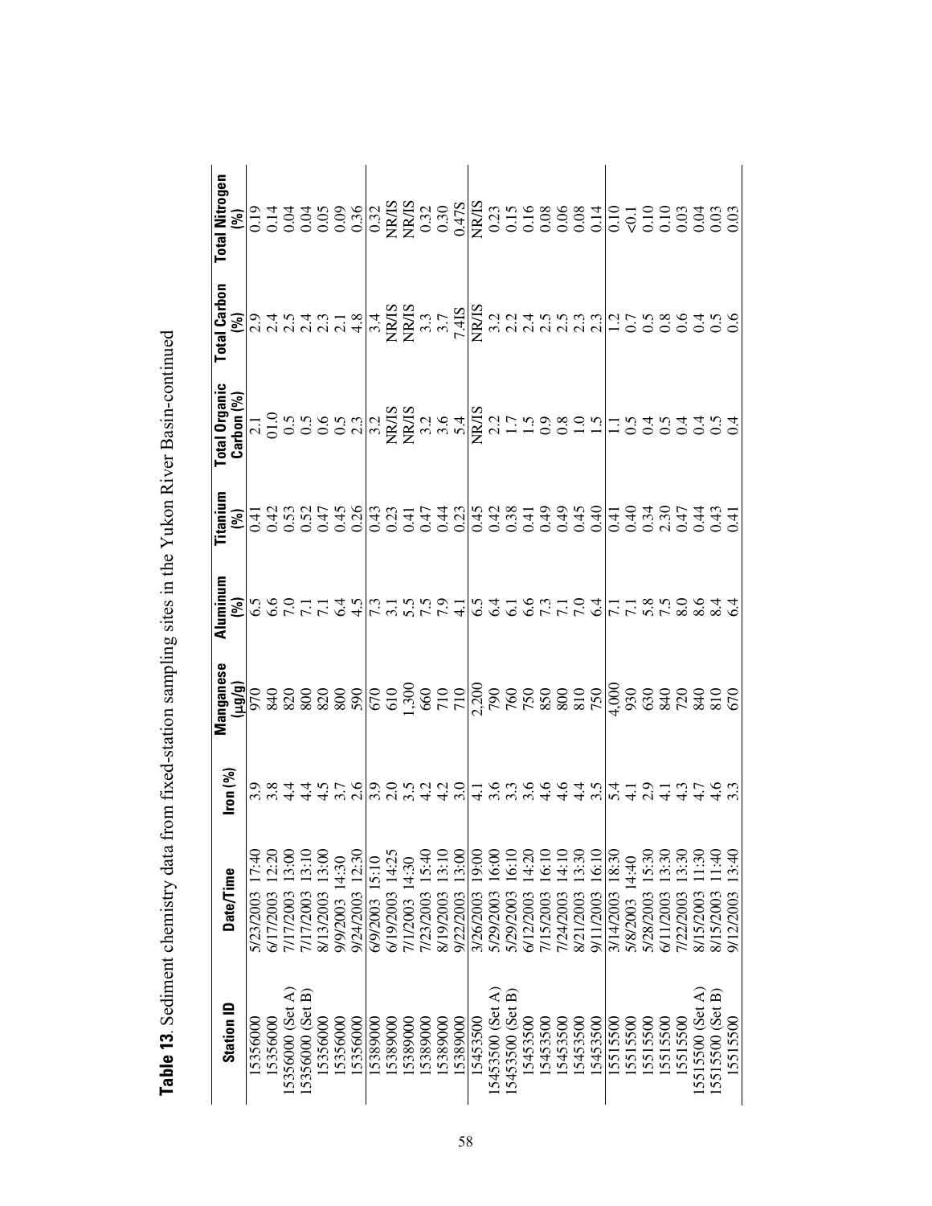**Table 13**. Sediment chemistry data from fixed-station sampling sites in the Yukon River Basin-continued

| Station ID | Date/Time | Iron (%) | Manganese (µg/g) | Aluminum (%) | Titanium (%) | Total Organic Carbon (%) | Total Carbon (%) | Total Nitrogen (%) |
|---|---|---|---|---|---|---|---|---|
| 15356000 | 5/23/2003 17:40 | 3.9 | 970 | 6.5 | 0.41 | 2.1 | 2.9 | 0.19 |
| 15356000 | 6/17/2003 12:20 | 3.8 | 840 | 6.6 | 0.42 | 01.0 | 2.4 | 0.14 |
| 15356000 (Set A) | 7/17/2003 13:00 | 4.4 | 820 | 7.0 | 0.53 | 0.5 | 2.5 | 0.04 |
| 15356000 (Set B) | 7/17/2003 13:10 | 4.4 | 800 | 7.1 | 0.52 | 0.5 | 2.4 | 0.04 |
| 15356000 | 8/13/2003 13:00 | 4.5 | 820 | 7.1 | 0.47 | 0.6 | 2.3 | 0.05 |
| 15356000 | 9/9/2003 14:30 | 3.7 | 800 | 6.4 | 0.45 | 0.5 | 2.1 | 0.09 |
| 15356000 | 9/24/2003 12:30 | 2.6 | 590 | 4.5 | 0.26 | 2.3 | 4.8 | 0.36 |
| 15389000 | 6/9/2003 15:10 | 3.9 | 670 | 7.3 | 0.43 | 3.2 | 3.4 | 0.32 |
| 15389000 | 6/19/2003 14:25 | 2.0 | 610 | 3.1 | 0.23 | NR/IS | NR/IS | NR/IS |
| 15389000 | 7/1/2003 14:30 | 3.5 | 1,300 | 5.5 | 0.41 | NR/IS | NR/IS | NR/IS |
| 15389000 | 7/23/2003 15:40 | 4.2 | 660 | 7.5 | 0.47 | 3.2 | 3.3 | 0.32 |
| 15389000 | 8/19/2003 13:10 | 4.2 | 710 | 7.9 | 0.44 | 3.6 | 3.7 | 0.30 |
| 15389000 | 9/22/2003 13:00 | 3.0 | 710 | 4.1 | 0.23 | 5.4 | 7.41S | 0.47S |
| 15453500 | 3/26/2003 19:00 | 4.1 | 2,200 | 6.5 | 0.45 | NR/IS | NR/IS | NR/IS |
| 15453500 (Set A) | 5/29/2003 16:00 | 3.6 | 790 | 6.4 | 0.42 | 2.2 | 3.2 | 0.23 |
| 15453500 (Set B) | 5/29/2003 16:10 | 3.3 | 760 | 6.1 | 0.38 | 1.7 | 2.2 | 0.15 |
| 15453500 | 6/12/2003 14:20 | 3.6 | 750 | 6.6 | 0.41 | 1.5 | 2.4 | 0.16 |
| 15453500 | 7/15/2003 16:10 | 4.6 | 850 | 7.3 | 0.49 | 0.9 | 2.5 | 0.08 |
| 15453500 | 7/24/2003 14:10 | 4.6 | 800 | 7.1 | 0.49 | 0.8 | 2.5 | 0.06 |
| 15453500 | 8/21/2003 13:30 | 4.4 | 810 | 7.0 | 0.45 | 1.0 | 2.3 | 0.08 |
| 15453500 | 9/11/2003 16:10 | 3.5 | 750 | 6.4 | 0.40 | 1.5 | 2.3 | 0.14 |
| 15515500 | 3/14/2003 18:30 | 5.4 | 4,000 | 7.1 | 0.41 | 1.1 | 1.2 | 0.10 |
| 15515500 | 5/8/2003 14:40 | 4.1 | 930 | 7.1 | 0.40 | 0.5 | 0.7 | <0.1 |
| 15515500 | 5/28/2003 15:30 | 2.9 | 630 | 5.8 | 0.34 | 0.4 | 0.5 | 0.10 |
| 15515500 | 6/11/2003 13:30 | 4.1 | 840 | 7.5 | 2.30 | 0.5 | 0.8 | 0.10 |
| 15515500 | 7/22/2003 13:30 | 4.3 | 720 | 8.0 | 0.47 | 0.4 | 0.6 | 0.03 |
| 15515500 (Set A) | 8/15/2003 11:30 | 4.7 | 840 | 8.6 | 0.44 | 0.4 | 0.4 | 0.04 |
| 15515500 (Set B) | 8/15/2003 11:40 | 4.6 | 810 | 8.4 | 0.43 | 0.5 | 0.5 | 0.03 |
| 15515500 | 9/12/2003 13:40 | 3.3 | 670 | 6.4 | 0.41 | 0.4 | 0.6 | 0.03 |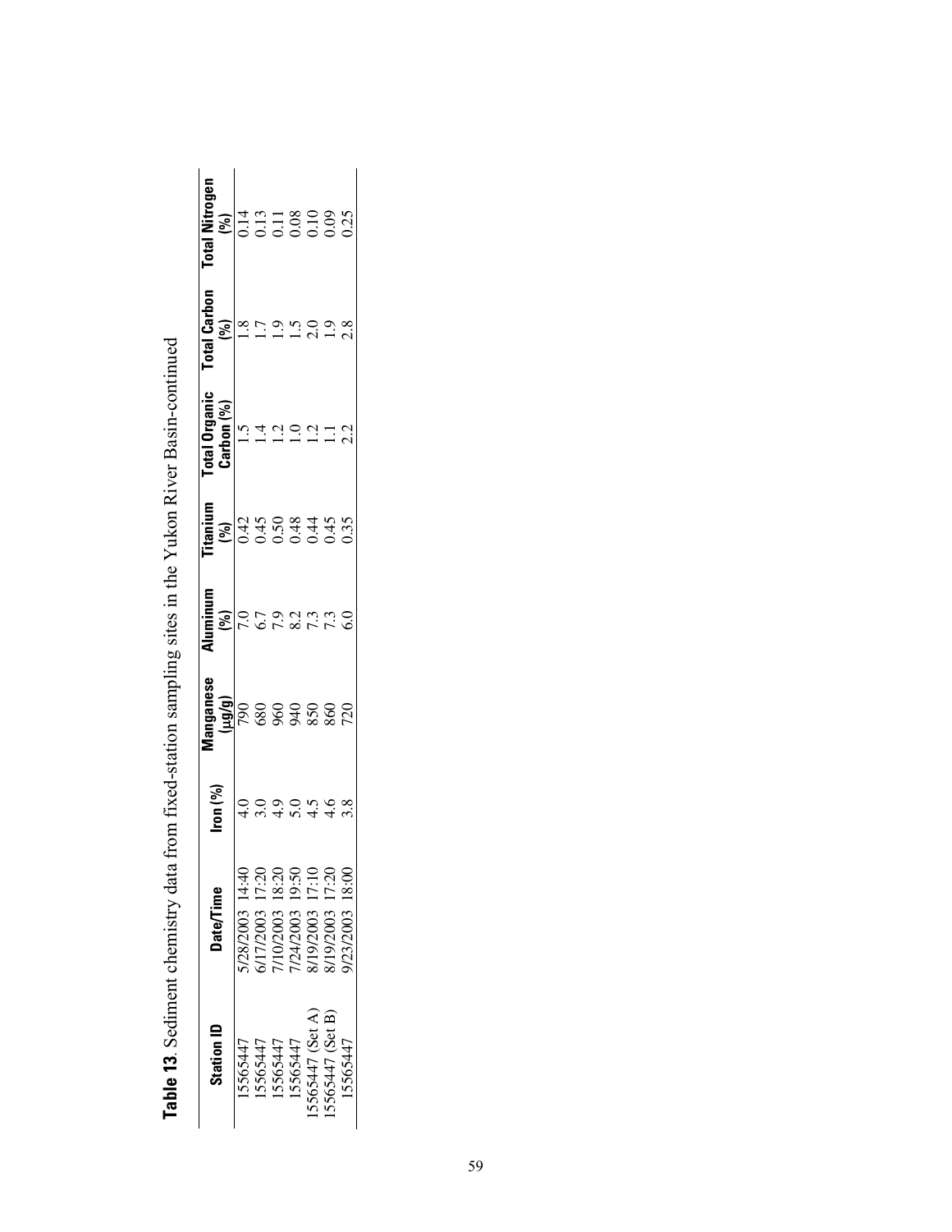**Table 13**. Sediment chemistry data from fixed-station sampling sites in the Yukon River Basin-continued

| Station ID | Date/Time | Iron (%) | Manganese (µg/g) | Aluminum (%) | Titanium (%) | Total Organic Carbon (%) | Total Carbon (%) | Total Nitrogen (%) |
|---|---|---|---|---|---|---|---|---|
| 15565447 | 5/28/2003 14:40 | 4.0 | 790 | 7.0 | 0.42 | 1.5 | 1.8 | 0.14 |
| 15565447 | 6/17/2003 17:20 | 3.0 | 680 | 6.7 | 0.45 | 1.4 | 1.7 | 0.13 |
| 15565447 | 7/10/2003 18:20 | 4.9 | 960 | 7.9 | 0.50 | 1.2 | 1.9 | 0.11 |
| 15565447 | 7/24/2003 19:50 | 5.0 | 940 | 8.2 | 0.48 | 1.0 | 1.5 | 0.08 |
| 15565447 (Set A) | 8/19/2003 17:10 | 4.5 | 850 | 7.3 | 0.44 | 1.2 | 2.0 | 0.10 |
| 15565447 (Set B) | 8/19/2003 17:20 | 4.6 | 860 | 7.3 | 0.45 | 1.1 | 1.9 | 0.09 |
| 15565447 | 9/23/2003 18:00 | 3.8 | 720 | 6.0 | 0.35 | 2.2 | 2.8 | 0.25 |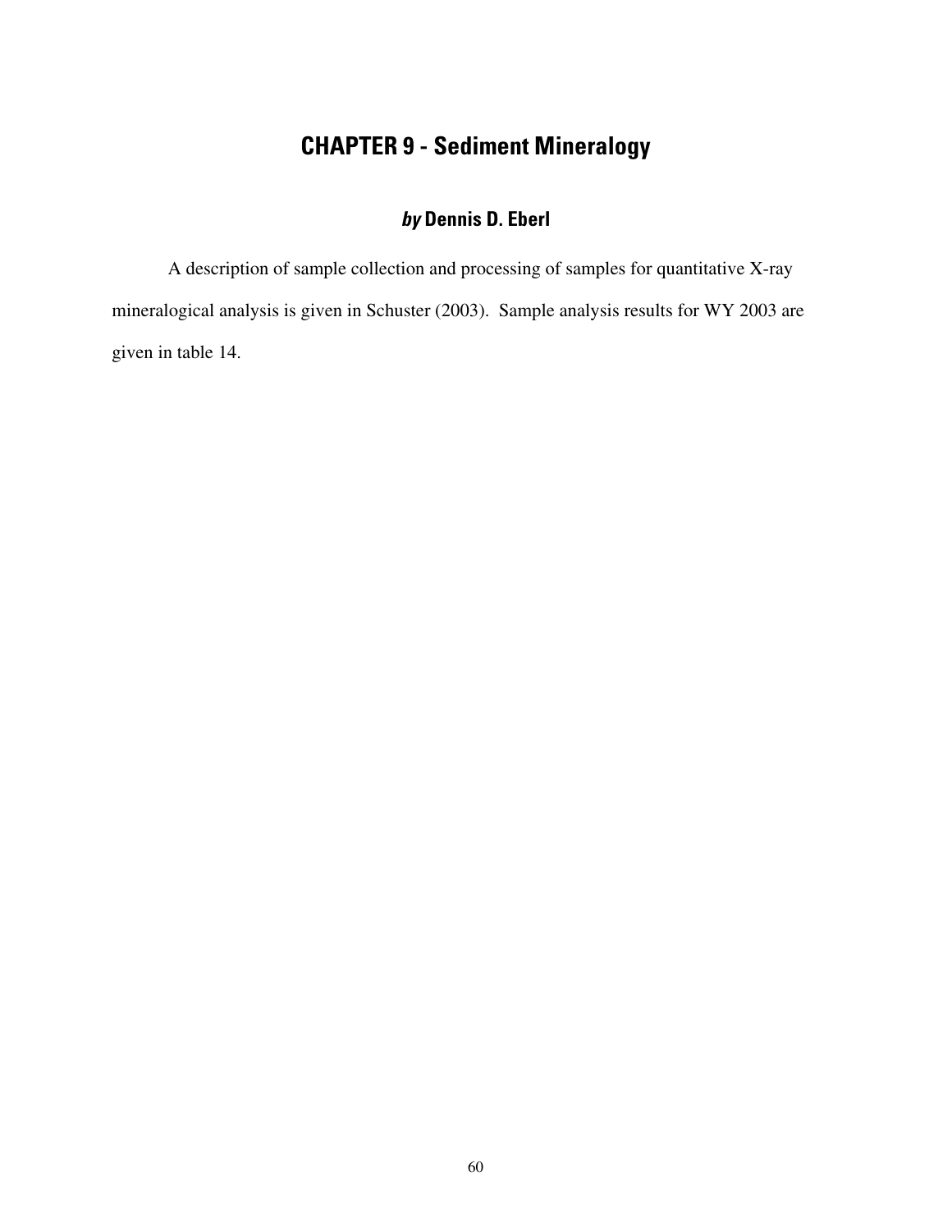# CHAPTER 9 - Sediment Mineralogy

### *by* Dennis D. Eberl

A description of sample collection and processing of samples for quantitative X-ray mineralogical analysis is given in Schuster (2003). Sample analysis results for WY 2003 are given in table 14.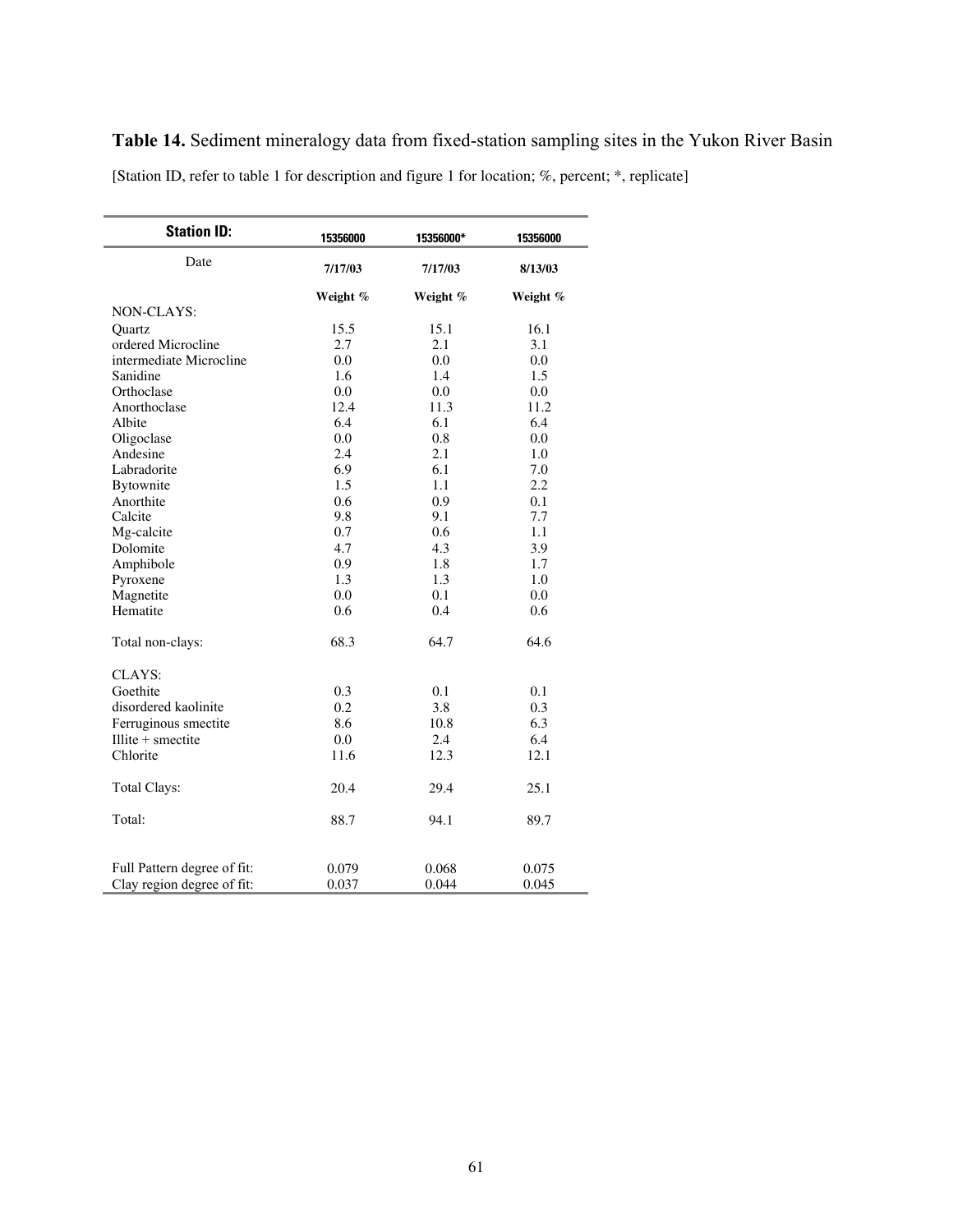**Table 14.** Sediment mineralogy data from fixed-station sampling sites in the Yukon River Basin

[Station ID, refer to table 1 for description and figure 1 for location; %, percent; *, replicate]

| Station ID: | 15356000 | 15356000* | 15356000 |
|---|---|---|---|
| Date | 7/17/03 | 7/17/03 | 8/13/03 |
| | Weight % | Weight % | Weight % |
| NON-CLAYS: | | | |
| Quartz | 15.5 | 15.1 | 16.1 |
| ordered Microcline | 2.7 | 2.1 | 3.1 |
| intermediate Microcline | 0.0 | 0.0 | 0.0 |
| Sanidine | 1.6 | 1.4 | 1.5 |
| Orthoclase | 0.0 | 0.0 | 0.0 |
| Anorthoclase | 12.4 | 11.3 | 11.2 |
| Albite | 6.4 | 6.1 | 6.4 |
| Oligoclase | 0.0 | 0.8 | 0.0 |
| Andesine | 2.4 | 2.1 | 1.0 |
| Labradorite | 6.9 | 6.1 | 7.0 |
| Bytownite | 1.5 | 1.1 | 2.2 |
| Anorthite | 0.6 | 0.9 | 0.1 |
| Calcite | 9.8 | 9.1 | 7.7 |
| Mg-calcite | 0.7 | 0.6 | 1.1 |
| Dolomite | 4.7 | 4.3 | 3.9 |
| Amphibole | 0.9 | 1.8 | 1.7 |
| Pyroxene | 1.3 | 1.3 | 1.0 |
| Magnetite | 0.0 | 0.1 | 0.0 |
| Hematite | 0.6 | 0.4 | 0.6 |
| Total non-clays: | 68.3 | 64.7 | 64.6 |
| CLAYS: | | | |
| Goethite | 0.3 | 0.1 | 0.1 |
| disordered kaolinite | 0.2 | 3.8 | 0.3 |
| Ferruginous smectite | 8.6 | 10.8 | 6.3 |
| Illite + smectite | 0.0 | 2.4 | 6.4 |
| Chlorite | 11.6 | 12.3 | 12.1 |
| Total Clays: | 20.4 | 29.4 | 25.1 |
| Total: | 88.7 | 94.1 | 89.7 |
| Full Pattern degree of fit: | 0.079 | 0.068 | 0.075 |
| Clay region degree of fit: | 0.037 | 0.044 | 0.045 |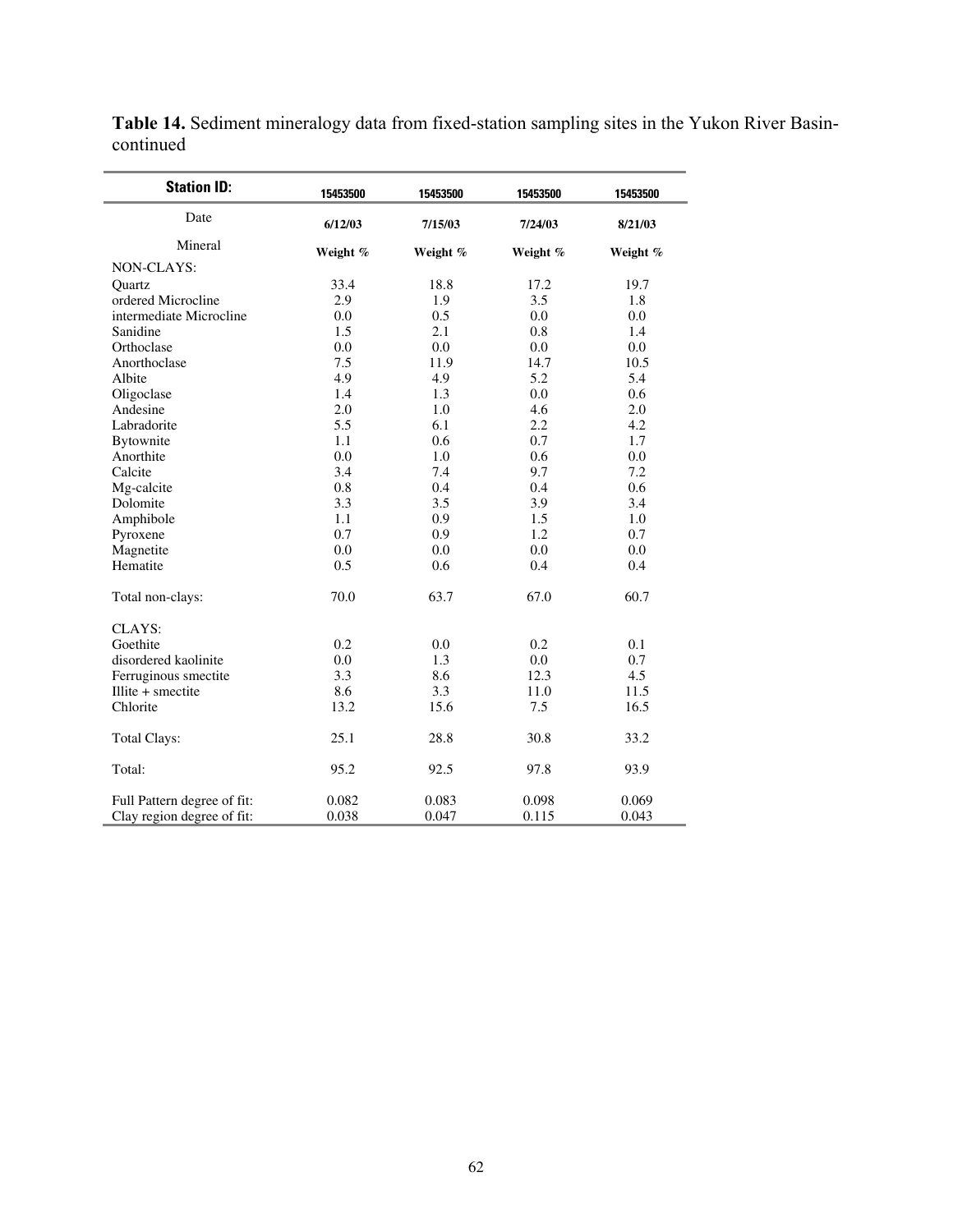**Table 14.** Sediment mineralogy data from fixed-station sampling sites in the Yukon River Basin-continued

| Station ID: | 15453500 | 15453500 | 15453500 | 15453500 |
|---|---|---|---|---|
| Date | 6/12/03 | 7/15/03 | 7/24/03 | 8/21/03 |
| Mineral | Weight % | Weight % | Weight % | Weight % |
| NON-CLAYS: | | | | |
| Quartz | 33.4 | 18.8 | 17.2 | 19.7 |
| ordered Microcline | 2.9 | 1.9 | 3.5 | 1.8 |
| intermediate Microcline | 0.0 | 0.5 | 0.0 | 0.0 |
| Sanidine | 1.5 | 2.1 | 0.8 | 1.4 |
| Orthoclase | 0.0 | 0.0 | 0.0 | 0.0 |
| Anorthoclase | 7.5 | 11.9 | 14.7 | 10.5 |
| Albite | 4.9 | 4.9 | 5.2 | 5.4 |
| Oligoclase | 1.4 | 1.3 | 0.0 | 0.6 |
| Andesine | 2.0 | 1.0 | 4.6 | 2.0 |
| Labradorite | 5.5 | 6.1 | 2.2 | 4.2 |
| Bytownite | 1.1 | 0.6 | 0.7 | 1.7 |
| Anorthite | 0.0 | 1.0 | 0.6 | 0.0 |
| Calcite | 3.4 | 7.4 | 9.7 | 7.2 |
| Mg-calcite | 0.8 | 0.4 | 0.4 | 0.6 |
| Dolomite | 3.3 | 3.5 | 3.9 | 3.4 |
| Amphibole | 1.1 | 0.9 | 1.5 | 1.0 |
| Pyroxene | 0.7 | 0.9 | 1.2 | 0.7 |
| Magnetite | 0.0 | 0.0 | 0.0 | 0.0 |
| Hematite | 0.5 | 0.6 | 0.4 | 0.4 |
| Total non-clays: | 70.0 | 63.7 | 67.0 | 60.7 |
| CLAYS: | | | | |
| Goethite | 0.2 | 0.0 | 0.2 | 0.1 |
| disordered kaolinite | 0.0 | 1.3 | 0.0 | 0.7 |
| Ferruginous smectite | 3.3 | 8.6 | 12.3 | 4.5 |
| Illite + smectite | 8.6 | 3.3 | 11.0 | 11.5 |
| Chlorite | 13.2 | 15.6 | 7.5 | 16.5 |
| Total Clays: | 25.1 | 28.8 | 30.8 | 33.2 |
| Total: | 95.2 | 92.5 | 97.8 | 93.9 |
| Full Pattern degree of fit: | 0.082 | 0.083 | 0.098 | 0.069 |
| Clay region degree of fit: | 0.038 | 0.047 | 0.115 | 0.043 |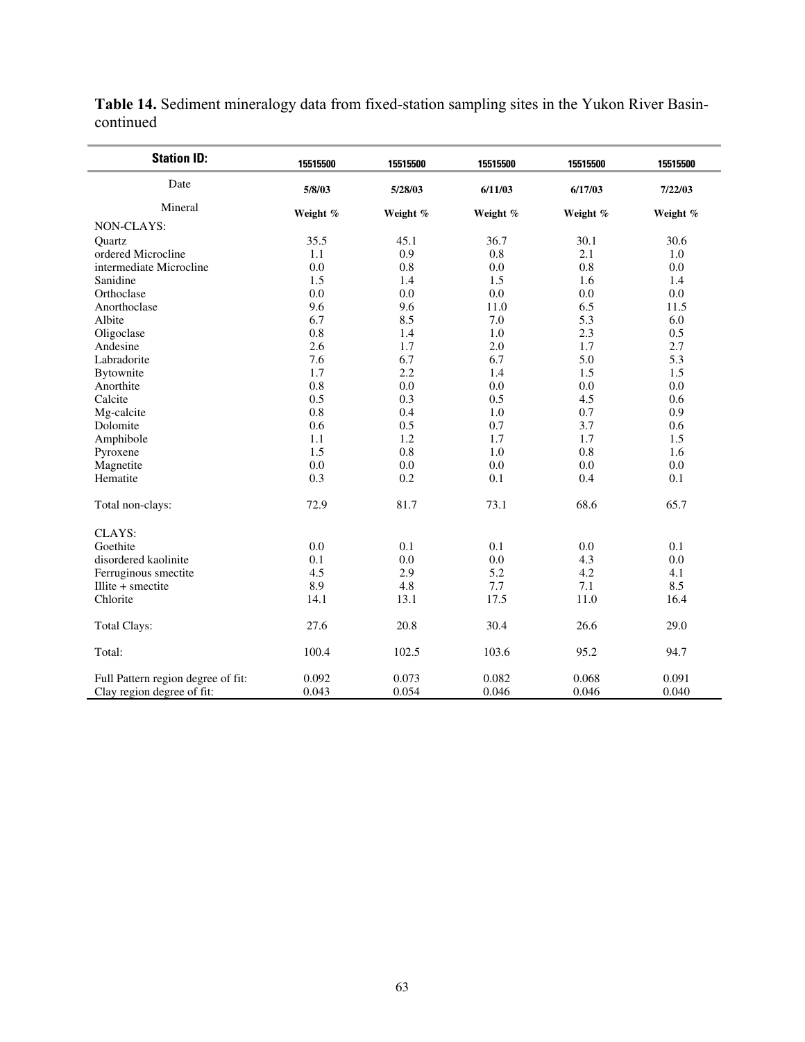**Table 14.** Sediment mineralogy data from fixed-station sampling sites in the Yukon River Basin-continued

| Station ID: | 15515500 | 15515500 | 15515500 | 15515500 | 15515500 |
|---|---|---|---|---|---|
| Date | 5/8/03 | 5/28/03 | 6/11/03 | 6/17/03 | 7/22/03 |
| Mineral | Weight % | Weight % | Weight % | Weight % | Weight % |
| NON-CLAYS: | | | | | |
| Quartz | 35.5 | 45.1 | 36.7 | 30.1 | 30.6 |
| ordered Microcline | 1.1 | 0.9 | 0.8 | 2.1 | 1.0 |
| intermediate Microcline | 0.0 | 0.8 | 0.0 | 0.8 | 0.0 |
| Sanidine | 1.5 | 1.4 | 1.5 | 1.6 | 1.4 |
| Orthoclase | 0.0 | 0.0 | 0.0 | 0.0 | 0.0 |
| Anorthoclase | 9.6 | 9.6 | 11.0 | 6.5 | 11.5 |
| Albite | 6.7 | 8.5 | 7.0 | 5.3 | 6.0 |
| Oligoclase | 0.8 | 1.4 | 1.0 | 2.3 | 0.5 |
| Andesine | 2.6 | 1.7 | 2.0 | 1.7 | 2.7 |
| Labradorite | 7.6 | 6.7 | 6.7 | 5.0 | 5.3 |
| Bytownite | 1.7 | 2.2 | 1.4 | 1.5 | 1.5 |
| Anorthite | 0.8 | 0.0 | 0.0 | 0.0 | 0.0 |
| Calcite | 0.5 | 0.3 | 0.5 | 4.5 | 0.6 |
| Mg-calcite | 0.8 | 0.4 | 1.0 | 0.7 | 0.9 |
| Dolomite | 0.6 | 0.5 | 0.7 | 3.7 | 0.6 |
| Amphibole | 1.1 | 1.2 | 1.7 | 1.7 | 1.5 |
| Pyroxene | 1.5 | 0.8 | 1.0 | 0.8 | 1.6 |
| Magnetite | 0.0 | 0.0 | 0.0 | 0.0 | 0.0 |
| Hematite | 0.3 | 0.2 | 0.1 | 0.4 | 0.1 |
| Total non-clays: | 72.9 | 81.7 | 73.1 | 68.6 | 65.7 |
| CLAYS: | | | | | |
| Goethite | 0.0 | 0.1 | 0.1 | 0.0 | 0.1 |
| disordered kaolinite | 0.1 | 0.0 | 0.0 | 4.3 | 0.0 |
| Ferruginous smectite | 4.5 | 2.9 | 5.2 | 4.2 | 4.1 |
| Illite + smectite | 8.9 | 4.8 | 7.7 | 7.1 | 8.5 |
| Chlorite | 14.1 | 13.1 | 17.5 | 11.0 | 16.4 |
| Total Clays: | 27.6 | 20.8 | 30.4 | 26.6 | 29.0 |
| Total: | 100.4 | 102.5 | 103.6 | 95.2 | 94.7 |
| Full Pattern region degree of fit: | 0.092 | 0.073 | 0.082 | 0.068 | 0.091 |
| Clay region degree of fit: | 0.043 | 0.054 | 0.046 | 0.046 | 0.040 |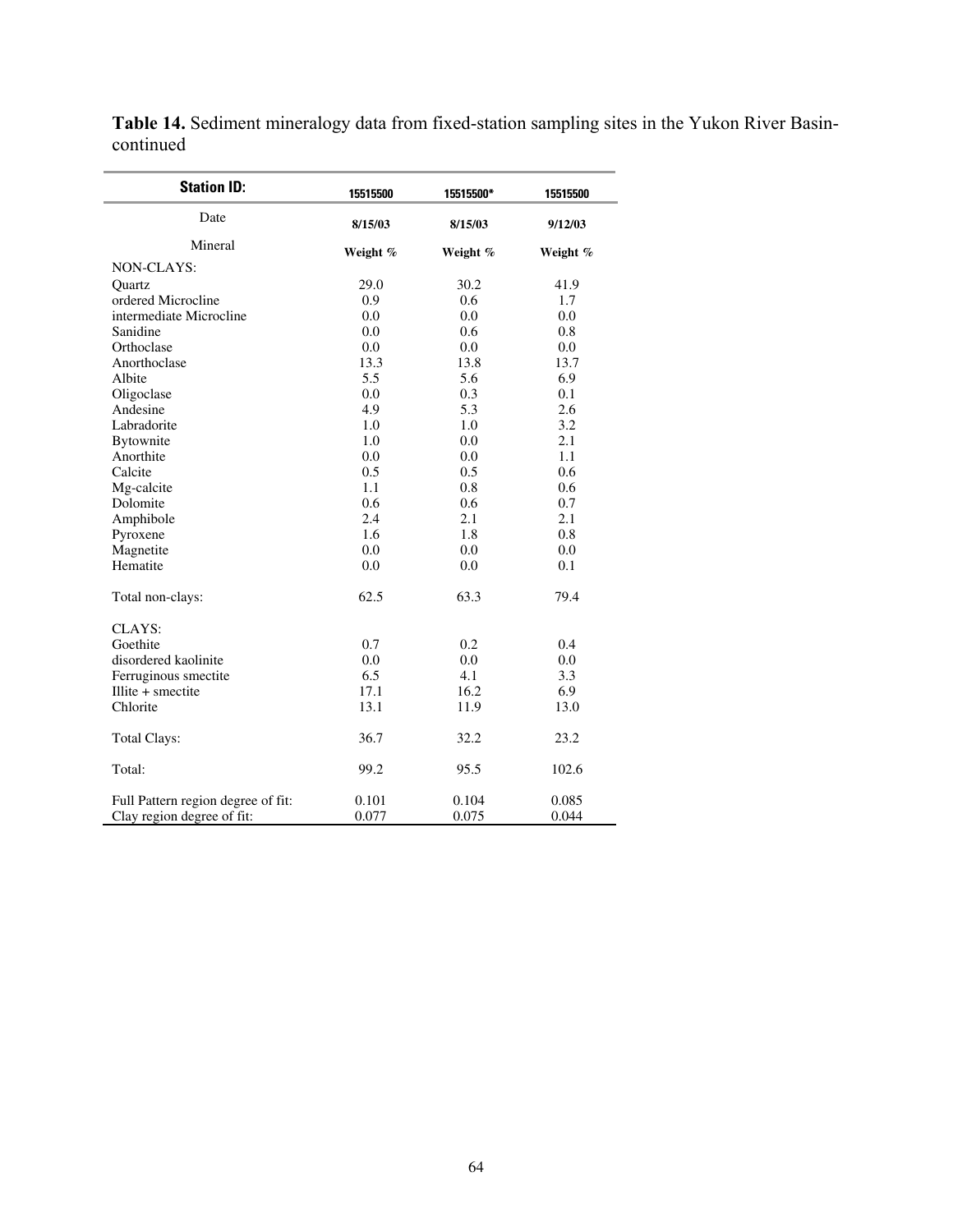**Table 14.** Sediment mineralogy data from fixed-station sampling sites in the Yukon River Basin-continued

| **Station ID:** | **15515500** | **15515500*** | **15515500** |
|---|---|---|---|
| Date | **8/15/03** | **8/15/03** | **9/12/03** |
| Mineral | **Weight %** | **Weight %** | **Weight %** |
| NON-CLAYS: | | | |
| Quartz | 29.0 | 30.2 | 41.9 |
| ordered Microcline | 0.9 | 0.6 | 1.7 |
| intermediate Microcline | 0.0 | 0.0 | 0.0 |
| Sanidine | 0.0 | 0.6 | 0.8 |
| Orthoclase | 0.0 | 0.0 | 0.0 |
| Anorthoclase | 13.3 | 13.8 | 13.7 |
| Albite | 5.5 | 5.6 | 6.9 |
| Oligoclase | 0.0 | 0.3 | 0.1 |
| Andesine | 4.9 | 5.3 | 2.6 |
| Labradorite | 1.0 | 1.0 | 3.2 |
| Bytownite | 1.0 | 0.0 | 2.1 |
| Anorthite | 0.0 | 0.0 | 1.1 |
| Calcite | 0.5 | 0.5 | 0.6 |
| Mg-calcite | 1.1 | 0.8 | 0.6 |
| Dolomite | 0.6 | 0.6 | 0.7 |
| Amphibole | 2.4 | 2.1 | 2.1 |
| Pyroxene | 1.6 | 1.8 | 0.8 |
| Magnetite | 0.0 | 0.0 | 0.0 |
| Hematite | 0.0 | 0.0 | 0.1 |
| Total non-clays: | 62.5 | 63.3 | 79.4 |
| CLAYS: | | | |
| Goethite | 0.7 | 0.2 | 0.4 |
| disordered kaolinite | 0.0 | 0.0 | 0.0 |
| Ferruginous smectite | 6.5 | 4.1 | 3.3 |
| Illite + smectite | 17.1 | 16.2 | 6.9 |
| Chlorite | 13.1 | 11.9 | 13.0 |
| Total Clays: | 36.7 | 32.2 | 23.2 |
| Total: | 99.2 | 95.5 | 102.6 |
| Full Pattern region degree of fit: | 0.101 | 0.104 | 0.085 |
| Clay region degree of fit: | 0.077 | 0.075 | 0.044 |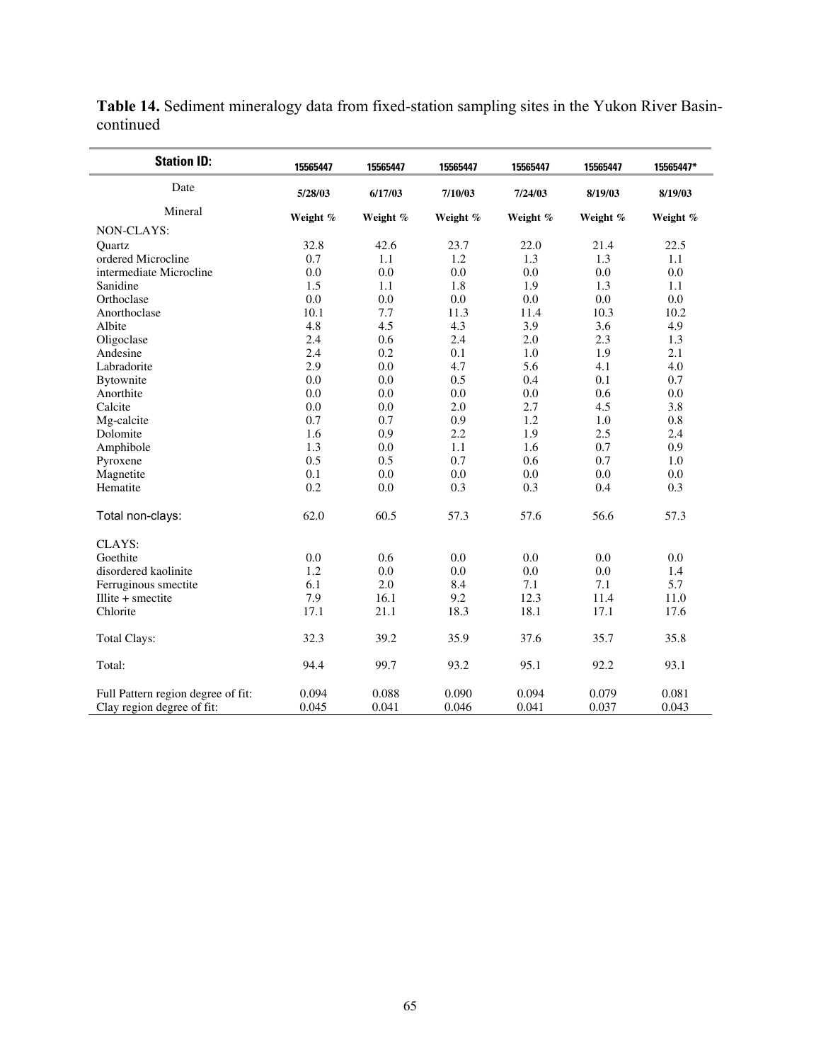**Table 14.** Sediment mineralogy data from fixed-station sampling sites in the Yukon River Basin-continued

| **Station ID:** | **15565447** | **15565447** | **15565447** | **15565447** | **15565447** | **15565447*** |
|---|---|---|---|---|---|---|
| Date | **5/28/03** | **6/17/03** | **7/10/03** | **7/24/03** | **8/19/03** | **8/19/03** |
| Mineral | **Weight %** | **Weight %** | **Weight %** | **Weight %** | **Weight %** | **Weight %** |
| NON-CLAYS: | | | | | | |
| Quartz | 32.8 | 42.6 | 23.7 | 22.0 | 21.4 | 22.5 |
| ordered Microcline | 0.7 | 1.1 | 1.2 | 1.3 | 1.3 | 1.1 |
| intermediate Microcline | 0.0 | 0.0 | 0.0 | 0.0 | 0.0 | 0.0 |
| Sanidine | 1.5 | 1.1 | 1.8 | 1.9 | 1.3 | 1.1 |
| Orthoclase | 0.0 | 0.0 | 0.0 | 0.0 | 0.0 | 0.0 |
| Anorthoclase | 10.1 | 7.7 | 11.3 | 11.4 | 10.3 | 10.2 |
| Albite | 4.8 | 4.5 | 4.3 | 3.9 | 3.6 | 4.9 |
| Oligoclase | 2.4 | 0.6 | 2.4 | 2.0 | 2.3 | 1.3 |
| Andesine | 2.4 | 0.2 | 0.1 | 1.0 | 1.9 | 2.1 |
| Labradorite | 2.9 | 0.0 | 4.7 | 5.6 | 4.1 | 4.0 |
| Bytownite | 0.0 | 0.0 | 0.5 | 0.4 | 0.1 | 0.7 |
| Anorthite | 0.0 | 0.0 | 0.0 | 0.0 | 0.6 | 0.0 |
| Calcite | 0.0 | 0.0 | 2.0 | 2.7 | 4.5 | 3.8 |
| Mg-calcite | 0.7 | 0.7 | 0.9 | 1.2 | 1.0 | 0.8 |
| Dolomite | 1.6 | 0.9 | 2.2 | 1.9 | 2.5 | 2.4 |
| Amphibole | 1.3 | 0.0 | 1.1 | 1.6 | 0.7 | 0.9 |
| Pyroxene | 0.5 | 0.5 | 0.7 | 0.6 | 0.7 | 1.0 |
| Magnetite | 0.1 | 0.0 | 0.0 | 0.0 | 0.0 | 0.0 |
| Hematite | 0.2 | 0.0 | 0.3 | 0.3 | 0.4 | 0.3 |
| Total non-clays: | 62.0 | 60.5 | 57.3 | 57.6 | 56.6 | 57.3 |
| CLAYS: | | | | | | |
| Goethite | 0.0 | 0.6 | 0.0 | 0.0 | 0.0 | 0.0 |
| disordered kaolinite | 1.2 | 0.0 | 0.0 | 0.0 | 0.0 | 1.4 |
| Ferruginous smectite | 6.1 | 2.0 | 8.4 | 7.1 | 7.1 | 5.7 |
| Illite + smectite | 7.9 | 16.1 | 9.2 | 12.3 | 11.4 | 11.0 |
| Chlorite | 17.1 | 21.1 | 18.3 | 18.1 | 17.1 | 17.6 |
| Total Clays: | 32.3 | 39.2 | 35.9 | 37.6 | 35.7 | 35.8 |
| Total: | 94.4 | 99.7 | 93.2 | 95.1 | 92.2 | 93.1 |
| Full Pattern region degree of fit: | 0.094 | 0.088 | 0.090 | 0.094 | 0.079 | 0.081 |
| Clay region degree of fit: | 0.045 | 0.041 | 0.046 | 0.041 | 0.037 | 0.043 |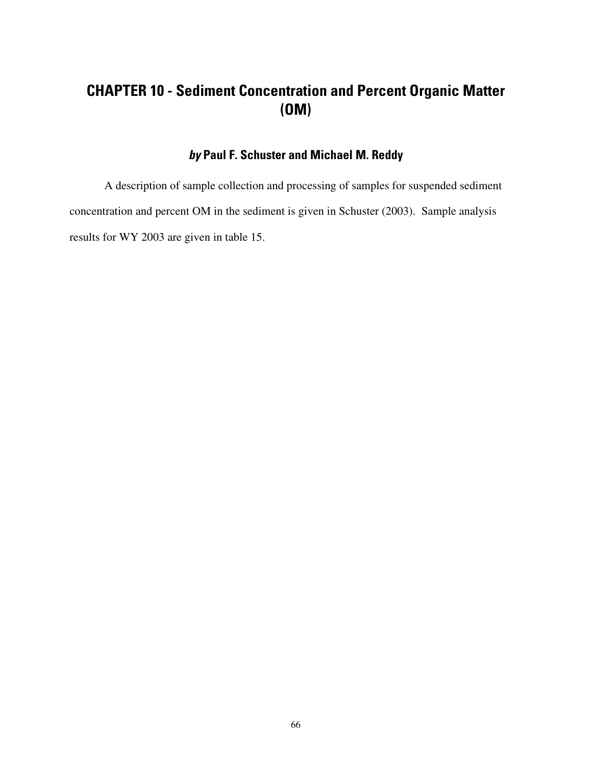# CHAPTER 10 - Sediment Concentration and Percent Organic Matter (OM)

### *by* Paul F. Schuster and Michael M. Reddy

A description of sample collection and processing of samples for suspended sediment concentration and percent OM in the sediment is given in Schuster (2003). Sample analysis results for WY 2003 are given in table 15.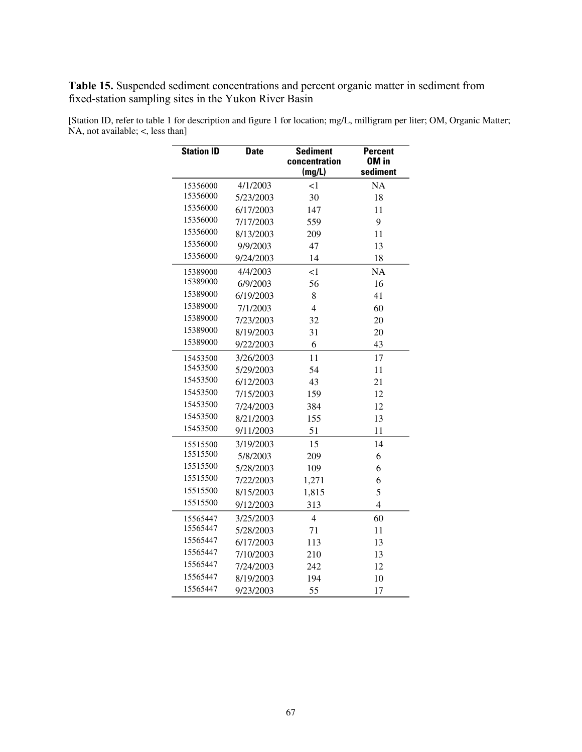**Table 15.** Suspended sediment concentrations and percent organic matter in sediment from fixed-station sampling sites in the Yukon River Basin

[Station ID, refer to table 1 for description and figure 1 for location; mg/L, milligram per liter; OM, Organic Matter; NA, not available; <, less than]

| Station ID | Date | Sediment concentration (mg/L) | Percent OM in sediment |
|---|---|---|---|
| 15356000 | 4/1/2003 | <1 | NA |
| 15356000 | 5/23/2003 | 30 | 18 |
| 15356000 | 6/17/2003 | 147 | 11 |
| 15356000 | 7/17/2003 | 559 | 9 |
| 15356000 | 8/13/2003 | 209 | 11 |
| 15356000 | 9/9/2003 | 47 | 13 |
| 15356000 | 9/24/2003 | 14 | 18 |
| 15389000 | 4/4/2003 | <1 | NA |
| 15389000 | 6/9/2003 | 56 | 16 |
| 15389000 | 6/19/2003 | 8 | 41 |
| 15389000 | 7/1/2003 | 4 | 60 |
| 15389000 | 7/23/2003 | 32 | 20 |
| 15389000 | 8/19/2003 | 31 | 20 |
| 15389000 | 9/22/2003 | 6 | 43 |
| 15453500 | 3/26/2003 | 11 | 17 |
| 15453500 | 5/29/2003 | 54 | 11 |
| 15453500 | 6/12/2003 | 43 | 21 |
| 15453500 | 7/15/2003 | 159 | 12 |
| 15453500 | 7/24/2003 | 384 | 12 |
| 15453500 | 8/21/2003 | 155 | 13 |
| 15453500 | 9/11/2003 | 51 | 11 |
| 15515500 | 3/19/2003 | 15 | 14 |
| 15515500 | 5/8/2003 | 209 | 6 |
| 15515500 | 5/28/2003 | 109 | 6 |
| 15515500 | 7/22/2003 | 1,271 | 6 |
| 15515500 | 8/15/2003 | 1,815 | 5 |
| 15515500 | 9/12/2003 | 313 | 4 |
| 15565447 | 3/25/2003 | 4 | 60 |
| 15565447 | 5/28/2003 | 71 | 11 |
| 15565447 | 6/17/2003 | 113 | 13 |
| 15565447 | 7/10/2003 | 210 | 13 |
| 15565447 | 7/24/2003 | 242 | 12 |
| 15565447 | 8/19/2003 | 194 | 10 |
| 15565447 | 9/23/2003 | 55 | 17 |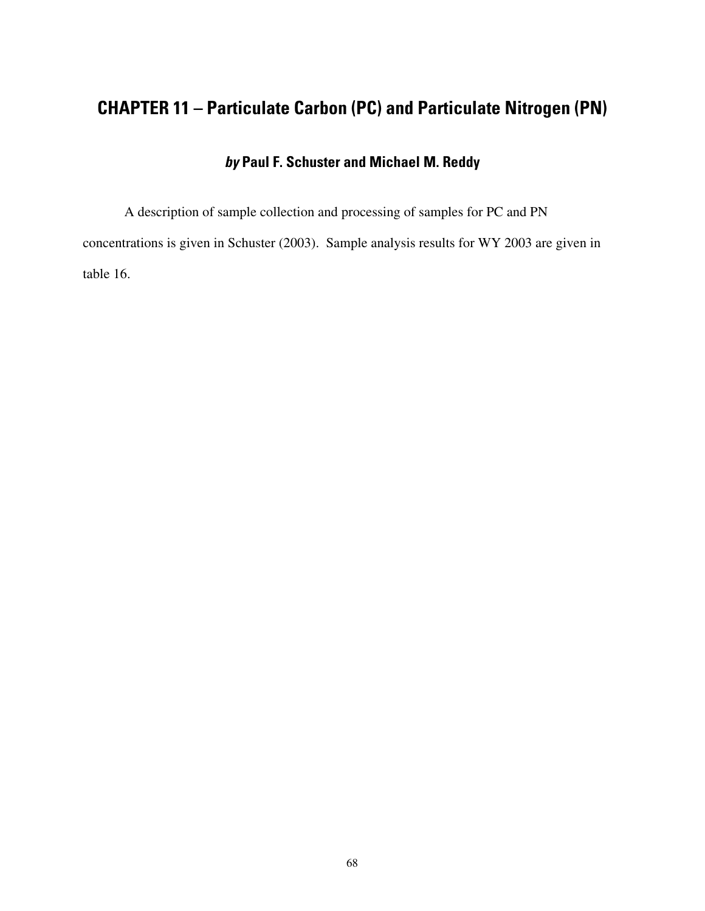# CHAPTER 11 – Particulate Carbon (PC) and Particulate Nitrogen (PN)

***by*** **Paul F. Schuster and Michael M. Reddy**

A description of sample collection and processing of samples for PC and PN concentrations is given in Schuster (2003). Sample analysis results for WY 2003 are given in table 16.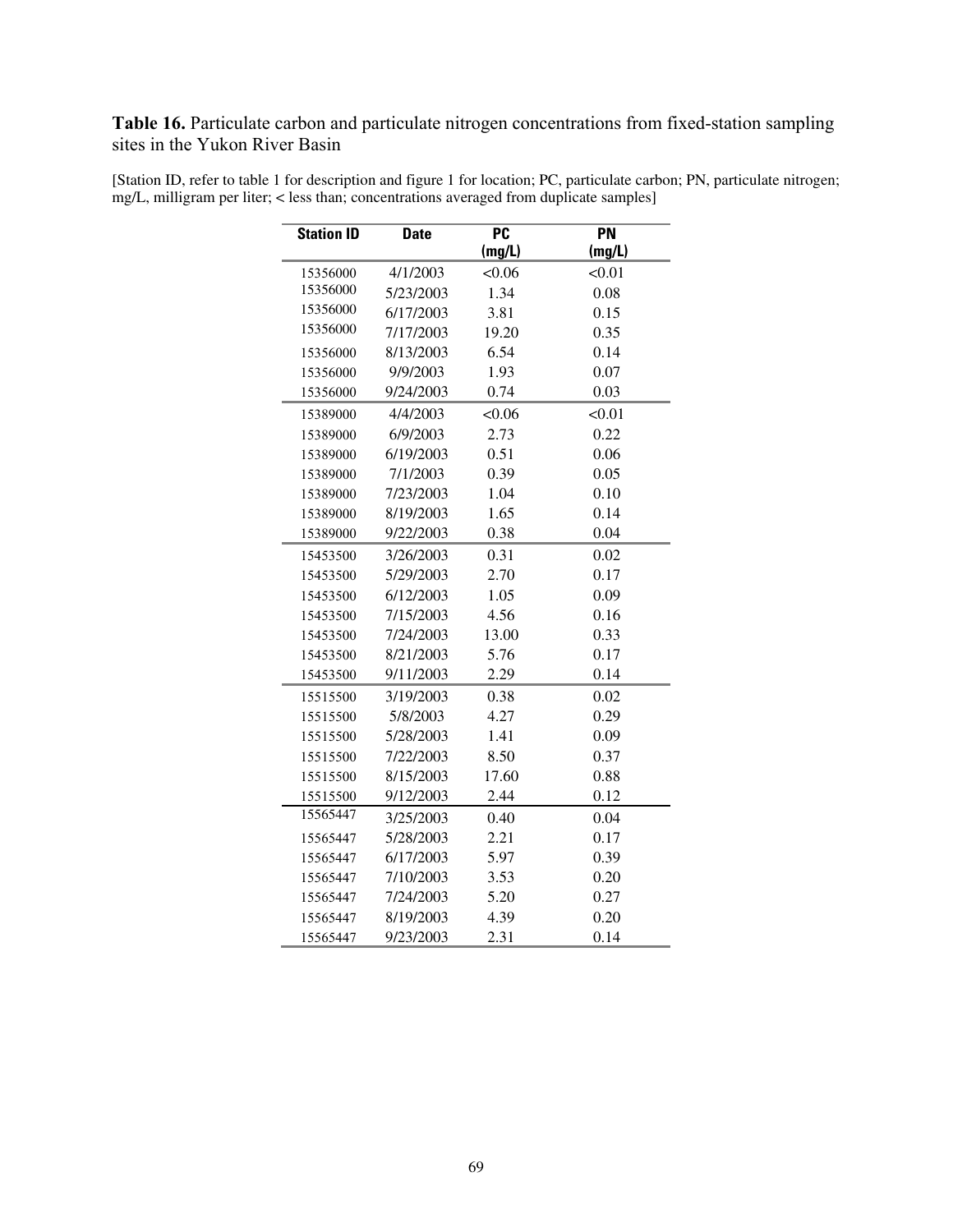**Table 16.** Particulate carbon and particulate nitrogen concentrations from fixed-station sampling sites in the Yukon River Basin

[Station ID, refer to table 1 for description and figure 1 for location; PC, particulate carbon; PN, particulate nitrogen; mg/L, milligram per liter; < less than; concentrations averaged from duplicate samples]

| Station ID | Date | PC (mg/L) | PN (mg/L) |
|---|---|---|---|
| 15356000 | 4/1/2003 | <0.06 | <0.01 |
| 15356000 | 5/23/2003 | 1.34 | 0.08 |
| 15356000 | 6/17/2003 | 3.81 | 0.15 |
| 15356000 | 7/17/2003 | 19.20 | 0.35 |
| 15356000 | 8/13/2003 | 6.54 | 0.14 |
| 15356000 | 9/9/2003 | 1.93 | 0.07 |
| 15356000 | 9/24/2003 | 0.74 | 0.03 |
| 15389000 | 4/4/2003 | <0.06 | <0.01 |
| 15389000 | 6/9/2003 | 2.73 | 0.22 |
| 15389000 | 6/19/2003 | 0.51 | 0.06 |
| 15389000 | 7/1/2003 | 0.39 | 0.05 |
| 15389000 | 7/23/2003 | 1.04 | 0.10 |
| 15389000 | 8/19/2003 | 1.65 | 0.14 |
| 15389000 | 9/22/2003 | 0.38 | 0.04 |
| 15453500 | 3/26/2003 | 0.31 | 0.02 |
| 15453500 | 5/29/2003 | 2.70 | 0.17 |
| 15453500 | 6/12/2003 | 1.05 | 0.09 |
| 15453500 | 7/15/2003 | 4.56 | 0.16 |
| 15453500 | 7/24/2003 | 13.00 | 0.33 |
| 15453500 | 8/21/2003 | 5.76 | 0.17 |
| 15453500 | 9/11/2003 | 2.29 | 0.14 |
| 15515500 | 3/19/2003 | 0.38 | 0.02 |
| 15515500 | 5/8/2003 | 4.27 | 0.29 |
| 15515500 | 5/28/2003 | 1.41 | 0.09 |
| 15515500 | 7/22/2003 | 8.50 | 0.37 |
| 15515500 | 8/15/2003 | 17.60 | 0.88 |
| 15515500 | 9/12/2003 | 2.44 | 0.12 |
| 15565447 | 3/25/2003 | 0.40 | 0.04 |
| 15565447 | 5/28/2003 | 2.21 | 0.17 |
| 15565447 | 6/17/2003 | 5.97 | 0.39 |
| 15565447 | 7/10/2003 | 3.53 | 0.20 |
| 15565447 | 7/24/2003 | 5.20 | 0.27 |
| 15565447 | 8/19/2003 | 4.39 | 0.20 |
| 15565447 | 9/23/2003 | 2.31 | 0.14 |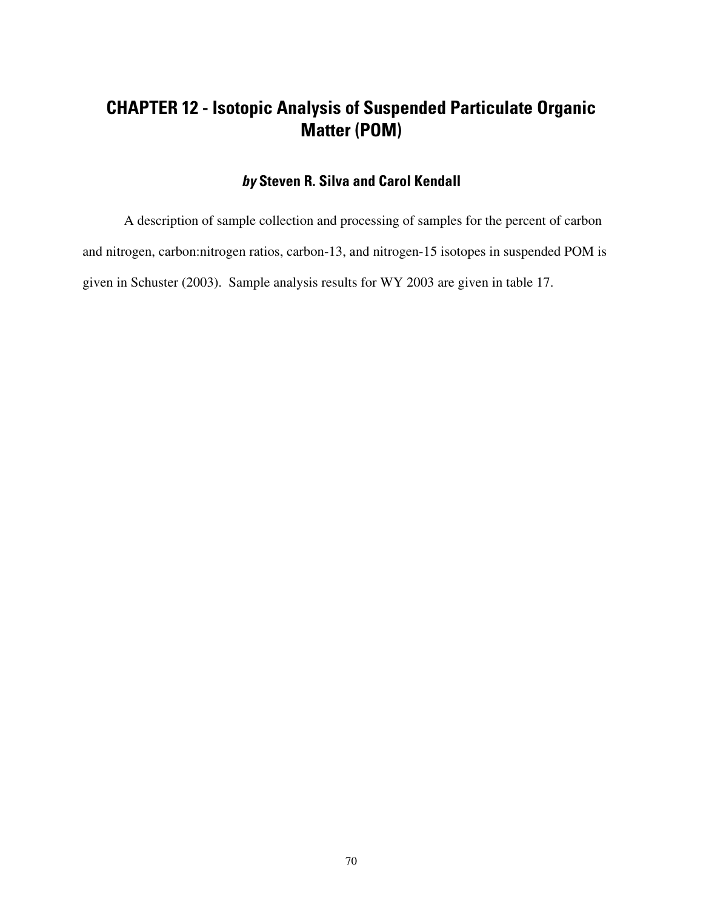# CHAPTER 12 - Isotopic Analysis of Suspended Particulate Organic Matter (POM)

### *by* Steven R. Silva and Carol Kendall

A description of sample collection and processing of samples for the percent of carbon and nitrogen, carbon:nitrogen ratios, carbon-13, and nitrogen-15 isotopes in suspended POM is given in Schuster (2003). Sample analysis results for WY 2003 are given in table 17.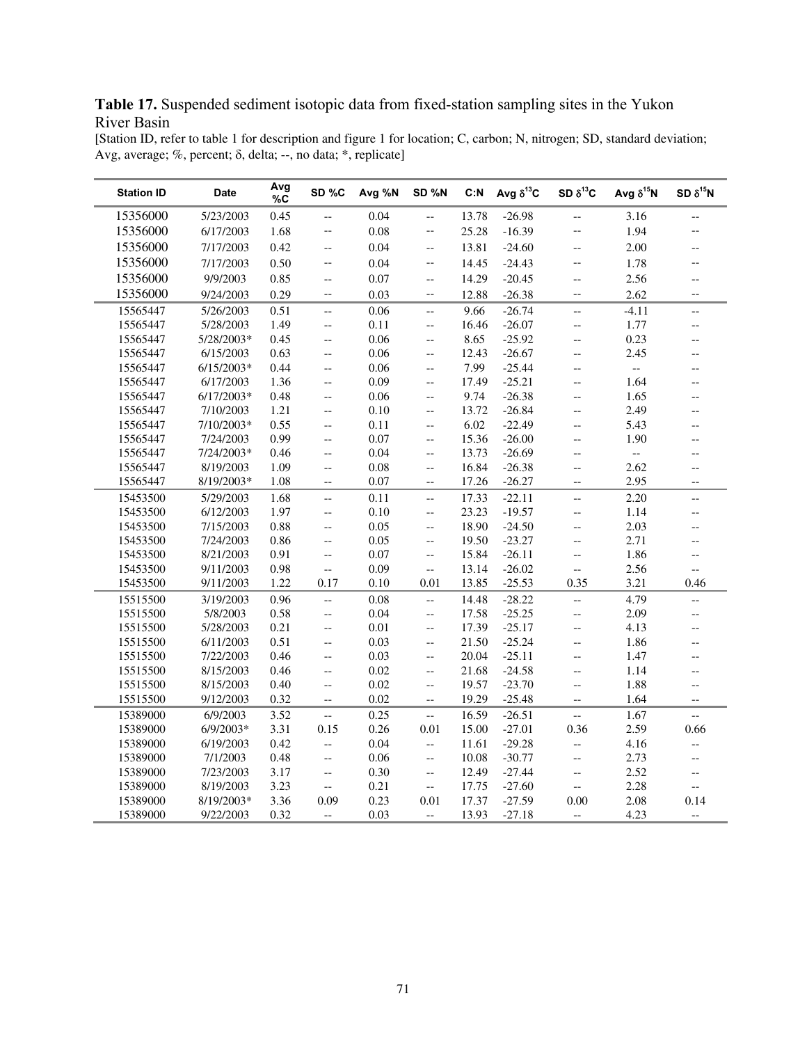**Table 17.** Suspended sediment isotopic data from fixed-station sampling sites in the Yukon River Basin

[Station ID, refer to table 1 for description and figure 1 for location; C, carbon; N, nitrogen; SD, standard deviation; Avg, average; %, percent; δ, delta; --, no data; *, replicate]

| Station ID | Date | Avg %C | SD %C | Avg %N | SD %N | C:N | Avg $\delta^{13}C$ | SD $\delta^{13}C$ | Avg $\delta^{15}N$ | SD $\delta^{15}N$ |
|---|---|---|---|---|---|---|---|---|---|---|
| 15356000 | 5/23/2003 | 0.45 | -- | 0.04 | -- | 13.78 | -26.98 | -- | 3.16 | -- |
| 15356000 | 6/17/2003 | 1.68 | -- | 0.08 | -- | 25.28 | -16.39 | -- | 1.94 | -- |
| 15356000 | 7/17/2003 | 0.42 | -- | 0.04 | -- | 13.81 | -24.60 | -- | 2.00 | -- |
| 15356000 | 7/17/2003 | 0.50 | -- | 0.04 | -- | 14.45 | -24.43 | -- | 1.78 | -- |
| 15356000 | 9/9/2003 | 0.85 | -- | 0.07 | -- | 14.29 | -20.45 | -- | 2.56 | -- |
| 15356000 | 9/24/2003 | 0.29 | -- | 0.03 | -- | 12.88 | -26.38 | -- | 2.62 | -- |
| 15565447 | 5/26/2003 | 0.51 | -- | 0.06 | -- | 9.66 | -26.74 | -- | -4.11 | -- |
| 15565447 | 5/28/2003 | 1.49 | -- | 0.11 | -- | 16.46 | -26.07 | -- | 1.77 | -- |
| 15565447 | 5/28/2003* | 0.45 | -- | 0.06 | -- | 8.65 | -25.92 | -- | 0.23 | -- |
| 15565447 | 6/15/2003 | 0.63 | -- | 0.06 | -- | 12.43 | -26.67 | -- | 2.45 | -- |
| 15565447 | 6/15/2003* | 0.44 | -- | 0.06 | -- | 7.99 | -25.44 | -- | -- | -- |
| 15565447 | 6/17/2003 | 1.36 | -- | 0.09 | -- | 17.49 | -25.21 | -- | 1.64 | -- |
| 15565447 | 6/17/2003* | 0.48 | -- | 0.06 | -- | 9.74 | -26.38 | -- | 1.65 | -- |
| 15565447 | 7/10/2003 | 1.21 | -- | 0.10 | -- | 13.72 | -26.84 | -- | 2.49 | -- |
| 15565447 | 7/10/2003* | 0.55 | -- | 0.11 | -- | 6.02 | -22.49 | -- | 5.43 | -- |
| 15565447 | 7/24/2003 | 0.99 | -- | 0.07 | -- | 15.36 | -26.00 | -- | 1.90 | -- |
| 15565447 | 7/24/2003* | 0.46 | -- | 0.04 | -- | 13.73 | -26.69 | -- | -- | -- |
| 15565447 | 8/19/2003 | 1.09 | -- | 0.08 | -- | 16.84 | -26.38 | -- | 2.62 | -- |
| 15565447 | 8/19/2003* | 1.08 | -- | 0.07 | -- | 17.26 | -26.27 | -- | 2.95 | -- |
| 15453500 | 5/29/2003 | 1.68 | -- | 0.11 | -- | 17.33 | -22.11 | -- | 2.20 | -- |
| 15453500 | 6/12/2003 | 1.97 | -- | 0.10 | -- | 23.23 | -19.57 | -- | 1.14 | -- |
| 15453500 | 7/15/2003 | 0.88 | -- | 0.05 | -- | 18.90 | -24.50 | -- | 2.03 | -- |
| 15453500 | 7/24/2003 | 0.86 | -- | 0.05 | -- | 19.50 | -23.27 | -- | 2.71 | -- |
| 15453500 | 8/21/2003 | 0.91 | -- | 0.07 | -- | 15.84 | -26.11 | -- | 1.86 | -- |
| 15453500 | 9/11/2003 | 0.98 | -- | 0.09 | -- | 13.14 | -26.02 | -- | 2.56 | -- |
| 15453500 | 9/11/2003 | 1.22 | 0.17 | 0.10 | 0.01 | 13.85 | -25.53 | 0.35 | 3.21 | 0.46 |
| 15515500 | 3/19/2003 | 0.96 | -- | 0.08 | -- | 14.48 | -28.22 | -- | 4.79 | -- |
| 15515500 | 5/8/2003 | 0.58 | -- | 0.04 | -- | 17.58 | -25.25 | -- | 2.09 | -- |
| 15515500 | 5/28/2003 | 0.21 | -- | 0.01 | -- | 17.39 | -25.17 | -- | 4.13 | -- |
| 15515500 | 6/11/2003 | 0.51 | -- | 0.03 | -- | 21.50 | -25.24 | -- | 1.86 | -- |
| 15515500 | 7/22/2003 | 0.46 | -- | 0.03 | -- | 20.04 | -25.11 | -- | 1.47 | -- |
| 15515500 | 8/15/2003 | 0.46 | -- | 0.02 | -- | 21.68 | -24.58 | -- | 1.14 | -- |
| 15515500 | 8/15/2003 | 0.40 | -- | 0.02 | -- | 19.57 | -23.70 | -- | 1.88 | -- |
| 15515500 | 9/12/2003 | 0.32 | -- | 0.02 | -- | 19.29 | -25.48 | -- | 1.64 | -- |
| 15389000 | 6/9/2003 | 3.52 | -- | 0.25 | -- | 16.59 | -26.51 | -- | 1.67 | -- |
| 15389000 | 6/9/2003* | 3.31 | 0.15 | 0.26 | 0.01 | 15.00 | -27.01 | 0.36 | 2.59 | 0.66 |
| 15389000 | 6/19/2003 | 0.42 | -- | 0.04 | -- | 11.61 | -29.28 | -- | 4.16 | -- |
| 15389000 | 7/1/2003 | 0.48 | -- | 0.06 | -- | 10.08 | -30.77 | -- | 2.73 | -- |
| 15389000 | 7/23/2003 | 3.17 | -- | 0.30 | -- | 12.49 | -27.44 | -- | 2.52 | -- |
| 15389000 | 8/19/2003 | 3.23 | -- | 0.21 | -- | 17.75 | -27.60 | -- | 2.28 | -- |
| 15389000 | 8/19/2003* | 3.36 | 0.09 | 0.23 | 0.01 | 17.37 | -27.59 | 0.00 | 2.08 | 0.14 |
| 15389000 | 9/22/2003 | 0.32 | -- | 0.03 | -- | 13.93 | -27.18 | -- | 4.23 | -- |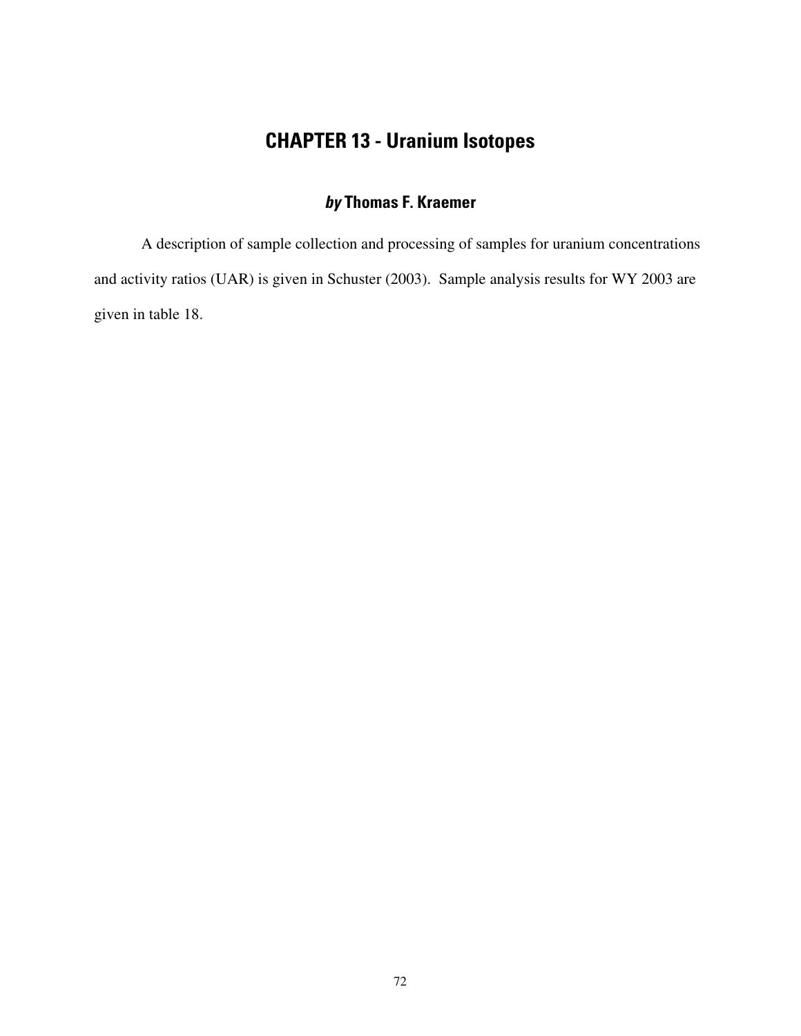# CHAPTER 13 - Uranium Isotopes

### *by* Thomas F. Kraemer

A description of sample collection and processing of samples for uranium concentrations and activity ratios (UAR) is given in Schuster (2003). Sample analysis results for WY 2003 are given in table 18.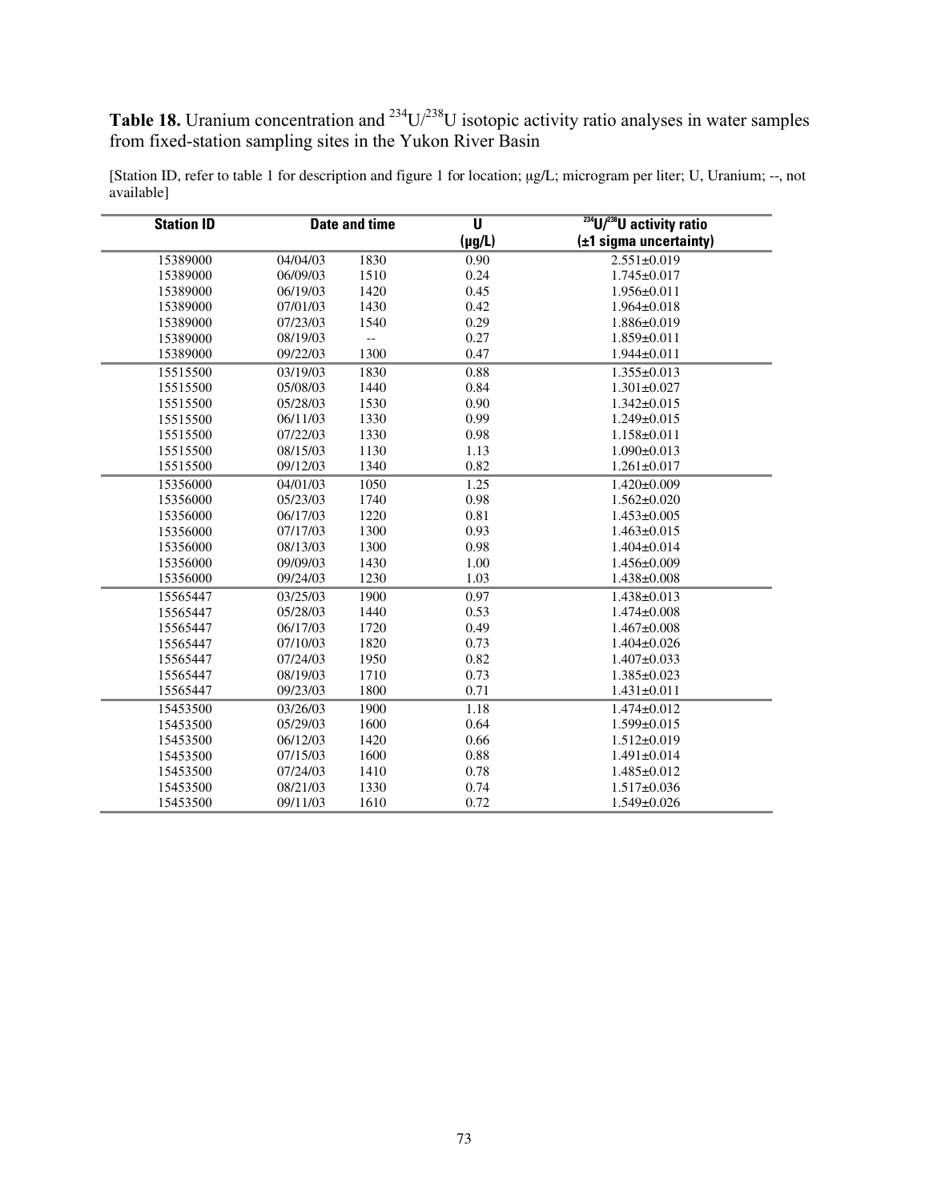**Table 18.** Uranium concentration and $^{234}U/^{238}U$ isotopic activity ratio analyses in water samples from fixed-station sampling sites in the Yukon River Basin

[Station ID, refer to table 1 for description and figure 1 for location; μg/L; microgram per liter; U, Uranium; --, not available]

| Station ID | Date and time | | U (μg/L) | $^{234}U/^{238}U$ activity ratio (±1 sigma uncertainty) |
|---|---|---|---|---|
| 15389000 | 04/04/03 | 1830 | 0.90 | 2.551±0.019 |
| 15389000 | 06/09/03 | 1510 | 0.24 | 1.745±0.017 |
| 15389000 | 06/19/03 | 1420 | 0.45 | 1.956±0.011 |
| 15389000 | 07/01/03 | 1430 | 0.42 | 1.964±0.018 |
| 15389000 | 07/23/03 | 1540 | 0.29 | 1.886±0.019 |
| 15389000 | 08/19/03 | -- | 0.27 | 1.859±0.011 |
| 15389000 | 09/22/03 | 1300 | 0.47 | 1.944±0.011 |
| 15515500 | 03/19/03 | 1830 | 0.88 | 1.355±0.013 |
| 15515500 | 05/08/03 | 1440 | 0.84 | 1.301±0.027 |
| 15515500 | 05/28/03 | 1530 | 0.90 | 1.342±0.015 |
| 15515500 | 06/11/03 | 1330 | 0.99 | 1.249±0.015 |
| 15515500 | 07/22/03 | 1330 | 0.98 | 1.158±0.011 |
| 15515500 | 08/15/03 | 1130 | 1.13 | 1.090±0.013 |
| 15515500 | 09/12/03 | 1340 | 0.82 | 1.261±0.017 |
| 15356000 | 04/01/03 | 1050 | 1.25 | 1.420±0.009 |
| 15356000 | 05/23/03 | 1740 | 0.98 | 1.562±0.020 |
| 15356000 | 06/17/03 | 1220 | 0.81 | 1.453±0.005 |
| 15356000 | 07/17/03 | 1300 | 0.93 | 1.463±0.015 |
| 15356000 | 08/13/03 | 1300 | 0.98 | 1.404±0.014 |
| 15356000 | 09/09/03 | 1430 | 1.00 | 1.456±0.009 |
| 15356000 | 09/24/03 | 1230 | 1.03 | 1.438±0.008 |
| 15565447 | 03/25/03 | 1900 | 0.97 | 1.438±0.013 |
| 15565447 | 05/28/03 | 1440 | 0.53 | 1.474±0.008 |
| 15565447 | 06/17/03 | 1720 | 0.49 | 1.467±0.008 |
| 15565447 | 07/10/03 | 1820 | 0.73 | 1.404±0.026 |
| 15565447 | 07/24/03 | 1950 | 0.82 | 1.407±0.033 |
| 15565447 | 08/19/03 | 1710 | 0.73 | 1.385±0.023 |
| 15565447 | 09/23/03 | 1800 | 0.71 | 1.431±0.011 |
| 15453500 | 03/26/03 | 1900 | 1.18 | 1.474±0.012 |
| 15453500 | 05/29/03 | 1600 | 0.64 | 1.599±0.015 |
| 15453500 | 06/12/03 | 1420 | 0.66 | 1.512±0.019 |
| 15453500 | 07/15/03 | 1600 | 0.88 | 1.491±0.014 |
| 15453500 | 07/24/03 | 1410 | 0.78 | 1.485±0.012 |
| 15453500 | 08/21/03 | 1330 | 0.74 | 1.517±0.036 |
| 15453500 | 09/11/03 | 1610 | 0.72 | 1.549±0.026 |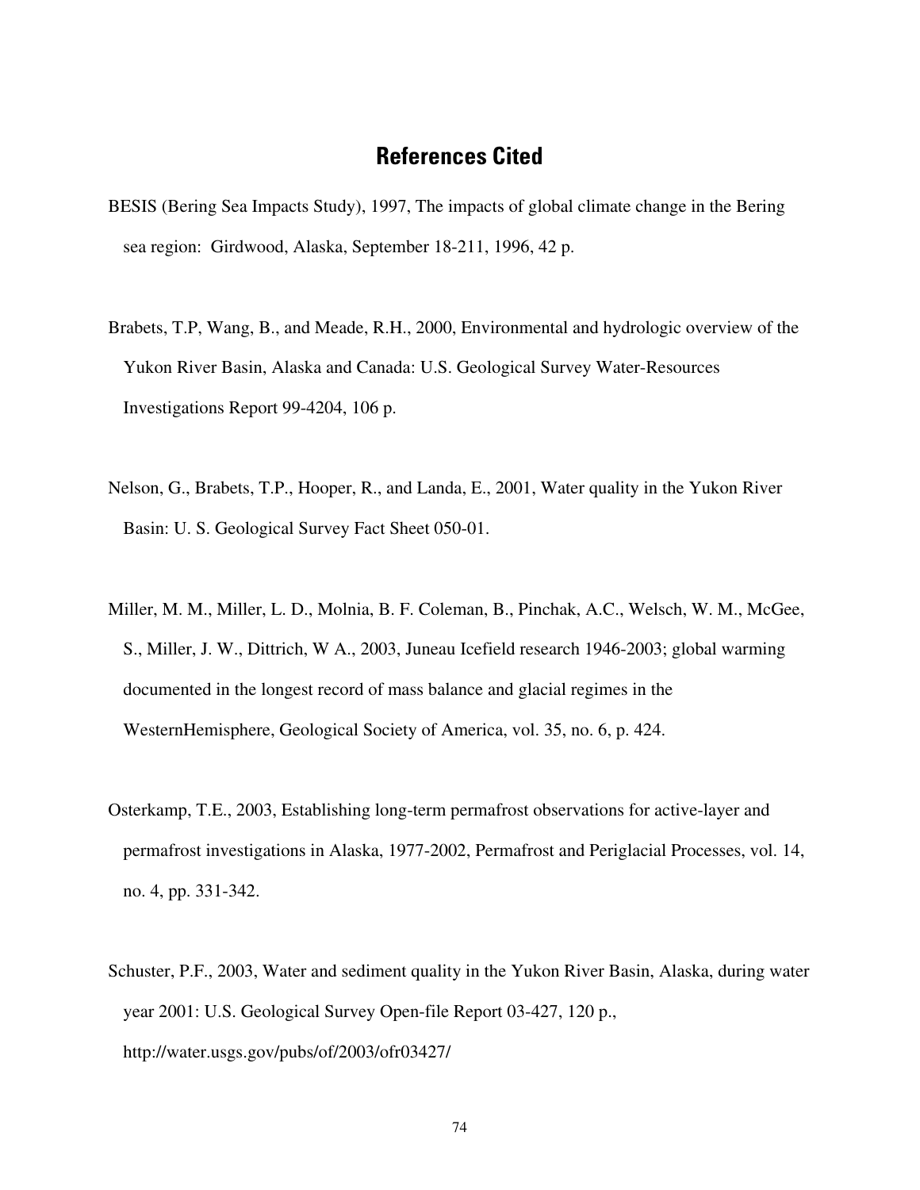## References Cited

BESIS (Bering Sea Impacts Study), 1997, The impacts of global climate change in the Bering sea region: Girdwood, Alaska, September 18-211, 1996, 42 p.

Brabets, T.P, Wang, B., and Meade, R.H., 2000, Environmental and hydrologic overview of the Yukon River Basin, Alaska and Canada: U.S. Geological Survey Water-Resources Investigations Report 99-4204, 106 p.

Nelson, G., Brabets, T.P., Hooper, R., and Landa, E., 2001, Water quality in the Yukon River Basin: U. S. Geological Survey Fact Sheet 050-01.

Miller, M. M., Miller, L. D., Molnia, B. F. Coleman, B., Pinchak, A.C., Welsch, W. M., McGee, S., Miller, J. W., Dittrich, W A., 2003, Juneau Icefield research 1946-2003; global warming documented in the longest record of mass balance and glacial regimes in the WesternHemisphere, Geological Society of America, vol. 35, no. 6, p. 424.

Osterkamp, T.E., 2003, Establishing long-term permafrost observations for active-layer and permafrost investigations in Alaska, 1977-2002, Permafrost and Periglacial Processes, vol. 14, no. 4, pp. 331-342.

Schuster, P.F., 2003, Water and sediment quality in the Yukon River Basin, Alaska, during water year 2001: U.S. Geological Survey Open-file Report 03-427, 120 p., http://water.usgs.gov/pubs/of/2003/ofr03427/